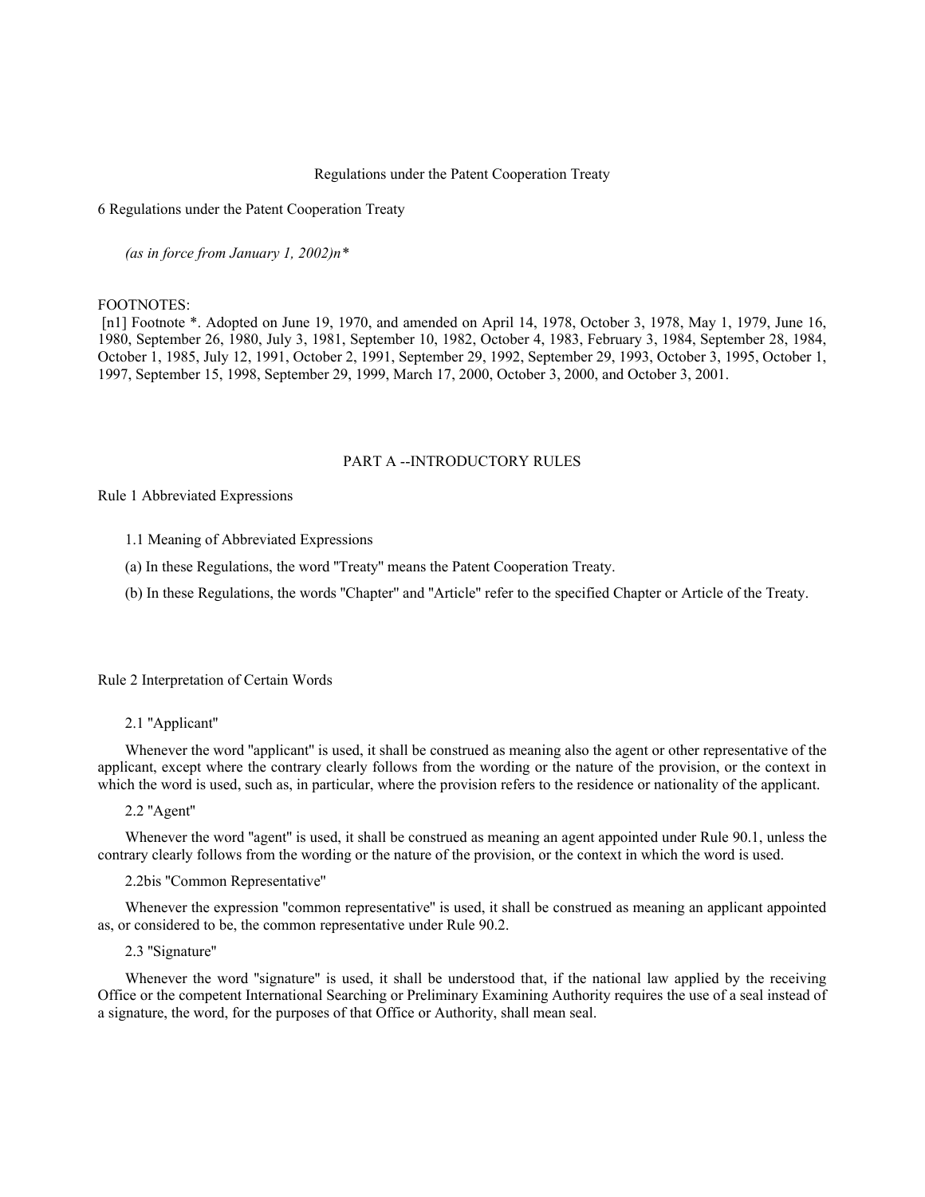# Regulations under the Patent Cooperation Treaty

6 Regulations under the Patent Cooperation Treaty

*(as in force from January 1, 2002)n\**

FOOTNOTES:

[n1] Footnote *. Adopted on June 19, 1970, and amended on April 14, 1978, October 3, 1978, May 1, 1979, June 16, 1980, September 26, 1980, July 3, 1981, September 10, 1982, October 4, 1983, February 3, 1984, September 28, 1984, October 1, 1985, July 12, 1991, October 2, 1991, September 29, 1992, September 29, 1993, October 3, 1995, October 1, 1997, September 15, 1998, September 29, 1999, March 17, 2000, October 3, 2000, and October 3, 2001.

## PART A --INTRODUCTORY RULES

### Rule 1 Abbreviated Expressions

1.1 Meaning of Abbreviated Expressions

(a) In these Regulations, the word "Treaty" means the Patent Cooperation Treaty.

(b) In these Regulations, the words "Chapter" and "Article" refer to the specified Chapter or Article of the Treaty.

### Rule 2 Interpretation of Certain Words

2.1 "Applicant"

Whenever the word "applicant" is used, it shall be construed as meaning also the agent or other representative of the applicant, except where the contrary clearly follows from the wording or the nature of the provision, or the context in which the word is used, such as, in particular, where the provision refers to the residence or nationality of the applicant.

2.2 "Agent"

Whenever the word "agent" is used, it shall be construed as meaning an agent appointed under Rule 90.1, unless the contrary clearly follows from the wording or the nature of the provision, or the context in which the word is used.

2.2bis "Common Representative"

Whenever the expression "common representative" is used, it shall be construed as meaning an applicant appointed as, or considered to be, the common representative under Rule 90.2.

2.3 "Signature"

Whenever the word "signature" is used, it shall be understood that, if the national law applied by the receiving Office or the competent International Searching or Preliminary Examining Authority requires the use of a seal instead of a signature, the word, for the purposes of that Office or Authority, shall mean seal.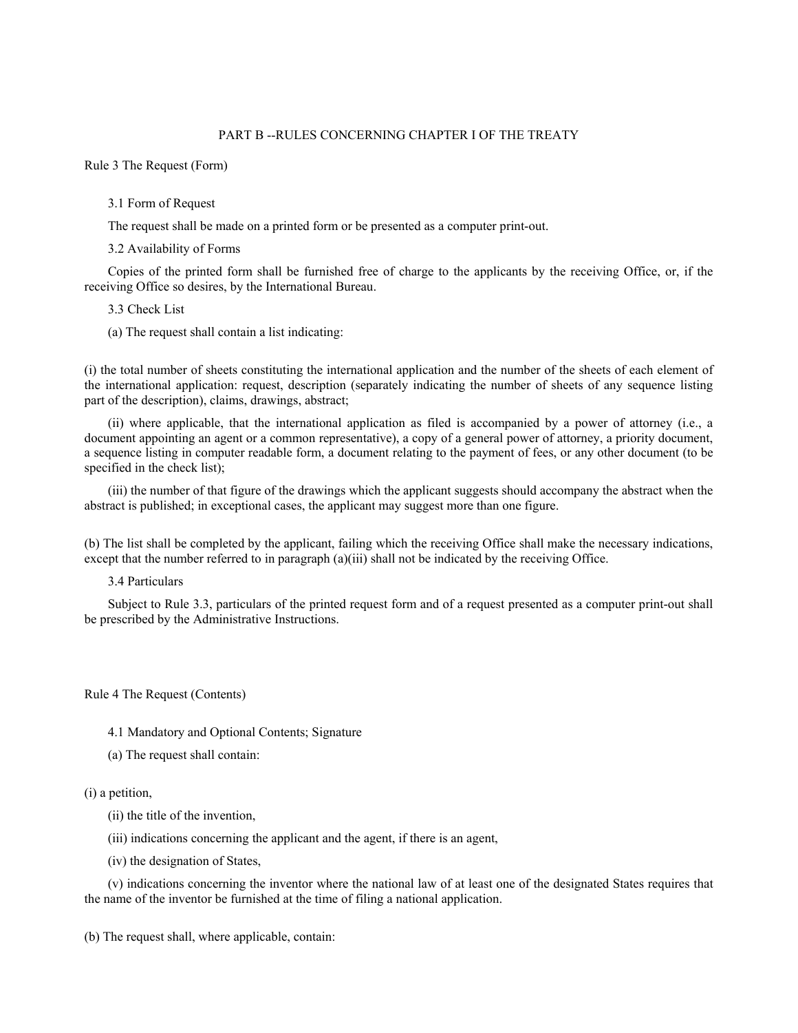## PART B --RULES CONCERNING CHAPTER I OF THE TREATY

### Rule 3 The Request (Form)

#### 3.1 Form of Request

The request shall be made on a printed form or be presented as a computer print-out.

#### 3.2 Availability of Forms

Copies of the printed form shall be furnished free of charge to the applicants by the receiving Office, or, if the receiving Office so desires, by the International Bureau.

#### 3.3 Check List

(a) The request shall contain a list indicating:

(i) the total number of sheets constituting the international application and the number of the sheets of each element of the international application: request, description (separately indicating the number of sheets of any sequence listing part of the description), claims, drawings, abstract;

(ii) where applicable, that the international application as filed is accompanied by a power of attorney (i.e., a document appointing an agent or a common representative), a copy of a general power of attorney, a priority document, a sequence listing in computer readable form, a document relating to the payment of fees, or any other document (to be specified in the check list);

(iii) the number of that figure of the drawings which the applicant suggests should accompany the abstract when the abstract is published; in exceptional cases, the applicant may suggest more than one figure.

(b) The list shall be completed by the applicant, failing which the receiving Office shall make the necessary indications, except that the number referred to in paragraph (a)(iii) shall not be indicated by the receiving Office.

#### 3.4 Particulars

Subject to Rule 3.3, particulars of the printed request form and of a request presented as a computer print-out shall be prescribed by the Administrative Instructions.

### Rule 4 The Request (Contents)

#### 4.1 Mandatory and Optional Contents; Signature

(a) The request shall contain:

(i) a petition,

(ii) the title of the invention,

(iii) indications concerning the applicant and the agent, if there is an agent,

(iv) the designation of States,

(v) indications concerning the inventor where the national law of at least one of the designated States requires that the name of the inventor be furnished at the time of filing a national application.

(b) The request shall, where applicable, contain: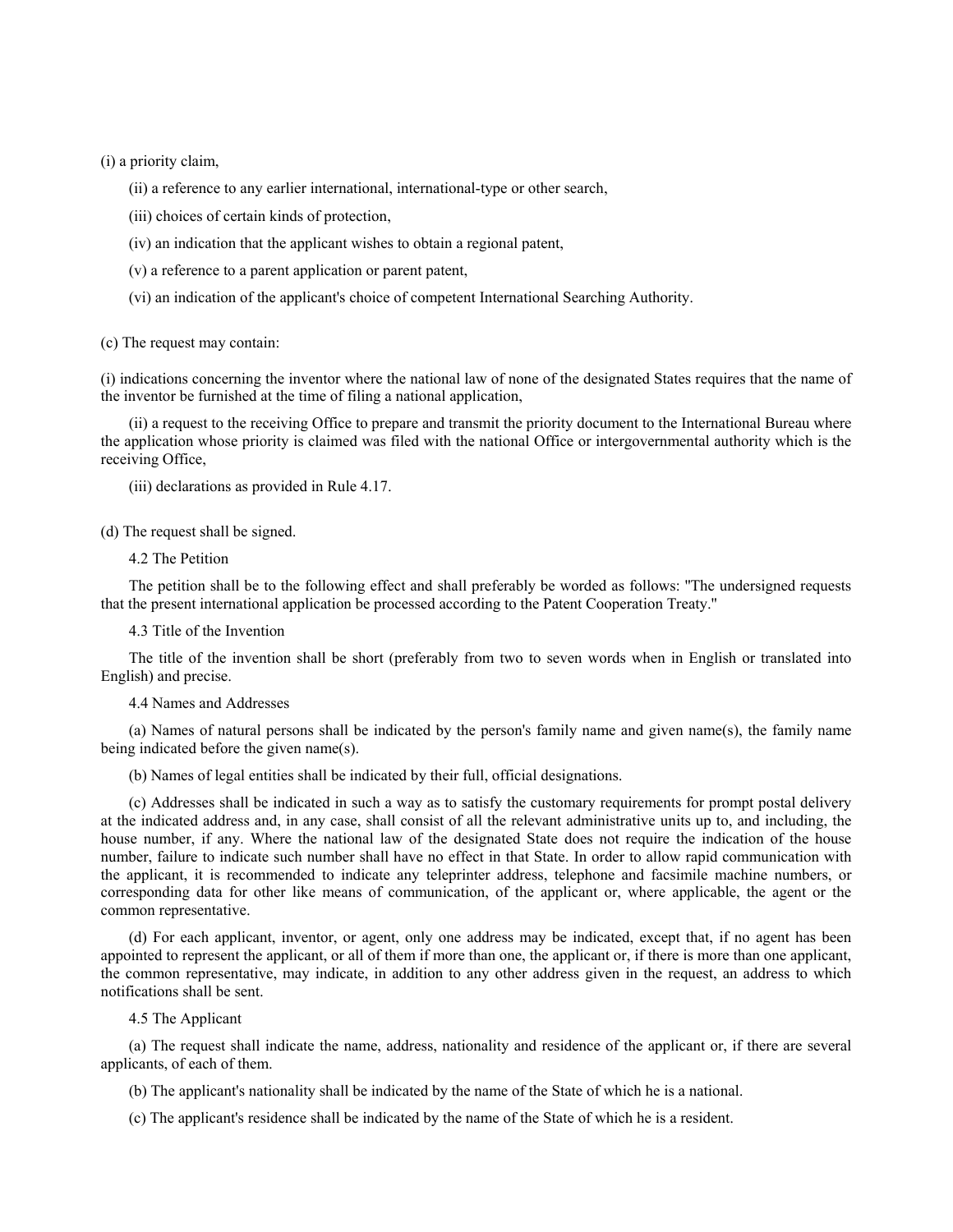(i) a priority claim,

(ii) a reference to any earlier international, international-type or other search,

(iii) choices of certain kinds of protection,

(iv) an indication that the applicant wishes to obtain a regional patent,

(v) a reference to a parent application or parent patent,

(vi) an indication of the applicant's choice of competent International Searching Authority.

(c) The request may contain:

(i) indications concerning the inventor where the national law of none of the designated States requires that the name of the inventor be furnished at the time of filing a national application,

(ii) a request to the receiving Office to prepare and transmit the priority document to the International Bureau where the application whose priority is claimed was filed with the national Office or intergovernmental authority which is the receiving Office,

(iii) declarations as provided in Rule 4.17.

(d) The request shall be signed.

4.2 The Petition

The petition shall be to the following effect and shall preferably be worded as follows: "The undersigned requests that the present international application be processed according to the Patent Cooperation Treaty."

4.3 Title of the Invention

The title of the invention shall be short (preferably from two to seven words when in English or translated into English) and precise.

4.4 Names and Addresses

(a) Names of natural persons shall be indicated by the person's family name and given name(s), the family name being indicated before the given name(s).

(b) Names of legal entities shall be indicated by their full, official designations.

(c) Addresses shall be indicated in such a way as to satisfy the customary requirements for prompt postal delivery at the indicated address and, in any case, shall consist of all the relevant administrative units up to, and including, the house number, if any. Where the national law of the designated State does not require the indication of the house number, failure to indicate such number shall have no effect in that State. In order to allow rapid communication with the applicant, it is recommended to indicate any teleprinter address, telephone and facsimile machine numbers, or corresponding data for other like means of communication, of the applicant or, where applicable, the agent or the common representative.

(d) For each applicant, inventor, or agent, only one address may be indicated, except that, if no agent has been appointed to represent the applicant, or all of them if more than one, the applicant or, if there is more than one applicant, the common representative, may indicate, in addition to any other address given in the request, an address to which notifications shall be sent.

4.5 The Applicant

(a) The request shall indicate the name, address, nationality and residence of the applicant or, if there are several applicants, of each of them.

(b) The applicant's nationality shall be indicated by the name of the State of which he is a national.

(c) The applicant's residence shall be indicated by the name of the State of which he is a resident.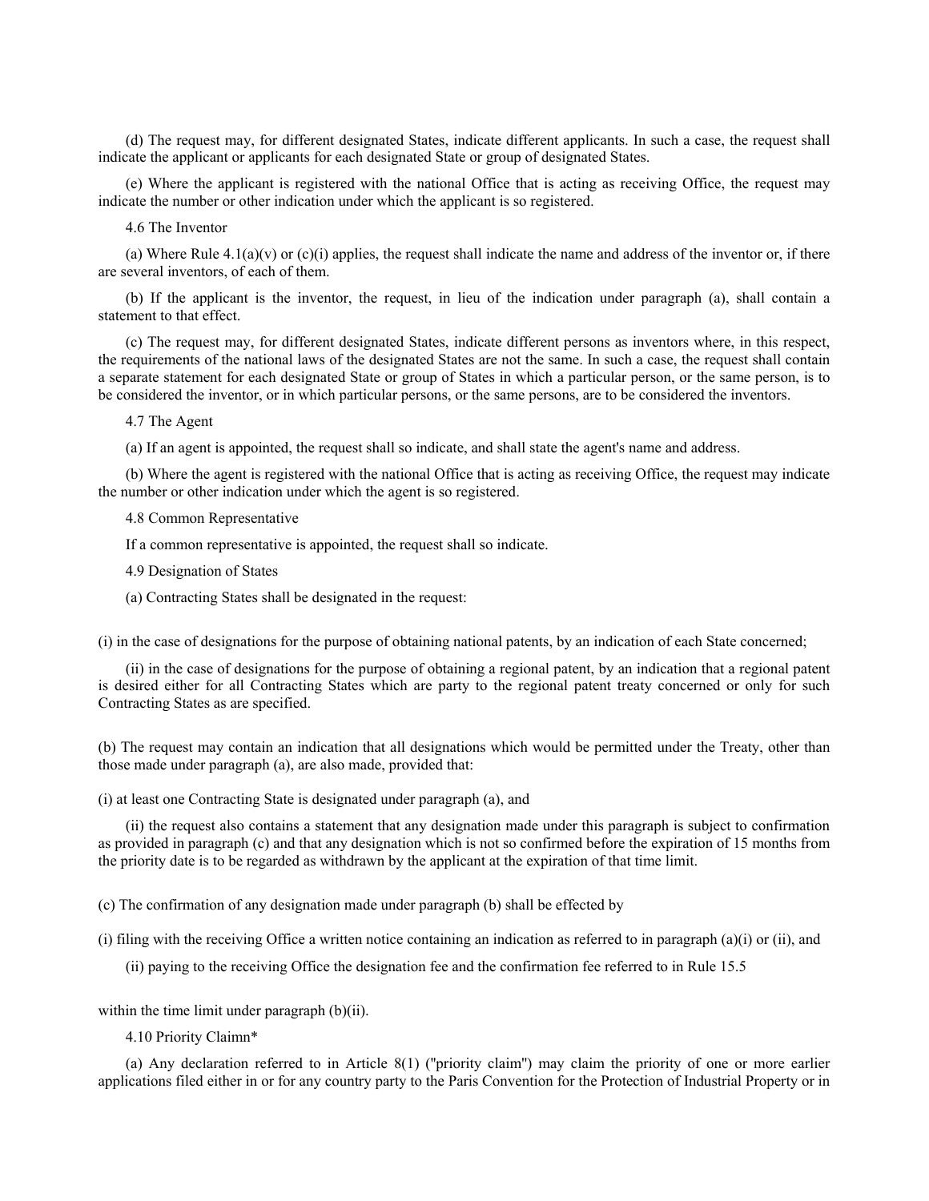(d) The request may, for different designated States, indicate different applicants. In such a case, the request shall indicate the applicant or applicants for each designated State or group of designated States.

(e) Where the applicant is registered with the national Office that is acting as receiving Office, the request may indicate the number or other indication under which the applicant is so registered.

4.6 The Inventor

(a) Where Rule 4.1(a)(v) or (c)(i) applies, the request shall indicate the name and address of the inventor or, if there are several inventors, of each of them.

(b) If the applicant is the inventor, the request, in lieu of the indication under paragraph (a), shall contain a statement to that effect.

(c) The request may, for different designated States, indicate different persons as inventors where, in this respect, the requirements of the national laws of the designated States are not the same. In such a case, the request shall contain a separate statement for each designated State or group of States in which a particular person, or the same person, is to be considered the inventor, or in which particular persons, or the same persons, are to be considered the inventors.

4.7 The Agent

(a) If an agent is appointed, the request shall so indicate, and shall state the agent's name and address.

(b) Where the agent is registered with the national Office that is acting as receiving Office, the request may indicate the number or other indication under which the agent is so registered.

4.8 Common Representative

If a common representative is appointed, the request shall so indicate.

4.9 Designation of States

(a) Contracting States shall be designated in the request:

(i) in the case of designations for the purpose of obtaining national patents, by an indication of each State concerned;

(ii) in the case of designations for the purpose of obtaining a regional patent, by an indication that a regional patent is desired either for all Contracting States which are party to the regional patent treaty concerned or only for such Contracting States as are specified.

(b) The request may contain an indication that all designations which would be permitted under the Treaty, other than those made under paragraph (a), are also made, provided that:

(i) at least one Contracting State is designated under paragraph (a), and

(ii) the request also contains a statement that any designation made under this paragraph is subject to confirmation as provided in paragraph (c) and that any designation which is not so confirmed before the expiration of 15 months from the priority date is to be regarded as withdrawn by the applicant at the expiration of that time limit.

(c) The confirmation of any designation made under paragraph (b) shall be effected by

(i) filing with the receiving Office a written notice containing an indication as referred to in paragraph (a)(i) or (ii), and

(ii) paying to the receiving Office the designation fee and the confirmation fee referred to in Rule 15.5

within the time limit under paragraph (b)(ii).

4.10 Priority Claimn*

(a) Any declaration referred to in Article 8(1) ("priority claim") may claim the priority of one or more earlier applications filed either in or for any country party to the Paris Convention for the Protection of Industrial Property or in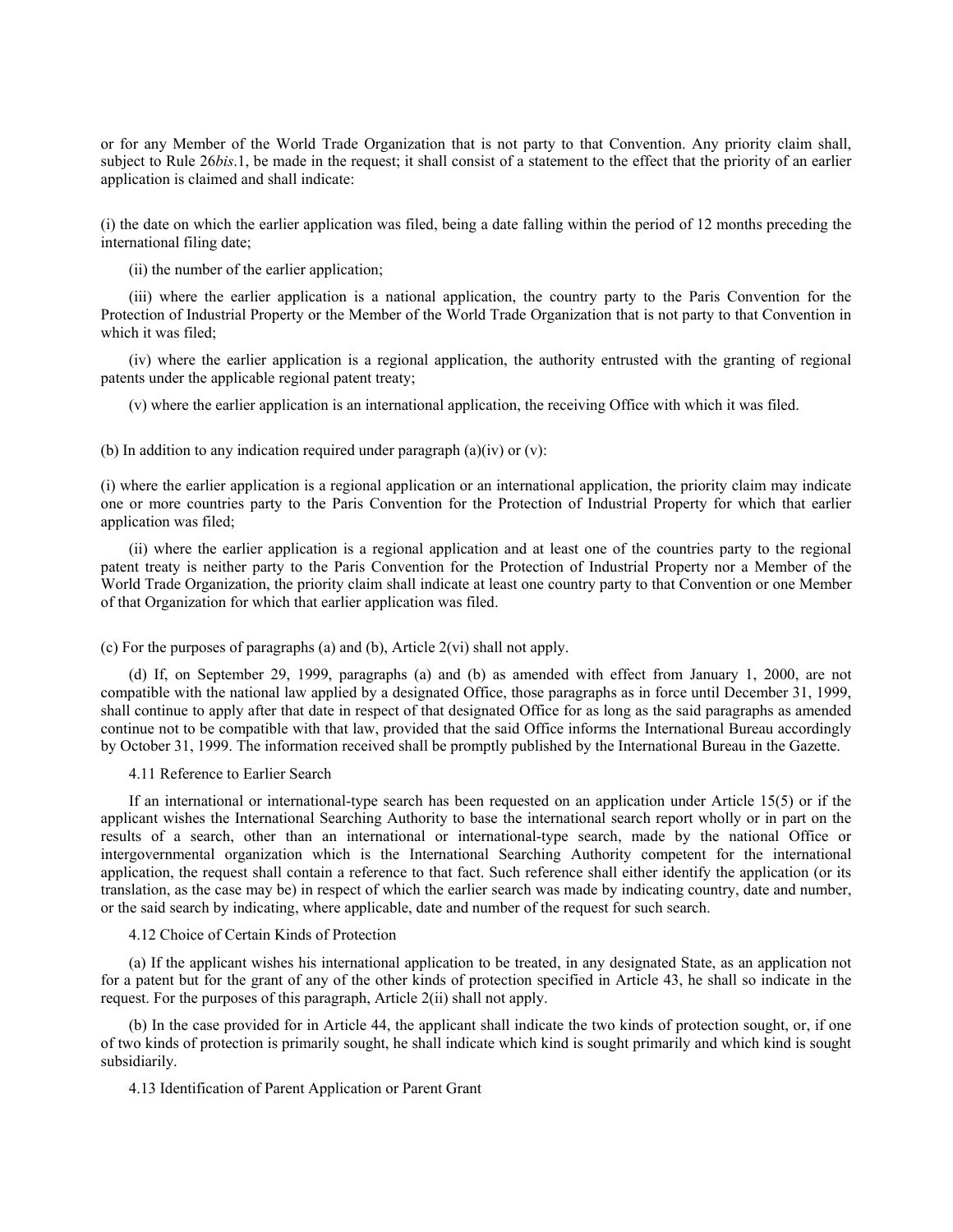or for any Member of the World Trade Organization that is not party to that Convention. Any priority claim shall, subject to Rule 26*bis*.1, be made in the request; it shall consist of a statement to the effect that the priority of an earlier application is claimed and shall indicate:

(i) the date on which the earlier application was filed, being a date falling within the period of 12 months preceding the international filing date;

(ii) the number of the earlier application;

(iii) where the earlier application is a national application, the country party to the Paris Convention for the Protection of Industrial Property or the Member of the World Trade Organization that is not party to that Convention in which it was filed;

(iv) where the earlier application is a regional application, the authority entrusted with the granting of regional patents under the applicable regional patent treaty;

(v) where the earlier application is an international application, the receiving Office with which it was filed.

(b) In addition to any indication required under paragraph (a)(iv) or (v):

(i) where the earlier application is a regional application or an international application, the priority claim may indicate one or more countries party to the Paris Convention for the Protection of Industrial Property for which that earlier application was filed;

(ii) where the earlier application is a regional application and at least one of the countries party to the regional patent treaty is neither party to the Paris Convention for the Protection of Industrial Property nor a Member of the World Trade Organization, the priority claim shall indicate at least one country party to that Convention or one Member of that Organization for which that earlier application was filed.

(c) For the purposes of paragraphs (a) and (b), Article 2(vi) shall not apply.

(d) If, on September 29, 1999, paragraphs (a) and (b) as amended with effect from January 1, 2000, are not compatible with the national law applied by a designated Office, those paragraphs as in force until December 31, 1999, shall continue to apply after that date in respect of that designated Office for as long as the said paragraphs as amended continue not to be compatible with that law, provided that the said Office informs the International Bureau accordingly by October 31, 1999. The information received shall be promptly published by the International Bureau in the Gazette.

4.11 Reference to Earlier Search

If an international or international-type search has been requested on an application under Article 15(5) or if the applicant wishes the International Searching Authority to base the international search report wholly or in part on the results of a search, other than an international or international-type search, made by the national Office or intergovernmental organization which is the International Searching Authority competent for the international application, the request shall contain a reference to that fact. Such reference shall either identify the application (or its translation, as the case may be) in respect of which the earlier search was made by indicating country, date and number, or the said search by indicating, where applicable, date and number of the request for such search.

4.12 Choice of Certain Kinds of Protection

(a) If the applicant wishes his international application to be treated, in any designated State, as an application not for a patent but for the grant of any of the other kinds of protection specified in Article 43, he shall so indicate in the request. For the purposes of this paragraph, Article 2(ii) shall not apply.

(b) In the case provided for in Article 44, the applicant shall indicate the two kinds of protection sought, or, if one of two kinds of protection is primarily sought, he shall indicate which kind is sought primarily and which kind is sought subsidiarily.

4.13 Identification of Parent Application or Parent Grant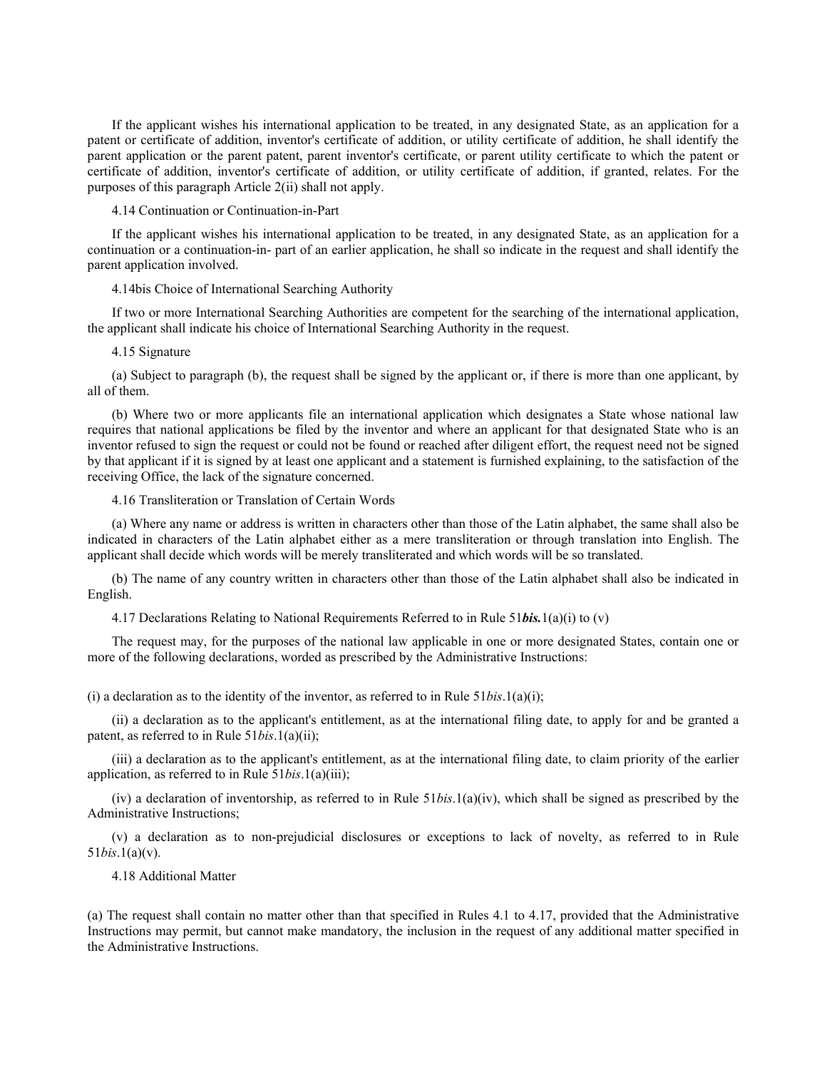If the applicant wishes his international application to be treated, in any designated State, as an application for a patent or certificate of addition, inventor's certificate of addition, or utility certificate of addition, he shall identify the parent application or the parent patent, parent inventor's certificate, or parent utility certificate to which the patent or certificate of addition, inventor's certificate of addition, or utility certificate of addition, if granted, relates. For the purposes of this paragraph Article 2(ii) shall not apply.

4.14 Continuation or Continuation-in-Part

If the applicant wishes his international application to be treated, in any designated State, as an application for a continuation or a continuation-in- part of an earlier application, he shall so indicate in the request and shall identify the parent application involved.

4.14bis Choice of International Searching Authority

If two or more International Searching Authorities are competent for the searching of the international application, the applicant shall indicate his choice of International Searching Authority in the request.

4.15 Signature

(a) Subject to paragraph (b), the request shall be signed by the applicant or, if there is more than one applicant, by all of them.

(b) Where two or more applicants file an international application which designates a State whose national law requires that national applications be filed by the inventor and where an applicant for that designated State who is an inventor refused to sign the request or could not be found or reached after diligent effort, the request need not be signed by that applicant if it is signed by at least one applicant and a statement is furnished explaining, to the satisfaction of the receiving Office, the lack of the signature concerned.

4.16 Transliteration or Translation of Certain Words

(a) Where any name or address is written in characters other than those of the Latin alphabet, the same shall also be indicated in characters of the Latin alphabet either as a mere transliteration or through translation into English. The applicant shall decide which words will be merely transliterated and which words will be so translated.

(b) The name of any country written in characters other than those of the Latin alphabet shall also be indicated in English.

4.17 Declarations Relating to National Requirements Referred to in Rule 51***bis.***1(a)(i) to (v)

The request may, for the purposes of the national law applicable in one or more designated States, contain one or more of the following declarations, worded as prescribed by the Administrative Instructions:

(i) a declaration as to the identity of the inventor, as referred to in Rule 51*bis*.1(a)(i);

(ii) a declaration as to the applicant's entitlement, as at the international filing date, to apply for and be granted a patent, as referred to in Rule 51*bis*.1(a)(ii);

(iii) a declaration as to the applicant's entitlement, as at the international filing date, to claim priority of the earlier application, as referred to in Rule 51*bis*.1(a)(iii);

(iv) a declaration of inventorship, as referred to in Rule 51*bis*.1(a)(iv), which shall be signed as prescribed by the Administrative Instructions;

(v) a declaration as to non-prejudicial disclosures or exceptions to lack of novelty, as referred to in Rule 51*bis*.1(a)(v).

4.18 Additional Matter

(a) The request shall contain no matter other than that specified in Rules 4.1 to 4.17, provided that the Administrative Instructions may permit, but cannot make mandatory, the inclusion in the request of any additional matter specified in the Administrative Instructions.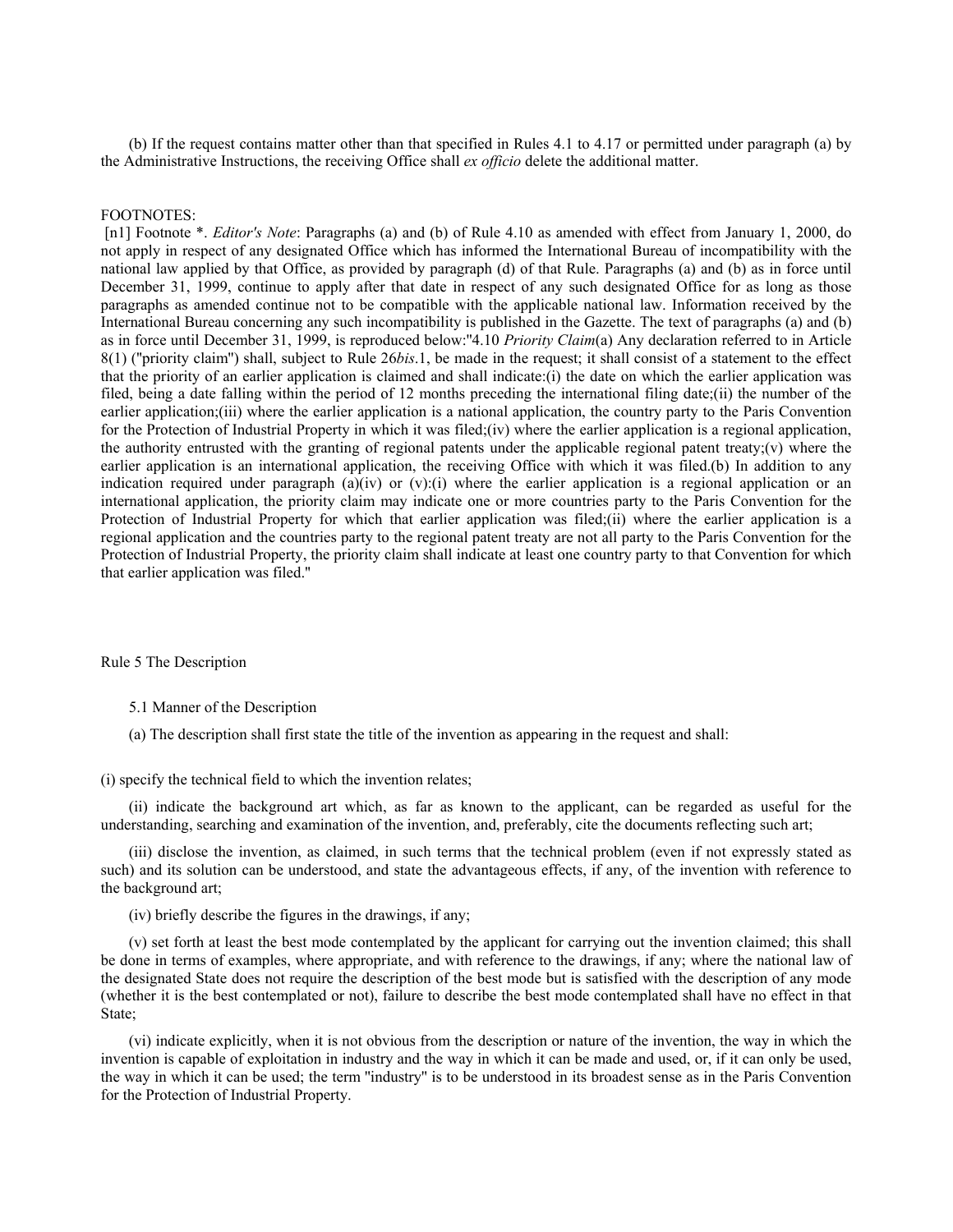(b) If the request contains matter other than that specified in Rules 4.1 to 4.17 or permitted under paragraph (a) by the Administrative Instructions, the receiving Office shall *ex officio* delete the additional matter.

FOOTNOTES:

[n1] Footnote *. *Editor's Note*: Paragraphs (a) and (b) of Rule 4.10 as amended with effect from January 1, 2000, do not apply in respect of any designated Office which has informed the International Bureau of incompatibility with the national law applied by that Office, as provided by paragraph (d) of that Rule. Paragraphs (a) and (b) as in force until December 31, 1999, continue to apply after that date in respect of any such designated Office for as long as those paragraphs as amended continue not to be compatible with the applicable national law. Information received by the International Bureau concerning any such incompatibility is published in the Gazette. The text of paragraphs (a) and (b) as in force until December 31, 1999, is reproduced below:"4.10 *Priority Claim*(a) Any declaration referred to in Article 8(1) ("priority claim") shall, subject to Rule 26*bis*.1, be made in the request; it shall consist of a statement to the effect that the priority of an earlier application is claimed and shall indicate:(i) the date on which the earlier application was filed, being a date falling within the period of 12 months preceding the international filing date;(ii) the number of the earlier application;(iii) where the earlier application is a national application, the country party to the Paris Convention for the Protection of Industrial Property in which it was filed;(iv) where the earlier application is a regional application, the authority entrusted with the granting of regional patents under the applicable regional patent treaty;(v) where the earlier application is an international application, the receiving Office with which it was filed.(b) In addition to any indication required under paragraph (a)(iv) or (v):(i) where the earlier application is a regional application or an international application, the priority claim may indicate one or more countries party to the Paris Convention for the Protection of Industrial Property for which that earlier application was filed;(ii) where the earlier application is a regional application and the countries party to the regional patent treaty are not all party to the Paris Convention for the Protection of Industrial Property, the priority claim shall indicate at least one country party to that Convention for which that earlier application was filed."

## Rule 5 The Description

### 5.1 Manner of the Description

(a) The description shall first state the title of the invention as appearing in the request and shall:

(i) specify the technical field to which the invention relates;

(ii) indicate the background art which, as far as known to the applicant, can be regarded as useful for the understanding, searching and examination of the invention, and, preferably, cite the documents reflecting such art;

(iii) disclose the invention, as claimed, in such terms that the technical problem (even if not expressly stated as such) and its solution can be understood, and state the advantageous effects, if any, of the invention with reference to the background art;

(iv) briefly describe the figures in the drawings, if any;

(v) set forth at least the best mode contemplated by the applicant for carrying out the invention claimed; this shall be done in terms of examples, where appropriate, and with reference to the drawings, if any; where the national law of the designated State does not require the description of the best mode but is satisfied with the description of any mode (whether it is the best contemplated or not), failure to describe the best mode contemplated shall have no effect in that State;

(vi) indicate explicitly, when it is not obvious from the description or nature of the invention, the way in which the invention is capable of exploitation in industry and the way in which it can be made and used, or, if it can only be used, the way in which it can be used; the term "industry" is to be understood in its broadest sense as in the Paris Convention for the Protection of Industrial Property.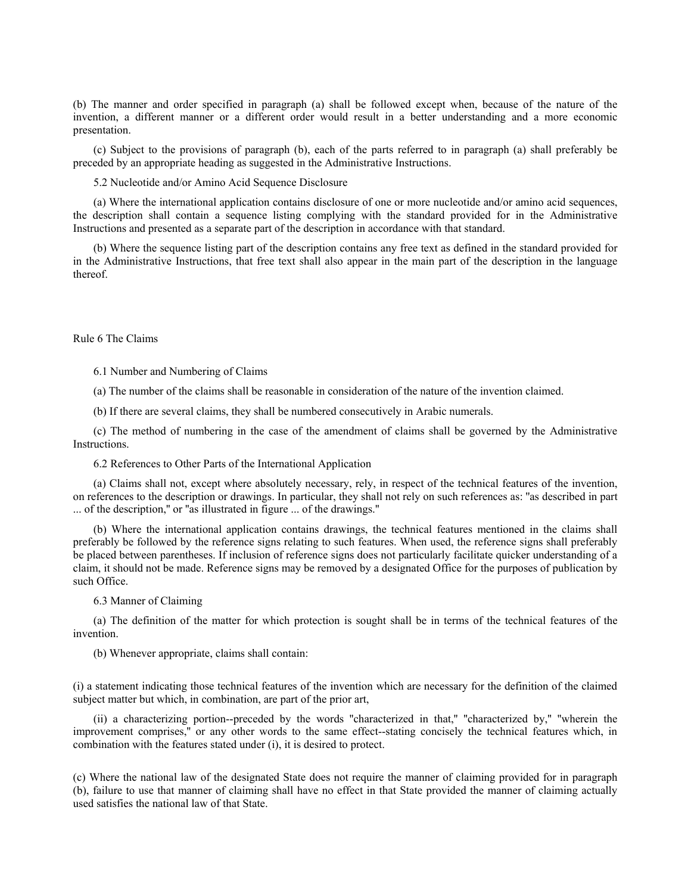(b) The manner and order specified in paragraph (a) shall be followed except when, because of the nature of the invention, a different manner or a different order would result in a better understanding and a more economic presentation.

(c) Subject to the provisions of paragraph (b), each of the parts referred to in paragraph (a) shall preferably be preceded by an appropriate heading as suggested in the Administrative Instructions.

5.2 Nucleotide and/or Amino Acid Sequence Disclosure

(a) Where the international application contains disclosure of one or more nucleotide and/or amino acid sequences, the description shall contain a sequence listing complying with the standard provided for in the Administrative Instructions and presented as a separate part of the description in accordance with that standard.

(b) Where the sequence listing part of the description contains any free text as defined in the standard provided for in the Administrative Instructions, that free text shall also appear in the main part of the description in the language thereof.

## Rule 6 The Claims

6.1 Number and Numbering of Claims

(a) The number of the claims shall be reasonable in consideration of the nature of the invention claimed.

(b) If there are several claims, they shall be numbered consecutively in Arabic numerals.

(c) The method of numbering in the case of the amendment of claims shall be governed by the Administrative Instructions.

6.2 References to Other Parts of the International Application

(a) Claims shall not, except where absolutely necessary, rely, in respect of the technical features of the invention, on references to the description or drawings. In particular, they shall not rely on such references as: "as described in part ... of the description," or "as illustrated in figure ... of the drawings."

(b) Where the international application contains drawings, the technical features mentioned in the claims shall preferably be followed by the reference signs relating to such features. When used, the reference signs shall preferably be placed between parentheses. If inclusion of reference signs does not particularly facilitate quicker understanding of a claim, it should not be made. Reference signs may be removed by a designated Office for the purposes of publication by such Office.

6.3 Manner of Claiming

(a) The definition of the matter for which protection is sought shall be in terms of the technical features of the invention.

(b) Whenever appropriate, claims shall contain:

(i) a statement indicating those technical features of the invention which are necessary for the definition of the claimed subject matter but which, in combination, are part of the prior art,

(ii) a characterizing portion--preceded by the words "characterized in that," "characterized by," "wherein the improvement comprises," or any other words to the same effect--stating concisely the technical features which, in combination with the features stated under (i), it is desired to protect.

(c) Where the national law of the designated State does not require the manner of claiming provided for in paragraph (b), failure to use that manner of claiming shall have no effect in that State provided the manner of claiming actually used satisfies the national law of that State.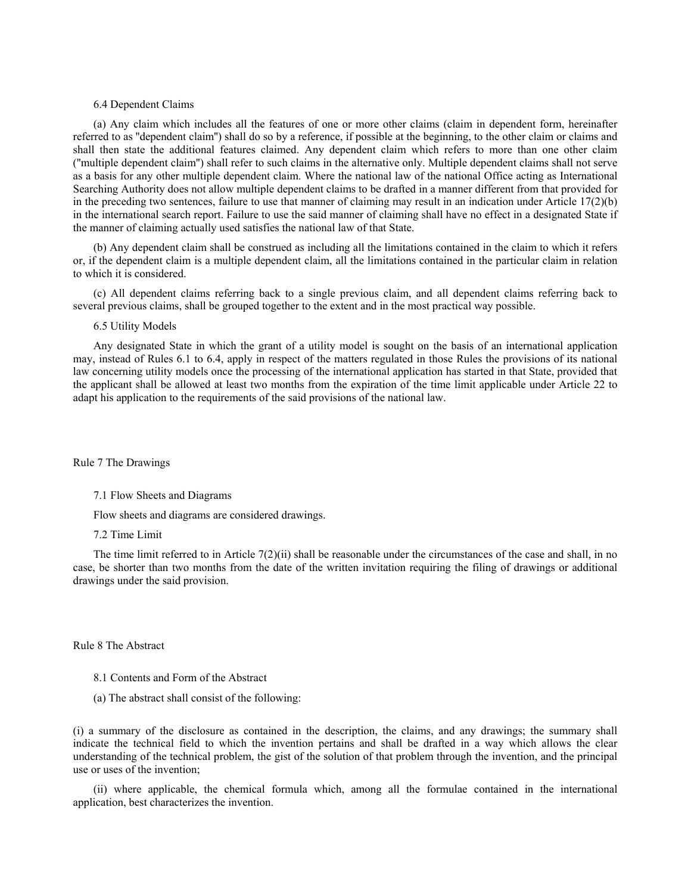6.4 Dependent Claims

(a) Any claim which includes all the features of one or more other claims (claim in dependent form, hereinafter referred to as "dependent claim") shall do so by a reference, if possible at the beginning, to the other claim or claims and shall then state the additional features claimed. Any dependent claim which refers to more than one other claim ("multiple dependent claim") shall refer to such claims in the alternative only. Multiple dependent claims shall not serve as a basis for any other multiple dependent claim. Where the national law of the national Office acting as International Searching Authority does not allow multiple dependent claims to be drafted in a manner different from that provided for in the preceding two sentences, failure to use that manner of claiming may result in an indication under Article 17(2)(b) in the international search report. Failure to use the said manner of claiming shall have no effect in a designated State if the manner of claiming actually used satisfies the national law of that State.

(b) Any dependent claim shall be construed as including all the limitations contained in the claim to which it refers or, if the dependent claim is a multiple dependent claim, all the limitations contained in the particular claim in relation to which it is considered.

(c) All dependent claims referring back to a single previous claim, and all dependent claims referring back to several previous claims, shall be grouped together to the extent and in the most practical way possible.

6.5 Utility Models

Any designated State in which the grant of a utility model is sought on the basis of an international application may, instead of Rules 6.1 to 6.4, apply in respect of the matters regulated in those Rules the provisions of its national law concerning utility models once the processing of the international application has started in that State, provided that the applicant shall be allowed at least two months from the expiration of the time limit applicable under Article 22 to adapt his application to the requirements of the said provisions of the national law.

## Rule 7 The Drawings

7.1 Flow Sheets and Diagrams

Flow sheets and diagrams are considered drawings.

7.2 Time Limit

The time limit referred to in Article 7(2)(ii) shall be reasonable under the circumstances of the case and shall, in no case, be shorter than two months from the date of the written invitation requiring the filing of drawings or additional drawings under the said provision.

## Rule 8 The Abstract

8.1 Contents and Form of the Abstract

(a) The abstract shall consist of the following:

(i) a summary of the disclosure as contained in the description, the claims, and any drawings; the summary shall indicate the technical field to which the invention pertains and shall be drafted in a way which allows the clear understanding of the technical problem, the gist of the solution of that problem through the invention, and the principal use or uses of the invention;

(ii) where applicable, the chemical formula which, among all the formulae contained in the international application, best characterizes the invention.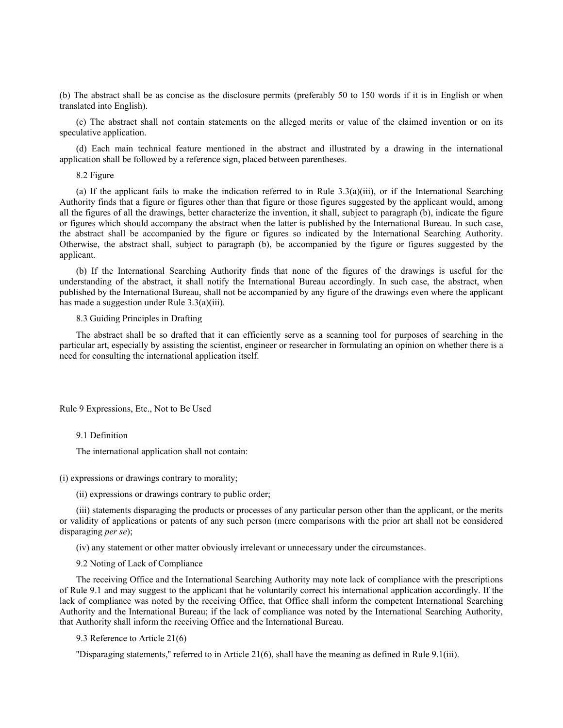(b) The abstract shall be as concise as the disclosure permits (preferably 50 to 150 words if it is in English or when translated into English).

(c) The abstract shall not contain statements on the alleged merits or value of the claimed invention or on its speculative application.

(d) Each main technical feature mentioned in the abstract and illustrated by a drawing in the international application shall be followed by a reference sign, placed between parentheses.

8.2 Figure

(a) If the applicant fails to make the indication referred to in Rule 3.3(a)(iii), or if the International Searching Authority finds that a figure or figures other than that figure or those figures suggested by the applicant would, among all the figures of all the drawings, better characterize the invention, it shall, subject to paragraph (b), indicate the figure or figures which should accompany the abstract when the latter is published by the International Bureau. In such case, the abstract shall be accompanied by the figure or figures so indicated by the International Searching Authority. Otherwise, the abstract shall, subject to paragraph (b), be accompanied by the figure or figures suggested by the applicant.

(b) If the International Searching Authority finds that none of the figures of the drawings is useful for the understanding of the abstract, it shall notify the International Bureau accordingly. In such case, the abstract, when published by the International Bureau, shall not be accompanied by any figure of the drawings even where the applicant has made a suggestion under Rule 3.3(a)(iii).

8.3 Guiding Principles in Drafting

The abstract shall be so drafted that it can efficiently serve as a scanning tool for purposes of searching in the particular art, especially by assisting the scientist, engineer or researcher in formulating an opinion on whether there is a need for consulting the international application itself.

## Rule 9 Expressions, Etc., Not to Be Used

9.1 Definition

The international application shall not contain:

(i) expressions or drawings contrary to morality;

(ii) expressions or drawings contrary to public order;

(iii) statements disparaging the products or processes of any particular person other than the applicant, or the merits or validity of applications or patents of any such person (mere comparisons with the prior art shall not be considered disparaging *per se*);

(iv) any statement or other matter obviously irrelevant or unnecessary under the circumstances.

9.2 Noting of Lack of Compliance

The receiving Office and the International Searching Authority may note lack of compliance with the prescriptions of Rule 9.1 and may suggest to the applicant that he voluntarily correct his international application accordingly. If the lack of compliance was noted by the receiving Office, that Office shall inform the competent International Searching Authority and the International Bureau; if the lack of compliance was noted by the International Searching Authority, that Authority shall inform the receiving Office and the International Bureau.

9.3 Reference to Article 21(6)

"Disparaging statements," referred to in Article 21(6), shall have the meaning as defined in Rule 9.1(iii).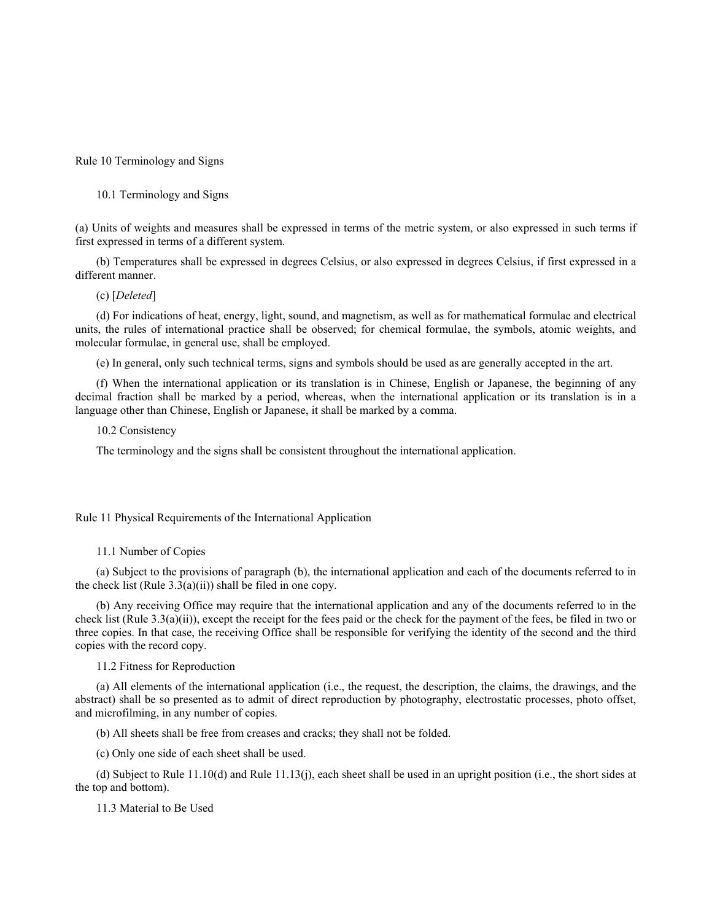## Rule 10 Terminology and Signs

### 10.1 Terminology and Signs

(a) Units of weights and measures shall be expressed in terms of the metric system, or also expressed in such terms if first expressed in terms of a different system.

(b) Temperatures shall be expressed in degrees Celsius, or also expressed in degrees Celsius, if first expressed in a different manner.

(c) [*Deleted*]

(d) For indications of heat, energy, light, sound, and magnetism, as well as for mathematical formulae and electrical units, the rules of international practice shall be observed; for chemical formulae, the symbols, atomic weights, and molecular formulae, in general use, shall be employed.

(e) In general, only such technical terms, signs and symbols should be used as are generally accepted in the art.

(f) When the international application or its translation is in Chinese, English or Japanese, the beginning of any decimal fraction shall be marked by a period, whereas, when the international application or its translation is in a language other than Chinese, English or Japanese, it shall be marked by a comma.

### 10.2 Consistency

The terminology and the signs shall be consistent throughout the international application.

## Rule 11 Physical Requirements of the International Application

### 11.1 Number of Copies

(a) Subject to the provisions of paragraph (b), the international application and each of the documents referred to in the check list (Rule 3.3(a)(ii)) shall be filed in one copy.

(b) Any receiving Office may require that the international application and any of the documents referred to in the check list (Rule 3.3(a)(ii)), except the receipt for the fees paid or the check for the payment of the fees, be filed in two or three copies. In that case, the receiving Office shall be responsible for verifying the identity of the second and the third copies with the record copy.

### 11.2 Fitness for Reproduction

(a) All elements of the international application (i.e., the request, the description, the claims, the drawings, and the abstract) shall be so presented as to admit of direct reproduction by photography, electrostatic processes, photo offset, and microfilming, in any number of copies.

(b) All sheets shall be free from creases and cracks; they shall not be folded.

(c) Only one side of each sheet shall be used.

(d) Subject to Rule 11.10(d) and Rule 11.13(j), each sheet shall be used in an upright position (i.e., the short sides at the top and bottom).

### 11.3 Material to Be Used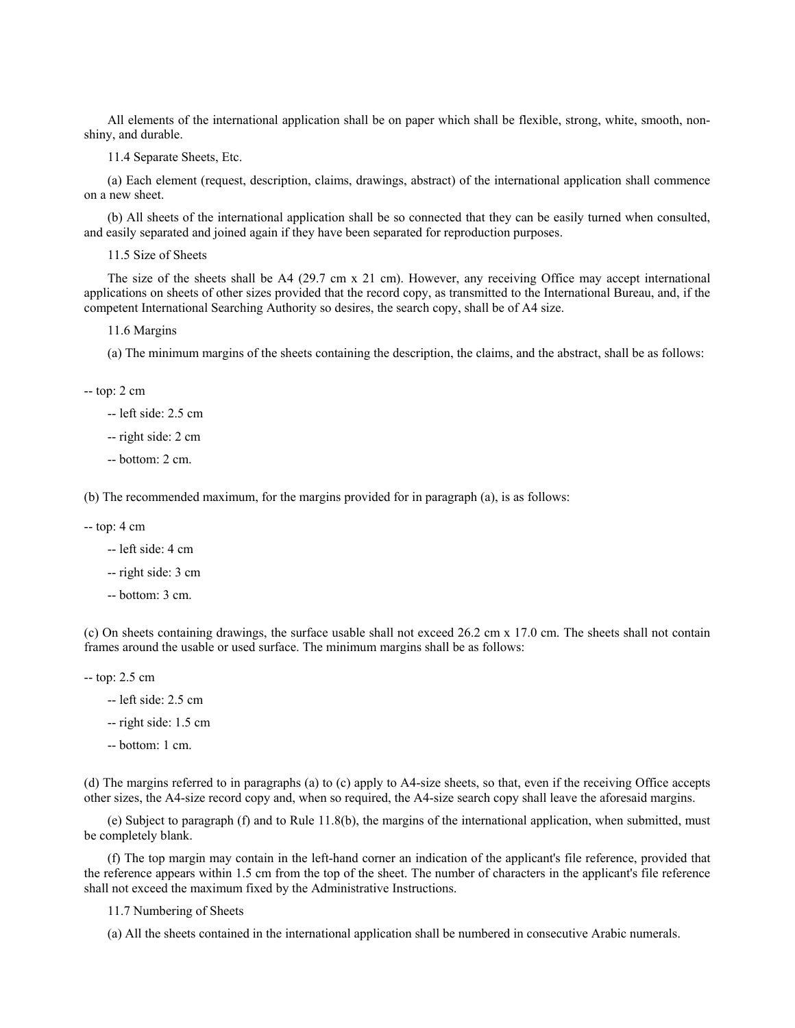All elements of the international application shall be on paper which shall be flexible, strong, white, smooth, non-shiny, and durable.

11.4 Separate Sheets, Etc.

(a) Each element (request, description, claims, drawings, abstract) of the international application shall commence on a new sheet.

(b) All sheets of the international application shall be so connected that they can be easily turned when consulted, and easily separated and joined again if they have been separated for reproduction purposes.

11.5 Size of Sheets

The size of the sheets shall be A4 (29.7 cm x 21 cm). However, any receiving Office may accept international applications on sheets of other sizes provided that the record copy, as transmitted to the International Bureau, and, if the competent International Searching Authority so desires, the search copy, shall be of A4 size.

11.6 Margins

(a) The minimum margins of the sheets containing the description, the claims, and the abstract, shall be as follows:

-- top: 2 cm

-- left side: 2.5 cm

-- right side: 2 cm

-- bottom: 2 cm.

(b) The recommended maximum, for the margins provided for in paragraph (a), is as follows:

-- top: 4 cm

-- left side: 4 cm

-- right side: 3 cm

-- bottom: 3 cm.

(c) On sheets containing drawings, the surface usable shall not exceed 26.2 cm x 17.0 cm. The sheets shall not contain frames around the usable or used surface. The minimum margins shall be as follows:

-- top: 2.5 cm

-- left side: 2.5 cm

-- right side: 1.5 cm

-- bottom: 1 cm.

(d) The margins referred to in paragraphs (a) to (c) apply to A4-size sheets, so that, even if the receiving Office accepts other sizes, the A4-size record copy and, when so required, the A4-size search copy shall leave the aforesaid margins.

(e) Subject to paragraph (f) and to Rule 11.8(b), the margins of the international application, when submitted, must be completely blank.

(f) The top margin may contain in the left-hand corner an indication of the applicant's file reference, provided that the reference appears within 1.5 cm from the top of the sheet. The number of characters in the applicant's file reference shall not exceed the maximum fixed by the Administrative Instructions.

11.7 Numbering of Sheets

(a) All the sheets contained in the international application shall be numbered in consecutive Arabic numerals.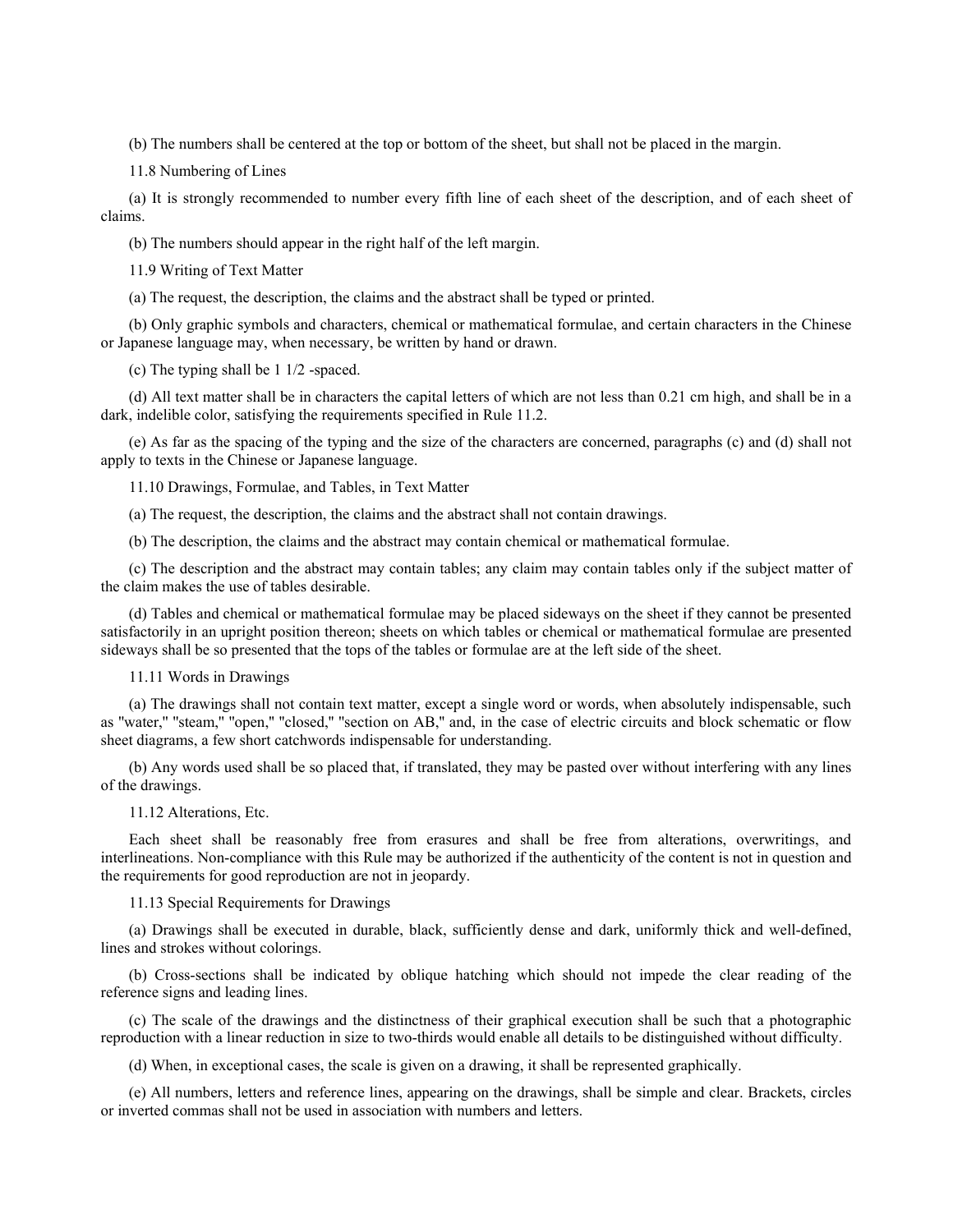(b) The numbers shall be centered at the top or bottom of the sheet, but shall not be placed in the margin.

11.8 Numbering of Lines

(a) It is strongly recommended to number every fifth line of each sheet of the description, and of each sheet of claims.

(b) The numbers should appear in the right half of the left margin.

11.9 Writing of Text Matter

(a) The request, the description, the claims and the abstract shall be typed or printed.

(b) Only graphic symbols and characters, chemical or mathematical formulae, and certain characters in the Chinese or Japanese language may, when necessary, be written by hand or drawn.

(c) The typing shall be 1 1/2 -spaced.

(d) All text matter shall be in characters the capital letters of which are not less than 0.21 cm high, and shall be in a dark, indelible color, satisfying the requirements specified in Rule 11.2.

(e) As far as the spacing of the typing and the size of the characters are concerned, paragraphs (c) and (d) shall not apply to texts in the Chinese or Japanese language.

11.10 Drawings, Formulae, and Tables, in Text Matter

(a) The request, the description, the claims and the abstract shall not contain drawings.

(b) The description, the claims and the abstract may contain chemical or mathematical formulae.

(c) The description and the abstract may contain tables; any claim may contain tables only if the subject matter of the claim makes the use of tables desirable.

(d) Tables and chemical or mathematical formulae may be placed sideways on the sheet if they cannot be presented satisfactorily in an upright position thereon; sheets on which tables or chemical or mathematical formulae are presented sideways shall be so presented that the tops of the tables or formulae are at the left side of the sheet.

11.11 Words in Drawings

(a) The drawings shall not contain text matter, except a single word or words, when absolutely indispensable, such as "water," "steam," "open," "closed," "section on AB," and, in the case of electric circuits and block schematic or flow sheet diagrams, a few short catchwords indispensable for understanding.

(b) Any words used shall be so placed that, if translated, they may be pasted over without interfering with any lines of the drawings.

11.12 Alterations, Etc.

Each sheet shall be reasonably free from erasures and shall be free from alterations, overwritings, and interlineations. Non-compliance with this Rule may be authorized if the authenticity of the content is not in question and the requirements for good reproduction are not in jeopardy.

11.13 Special Requirements for Drawings

(a) Drawings shall be executed in durable, black, sufficiently dense and dark, uniformly thick and well-defined, lines and strokes without colorings.

(b) Cross-sections shall be indicated by oblique hatching which should not impede the clear reading of the reference signs and leading lines.

(c) The scale of the drawings and the distinctness of their graphical execution shall be such that a photographic reproduction with a linear reduction in size to two-thirds would enable all details to be distinguished without difficulty.

(d) When, in exceptional cases, the scale is given on a drawing, it shall be represented graphically.

(e) All numbers, letters and reference lines, appearing on the drawings, shall be simple and clear. Brackets, circles or inverted commas shall not be used in association with numbers and letters.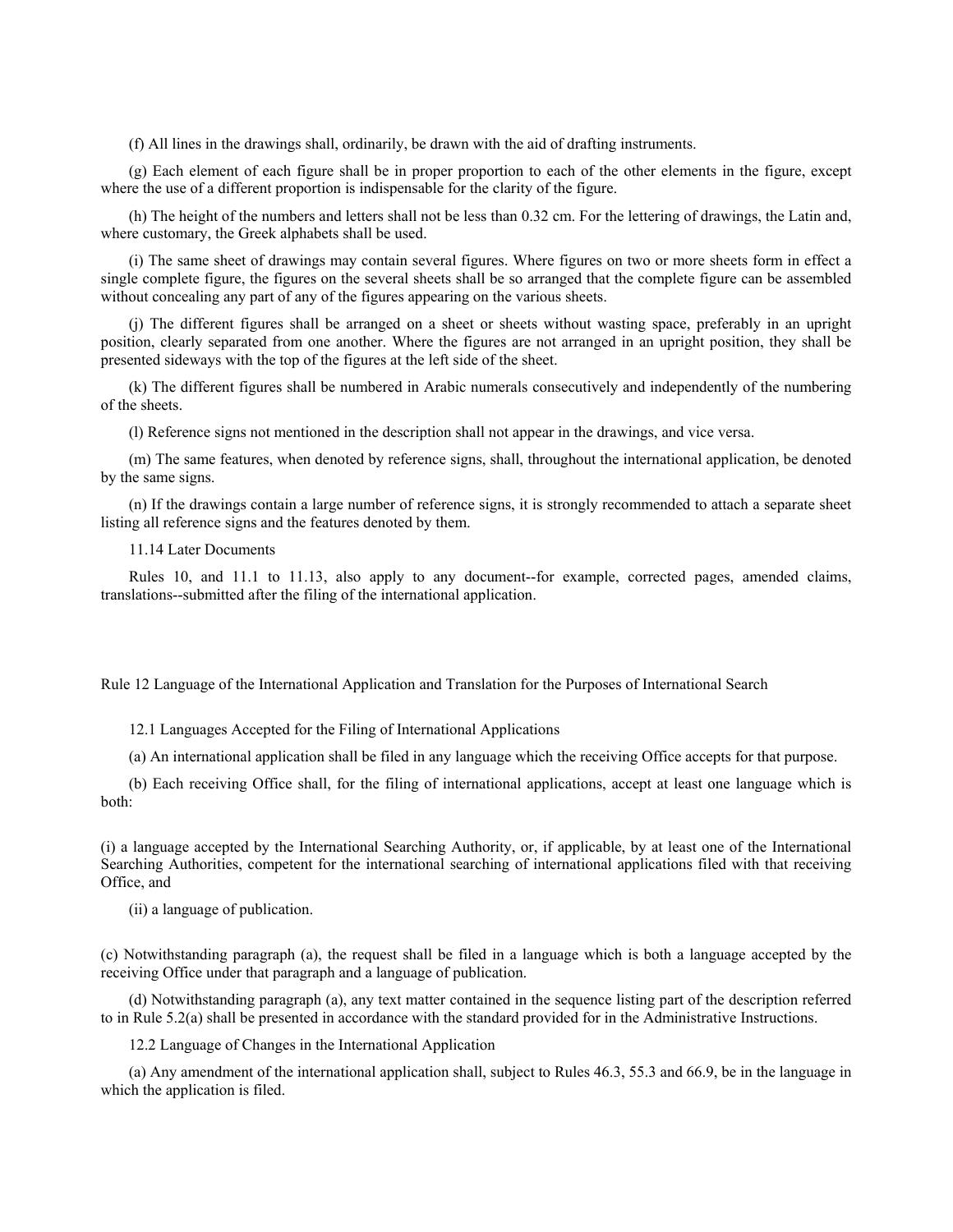(f) All lines in the drawings shall, ordinarily, be drawn with the aid of drafting instruments.

(g) Each element of each figure shall be in proper proportion to each of the other elements in the figure, except where the use of a different proportion is indispensable for the clarity of the figure.

(h) The height of the numbers and letters shall not be less than 0.32 cm. For the lettering of drawings, the Latin and, where customary, the Greek alphabets shall be used.

(i) The same sheet of drawings may contain several figures. Where figures on two or more sheets form in effect a single complete figure, the figures on the several sheets shall be so arranged that the complete figure can be assembled without concealing any part of any of the figures appearing on the various sheets.

(j) The different figures shall be arranged on a sheet or sheets without wasting space, preferably in an upright position, clearly separated from one another. Where the figures are not arranged in an upright position, they shall be presented sideways with the top of the figures at the left side of the sheet.

(k) The different figures shall be numbered in Arabic numerals consecutively and independently of the numbering of the sheets.

(l) Reference signs not mentioned in the description shall not appear in the drawings, and vice versa.

(m) The same features, when denoted by reference signs, shall, throughout the international application, be denoted by the same signs.

(n) If the drawings contain a large number of reference signs, it is strongly recommended to attach a separate sheet listing all reference signs and the features denoted by them.

### 11.14 Later Documents

Rules 10, and 11.1 to 11.13, also apply to any document--for example, corrected pages, amended claims, translations--submitted after the filing of the international application.

## Rule 12 Language of the International Application and Translation for the Purposes of International Search

### 12.1 Languages Accepted for the Filing of International Applications

(a) An international application shall be filed in any language which the receiving Office accepts for that purpose.

(b) Each receiving Office shall, for the filing of international applications, accept at least one language which is both:

(i) a language accepted by the International Searching Authority, or, if applicable, by at least one of the International Searching Authorities, competent for the international searching of international applications filed with that receiving Office, and

(ii) a language of publication.

(c) Notwithstanding paragraph (a), the request shall be filed in a language which is both a language accepted by the receiving Office under that paragraph and a language of publication.

(d) Notwithstanding paragraph (a), any text matter contained in the sequence listing part of the description referred to in Rule 5.2(a) shall be presented in accordance with the standard provided for in the Administrative Instructions.

### 12.2 Language of Changes in the International Application

(a) Any amendment of the international application shall, subject to Rules 46.3, 55.3 and 66.9, be in the language in which the application is filed.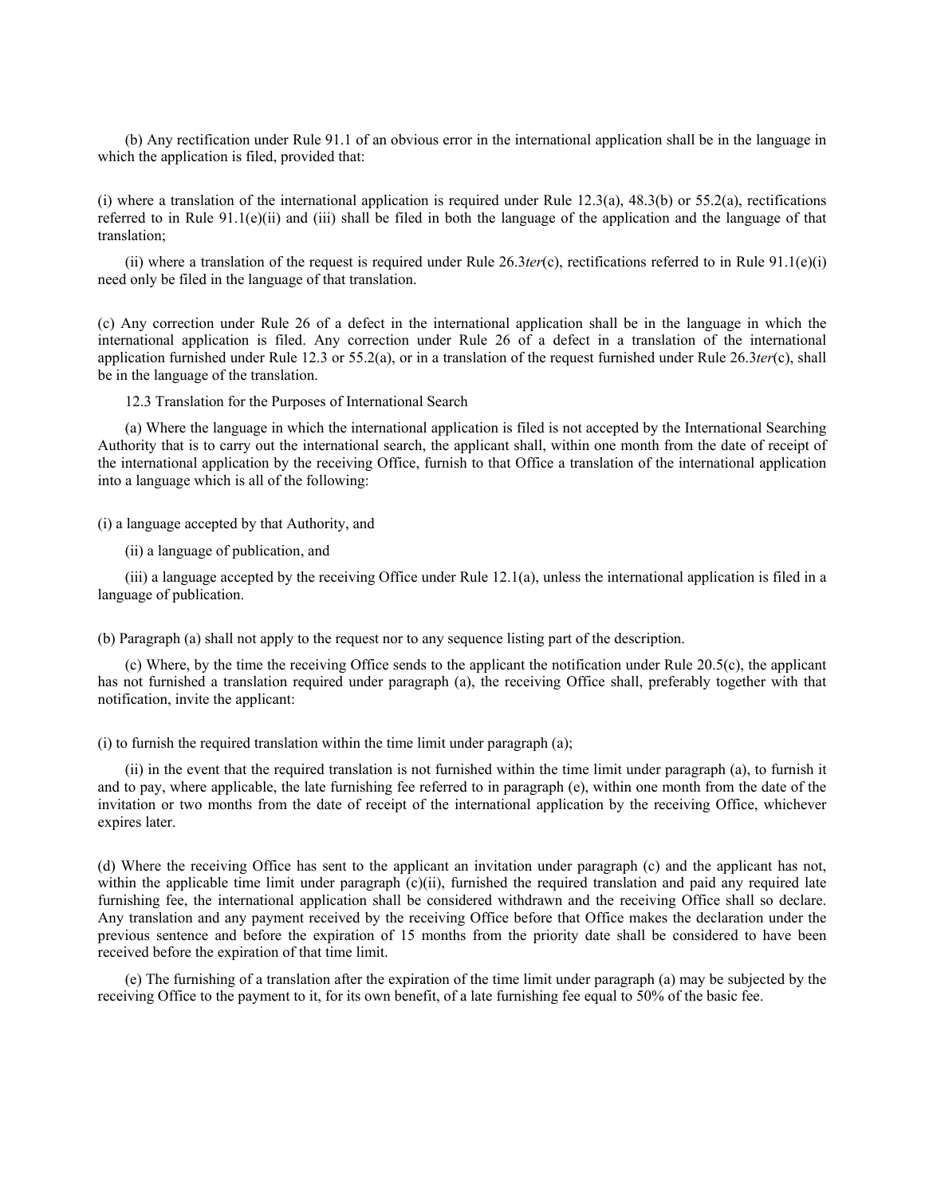(b) Any rectification under Rule 91.1 of an obvious error in the international application shall be in the language in which the application is filed, provided that:

(i) where a translation of the international application is required under Rule 12.3(a), 48.3(b) or 55.2(a), rectifications referred to in Rule 91.1(e)(ii) and (iii) shall be filed in both the language of the application and the language of that translation;

(ii) where a translation of the request is required under Rule 26.3*ter*(c), rectifications referred to in Rule 91.1(e)(i) need only be filed in the language of that translation.

(c) Any correction under Rule 26 of a defect in the international application shall be in the language in which the international application is filed. Any correction under Rule 26 of a defect in a translation of the international application furnished under Rule 12.3 or 55.2(a), or in a translation of the request furnished under Rule 26.3*ter*(c), shall be in the language of the translation.

12.3 Translation for the Purposes of International Search

(a) Where the language in which the international application is filed is not accepted by the International Searching Authority that is to carry out the international search, the applicant shall, within one month from the date of receipt of the international application by the receiving Office, furnish to that Office a translation of the international application into a language which is all of the following:

(i) a language accepted by that Authority, and

(ii) a language of publication, and

(iii) a language accepted by the receiving Office under Rule 12.1(a), unless the international application is filed in a language of publication.

(b) Paragraph (a) shall not apply to the request nor to any sequence listing part of the description.

(c) Where, by the time the receiving Office sends to the applicant the notification under Rule 20.5(c), the applicant has not furnished a translation required under paragraph (a), the receiving Office shall, preferably together with that notification, invite the applicant:

(i) to furnish the required translation within the time limit under paragraph (a);

(ii) in the event that the required translation is not furnished within the time limit under paragraph (a), to furnish it and to pay, where applicable, the late furnishing fee referred to in paragraph (e), within one month from the date of the invitation or two months from the date of receipt of the international application by the receiving Office, whichever expires later.

(d) Where the receiving Office has sent to the applicant an invitation under paragraph (c) and the applicant has not, within the applicable time limit under paragraph (c)(ii), furnished the required translation and paid any required late furnishing fee, the international application shall be considered withdrawn and the receiving Office shall so declare. Any translation and any payment received by the receiving Office before that Office makes the declaration under the previous sentence and before the expiration of 15 months from the priority date shall be considered to have been received before the expiration of that time limit.

(e) The furnishing of a translation after the expiration of the time limit under paragraph (a) may be subjected by the receiving Office to the payment to it, for its own benefit, of a late furnishing fee equal to 50% of the basic fee.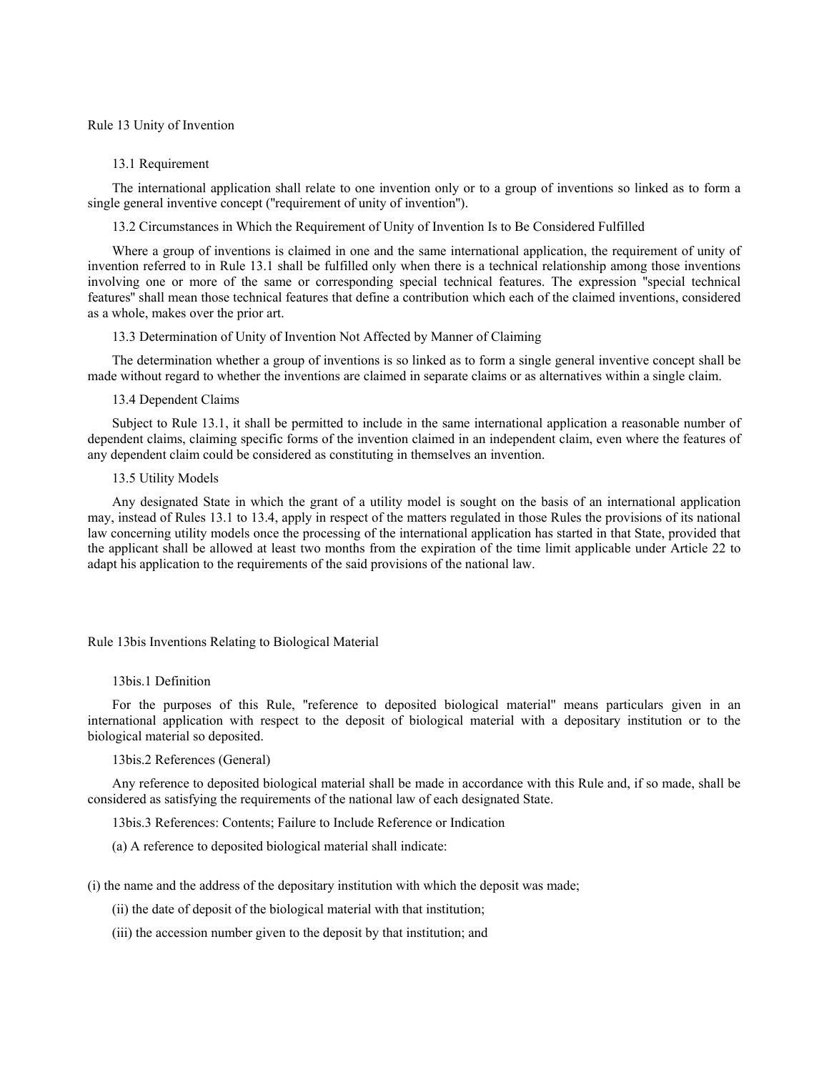## Rule 13 Unity of Invention

### 13.1 Requirement

The international application shall relate to one invention only or to a group of inventions so linked as to form a single general inventive concept ("requirement of unity of invention").

### 13.2 Circumstances in Which the Requirement of Unity of Invention Is to Be Considered Fulfilled

Where a group of inventions is claimed in one and the same international application, the requirement of unity of invention referred to in Rule 13.1 shall be fulfilled only when there is a technical relationship among those inventions involving one or more of the same or corresponding special technical features. The expression "special technical features" shall mean those technical features that define a contribution which each of the claimed inventions, considered as a whole, makes over the prior art.

### 13.3 Determination of Unity of Invention Not Affected by Manner of Claiming

The determination whether a group of inventions is so linked as to form a single general inventive concept shall be made without regard to whether the inventions are claimed in separate claims or as alternatives within a single claim.

### 13.4 Dependent Claims

Subject to Rule 13.1, it shall be permitted to include in the same international application a reasonable number of dependent claims, claiming specific forms of the invention claimed in an independent claim, even where the features of any dependent claim could be considered as constituting in themselves an invention.

### 13.5 Utility Models

Any designated State in which the grant of a utility model is sought on the basis of an international application may, instead of Rules 13.1 to 13.4, apply in respect of the matters regulated in those Rules the provisions of its national law concerning utility models once the processing of the international application has started in that State, provided that the applicant shall be allowed at least two months from the expiration of the time limit applicable under Article 22 to adapt his application to the requirements of the said provisions of the national law.

## Rule 13bis Inventions Relating to Biological Material

### 13bis.1 Definition

For the purposes of this Rule, "reference to deposited biological material" means particulars given in an international application with respect to the deposit of biological material with a depositary institution or to the biological material so deposited.

### 13bis.2 References (General)

Any reference to deposited biological material shall be made in accordance with this Rule and, if so made, shall be considered as satisfying the requirements of the national law of each designated State.

### 13bis.3 References: Contents; Failure to Include Reference or Indication

(a) A reference to deposited biological material shall indicate:

(i) the name and the address of the depositary institution with which the deposit was made;

(ii) the date of deposit of the biological material with that institution;

(iii) the accession number given to the deposit by that institution; and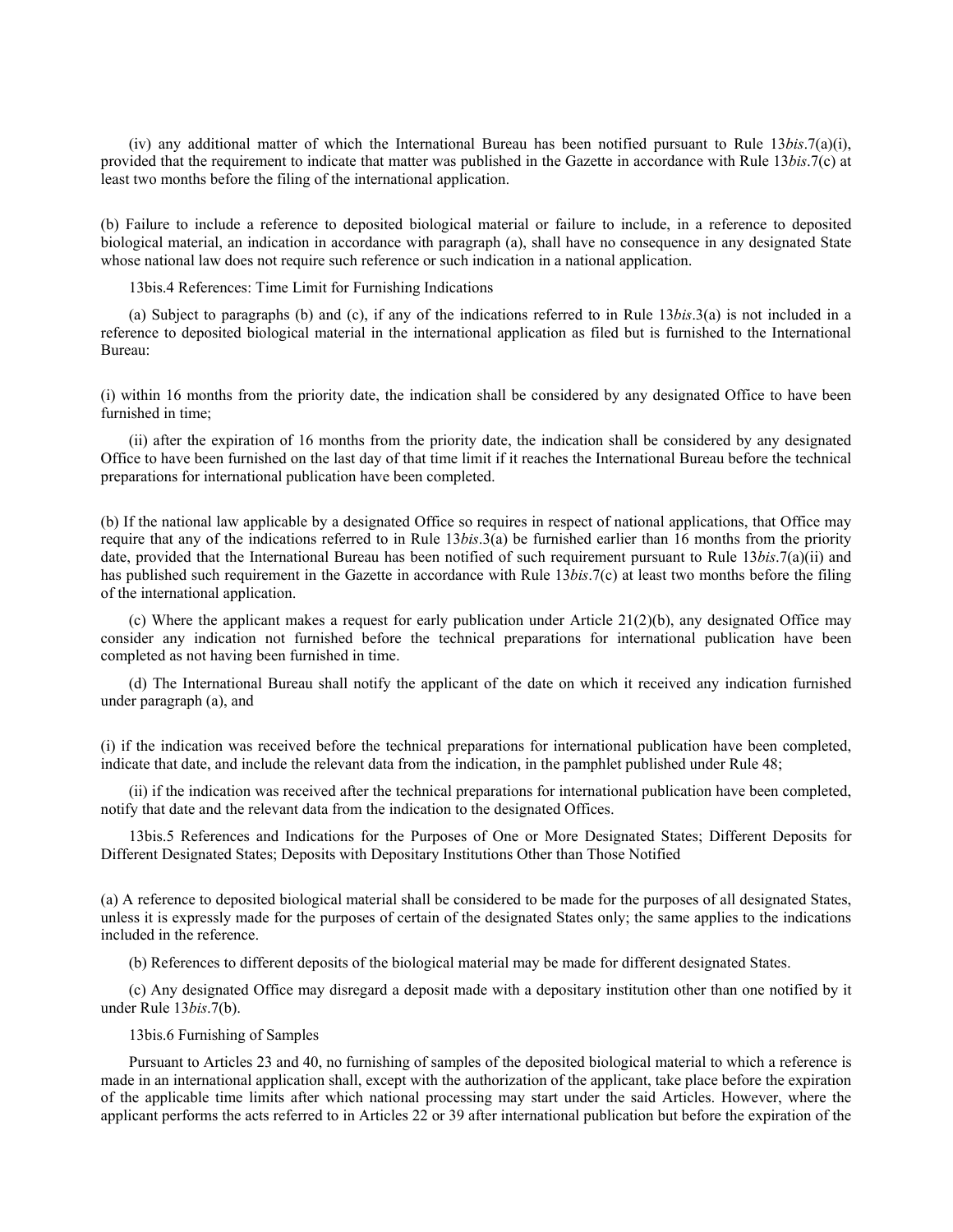(iv) any additional matter of which the International Bureau has been notified pursuant to Rule 13*bis*.7(a)(i), provided that the requirement to indicate that matter was published in the Gazette in accordance with Rule 13*bis*.7(c) at least two months before the filing of the international application.

(b) Failure to include a reference to deposited biological material or failure to include, in a reference to deposited biological material, an indication in accordance with paragraph (a), shall have no consequence in any designated State whose national law does not require such reference or such indication in a national application.

13bis.4 References: Time Limit for Furnishing Indications

(a) Subject to paragraphs (b) and (c), if any of the indications referred to in Rule 13*bis*.3(a) is not included in a reference to deposited biological material in the international application as filed but is furnished to the International Bureau:

(i) within 16 months from the priority date, the indication shall be considered by any designated Office to have been furnished in time;

(ii) after the expiration of 16 months from the priority date, the indication shall be considered by any designated Office to have been furnished on the last day of that time limit if it reaches the International Bureau before the technical preparations for international publication have been completed.

(b) If the national law applicable by a designated Office so requires in respect of national applications, that Office may require that any of the indications referred to in Rule 13*bis*.3(a) be furnished earlier than 16 months from the priority date, provided that the International Bureau has been notified of such requirement pursuant to Rule 13*bis*.7(a)(ii) and has published such requirement in the Gazette in accordance with Rule 13*bis*.7(c) at least two months before the filing of the international application.

(c) Where the applicant makes a request for early publication under Article 21(2)(b), any designated Office may consider any indication not furnished before the technical preparations for international publication have been completed as not having been furnished in time.

(d) The International Bureau shall notify the applicant of the date on which it received any indication furnished under paragraph (a), and

(i) if the indication was received before the technical preparations for international publication have been completed, indicate that date, and include the relevant data from the indication, in the pamphlet published under Rule 48;

(ii) if the indication was received after the technical preparations for international publication have been completed, notify that date and the relevant data from the indication to the designated Offices.

13bis.5 References and Indications for the Purposes of One or More Designated States; Different Deposits for Different Designated States; Deposits with Depositary Institutions Other than Those Notified

(a) A reference to deposited biological material shall be considered to be made for the purposes of all designated States, unless it is expressly made for the purposes of certain of the designated States only; the same applies to the indications included in the reference.

(b) References to different deposits of the biological material may be made for different designated States.

(c) Any designated Office may disregard a deposit made with a depositary institution other than one notified by it under Rule 13*bis*.7(b).

13bis.6 Furnishing of Samples

Pursuant to Articles 23 and 40, no furnishing of samples of the deposited biological material to which a reference is made in an international application shall, except with the authorization of the applicant, take place before the expiration of the applicable time limits after which national processing may start under the said Articles. However, where the applicant performs the acts referred to in Articles 22 or 39 after international publication but before the expiration of the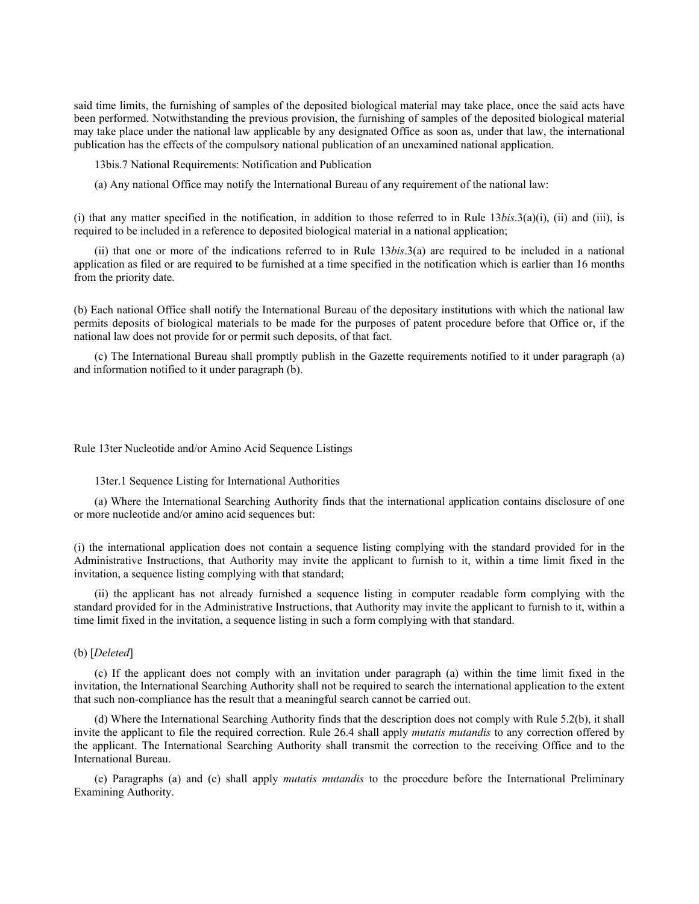said time limits, the furnishing of samples of the deposited biological material may take place, once the said acts have been performed. Notwithstanding the previous provision, the furnishing of samples of the deposited biological material may take place under the national law applicable by any designated Office as soon as, under that law, the international publication has the effects of the compulsory national publication of an unexamined national application.

13bis.7 National Requirements: Notification and Publication

(a) Any national Office may notify the International Bureau of any requirement of the national law:

(i) that any matter specified in the notification, in addition to those referred to in Rule 13*bis*.3(a)(i), (ii) and (iii), is required to be included in a reference to deposited biological material in a national application;

(ii) that one or more of the indications referred to in Rule 13*bis*.3(a) are required to be included in a national application as filed or are required to be furnished at a time specified in the notification which is earlier than 16 months from the priority date.

(b) Each national Office shall notify the International Bureau of the depositary institutions with which the national law permits deposits of biological materials to be made for the purposes of patent procedure before that Office or, if the national law does not provide for or permit such deposits, of that fact.

(c) The International Bureau shall promptly publish in the Gazette requirements notified to it under paragraph (a) and information notified to it under paragraph (b).

## Rule 13ter Nucleotide and/or Amino Acid Sequence Listings

13ter.1 Sequence Listing for International Authorities

(a) Where the International Searching Authority finds that the international application contains disclosure of one or more nucleotide and/or amino acid sequences but:

(i) the international application does not contain a sequence listing complying with the standard provided for in the Administrative Instructions, that Authority may invite the applicant to furnish to it, within a time limit fixed in the invitation, a sequence listing complying with that standard;

(ii) the applicant has not already furnished a sequence listing in computer readable form complying with the standard provided for in the Administrative Instructions, that Authority may invite the applicant to furnish to it, within a time limit fixed in the invitation, a sequence listing in such a form complying with that standard.

(b) [*Deleted*]

(c) If the applicant does not comply with an invitation under paragraph (a) within the time limit fixed in the invitation, the International Searching Authority shall not be required to search the international application to the extent that such non-compliance has the result that a meaningful search cannot be carried out.

(d) Where the International Searching Authority finds that the description does not comply with Rule 5.2(b), it shall invite the applicant to file the required correction. Rule 26.4 shall apply *mutatis mutandis* to any correction offered by the applicant. The International Searching Authority shall transmit the correction to the receiving Office and to the International Bureau.

(e) Paragraphs (a) and (c) shall apply *mutatis mutandis* to the procedure before the International Preliminary Examining Authority.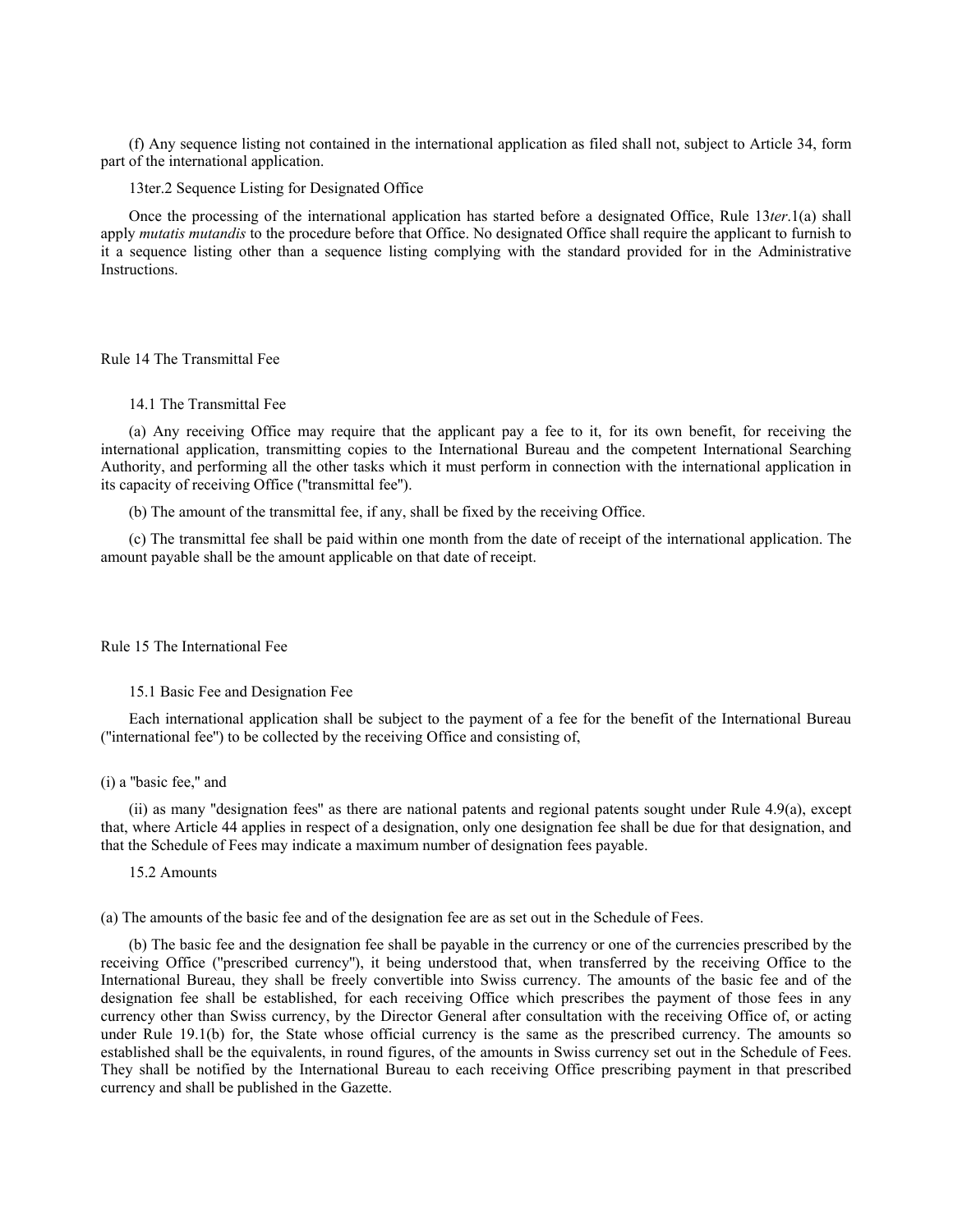(f) Any sequence listing not contained in the international application as filed shall not, subject to Article 34, form part of the international application.

13ter.2 Sequence Listing for Designated Office

Once the processing of the international application has started before a designated Office, Rule 13*ter*.1(a) shall apply *mutatis mutandis* to the procedure before that Office. No designated Office shall require the applicant to furnish to it a sequence listing other than a sequence listing complying with the standard provided for in the Administrative Instructions.

## Rule 14 The Transmittal Fee

### 14.1 The Transmittal Fee

(a) Any receiving Office may require that the applicant pay a fee to it, for its own benefit, for receiving the international application, transmitting copies to the International Bureau and the competent International Searching Authority, and performing all the other tasks which it must perform in connection with the international application in its capacity of receiving Office ("transmittal fee").

(b) The amount of the transmittal fee, if any, shall be fixed by the receiving Office.

(c) The transmittal fee shall be paid within one month from the date of receipt of the international application. The amount payable shall be the amount applicable on that date of receipt.

## Rule 15 The International Fee

### 15.1 Basic Fee and Designation Fee

Each international application shall be subject to the payment of a fee for the benefit of the International Bureau ("international fee") to be collected by the receiving Office and consisting of,

(i) a "basic fee," and

(ii) as many "designation fees" as there are national patents and regional patents sought under Rule 4.9(a), except that, where Article 44 applies in respect of a designation, only one designation fee shall be due for that designation, and that the Schedule of Fees may indicate a maximum number of designation fees payable.

### 15.2 Amounts

(a) The amounts of the basic fee and of the designation fee are as set out in the Schedule of Fees.

(b) The basic fee and the designation fee shall be payable in the currency or one of the currencies prescribed by the receiving Office ("prescribed currency"), it being understood that, when transferred by the receiving Office to the International Bureau, they shall be freely convertible into Swiss currency. The amounts of the basic fee and of the designation fee shall be established, for each receiving Office which prescribes the payment of those fees in any currency other than Swiss currency, by the Director General after consultation with the receiving Office of, or acting under Rule 19.1(b) for, the State whose official currency is the same as the prescribed currency. The amounts so established shall be the equivalents, in round figures, of the amounts in Swiss currency set out in the Schedule of Fees. They shall be notified by the International Bureau to each receiving Office prescribing payment in that prescribed currency and shall be published in the Gazette.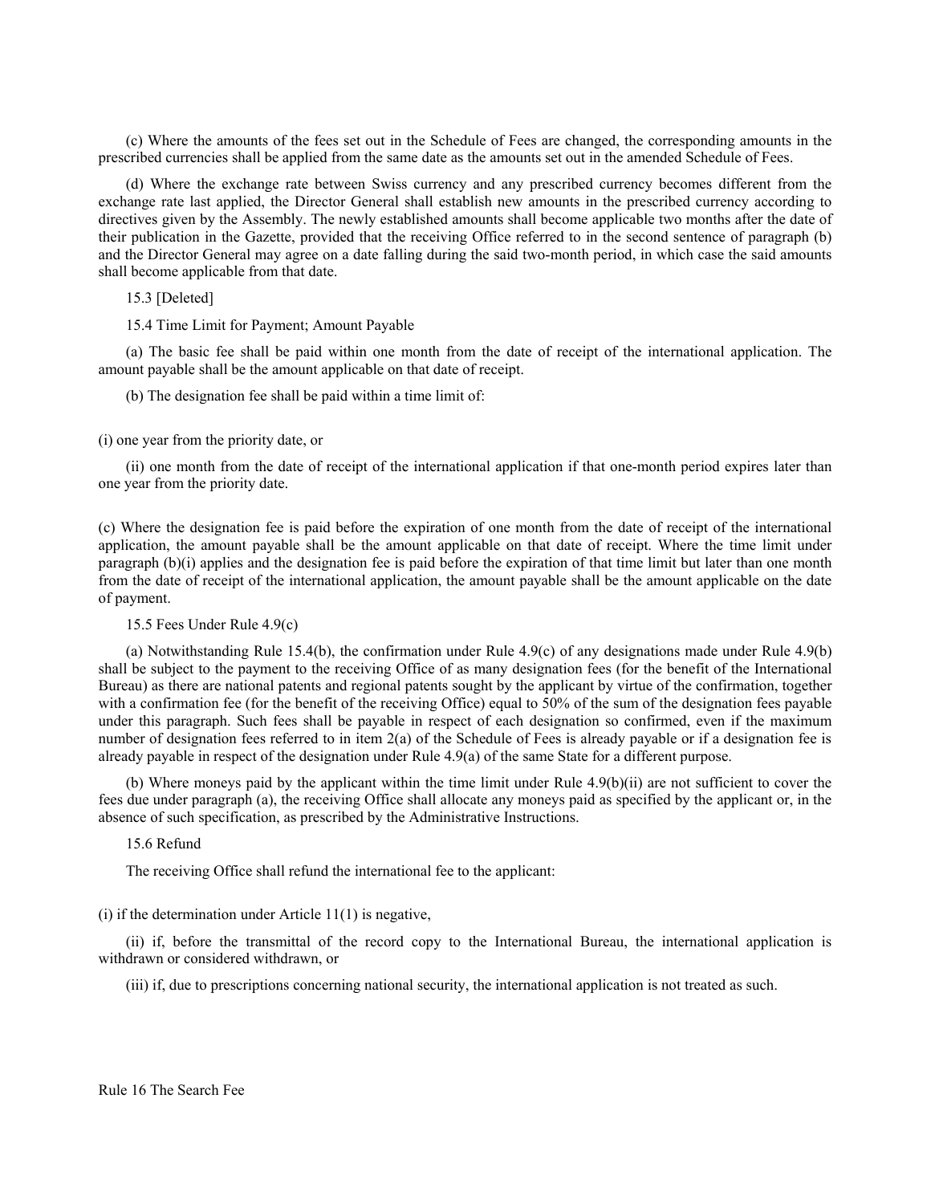(c) Where the amounts of the fees set out in the Schedule of Fees are changed, the corresponding amounts in the prescribed currencies shall be applied from the same date as the amounts set out in the amended Schedule of Fees.

(d) Where the exchange rate between Swiss currency and any prescribed currency becomes different from the exchange rate last applied, the Director General shall establish new amounts in the prescribed currency according to directives given by the Assembly. The newly established amounts shall become applicable two months after the date of their publication in the Gazette, provided that the receiving Office referred to in the second sentence of paragraph (b) and the Director General may agree on a date falling during the said two-month period, in which case the said amounts shall become applicable from that date.

15.3 [Deleted]

15.4 Time Limit for Payment; Amount Payable

(a) The basic fee shall be paid within one month from the date of receipt of the international application. The amount payable shall be the amount applicable on that date of receipt.

(b) The designation fee shall be paid within a time limit of:

(i) one year from the priority date, or

(ii) one month from the date of receipt of the international application if that one-month period expires later than one year from the priority date.

(c) Where the designation fee is paid before the expiration of one month from the date of receipt of the international application, the amount payable shall be the amount applicable on that date of receipt. Where the time limit under paragraph (b)(i) applies and the designation fee is paid before the expiration of that time limit but later than one month from the date of receipt of the international application, the amount payable shall be the amount applicable on the date of payment.

15.5 Fees Under Rule 4.9(c)

(a) Notwithstanding Rule 15.4(b), the confirmation under Rule 4.9(c) of any designations made under Rule 4.9(b) shall be subject to the payment to the receiving Office of as many designation fees (for the benefit of the International Bureau) as there are national patents and regional patents sought by the applicant by virtue of the confirmation, together with a confirmation fee (for the benefit of the receiving Office) equal to 50% of the sum of the designation fees payable under this paragraph. Such fees shall be payable in respect of each designation so confirmed, even if the maximum number of designation fees referred to in item 2(a) of the Schedule of Fees is already payable or if a designation fee is already payable in respect of the designation under Rule 4.9(a) of the same State for a different purpose.

(b) Where moneys paid by the applicant within the time limit under Rule 4.9(b)(ii) are not sufficient to cover the fees due under paragraph (a), the receiving Office shall allocate any moneys paid as specified by the applicant or, in the absence of such specification, as prescribed by the Administrative Instructions.

15.6 Refund

The receiving Office shall refund the international fee to the applicant:

(i) if the determination under Article 11(1) is negative,

(ii) if, before the transmittal of the record copy to the International Bureau, the international application is withdrawn or considered withdrawn, or

(iii) if, due to prescriptions concerning national security, the international application is not treated as such.

## Rule 16 The Search Fee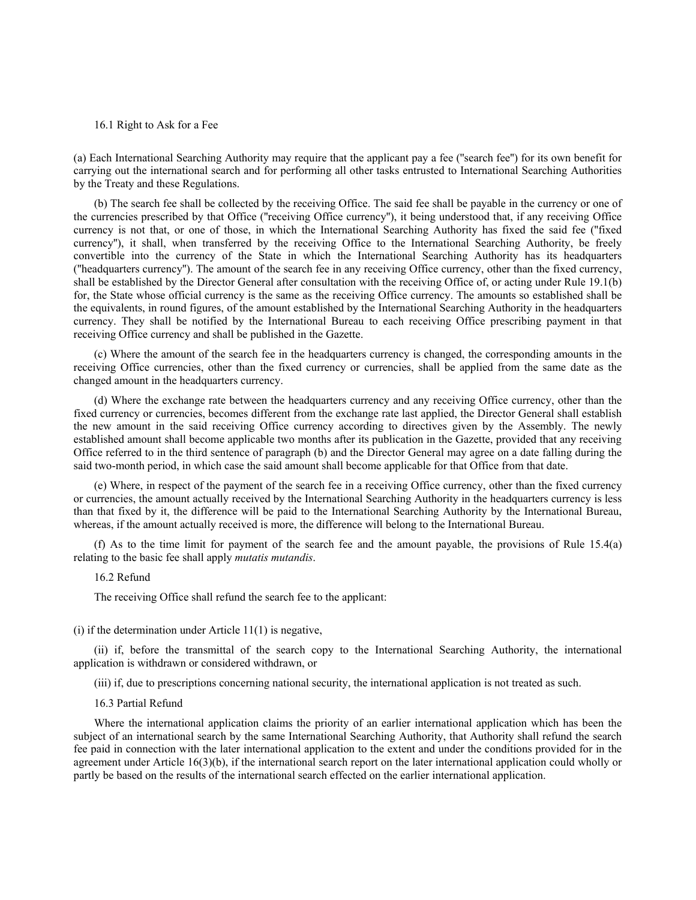### 16.1 Right to Ask for a Fee

(a) Each International Searching Authority may require that the applicant pay a fee ("search fee") for its own benefit for carrying out the international search and for performing all other tasks entrusted to International Searching Authorities by the Treaty and these Regulations.

(b) The search fee shall be collected by the receiving Office. The said fee shall be payable in the currency or one of the currencies prescribed by that Office ("receiving Office currency"), it being understood that, if any receiving Office currency is not that, or one of those, in which the International Searching Authority has fixed the said fee ("fixed currency"), it shall, when transferred by the receiving Office to the International Searching Authority, be freely convertible into the currency of the State in which the International Searching Authority has its headquarters ("headquarters currency"). The amount of the search fee in any receiving Office currency, other than the fixed currency, shall be established by the Director General after consultation with the receiving Office of, or acting under Rule 19.1(b) for, the State whose official currency is the same as the receiving Office currency. The amounts so established shall be the equivalents, in round figures, of the amount established by the International Searching Authority in the headquarters currency. They shall be notified by the International Bureau to each receiving Office prescribing payment in that receiving Office currency and shall be published in the Gazette.

(c) Where the amount of the search fee in the headquarters currency is changed, the corresponding amounts in the receiving Office currencies, other than the fixed currency or currencies, shall be applied from the same date as the changed amount in the headquarters currency.

(d) Where the exchange rate between the headquarters currency and any receiving Office currency, other than the fixed currency or currencies, becomes different from the exchange rate last applied, the Director General shall establish the new amount in the said receiving Office currency according to directives given by the Assembly. The newly established amount shall become applicable two months after its publication in the Gazette, provided that any receiving Office referred to in the third sentence of paragraph (b) and the Director General may agree on a date falling during the said two-month period, in which case the said amount shall become applicable for that Office from that date.

(e) Where, in respect of the payment of the search fee in a receiving Office currency, other than the fixed currency or currencies, the amount actually received by the International Searching Authority in the headquarters currency is less than that fixed by it, the difference will be paid to the International Searching Authority by the International Bureau, whereas, if the amount actually received is more, the difference will belong to the International Bureau.

(f) As to the time limit for payment of the search fee and the amount payable, the provisions of Rule 15.4(a) relating to the basic fee shall apply *mutatis mutandis*.

### 16.2 Refund

The receiving Office shall refund the search fee to the applicant:

(i) if the determination under Article 11(1) is negative,

(ii) if, before the transmittal of the search copy to the International Searching Authority, the international application is withdrawn or considered withdrawn, or

(iii) if, due to prescriptions concerning national security, the international application is not treated as such.

### 16.3 Partial Refund

Where the international application claims the priority of an earlier international application which has been the subject of an international search by the same International Searching Authority, that Authority shall refund the search fee paid in connection with the later international application to the extent and under the conditions provided for in the agreement under Article 16(3)(b), if the international search report on the later international application could wholly or partly be based on the results of the international search effected on the earlier international application.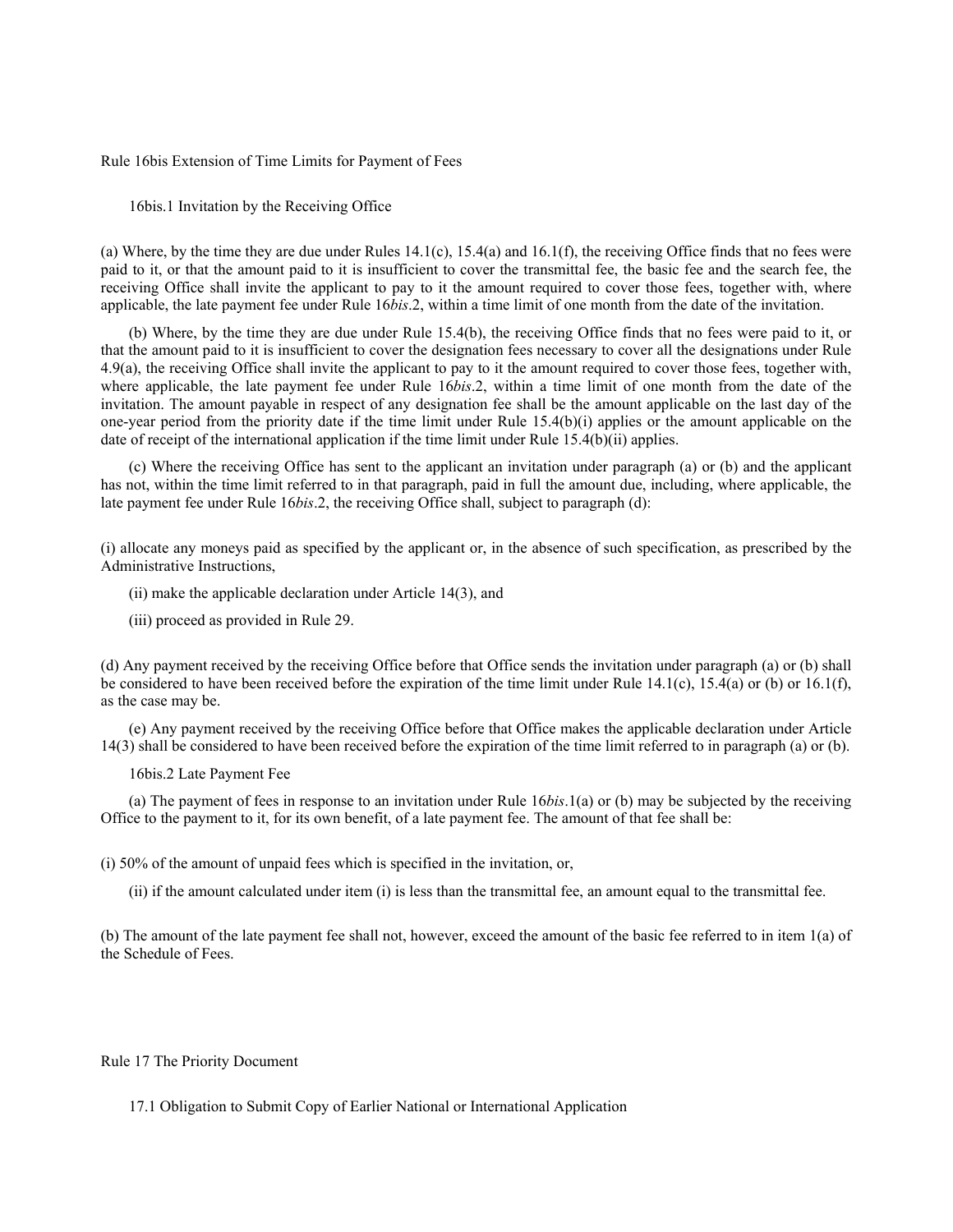## Rule 16bis Extension of Time Limits for Payment of Fees

### 16bis.1 Invitation by the Receiving Office

(a) Where, by the time they are due under Rules 14.1(c), 15.4(a) and 16.1(f), the receiving Office finds that no fees were paid to it, or that the amount paid to it is insufficient to cover the transmittal fee, the basic fee and the search fee, the receiving Office shall invite the applicant to pay to it the amount required to cover those fees, together with, where applicable, the late payment fee under Rule 16*bis*.2, within a time limit of one month from the date of the invitation.

(b) Where, by the time they are due under Rule 15.4(b), the receiving Office finds that no fees were paid to it, or that the amount paid to it is insufficient to cover the designation fees necessary to cover all the designations under Rule 4.9(a), the receiving Office shall invite the applicant to pay to it the amount required to cover those fees, together with, where applicable, the late payment fee under Rule 16*bis*.2, within a time limit of one month from the date of the invitation. The amount payable in respect of any designation fee shall be the amount applicable on the last day of the one-year period from the priority date if the time limit under Rule 15.4(b)(i) applies or the amount applicable on the date of receipt of the international application if the time limit under Rule 15.4(b)(ii) applies.

(c) Where the receiving Office has sent to the applicant an invitation under paragraph (a) or (b) and the applicant has not, within the time limit referred to in that paragraph, paid in full the amount due, including, where applicable, the late payment fee under Rule 16*bis*.2, the receiving Office shall, subject to paragraph (d):

(i) allocate any moneys paid as specified by the applicant or, in the absence of such specification, as prescribed by the Administrative Instructions,

(ii) make the applicable declaration under Article 14(3), and

(iii) proceed as provided in Rule 29.

(d) Any payment received by the receiving Office before that Office sends the invitation under paragraph (a) or (b) shall be considered to have been received before the expiration of the time limit under Rule 14.1(c), 15.4(a) or (b) or 16.1(f), as the case may be.

(e) Any payment received by the receiving Office before that Office makes the applicable declaration under Article 14(3) shall be considered to have been received before the expiration of the time limit referred to in paragraph (a) or (b).

### 16bis.2 Late Payment Fee

(a) The payment of fees in response to an invitation under Rule 16*bis*.1(a) or (b) may be subjected by the receiving Office to the payment to it, for its own benefit, of a late payment fee. The amount of that fee shall be:

(i) 50% of the amount of unpaid fees which is specified in the invitation, or,

(ii) if the amount calculated under item (i) is less than the transmittal fee, an amount equal to the transmittal fee.

(b) The amount of the late payment fee shall not, however, exceed the amount of the basic fee referred to in item 1(a) of the Schedule of Fees.

## Rule 17 The Priority Document

### 17.1 Obligation to Submit Copy of Earlier National or International Application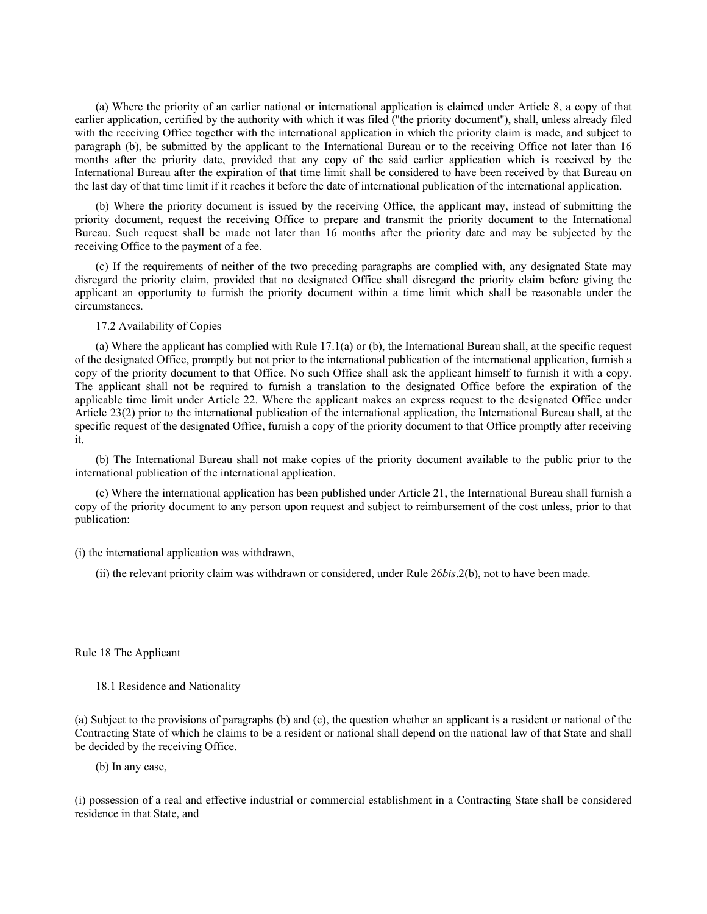(a) Where the priority of an earlier national or international application is claimed under Article 8, a copy of that earlier application, certified by the authority with which it was filed ("the priority document"), shall, unless already filed with the receiving Office together with the international application in which the priority claim is made, and subject to paragraph (b), be submitted by the applicant to the International Bureau or to the receiving Office not later than 16 months after the priority date, provided that any copy of the said earlier application which is received by the International Bureau after the expiration of that time limit shall be considered to have been received by that Bureau on the last day of that time limit if it reaches it before the date of international publication of the international application.

(b) Where the priority document is issued by the receiving Office, the applicant may, instead of submitting the priority document, request the receiving Office to prepare and transmit the priority document to the International Bureau. Such request shall be made not later than 16 months after the priority date and may be subjected by the receiving Office to the payment of a fee.

(c) If the requirements of neither of the two preceding paragraphs are complied with, any designated State may disregard the priority claim, provided that no designated Office shall disregard the priority claim before giving the applicant an opportunity to furnish the priority document within a time limit which shall be reasonable under the circumstances.

17.2 Availability of Copies

(a) Where the applicant has complied with Rule 17.1(a) or (b), the International Bureau shall, at the specific request of the designated Office, promptly but not prior to the international publication of the international application, furnish a copy of the priority document to that Office. No such Office shall ask the applicant himself to furnish it with a copy. The applicant shall not be required to furnish a translation to the designated Office before the expiration of the applicable time limit under Article 22. Where the applicant makes an express request to the designated Office under Article 23(2) prior to the international publication of the international application, the International Bureau shall, at the specific request of the designated Office, furnish a copy of the priority document to that Office promptly after receiving it.

(b) The International Bureau shall not make copies of the priority document available to the public prior to the international publication of the international application.

(c) Where the international application has been published under Article 21, the International Bureau shall furnish a copy of the priority document to any person upon request and subject to reimbursement of the cost unless, prior to that publication:

(i) the international application was withdrawn,

(ii) the relevant priority claim was withdrawn or considered, under Rule 26*bis*.2(b), not to have been made.

## Rule 18 The Applicant

### 18.1 Residence and Nationality

(a) Subject to the provisions of paragraphs (b) and (c), the question whether an applicant is a resident or national of the Contracting State of which he claims to be a resident or national shall depend on the national law of that State and shall be decided by the receiving Office.

(b) In any case,

(i) possession of a real and effective industrial or commercial establishment in a Contracting State shall be considered residence in that State, and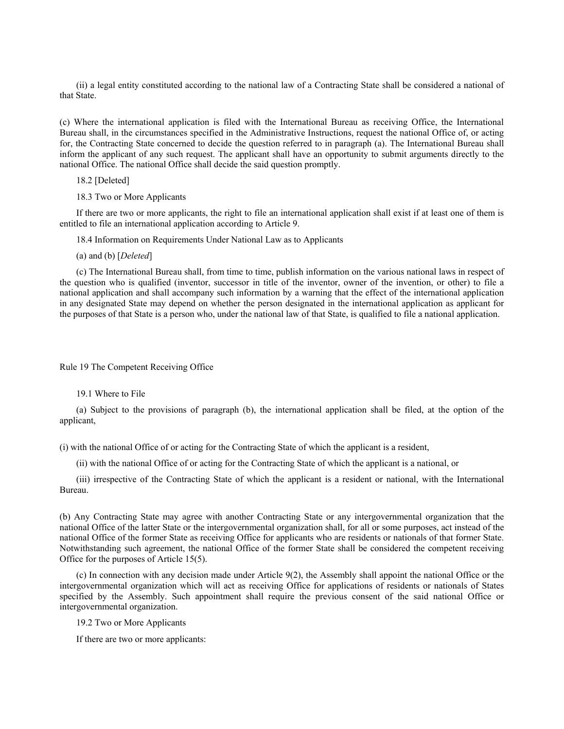(ii) a legal entity constituted according to the national law of a Contracting State shall be considered a national of that State.

(c) Where the international application is filed with the International Bureau as receiving Office, the International Bureau shall, in the circumstances specified in the Administrative Instructions, request the national Office of, or acting for, the Contracting State concerned to decide the question referred to in paragraph (a). The International Bureau shall inform the applicant of any such request. The applicant shall have an opportunity to submit arguments directly to the national Office. The national Office shall decide the said question promptly.

18.2 [Deleted]

18.3 Two or More Applicants

If there are two or more applicants, the right to file an international application shall exist if at least one of them is entitled to file an international application according to Article 9.

18.4 Information on Requirements Under National Law as to Applicants

(a) and (b) [*Deleted*]

(c) The International Bureau shall, from time to time, publish information on the various national laws in respect of the question who is qualified (inventor, successor in title of the inventor, owner of the invention, or other) to file a national application and shall accompany such information by a warning that the effect of the international application in any designated State may depend on whether the person designated in the international application as applicant for the purposes of that State is a person who, under the national law of that State, is qualified to file a national application.

## Rule 19 The Competent Receiving Office

19.1 Where to File

(a) Subject to the provisions of paragraph (b), the international application shall be filed, at the option of the applicant,

(i) with the national Office of or acting for the Contracting State of which the applicant is a resident,

(ii) with the national Office of or acting for the Contracting State of which the applicant is a national, or

(iii) irrespective of the Contracting State of which the applicant is a resident or national, with the International Bureau.

(b) Any Contracting State may agree with another Contracting State or any intergovernmental organization that the national Office of the latter State or the intergovernmental organization shall, for all or some purposes, act instead of the national Office of the former State as receiving Office for applicants who are residents or nationals of that former State. Notwithstanding such agreement, the national Office of the former State shall be considered the competent receiving Office for the purposes of Article 15(5).

(c) In connection with any decision made under Article 9(2), the Assembly shall appoint the national Office or the intergovernmental organization which will act as receiving Office for applications of residents or nationals of States specified by the Assembly. Such appointment shall require the previous consent of the said national Office or intergovernmental organization.

19.2 Two or More Applicants

If there are two or more applicants: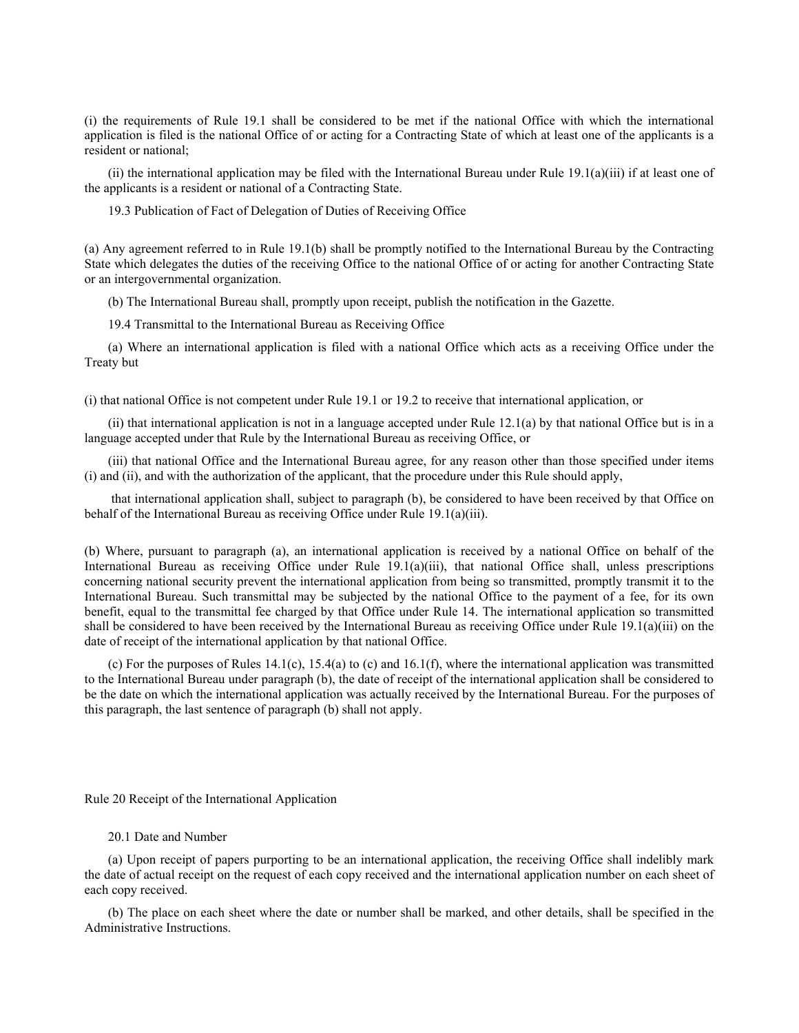(i) the requirements of Rule 19.1 shall be considered to be met if the national Office with which the international application is filed is the national Office of or acting for a Contracting State of which at least one of the applicants is a resident or national;

(ii) the international application may be filed with the International Bureau under Rule 19.1(a)(iii) if at least one of the applicants is a resident or national of a Contracting State.

19.3 Publication of Fact of Delegation of Duties of Receiving Office

(a) Any agreement referred to in Rule 19.1(b) shall be promptly notified to the International Bureau by the Contracting State which delegates the duties of the receiving Office to the national Office of or acting for another Contracting State or an intergovernmental organization.

(b) The International Bureau shall, promptly upon receipt, publish the notification in the Gazette.

19.4 Transmittal to the International Bureau as Receiving Office

(a) Where an international application is filed with a national Office which acts as a receiving Office under the Treaty but

(i) that national Office is not competent under Rule 19.1 or 19.2 to receive that international application, or

(ii) that international application is not in a language accepted under Rule 12.1(a) by that national Office but is in a language accepted under that Rule by the International Bureau as receiving Office, or

(iii) that national Office and the International Bureau agree, for any reason other than those specified under items (i) and (ii), and with the authorization of the applicant, that the procedure under this Rule should apply,

that international application shall, subject to paragraph (b), be considered to have been received by that Office on behalf of the International Bureau as receiving Office under Rule 19.1(a)(iii).

(b) Where, pursuant to paragraph (a), an international application is received by a national Office on behalf of the International Bureau as receiving Office under Rule 19.1(a)(iii), that national Office shall, unless prescriptions concerning national security prevent the international application from being so transmitted, promptly transmit it to the International Bureau. Such transmittal may be subjected by the national Office to the payment of a fee, for its own benefit, equal to the transmittal fee charged by that Office under Rule 14. The international application so transmitted shall be considered to have been received by the International Bureau as receiving Office under Rule 19.1(a)(iii) on the date of receipt of the international application by that national Office.

(c) For the purposes of Rules 14.1(c), 15.4(a) to (c) and 16.1(f), where the international application was transmitted to the International Bureau under paragraph (b), the date of receipt of the international application shall be considered to be the date on which the international application was actually received by the International Bureau. For the purposes of this paragraph, the last sentence of paragraph (b) shall not apply.

## Rule 20 Receipt of the International Application

20.1 Date and Number

(a) Upon receipt of papers purporting to be an international application, the receiving Office shall indelibly mark the date of actual receipt on the request of each copy received and the international application number on each sheet of each copy received.

(b) The place on each sheet where the date or number shall be marked, and other details, shall be specified in the Administrative Instructions.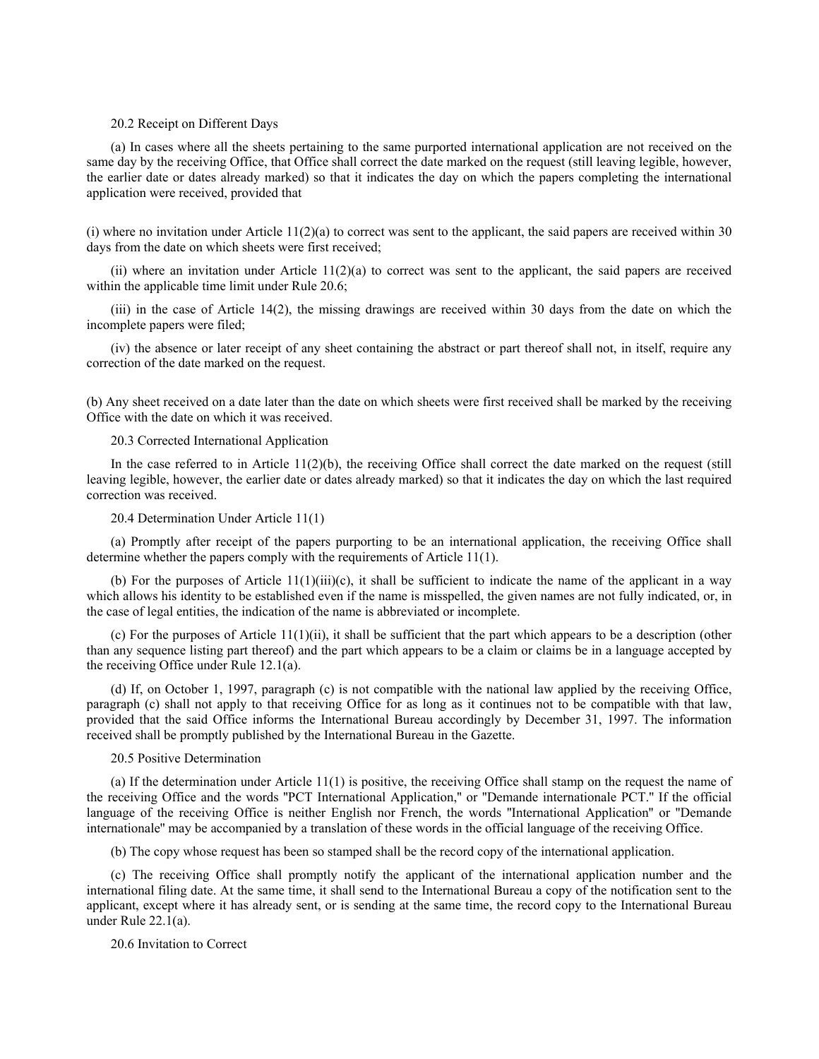20.2 Receipt on Different Days

(a) In cases where all the sheets pertaining to the same purported international application are not received on the same day by the receiving Office, that Office shall correct the date marked on the request (still leaving legible, however, the earlier date or dates already marked) so that it indicates the day on which the papers completing the international application were received, provided that

(i) where no invitation under Article 11(2)(a) to correct was sent to the applicant, the said papers are received within 30 days from the date on which sheets were first received;

(ii) where an invitation under Article 11(2)(a) to correct was sent to the applicant, the said papers are received within the applicable time limit under Rule 20.6;

(iii) in the case of Article 14(2), the missing drawings are received within 30 days from the date on which the incomplete papers were filed;

(iv) the absence or later receipt of any sheet containing the abstract or part thereof shall not, in itself, require any correction of the date marked on the request.

(b) Any sheet received on a date later than the date on which sheets were first received shall be marked by the receiving Office with the date on which it was received.

20.3 Corrected International Application

In the case referred to in Article 11(2)(b), the receiving Office shall correct the date marked on the request (still leaving legible, however, the earlier date or dates already marked) so that it indicates the day on which the last required correction was received.

20.4 Determination Under Article 11(1)

(a) Promptly after receipt of the papers purporting to be an international application, the receiving Office shall determine whether the papers comply with the requirements of Article 11(1).

(b) For the purposes of Article 11(1)(iii)(c), it shall be sufficient to indicate the name of the applicant in a way which allows his identity to be established even if the name is misspelled, the given names are not fully indicated, or, in the case of legal entities, the indication of the name is abbreviated or incomplete.

(c) For the purposes of Article 11(1)(ii), it shall be sufficient that the part which appears to be a description (other than any sequence listing part thereof) and the part which appears to be a claim or claims be in a language accepted by the receiving Office under Rule 12.1(a).

(d) If, on October 1, 1997, paragraph (c) is not compatible with the national law applied by the receiving Office, paragraph (c) shall not apply to that receiving Office for as long as it continues not to be compatible with that law, provided that the said Office informs the International Bureau accordingly by December 31, 1997. The information received shall be promptly published by the International Bureau in the Gazette.

20.5 Positive Determination

(a) If the determination under Article 11(1) is positive, the receiving Office shall stamp on the request the name of the receiving Office and the words "PCT International Application," or "Demande internationale PCT." If the official language of the receiving Office is neither English nor French, the words "International Application" or "Demande internationale" may be accompanied by a translation of these words in the official language of the receiving Office.

(b) The copy whose request has been so stamped shall be the record copy of the international application.

(c) The receiving Office shall promptly notify the applicant of the international application number and the international filing date. At the same time, it shall send to the International Bureau a copy of the notification sent to the applicant, except where it has already sent, or is sending at the same time, the record copy to the International Bureau under Rule 22.1(a).

20.6 Invitation to Correct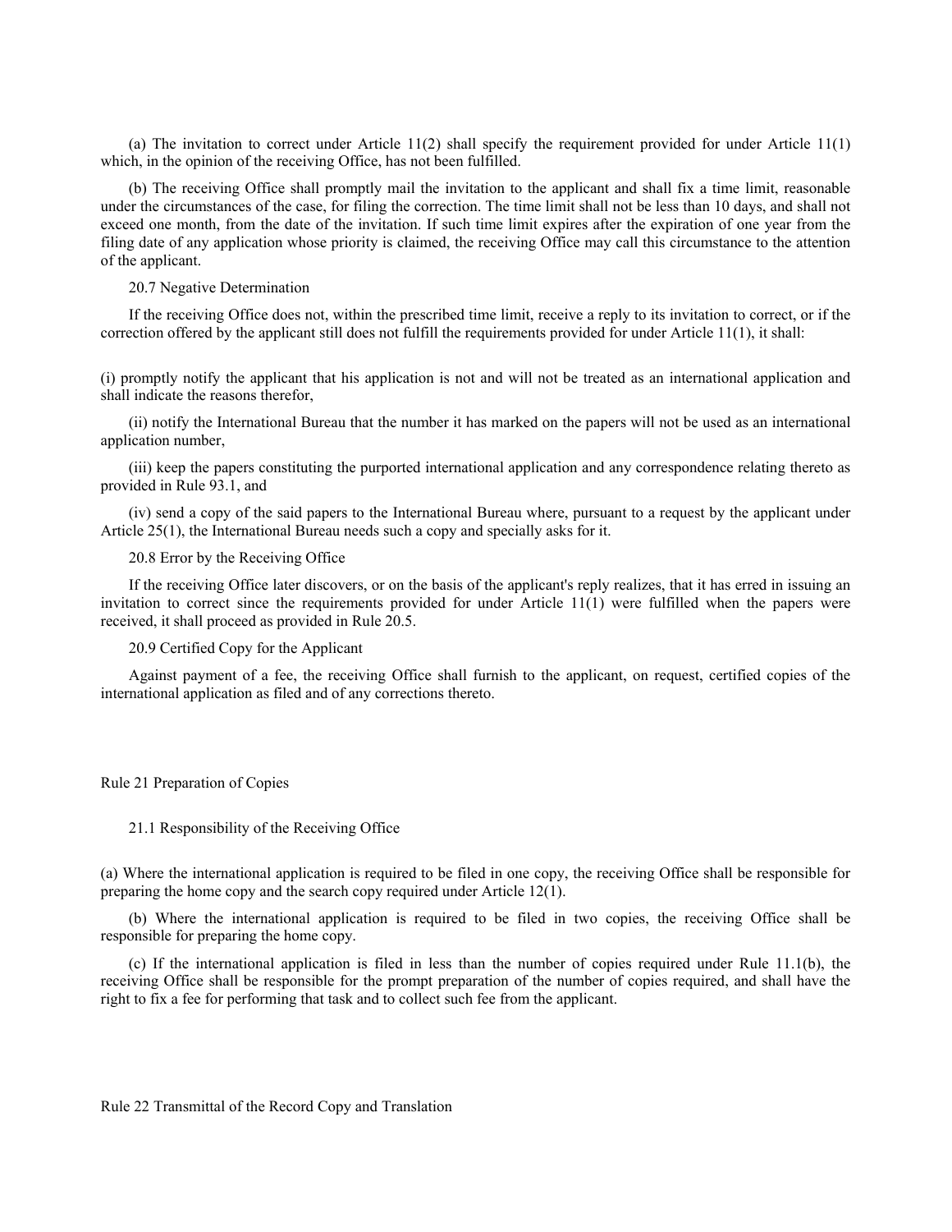(a) The invitation to correct under Article 11(2) shall specify the requirement provided for under Article 11(1) which, in the opinion of the receiving Office, has not been fulfilled.

(b) The receiving Office shall promptly mail the invitation to the applicant and shall fix a time limit, reasonable under the circumstances of the case, for filing the correction. The time limit shall not be less than 10 days, and shall not exceed one month, from the date of the invitation. If such time limit expires after the expiration of one year from the filing date of any application whose priority is claimed, the receiving Office may call this circumstance to the attention of the applicant.

20.7 Negative Determination

If the receiving Office does not, within the prescribed time limit, receive a reply to its invitation to correct, or if the correction offered by the applicant still does not fulfill the requirements provided for under Article 11(1), it shall:

(i) promptly notify the applicant that his application is not and will not be treated as an international application and shall indicate the reasons therefor,

(ii) notify the International Bureau that the number it has marked on the papers will not be used as an international application number,

(iii) keep the papers constituting the purported international application and any correspondence relating thereto as provided in Rule 93.1, and

(iv) send a copy of the said papers to the International Bureau where, pursuant to a request by the applicant under Article 25(1), the International Bureau needs such a copy and specially asks for it.

20.8 Error by the Receiving Office

If the receiving Office later discovers, or on the basis of the applicant's reply realizes, that it has erred in issuing an invitation to correct since the requirements provided for under Article 11(1) were fulfilled when the papers were received, it shall proceed as provided in Rule 20.5.

20.9 Certified Copy for the Applicant

Against payment of a fee, the receiving Office shall furnish to the applicant, on request, certified copies of the international application as filed and of any corrections thereto.

## Rule 21 Preparation of Copies

21.1 Responsibility of the Receiving Office

(a) Where the international application is required to be filed in one copy, the receiving Office shall be responsible for preparing the home copy and the search copy required under Article 12(1).

(b) Where the international application is required to be filed in two copies, the receiving Office shall be responsible for preparing the home copy.

(c) If the international application is filed in less than the number of copies required under Rule 11.1(b), the receiving Office shall be responsible for the prompt preparation of the number of copies required, and shall have the right to fix a fee for performing that task and to collect such fee from the applicant.

## Rule 22 Transmittal of the Record Copy and Translation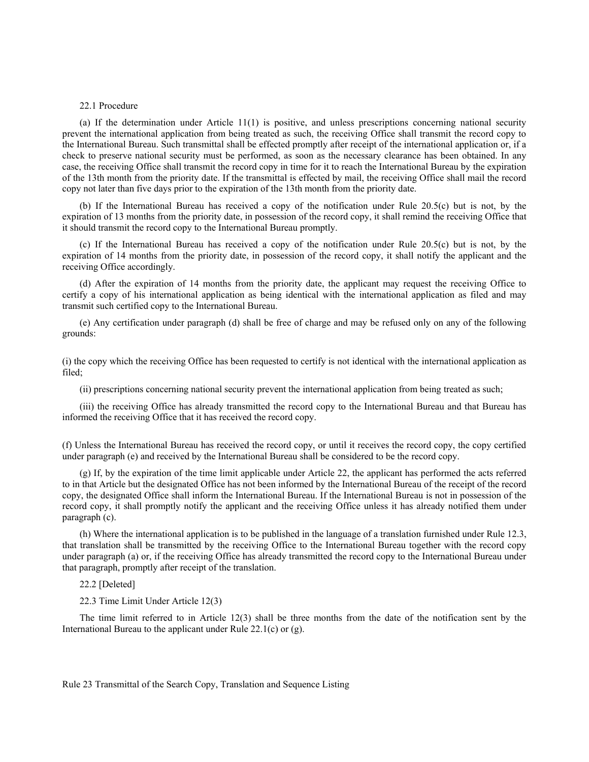22.1 Procedure

(a) If the determination under Article 11(1) is positive, and unless prescriptions concerning national security prevent the international application from being treated as such, the receiving Office shall transmit the record copy to the International Bureau. Such transmittal shall be effected promptly after receipt of the international application or, if a check to preserve national security must be performed, as soon as the necessary clearance has been obtained. In any case, the receiving Office shall transmit the record copy in time for it to reach the International Bureau by the expiration of the 13th month from the priority date. If the transmittal is effected by mail, the receiving Office shall mail the record copy not later than five days prior to the expiration of the 13th month from the priority date.

(b) If the International Bureau has received a copy of the notification under Rule 20.5(c) but is not, by the expiration of 13 months from the priority date, in possession of the record copy, it shall remind the receiving Office that it should transmit the record copy to the International Bureau promptly.

(c) If the International Bureau has received a copy of the notification under Rule 20.5(c) but is not, by the expiration of 14 months from the priority date, in possession of the record copy, it shall notify the applicant and the receiving Office accordingly.

(d) After the expiration of 14 months from the priority date, the applicant may request the receiving Office to certify a copy of his international application as being identical with the international application as filed and may transmit such certified copy to the International Bureau.

(e) Any certification under paragraph (d) shall be free of charge and may be refused only on any of the following grounds:

(i) the copy which the receiving Office has been requested to certify is not identical with the international application as filed;

(ii) prescriptions concerning national security prevent the international application from being treated as such;

(iii) the receiving Office has already transmitted the record copy to the International Bureau and that Bureau has informed the receiving Office that it has received the record copy.

(f) Unless the International Bureau has received the record copy, or until it receives the record copy, the copy certified under paragraph (e) and received by the International Bureau shall be considered to be the record copy.

(g) If, by the expiration of the time limit applicable under Article 22, the applicant has performed the acts referred to in that Article but the designated Office has not been informed by the International Bureau of the receipt of the record copy, the designated Office shall inform the International Bureau. If the International Bureau is not in possession of the record copy, it shall promptly notify the applicant and the receiving Office unless it has already notified them under paragraph (c).

(h) Where the international application is to be published in the language of a translation furnished under Rule 12.3, that translation shall be transmitted by the receiving Office to the International Bureau together with the record copy under paragraph (a) or, if the receiving Office has already transmitted the record copy to the International Bureau under that paragraph, promptly after receipt of the translation.

22.2 [Deleted]

22.3 Time Limit Under Article 12(3)

The time limit referred to in Article 12(3) shall be three months from the date of the notification sent by the International Bureau to the applicant under Rule 22.1(c) or (g).

Rule 23 Transmittal of the Search Copy, Translation and Sequence Listing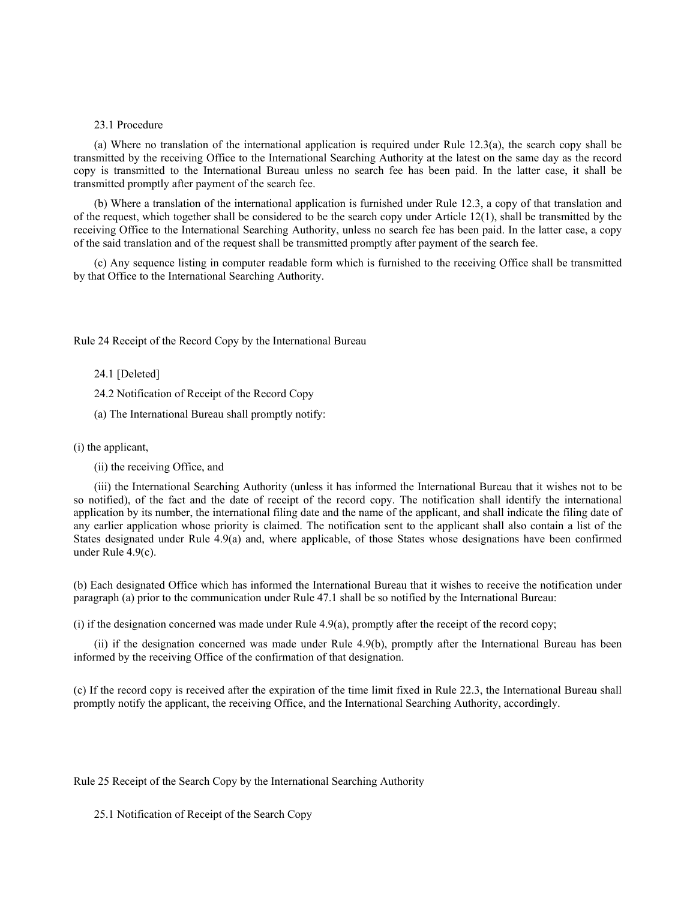23.1 Procedure

(a) Where no translation of the international application is required under Rule 12.3(a), the search copy shall be transmitted by the receiving Office to the International Searching Authority at the latest on the same day as the record copy is transmitted to the International Bureau unless no search fee has been paid. In the latter case, it shall be transmitted promptly after payment of the search fee.

(b) Where a translation of the international application is furnished under Rule 12.3, a copy of that translation and of the request, which together shall be considered to be the search copy under Article 12(1), shall be transmitted by the receiving Office to the International Searching Authority, unless no search fee has been paid. In the latter case, a copy of the said translation and of the request shall be transmitted promptly after payment of the search fee.

(c) Any sequence listing in computer readable form which is furnished to the receiving Office shall be transmitted by that Office to the International Searching Authority.

## Rule 24 Receipt of the Record Copy by the International Bureau

24.1 [Deleted]

24.2 Notification of Receipt of the Record Copy

(a) The International Bureau shall promptly notify:

(i) the applicant,

(ii) the receiving Office, and

(iii) the International Searching Authority (unless it has informed the International Bureau that it wishes not to be so notified), of the fact and the date of receipt of the record copy. The notification shall identify the international application by its number, the international filing date and the name of the applicant, and shall indicate the filing date of any earlier application whose priority is claimed. The notification sent to the applicant shall also contain a list of the States designated under Rule 4.9(a) and, where applicable, of those States whose designations have been confirmed under Rule 4.9(c).

(b) Each designated Office which has informed the International Bureau that it wishes to receive the notification under paragraph (a) prior to the communication under Rule 47.1 shall be so notified by the International Bureau:

(i) if the designation concerned was made under Rule 4.9(a), promptly after the receipt of the record copy;

(ii) if the designation concerned was made under Rule 4.9(b), promptly after the International Bureau has been informed by the receiving Office of the confirmation of that designation.

(c) If the record copy is received after the expiration of the time limit fixed in Rule 22.3, the International Bureau shall promptly notify the applicant, the receiving Office, and the International Searching Authority, accordingly.

## Rule 25 Receipt of the Search Copy by the International Searching Authority

25.1 Notification of Receipt of the Search Copy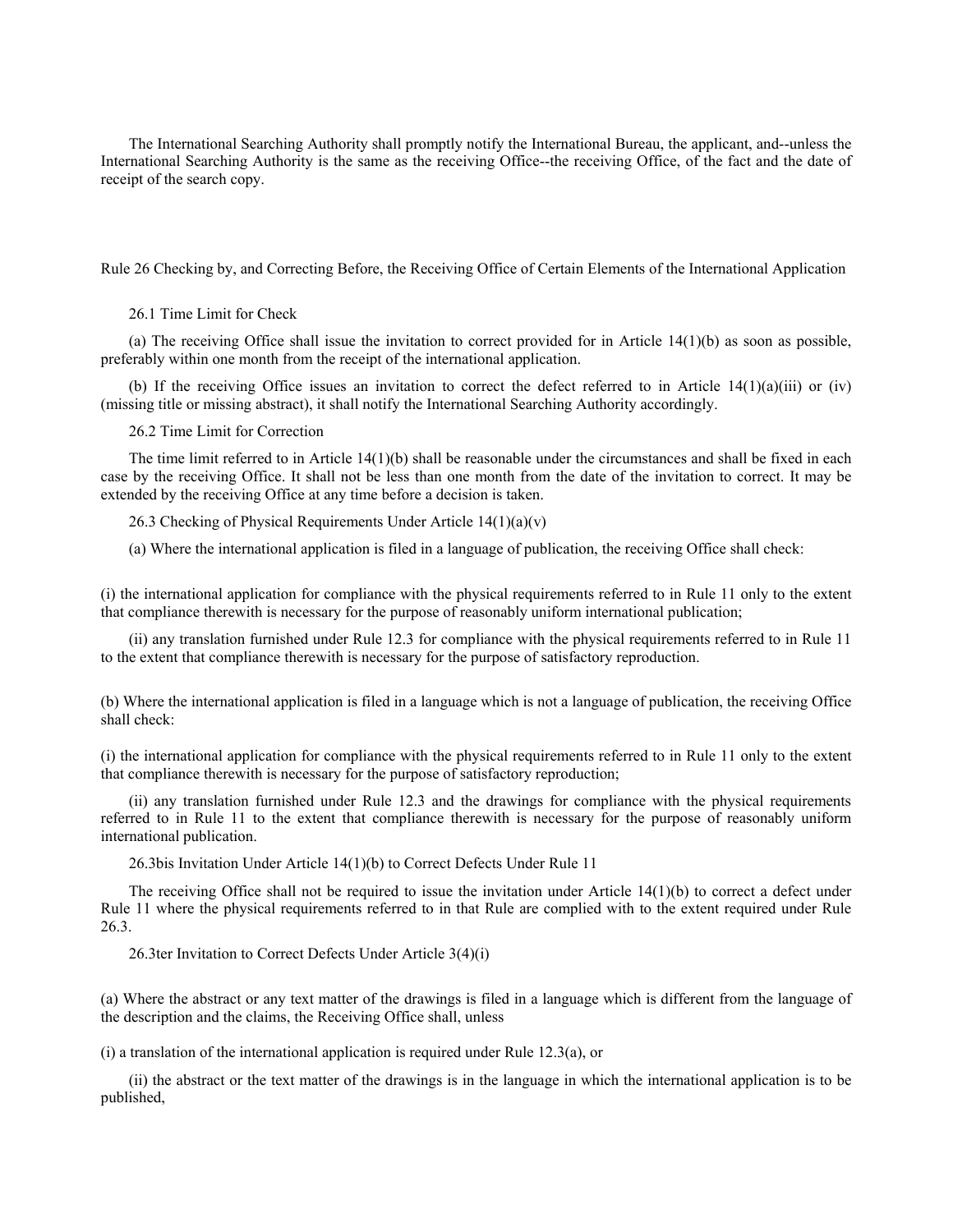The International Searching Authority shall promptly notify the International Bureau, the applicant, and--unless the International Searching Authority is the same as the receiving Office--the receiving Office, of the fact and the date of receipt of the search copy.

## Rule 26 Checking by, and Correcting Before, the Receiving Office of Certain Elements of the International Application

### 26.1 Time Limit for Check

(a) The receiving Office shall issue the invitation to correct provided for in Article 14(1)(b) as soon as possible, preferably within one month from the receipt of the international application.

(b) If the receiving Office issues an invitation to correct the defect referred to in Article 14(1)(a)(iii) or (iv) (missing title or missing abstract), it shall notify the International Searching Authority accordingly.

### 26.2 Time Limit for Correction

The time limit referred to in Article 14(1)(b) shall be reasonable under the circumstances and shall be fixed in each case by the receiving Office. It shall not be less than one month from the date of the invitation to correct. It may be extended by the receiving Office at any time before a decision is taken.

### 26.3 Checking of Physical Requirements Under Article 14(1)(a)(v)

(a) Where the international application is filed in a language of publication, the receiving Office shall check:

(i) the international application for compliance with the physical requirements referred to in Rule 11 only to the extent that compliance therewith is necessary for the purpose of reasonably uniform international publication;

(ii) any translation furnished under Rule 12.3 for compliance with the physical requirements referred to in Rule 11 to the extent that compliance therewith is necessary for the purpose of satisfactory reproduction.

(b) Where the international application is filed in a language which is not a language of publication, the receiving Office shall check:

(i) the international application for compliance with the physical requirements referred to in Rule 11 only to the extent that compliance therewith is necessary for the purpose of satisfactory reproduction;

(ii) any translation furnished under Rule 12.3 and the drawings for compliance with the physical requirements referred to in Rule 11 to the extent that compliance therewith is necessary for the purpose of reasonably uniform international publication.

### 26.3bis Invitation Under Article 14(1)(b) to Correct Defects Under Rule 11

The receiving Office shall not be required to issue the invitation under Article 14(1)(b) to correct a defect under Rule 11 where the physical requirements referred to in that Rule are complied with to the extent required under Rule 26.3.

### 26.3ter Invitation to Correct Defects Under Article 3(4)(i)

(a) Where the abstract or any text matter of the drawings is filed in a language which is different from the language of the description and the claims, the Receiving Office shall, unless

(i) a translation of the international application is required under Rule 12.3(a), or

(ii) the abstract or the text matter of the drawings is in the language in which the international application is to be published,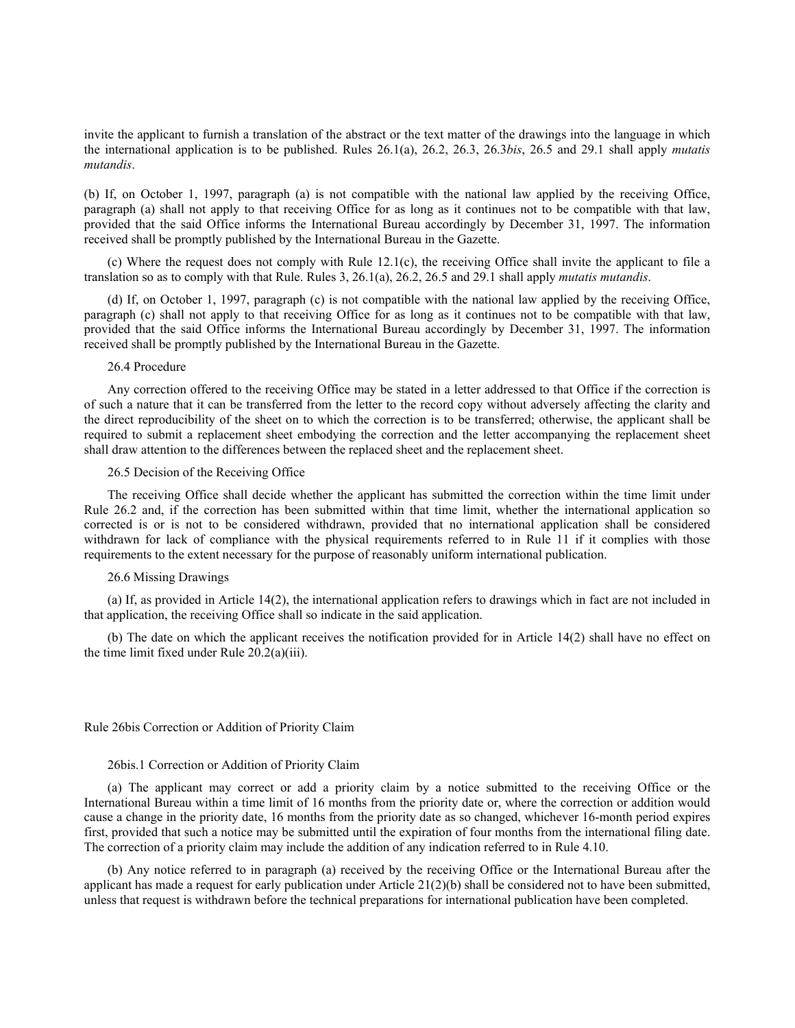invite the applicant to furnish a translation of the abstract or the text matter of the drawings into the language in which the international application is to be published. Rules 26.1(a), 26.2, 26.3, 26.3*bis*, 26.5 and 29.1 shall apply *mutatis mutandis*.

(b) If, on October 1, 1997, paragraph (a) is not compatible with the national law applied by the receiving Office, paragraph (a) shall not apply to that receiving Office for as long as it continues not to be compatible with that law, provided that the said Office informs the International Bureau accordingly by December 31, 1997. The information received shall be promptly published by the International Bureau in the Gazette.

(c) Where the request does not comply with Rule 12.1(c), the receiving Office shall invite the applicant to file a translation so as to comply with that Rule. Rules 3, 26.1(a), 26.2, 26.5 and 29.1 shall apply *mutatis mutandis*.

(d) If, on October 1, 1997, paragraph (c) is not compatible with the national law applied by the receiving Office, paragraph (c) shall not apply to that receiving Office for as long as it continues not to be compatible with that law, provided that the said Office informs the International Bureau accordingly by December 31, 1997. The information received shall be promptly published by the International Bureau in the Gazette.

26.4 Procedure

Any correction offered to the receiving Office may be stated in a letter addressed to that Office if the correction is of such a nature that it can be transferred from the letter to the record copy without adversely affecting the clarity and the direct reproducibility of the sheet on to which the correction is to be transferred; otherwise, the applicant shall be required to submit a replacement sheet embodying the correction and the letter accompanying the replacement sheet shall draw attention to the differences between the replaced sheet and the replacement sheet.

26.5 Decision of the Receiving Office

The receiving Office shall decide whether the applicant has submitted the correction within the time limit under Rule 26.2 and, if the correction has been submitted within that time limit, whether the international application so corrected is or is not to be considered withdrawn, provided that no international application shall be considered withdrawn for lack of compliance with the physical requirements referred to in Rule 11 if it complies with those requirements to the extent necessary for the purpose of reasonably uniform international publication.

26.6 Missing Drawings

(a) If, as provided in Article 14(2), the international application refers to drawings which in fact are not included in that application, the receiving Office shall so indicate in the said application.

(b) The date on which the applicant receives the notification provided for in Article 14(2) shall have no effect on the time limit fixed under Rule 20.2(a)(iii).

## Rule 26bis Correction or Addition of Priority Claim

26bis.1 Correction or Addition of Priority Claim

(a) The applicant may correct or add a priority claim by a notice submitted to the receiving Office or the International Bureau within a time limit of 16 months from the priority date or, where the correction or addition would cause a change in the priority date, 16 months from the priority date as so changed, whichever 16-month period expires first, provided that such a notice may be submitted until the expiration of four months from the international filing date. The correction of a priority claim may include the addition of any indication referred to in Rule 4.10.

(b) Any notice referred to in paragraph (a) received by the receiving Office or the International Bureau after the applicant has made a request for early publication under Article 21(2)(b) shall be considered not to have been submitted, unless that request is withdrawn before the technical preparations for international publication have been completed.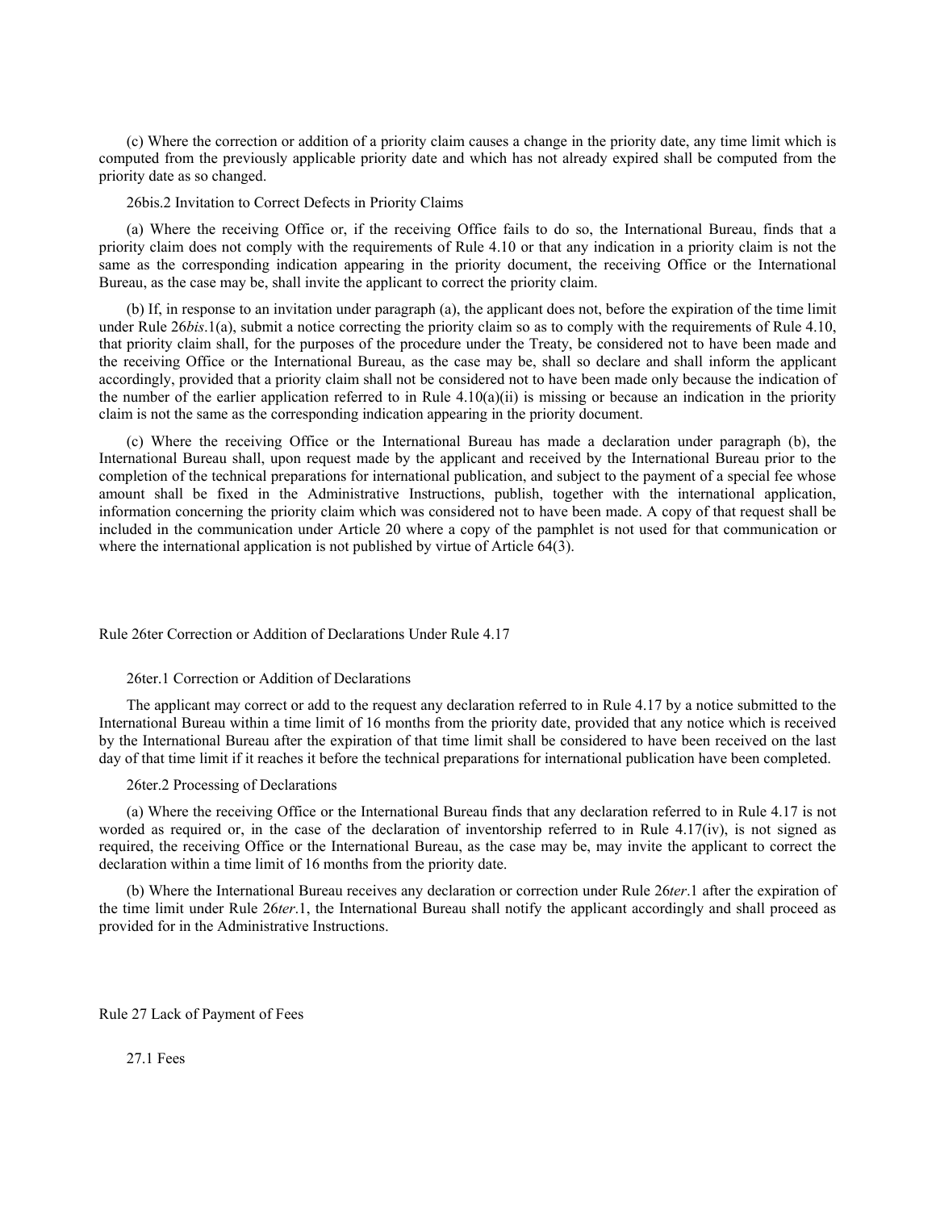(c) Where the correction or addition of a priority claim causes a change in the priority date, any time limit which is computed from the previously applicable priority date and which has not already expired shall be computed from the priority date as so changed.

### 26bis.2 Invitation to Correct Defects in Priority Claims

(a) Where the receiving Office or, if the receiving Office fails to do so, the International Bureau, finds that a priority claim does not comply with the requirements of Rule 4.10 or that any indication in a priority claim is not the same as the corresponding indication appearing in the priority document, the receiving Office or the International Bureau, as the case may be, shall invite the applicant to correct the priority claim.

(b) If, in response to an invitation under paragraph (a), the applicant does not, before the expiration of the time limit under Rule 26*bis*.1(a), submit a notice correcting the priority claim so as to comply with the requirements of Rule 4.10, that priority claim shall, for the purposes of the procedure under the Treaty, be considered not to have been made and the receiving Office or the International Bureau, as the case may be, shall so declare and shall inform the applicant accordingly, provided that a priority claim shall not be considered not to have been made only because the indication of the number of the earlier application referred to in Rule 4.10(a)(ii) is missing or because an indication in the priority claim is not the same as the corresponding indication appearing in the priority document.

(c) Where the receiving Office or the International Bureau has made a declaration under paragraph (b), the International Bureau shall, upon request made by the applicant and received by the International Bureau prior to the completion of the technical preparations for international publication, and subject to the payment of a special fee whose amount shall be fixed in the Administrative Instructions, publish, together with the international application, information concerning the priority claim which was considered not to have been made. A copy of that request shall be included in the communication under Article 20 where a copy of the pamphlet is not used for that communication or where the international application is not published by virtue of Article 64(3).

## Rule 26ter Correction or Addition of Declarations Under Rule 4.17

### 26ter.1 Correction or Addition of Declarations

The applicant may correct or add to the request any declaration referred to in Rule 4.17 by a notice submitted to the International Bureau within a time limit of 16 months from the priority date, provided that any notice which is received by the International Bureau after the expiration of that time limit shall be considered to have been received on the last day of that time limit if it reaches it before the technical preparations for international publication have been completed.

### 26ter.2 Processing of Declarations

(a) Where the receiving Office or the International Bureau finds that any declaration referred to in Rule 4.17 is not worded as required or, in the case of the declaration of inventorship referred to in Rule 4.17(iv), is not signed as required, the receiving Office or the International Bureau, as the case may be, may invite the applicant to correct the declaration within a time limit of 16 months from the priority date.

(b) Where the International Bureau receives any declaration or correction under Rule 26*ter*.1 after the expiration of the time limit under Rule 26*ter*.1, the International Bureau shall notify the applicant accordingly and shall proceed as provided for in the Administrative Instructions.

## Rule 27 Lack of Payment of Fees

### 27.1 Fees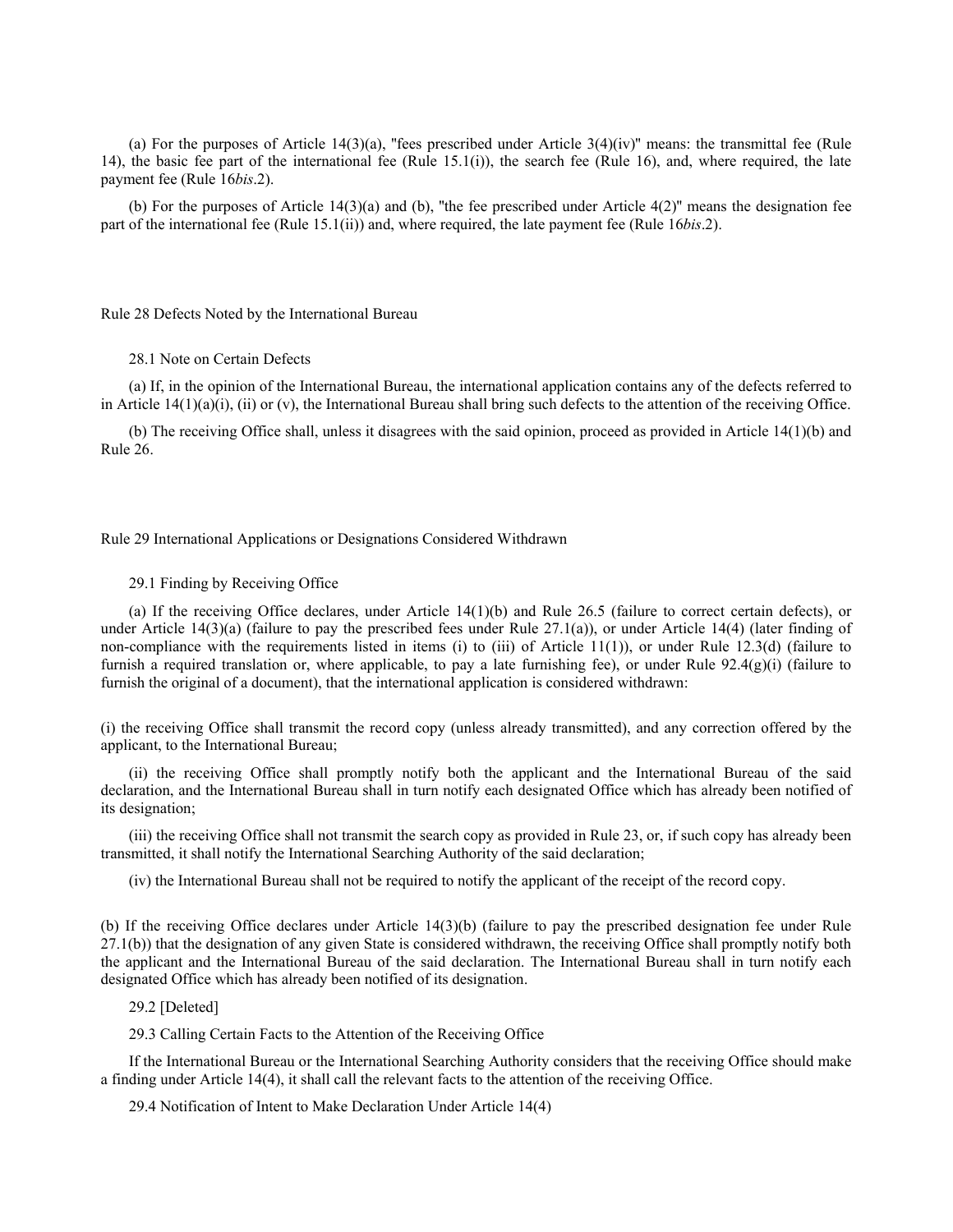(a) For the purposes of Article 14(3)(a), "fees prescribed under Article 3(4)(iv)" means: the transmittal fee (Rule 14), the basic fee part of the international fee (Rule 15.1(i)), the search fee (Rule 16), and, where required, the late payment fee (Rule 16*bis*.2).

(b) For the purposes of Article 14(3)(a) and (b), "the fee prescribed under Article 4(2)" means the designation fee part of the international fee (Rule 15.1(ii)) and, where required, the late payment fee (Rule 16*bis*.2).

## Rule 28 Defects Noted by the International Bureau

### 28.1 Note on Certain Defects

(a) If, in the opinion of the International Bureau, the international application contains any of the defects referred to in Article 14(1)(a)(i), (ii) or (v), the International Bureau shall bring such defects to the attention of the receiving Office.

(b) The receiving Office shall, unless it disagrees with the said opinion, proceed as provided in Article 14(1)(b) and Rule 26.

## Rule 29 International Applications or Designations Considered Withdrawn

### 29.1 Finding by Receiving Office

(a) If the receiving Office declares, under Article 14(1)(b) and Rule 26.5 (failure to correct certain defects), or under Article 14(3)(a) (failure to pay the prescribed fees under Rule 27.1(a)), or under Article 14(4) (later finding of non-compliance with the requirements listed in items (i) to (iii) of Article 11(1)), or under Rule 12.3(d) (failure to furnish a required translation or, where applicable, to pay a late furnishing fee), or under Rule 92.4(g)(i) (failure to furnish the original of a document), that the international application is considered withdrawn:

(i) the receiving Office shall transmit the record copy (unless already transmitted), and any correction offered by the applicant, to the International Bureau;

(ii) the receiving Office shall promptly notify both the applicant and the International Bureau of the said declaration, and the International Bureau shall in turn notify each designated Office which has already been notified of its designation;

(iii) the receiving Office shall not transmit the search copy as provided in Rule 23, or, if such copy has already been transmitted, it shall notify the International Searching Authority of the said declaration;

(iv) the International Bureau shall not be required to notify the applicant of the receipt of the record copy.

(b) If the receiving Office declares under Article 14(3)(b) (failure to pay the prescribed designation fee under Rule 27.1(b)) that the designation of any given State is considered withdrawn, the receiving Office shall promptly notify both the applicant and the International Bureau of the said declaration. The International Bureau shall in turn notify each designated Office which has already been notified of its designation.

### 29.2 [Deleted]

### 29.3 Calling Certain Facts to the Attention of the Receiving Office

If the International Bureau or the International Searching Authority considers that the receiving Office should make a finding under Article 14(4), it shall call the relevant facts to the attention of the receiving Office.

### 29.4 Notification of Intent to Make Declaration Under Article 14(4)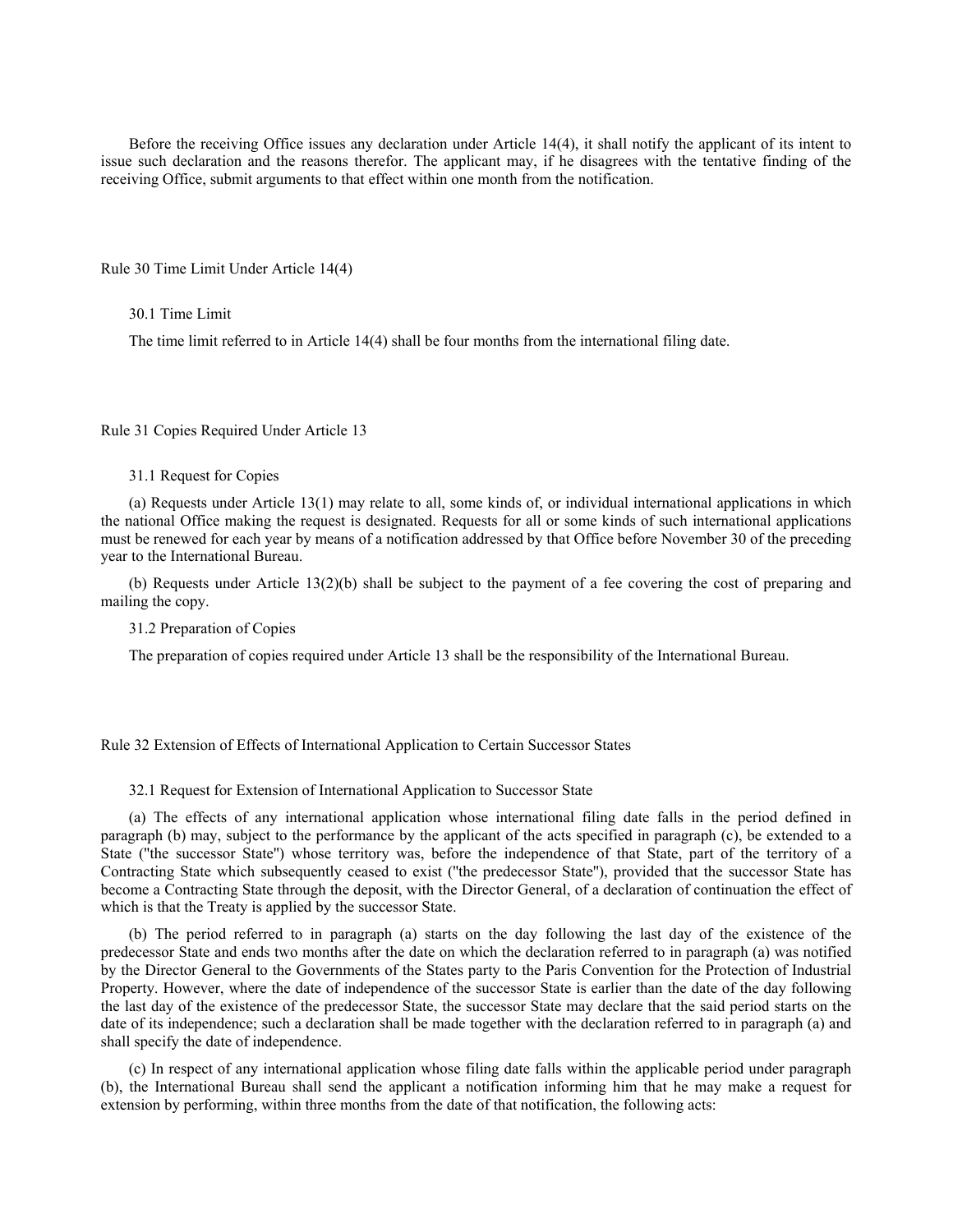Before the receiving Office issues any declaration under Article 14(4), it shall notify the applicant of its intent to issue such declaration and the reasons therefor. The applicant may, if he disagrees with the tentative finding of the receiving Office, submit arguments to that effect within one month from the notification.

## Rule 30 Time Limit Under Article 14(4)

### 30.1 Time Limit

The time limit referred to in Article 14(4) shall be four months from the international filing date.

## Rule 31 Copies Required Under Article 13

### 31.1 Request for Copies

(a) Requests under Article 13(1) may relate to all, some kinds of, or individual international applications in which the national Office making the request is designated. Requests for all or some kinds of such international applications must be renewed for each year by means of a notification addressed by that Office before November 30 of the preceding year to the International Bureau.

(b) Requests under Article 13(2)(b) shall be subject to the payment of a fee covering the cost of preparing and mailing the copy.

### 31.2 Preparation of Copies

The preparation of copies required under Article 13 shall be the responsibility of the International Bureau.

## Rule 32 Extension of Effects of International Application to Certain Successor States

### 32.1 Request for Extension of International Application to Successor State

(a) The effects of any international application whose international filing date falls in the period defined in paragraph (b) may, subject to the performance by the applicant of the acts specified in paragraph (c), be extended to a State ("the successor State") whose territory was, before the independence of that State, part of the territory of a Contracting State which subsequently ceased to exist ("the predecessor State"), provided that the successor State has become a Contracting State through the deposit, with the Director General, of a declaration of continuation the effect of which is that the Treaty is applied by the successor State.

(b) The period referred to in paragraph (a) starts on the day following the last day of the existence of the predecessor State and ends two months after the date on which the declaration referred to in paragraph (a) was notified by the Director General to the Governments of the States party to the Paris Convention for the Protection of Industrial Property. However, where the date of independence of the successor State is earlier than the date of the day following the last day of the existence of the predecessor State, the successor State may declare that the said period starts on the date of its independence; such a declaration shall be made together with the declaration referred to in paragraph (a) and shall specify the date of independence.

(c) In respect of any international application whose filing date falls within the applicable period under paragraph (b), the International Bureau shall send the applicant a notification informing him that he may make a request for extension by performing, within three months from the date of that notification, the following acts: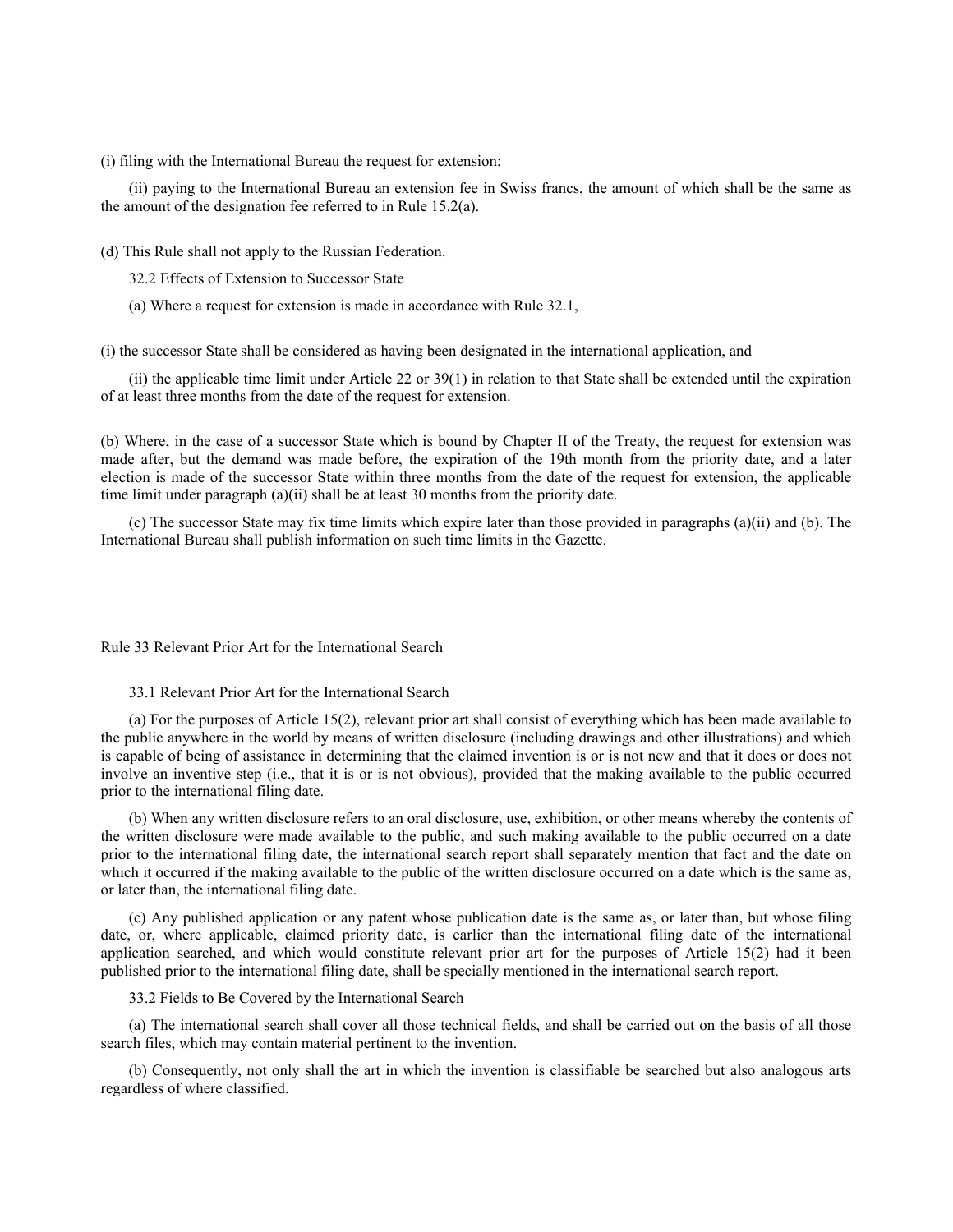(i) filing with the International Bureau the request for extension;

(ii) paying to the International Bureau an extension fee in Swiss francs, the amount of which shall be the same as the amount of the designation fee referred to in Rule 15.2(a).

(d) This Rule shall not apply to the Russian Federation.

32.2 Effects of Extension to Successor State

(a) Where a request for extension is made in accordance with Rule 32.1,

(i) the successor State shall be considered as having been designated in the international application, and

(ii) the applicable time limit under Article 22 or 39(1) in relation to that State shall be extended until the expiration of at least three months from the date of the request for extension.

(b) Where, in the case of a successor State which is bound by Chapter II of the Treaty, the request for extension was made after, but the demand was made before, the expiration of the 19th month from the priority date, and a later election is made of the successor State within three months from the date of the request for extension, the applicable time limit under paragraph (a)(ii) shall be at least 30 months from the priority date.

(c) The successor State may fix time limits which expire later than those provided in paragraphs (a)(ii) and (b). The International Bureau shall publish information on such time limits in the Gazette.

## Rule 33 Relevant Prior Art for the International Search

33.1 Relevant Prior Art for the International Search

(a) For the purposes of Article 15(2), relevant prior art shall consist of everything which has been made available to the public anywhere in the world by means of written disclosure (including drawings and other illustrations) and which is capable of being of assistance in determining that the claimed invention is or is not new and that it does or does not involve an inventive step (i.e., that it is or is not obvious), provided that the making available to the public occurred prior to the international filing date.

(b) When any written disclosure refers to an oral disclosure, use, exhibition, or other means whereby the contents of the written disclosure were made available to the public, and such making available to the public occurred on a date prior to the international filing date, the international search report shall separately mention that fact and the date on which it occurred if the making available to the public of the written disclosure occurred on a date which is the same as, or later than, the international filing date.

(c) Any published application or any patent whose publication date is the same as, or later than, but whose filing date, or, where applicable, claimed priority date, is earlier than the international filing date of the international application searched, and which would constitute relevant prior art for the purposes of Article 15(2) had it been published prior to the international filing date, shall be specially mentioned in the international search report.

33.2 Fields to Be Covered by the International Search

(a) The international search shall cover all those technical fields, and shall be carried out on the basis of all those search files, which may contain material pertinent to the invention.

(b) Consequently, not only shall the art in which the invention is classifiable be searched but also analogous arts regardless of where classified.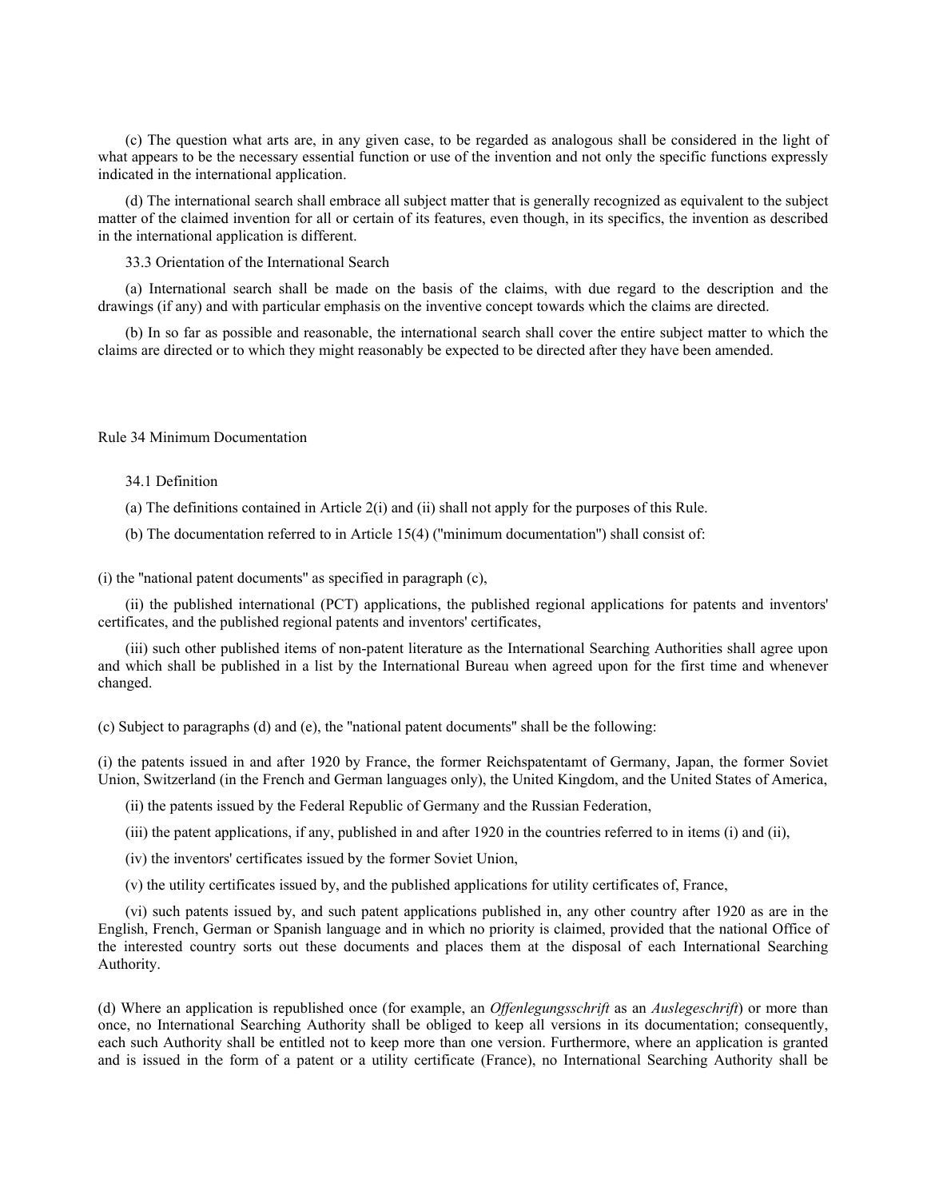(c) The question what arts are, in any given case, to be regarded as analogous shall be considered in the light of what appears to be the necessary essential function or use of the invention and not only the specific functions expressly indicated in the international application.

(d) The international search shall embrace all subject matter that is generally recognized as equivalent to the subject matter of the claimed invention for all or certain of its features, even though, in its specifics, the invention as described in the international application is different.

33.3 Orientation of the International Search

(a) International search shall be made on the basis of the claims, with due regard to the description and the drawings (if any) and with particular emphasis on the inventive concept towards which the claims are directed.

(b) In so far as possible and reasonable, the international search shall cover the entire subject matter to which the claims are directed or to which they might reasonably be expected to be directed after they have been amended.

## Rule 34 Minimum Documentation

34.1 Definition

(a) The definitions contained in Article 2(i) and (ii) shall not apply for the purposes of this Rule.

(b) The documentation referred to in Article 15(4) ("minimum documentation") shall consist of:

(i) the "national patent documents" as specified in paragraph (c),

(ii) the published international (PCT) applications, the published regional applications for patents and inventors' certificates, and the published regional patents and inventors' certificates,

(iii) such other published items of non-patent literature as the International Searching Authorities shall agree upon and which shall be published in a list by the International Bureau when agreed upon for the first time and whenever changed.

(c) Subject to paragraphs (d) and (e), the "national patent documents" shall be the following:

(i) the patents issued in and after 1920 by France, the former Reichspatentamt of Germany, Japan, the former Soviet Union, Switzerland (in the French and German languages only), the United Kingdom, and the United States of America,

(ii) the patents issued by the Federal Republic of Germany and the Russian Federation,

(iii) the patent applications, if any, published in and after 1920 in the countries referred to in items (i) and (ii),

(iv) the inventors' certificates issued by the former Soviet Union,

(v) the utility certificates issued by, and the published applications for utility certificates of, France,

(vi) such patents issued by, and such patent applications published in, any other country after 1920 as are in the English, French, German or Spanish language and in which no priority is claimed, provided that the national Office of the interested country sorts out these documents and places them at the disposal of each International Searching Authority.

(d) Where an application is republished once (for example, an *Offenlegungsschrift* as an *Auslegeschrift*) or more than once, no International Searching Authority shall be obliged to keep all versions in its documentation; consequently, each such Authority shall be entitled not to keep more than one version. Furthermore, where an application is granted and is issued in the form of a patent or a utility certificate (France), no International Searching Authority shall be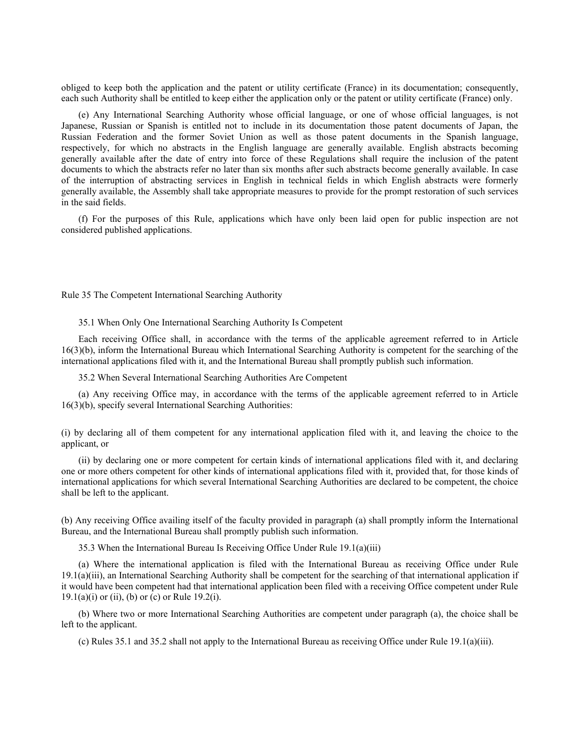obliged to keep both the application and the patent or utility certificate (France) in its documentation; consequently, each such Authority shall be entitled to keep either the application only or the patent or utility certificate (France) only.

(e) Any International Searching Authority whose official language, or one of whose official languages, is not Japanese, Russian or Spanish is entitled not to include in its documentation those patent documents of Japan, the Russian Federation and the former Soviet Union as well as those patent documents in the Spanish language, respectively, for which no abstracts in the English language are generally available. English abstracts becoming generally available after the date of entry into force of these Regulations shall require the inclusion of the patent documents to which the abstracts refer no later than six months after such abstracts become generally available. In case of the interruption of abstracting services in English in technical fields in which English abstracts were formerly generally available, the Assembly shall take appropriate measures to provide for the prompt restoration of such services in the said fields.

(f) For the purposes of this Rule, applications which have only been laid open for public inspection are not considered published applications.

## Rule 35 The Competent International Searching Authority

### 35.1 When Only One International Searching Authority Is Competent

Each receiving Office shall, in accordance with the terms of the applicable agreement referred to in Article 16(3)(b), inform the International Bureau which International Searching Authority is competent for the searching of the international applications filed with it, and the International Bureau shall promptly publish such information.

### 35.2 When Several International Searching Authorities Are Competent

(a) Any receiving Office may, in accordance with the terms of the applicable agreement referred to in Article 16(3)(b), specify several International Searching Authorities:

(i) by declaring all of them competent for any international application filed with it, and leaving the choice to the applicant, or

(ii) by declaring one or more competent for certain kinds of international applications filed with it, and declaring one or more others competent for other kinds of international applications filed with it, provided that, for those kinds of international applications for which several International Searching Authorities are declared to be competent, the choice shall be left to the applicant.

(b) Any receiving Office availing itself of the faculty provided in paragraph (a) shall promptly inform the International Bureau, and the International Bureau shall promptly publish such information.

### 35.3 When the International Bureau Is Receiving Office Under Rule 19.1(a)(iii)

(a) Where the international application is filed with the International Bureau as receiving Office under Rule 19.1(a)(iii), an International Searching Authority shall be competent for the searching of that international application if it would have been competent had that international application been filed with a receiving Office competent under Rule 19.1(a)(i) or (ii), (b) or (c) or Rule 19.2(i).

(b) Where two or more International Searching Authorities are competent under paragraph (a), the choice shall be left to the applicant.

(c) Rules 35.1 and 35.2 shall not apply to the International Bureau as receiving Office under Rule 19.1(a)(iii).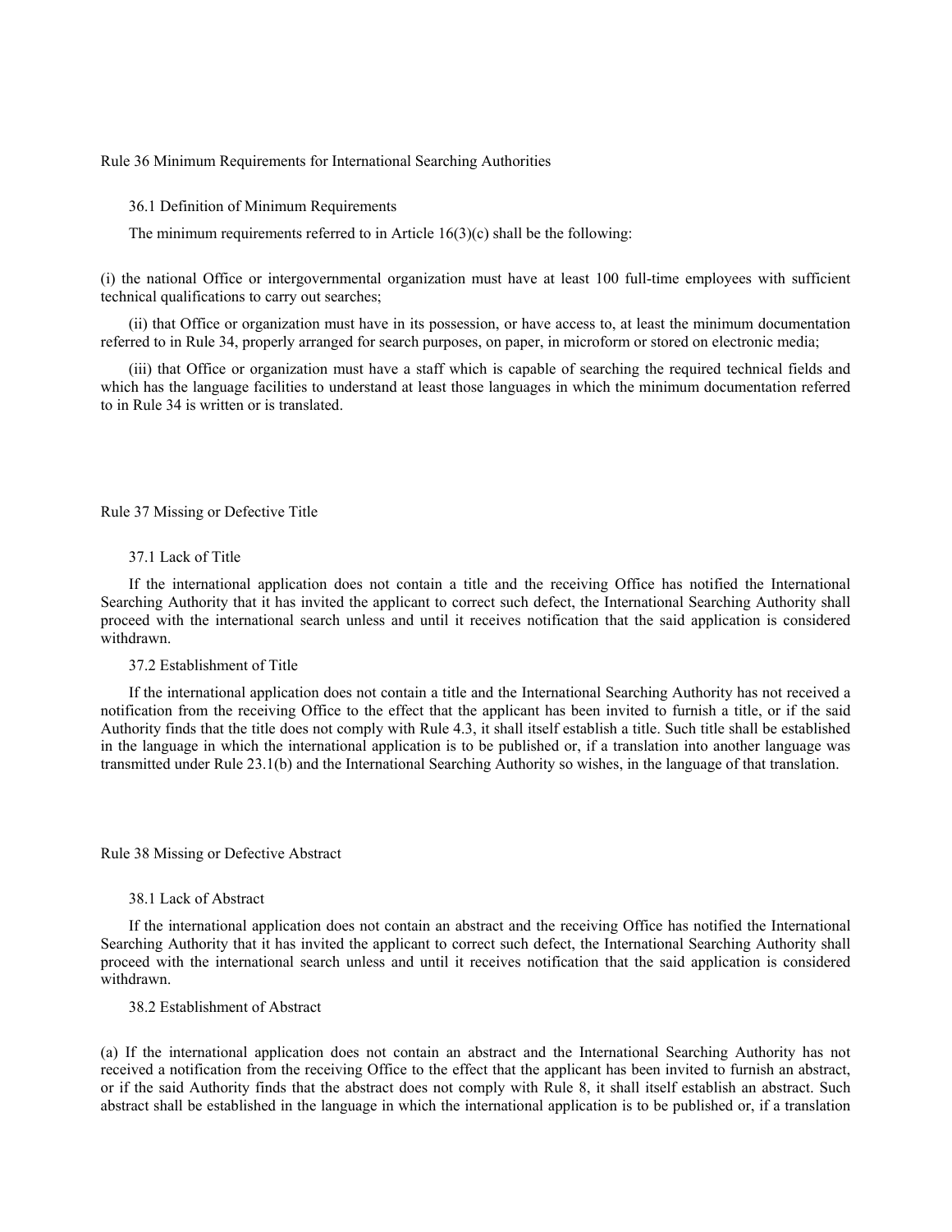## Rule 36 Minimum Requirements for International Searching Authorities

### 36.1 Definition of Minimum Requirements

The minimum requirements referred to in Article 16(3)(c) shall be the following:

(i) the national Office or intergovernmental organization must have at least 100 full-time employees with sufficient technical qualifications to carry out searches;

(ii) that Office or organization must have in its possession, or have access to, at least the minimum documentation referred to in Rule 34, properly arranged for search purposes, on paper, in microform or stored on electronic media;

(iii) that Office or organization must have a staff which is capable of searching the required technical fields and which has the language facilities to understand at least those languages in which the minimum documentation referred to in Rule 34 is written or is translated.

## Rule 37 Missing or Defective Title

### 37.1 Lack of Title

If the international application does not contain a title and the receiving Office has notified the International Searching Authority that it has invited the applicant to correct such defect, the International Searching Authority shall proceed with the international search unless and until it receives notification that the said application is considered withdrawn.

### 37.2 Establishment of Title

If the international application does not contain a title and the International Searching Authority has not received a notification from the receiving Office to the effect that the applicant has been invited to furnish a title, or if the said Authority finds that the title does not comply with Rule 4.3, it shall itself establish a title. Such title shall be established in the language in which the international application is to be published or, if a translation into another language was transmitted under Rule 23.1(b) and the International Searching Authority so wishes, in the language of that translation.

## Rule 38 Missing or Defective Abstract

### 38.1 Lack of Abstract

If the international application does not contain an abstract and the receiving Office has notified the International Searching Authority that it has invited the applicant to correct such defect, the International Searching Authority shall proceed with the international search unless and until it receives notification that the said application is considered withdrawn.

### 38.2 Establishment of Abstract

(a) If the international application does not contain an abstract and the International Searching Authority has not received a notification from the receiving Office to the effect that the applicant has been invited to furnish an abstract, or if the said Authority finds that the abstract does not comply with Rule 8, it shall itself establish an abstract. Such abstract shall be established in the language in which the international application is to be published or, if a translation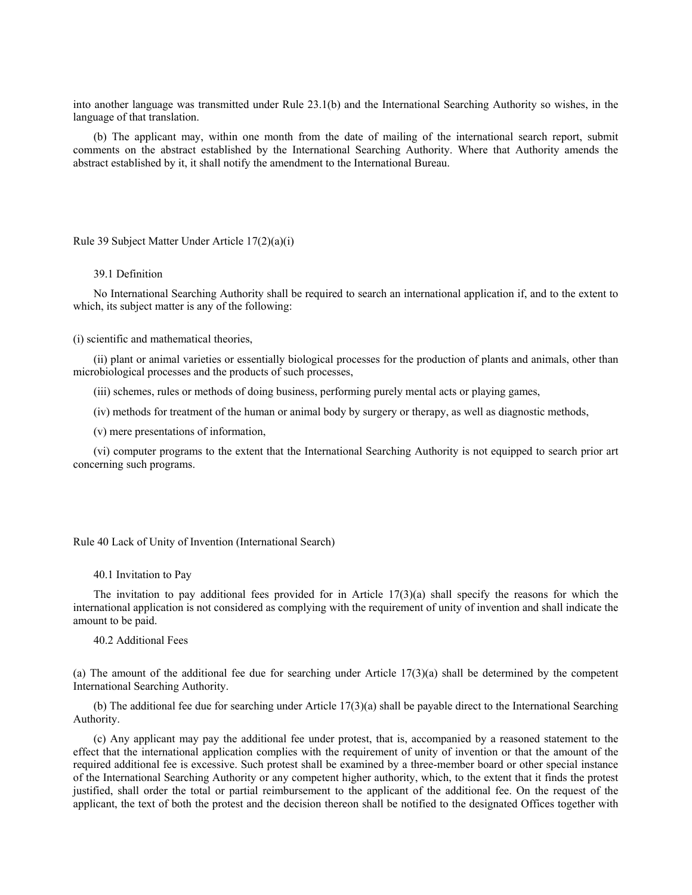into another language was transmitted under Rule 23.1(b) and the International Searching Authority so wishes, in the language of that translation.

(b) The applicant may, within one month from the date of mailing of the international search report, submit comments on the abstract established by the International Searching Authority. Where that Authority amends the abstract established by it, it shall notify the amendment to the International Bureau.

## Rule 39 Subject Matter Under Article 17(2)(a)(i)

### 39.1 Definition

No International Searching Authority shall be required to search an international application if, and to the extent to which, its subject matter is any of the following:

(i) scientific and mathematical theories,

(ii) plant or animal varieties or essentially biological processes for the production of plants and animals, other than microbiological processes and the products of such processes,

(iii) schemes, rules or methods of doing business, performing purely mental acts or playing games,

(iv) methods for treatment of the human or animal body by surgery or therapy, as well as diagnostic methods,

(v) mere presentations of information,

(vi) computer programs to the extent that the International Searching Authority is not equipped to search prior art concerning such programs.

## Rule 40 Lack of Unity of Invention (International Search)

### 40.1 Invitation to Pay

The invitation to pay additional fees provided for in Article 17(3)(a) shall specify the reasons for which the international application is not considered as complying with the requirement of unity of invention and shall indicate the amount to be paid.

### 40.2 Additional Fees

(a) The amount of the additional fee due for searching under Article 17(3)(a) shall be determined by the competent International Searching Authority.

(b) The additional fee due for searching under Article 17(3)(a) shall be payable direct to the International Searching Authority.

(c) Any applicant may pay the additional fee under protest, that is, accompanied by a reasoned statement to the effect that the international application complies with the requirement of unity of invention or that the amount of the required additional fee is excessive. Such protest shall be examined by a three-member board or other special instance of the International Searching Authority or any competent higher authority, which, to the extent that it finds the protest justified, shall order the total or partial reimbursement to the applicant of the additional fee. On the request of the applicant, the text of both the protest and the decision thereon shall be notified to the designated Offices together with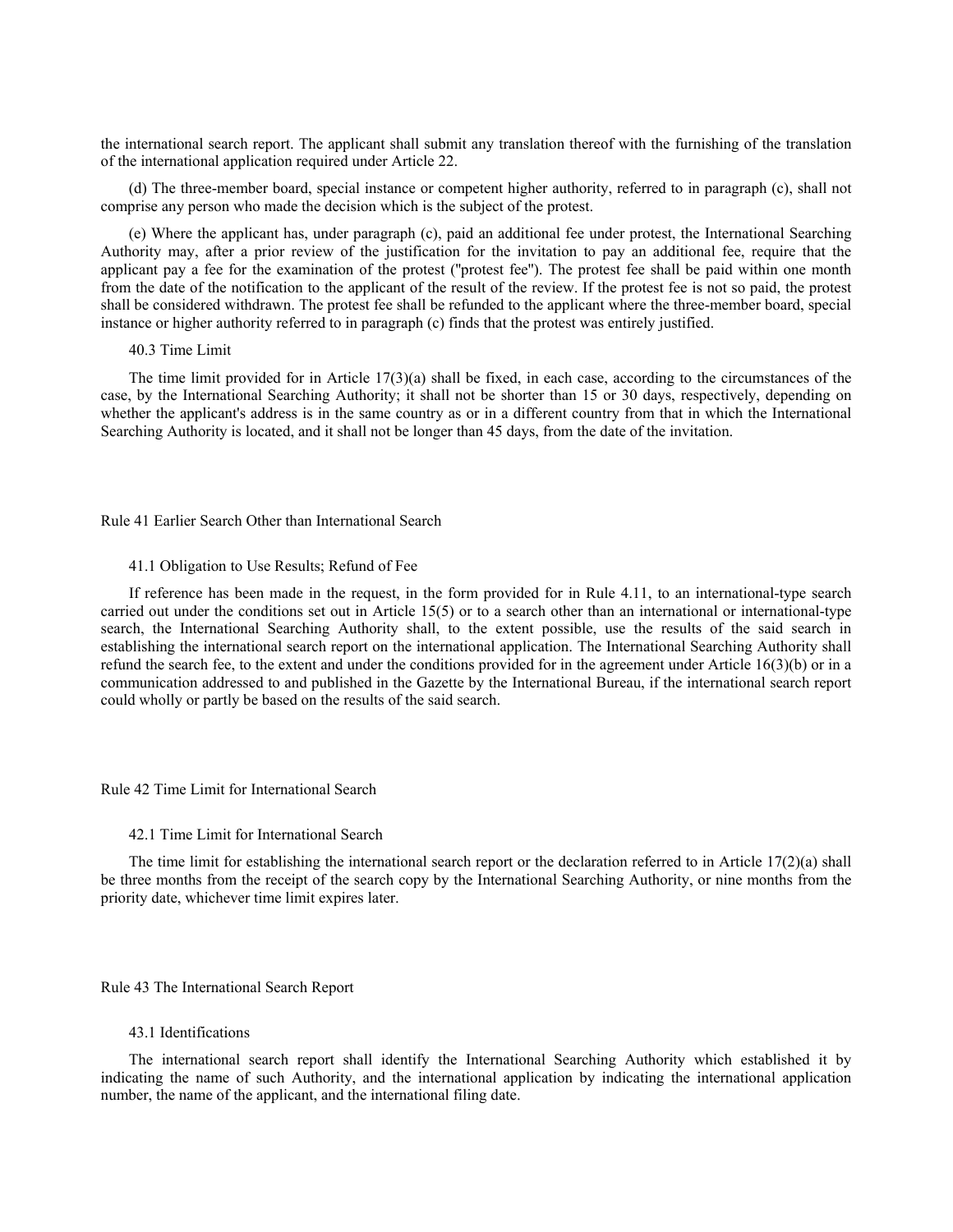the international search report. The applicant shall submit any translation thereof with the furnishing of the translation of the international application required under Article 22.

(d) The three-member board, special instance or competent higher authority, referred to in paragraph (c), shall not comprise any person who made the decision which is the subject of the protest.

(e) Where the applicant has, under paragraph (c), paid an additional fee under protest, the International Searching Authority may, after a prior review of the justification for the invitation to pay an additional fee, require that the applicant pay a fee for the examination of the protest ("protest fee"). The protest fee shall be paid within one month from the date of the notification to the applicant of the result of the review. If the protest fee is not so paid, the protest shall be considered withdrawn. The protest fee shall be refunded to the applicant where the three-member board, special instance or higher authority referred to in paragraph (c) finds that the protest was entirely justified.

#### 40.3 Time Limit

The time limit provided for in Article 17(3)(a) shall be fixed, in each case, according to the circumstances of the case, by the International Searching Authority; it shall not be shorter than 15 or 30 days, respectively, depending on whether the applicant's address is in the same country as or in a different country from that in which the International Searching Authority is located, and it shall not be longer than 45 days, from the date of the invitation.

## Rule 41 Earlier Search Other than International Search

#### 41.1 Obligation to Use Results; Refund of Fee

If reference has been made in the request, in the form provided for in Rule 4.11, to an international-type search carried out under the conditions set out in Article 15(5) or to a search other than an international or international-type search, the International Searching Authority shall, to the extent possible, use the results of the said search in establishing the international search report on the international application. The International Searching Authority shall refund the search fee, to the extent and under the conditions provided for in the agreement under Article 16(3)(b) or in a communication addressed to and published in the Gazette by the International Bureau, if the international search report could wholly or partly be based on the results of the said search.

## Rule 42 Time Limit for International Search

#### 42.1 Time Limit for International Search

The time limit for establishing the international search report or the declaration referred to in Article 17(2)(a) shall be three months from the receipt of the search copy by the International Searching Authority, or nine months from the priority date, whichever time limit expires later.

## Rule 43 The International Search Report

#### 43.1 Identifications

The international search report shall identify the International Searching Authority which established it by indicating the name of such Authority, and the international application by indicating the international application number, the name of the applicant, and the international filing date.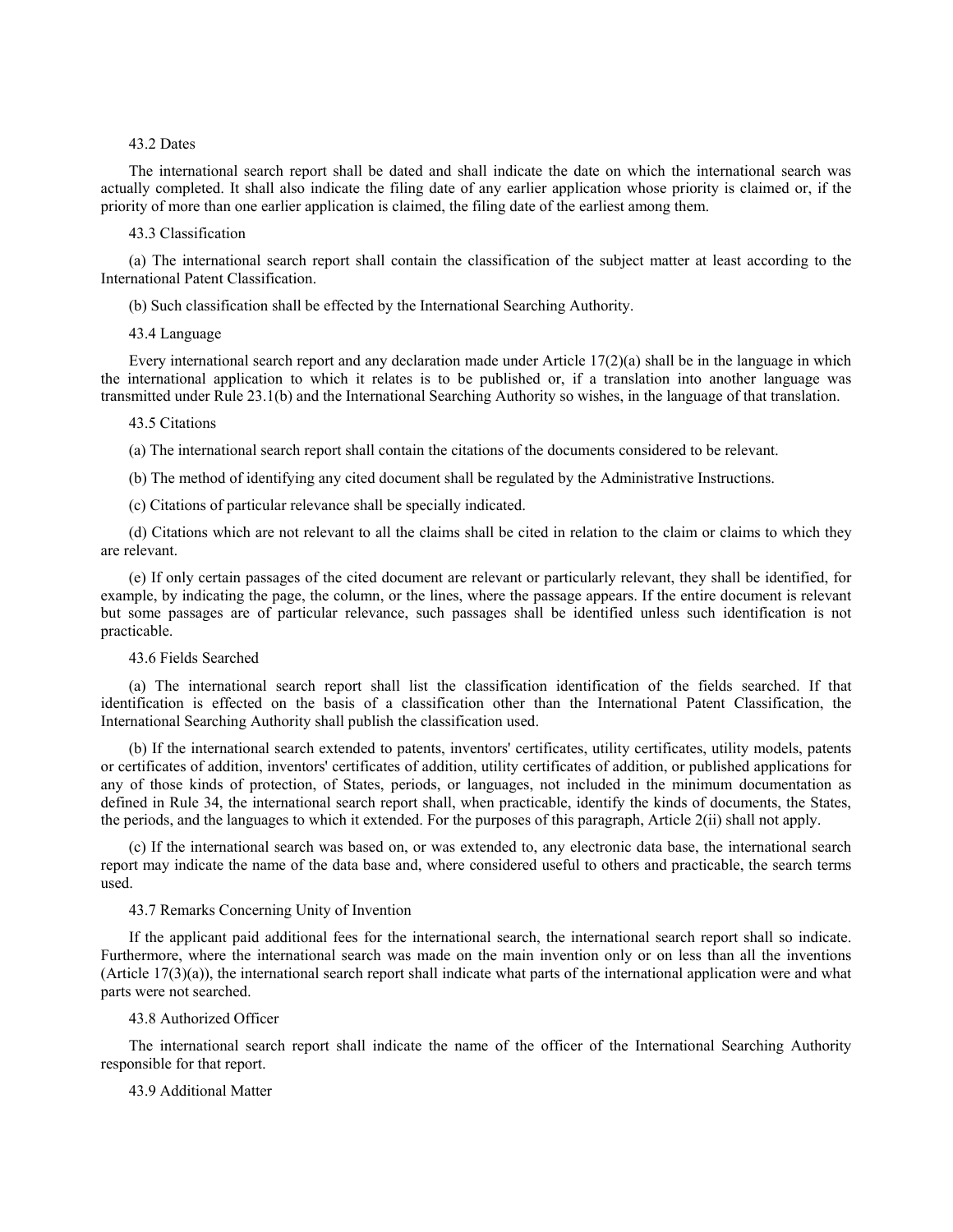### 43.2 Dates

The international search report shall be dated and shall indicate the date on which the international search was actually completed. It shall also indicate the filing date of any earlier application whose priority is claimed or, if the priority of more than one earlier application is claimed, the filing date of the earliest among them.

### 43.3 Classification

(a) The international search report shall contain the classification of the subject matter at least according to the International Patent Classification.

(b) Such classification shall be effected by the International Searching Authority.

### 43.4 Language

Every international search report and any declaration made under Article 17(2)(a) shall be in the language in which the international application to which it relates is to be published or, if a translation into another language was transmitted under Rule 23.1(b) and the International Searching Authority so wishes, in the language of that translation.

### 43.5 Citations

(a) The international search report shall contain the citations of the documents considered to be relevant.

(b) The method of identifying any cited document shall be regulated by the Administrative Instructions.

(c) Citations of particular relevance shall be specially indicated.

(d) Citations which are not relevant to all the claims shall be cited in relation to the claim or claims to which they are relevant.

(e) If only certain passages of the cited document are relevant or particularly relevant, they shall be identified, for example, by indicating the page, the column, or the lines, where the passage appears. If the entire document is relevant but some passages are of particular relevance, such passages shall be identified unless such identification is not practicable.

### 43.6 Fields Searched

(a) The international search report shall list the classification identification of the fields searched. If that identification is effected on the basis of a classification other than the International Patent Classification, the International Searching Authority shall publish the classification used.

(b) If the international search extended to patents, inventors' certificates, utility certificates, utility models, patents or certificates of addition, inventors' certificates of addition, utility certificates of addition, or published applications for any of those kinds of protection, of States, periods, or languages, not included in the minimum documentation as defined in Rule 34, the international search report shall, when practicable, identify the kinds of documents, the States, the periods, and the languages to which it extended. For the purposes of this paragraph, Article 2(ii) shall not apply.

(c) If the international search was based on, or was extended to, any electronic data base, the international search report may indicate the name of the data base and, where considered useful to others and practicable, the search terms used.

### 43.7 Remarks Concerning Unity of Invention

If the applicant paid additional fees for the international search, the international search report shall so indicate. Furthermore, where the international search was made on the main invention only or on less than all the inventions (Article 17(3)(a)), the international search report shall indicate what parts of the international application were and what parts were not searched.

### 43.8 Authorized Officer

The international search report shall indicate the name of the officer of the International Searching Authority responsible for that report.

### 43.9 Additional Matter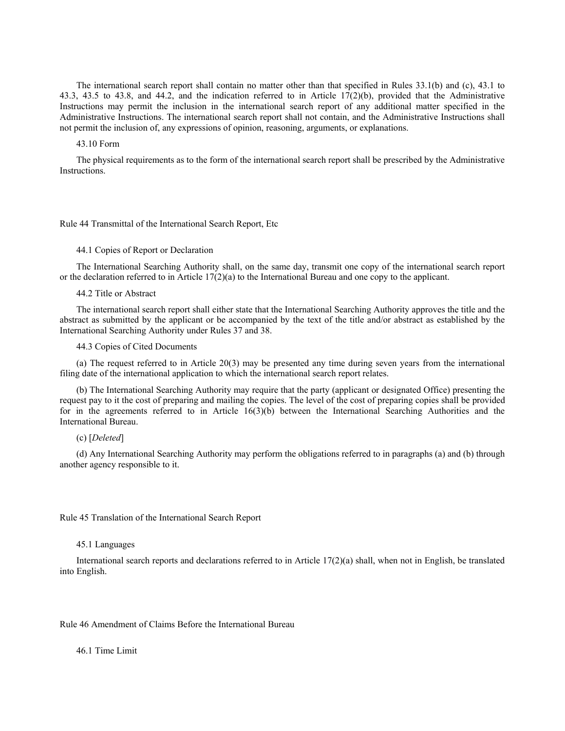The international search report shall contain no matter other than that specified in Rules 33.1(b) and (c), 43.1 to 43.3, 43.5 to 43.8, and 44.2, and the indication referred to in Article 17(2)(b), provided that the Administrative Instructions may permit the inclusion in the international search report of any additional matter specified in the Administrative Instructions. The international search report shall not contain, and the Administrative Instructions shall not permit the inclusion of, any expressions of opinion, reasoning, arguments, or explanations.

### 43.10 Form

The physical requirements as to the form of the international search report shall be prescribed by the Administrative Instructions.

## Rule 44 Transmittal of the International Search Report, Etc

### 44.1 Copies of Report or Declaration

The International Searching Authority shall, on the same day, transmit one copy of the international search report or the declaration referred to in Article 17(2)(a) to the International Bureau and one copy to the applicant.

### 44.2 Title or Abstract

The international search report shall either state that the International Searching Authority approves the title and the abstract as submitted by the applicant or be accompanied by the text of the title and/or abstract as established by the International Searching Authority under Rules 37 and 38.

### 44.3 Copies of Cited Documents

(a) The request referred to in Article 20(3) may be presented any time during seven years from the international filing date of the international application to which the international search report relates.

(b) The International Searching Authority may require that the party (applicant or designated Office) presenting the request pay to it the cost of preparing and mailing the copies. The level of the cost of preparing copies shall be provided for in the agreements referred to in Article 16(3)(b) between the International Searching Authorities and the International Bureau.

(c) [*Deleted*]

(d) Any International Searching Authority may perform the obligations referred to in paragraphs (a) and (b) through another agency responsible to it.

## Rule 45 Translation of the International Search Report

### 45.1 Languages

International search reports and declarations referred to in Article 17(2)(a) shall, when not in English, be translated into English.

## Rule 46 Amendment of Claims Before the International Bureau

### 46.1 Time Limit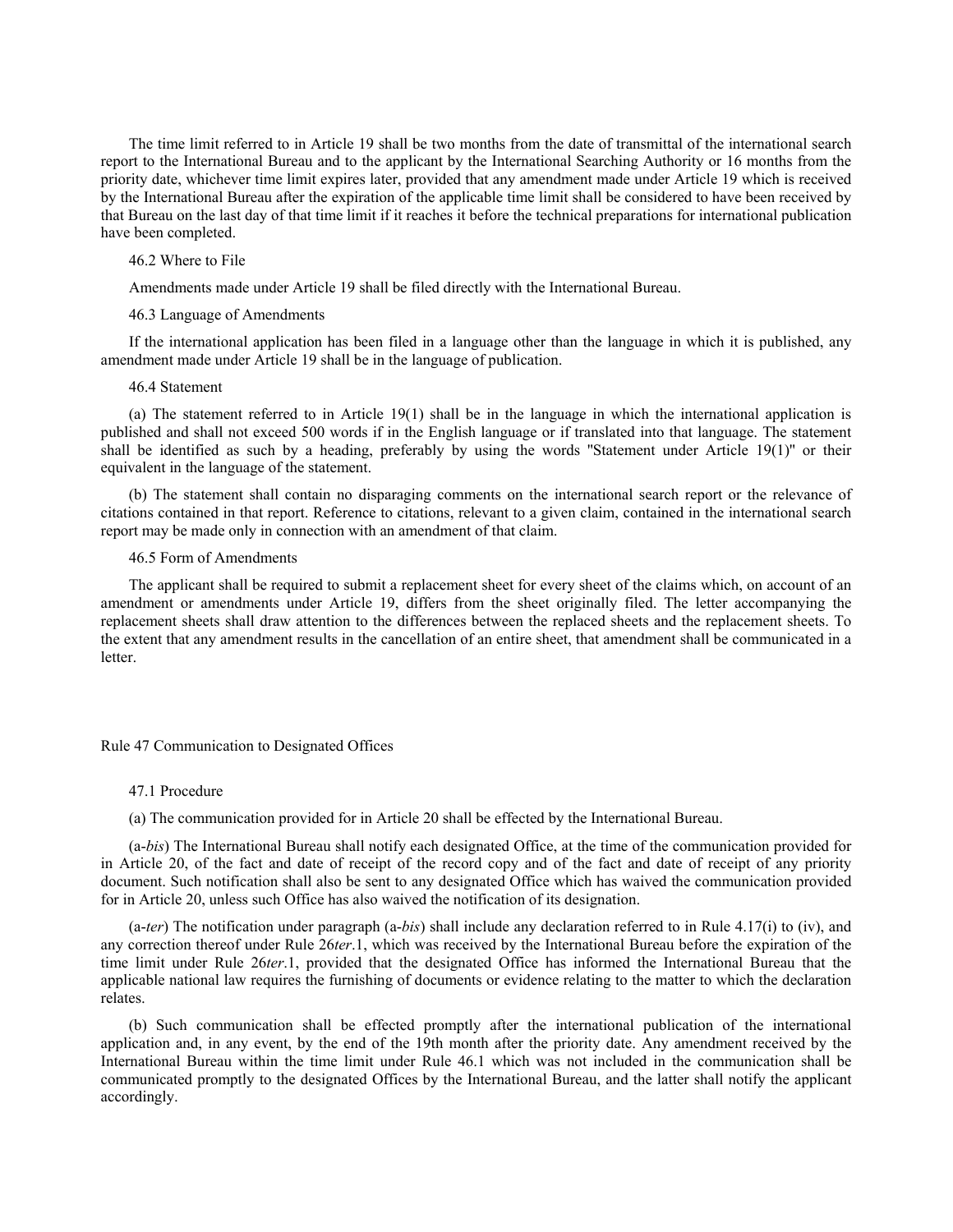The time limit referred to in Article 19 shall be two months from the date of transmittal of the international search report to the International Bureau and to the applicant by the International Searching Authority or 16 months from the priority date, whichever time limit expires later, provided that any amendment made under Article 19 which is received by the International Bureau after the expiration of the applicable time limit shall be considered to have been received by that Bureau on the last day of that time limit if it reaches it before the technical preparations for international publication have been completed.

46.2 Where to File

Amendments made under Article 19 shall be filed directly with the International Bureau.

46.3 Language of Amendments

If the international application has been filed in a language other than the language in which it is published, any amendment made under Article 19 shall be in the language of publication.

46.4 Statement

(a) The statement referred to in Article 19(1) shall be in the language in which the international application is published and shall not exceed 500 words if in the English language or if translated into that language. The statement shall be identified as such by a heading, preferably by using the words "Statement under Article 19(1)" or their equivalent in the language of the statement.

(b) The statement shall contain no disparaging comments on the international search report or the relevance of citations contained in that report. Reference to citations, relevant to a given claim, contained in the international search report may be made only in connection with an amendment of that claim.

46.5 Form of Amendments

The applicant shall be required to submit a replacement sheet for every sheet of the claims which, on account of an amendment or amendments under Article 19, differs from the sheet originally filed. The letter accompanying the replacement sheets shall draw attention to the differences between the replaced sheets and the replacement sheets. To the extent that any amendment results in the cancellation of an entire sheet, that amendment shall be communicated in a letter.

## Rule 47 Communication to Designated Offices

47.1 Procedure

(a) The communication provided for in Article 20 shall be effected by the International Bureau.

(a-*bis*) The International Bureau shall notify each designated Office, at the time of the communication provided for in Article 20, of the fact and date of receipt of the record copy and of the fact and date of receipt of any priority document. Such notification shall also be sent to any designated Office which has waived the communication provided for in Article 20, unless such Office has also waived the notification of its designation.

(a-*ter*) The notification under paragraph (a-*bis*) shall include any declaration referred to in Rule 4.17(i) to (iv), and any correction thereof under Rule 26*ter*.1, which was received by the International Bureau before the expiration of the time limit under Rule 26*ter*.1, provided that the designated Office has informed the International Bureau that the applicable national law requires the furnishing of documents or evidence relating to the matter to which the declaration relates.

(b) Such communication shall be effected promptly after the international publication of the international application and, in any event, by the end of the 19th month after the priority date. Any amendment received by the International Bureau within the time limit under Rule 46.1 which was not included in the communication shall be communicated promptly to the designated Offices by the International Bureau, and the latter shall notify the applicant accordingly.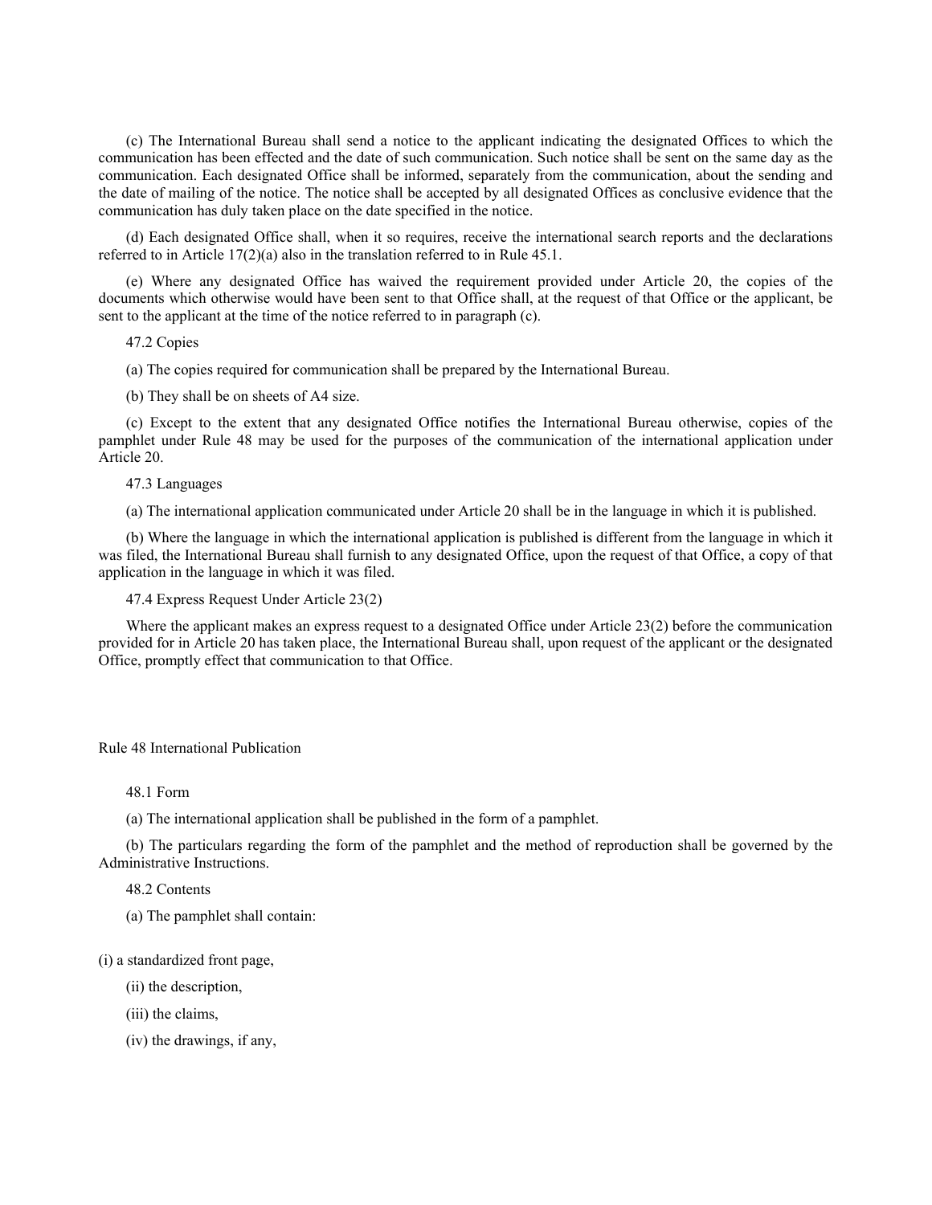(c) The International Bureau shall send a notice to the applicant indicating the designated Offices to which the communication has been effected and the date of such communication. Such notice shall be sent on the same day as the communication. Each designated Office shall be informed, separately from the communication, about the sending and the date of mailing of the notice. The notice shall be accepted by all designated Offices as conclusive evidence that the communication has duly taken place on the date specified in the notice.

(d) Each designated Office shall, when it so requires, receive the international search reports and the declarations referred to in Article 17(2)(a) also in the translation referred to in Rule 45.1.

(e) Where any designated Office has waived the requirement provided under Article 20, the copies of the documents which otherwise would have been sent to that Office shall, at the request of that Office or the applicant, be sent to the applicant at the time of the notice referred to in paragraph (c).

47.2 Copies

(a) The copies required for communication shall be prepared by the International Bureau.

(b) They shall be on sheets of A4 size.

(c) Except to the extent that any designated Office notifies the International Bureau otherwise, copies of the pamphlet under Rule 48 may be used for the purposes of the communication of the international application under Article 20.

47.3 Languages

(a) The international application communicated under Article 20 shall be in the language in which it is published.

(b) Where the language in which the international application is published is different from the language in which it was filed, the International Bureau shall furnish to any designated Office, upon the request of that Office, a copy of that application in the language in which it was filed.

47.4 Express Request Under Article 23(2)

Where the applicant makes an express request to a designated Office under Article 23(2) before the communication provided for in Article 20 has taken place, the International Bureau shall, upon request of the applicant or the designated Office, promptly effect that communication to that Office.

## Rule 48 International Publication

48.1 Form

(a) The international application shall be published in the form of a pamphlet.

(b) The particulars regarding the form of the pamphlet and the method of reproduction shall be governed by the Administrative Instructions.

48.2 Contents

(a) The pamphlet shall contain:

(i) a standardized front page,

(ii) the description,

(iii) the claims,

(iv) the drawings, if any,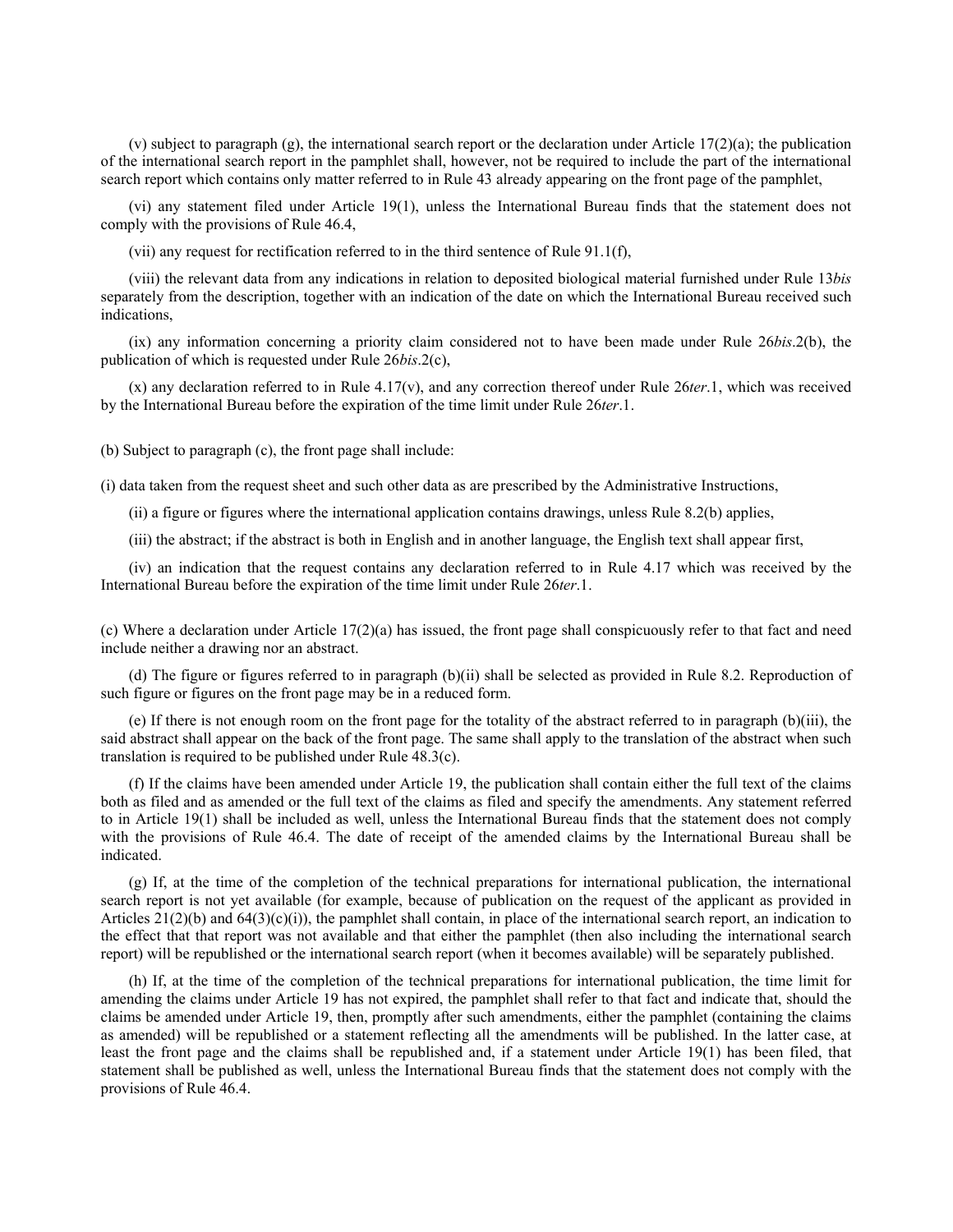(v) subject to paragraph (g), the international search report or the declaration under Article 17(2)(a); the publication of the international search report in the pamphlet shall, however, not be required to include the part of the international search report which contains only matter referred to in Rule 43 already appearing on the front page of the pamphlet,

(vi) any statement filed under Article 19(1), unless the International Bureau finds that the statement does not comply with the provisions of Rule 46.4,

(vii) any request for rectification referred to in the third sentence of Rule 91.1(f),

(viii) the relevant data from any indications in relation to deposited biological material furnished under Rule 13*bis* separately from the description, together with an indication of the date on which the International Bureau received such indications,

(ix) any information concerning a priority claim considered not to have been made under Rule 26*bis*.2(b), the publication of which is requested under Rule 26*bis*.2(c),

(x) any declaration referred to in Rule 4.17(v), and any correction thereof under Rule 26*ter*.1, which was received by the International Bureau before the expiration of the time limit under Rule 26*ter*.1.

(b) Subject to paragraph (c), the front page shall include:

(i) data taken from the request sheet and such other data as are prescribed by the Administrative Instructions,

(ii) a figure or figures where the international application contains drawings, unless Rule 8.2(b) applies,

(iii) the abstract; if the abstract is both in English and in another language, the English text shall appear first,

(iv) an indication that the request contains any declaration referred to in Rule 4.17 which was received by the International Bureau before the expiration of the time limit under Rule 26*ter*.1.

(c) Where a declaration under Article 17(2)(a) has issued, the front page shall conspicuously refer to that fact and need include neither a drawing nor an abstract.

(d) The figure or figures referred to in paragraph (b)(ii) shall be selected as provided in Rule 8.2. Reproduction of such figure or figures on the front page may be in a reduced form.

(e) If there is not enough room on the front page for the totality of the abstract referred to in paragraph (b)(iii), the said abstract shall appear on the back of the front page. The same shall apply to the translation of the abstract when such translation is required to be published under Rule 48.3(c).

(f) If the claims have been amended under Article 19, the publication shall contain either the full text of the claims both as filed and as amended or the full text of the claims as filed and specify the amendments. Any statement referred to in Article 19(1) shall be included as well, unless the International Bureau finds that the statement does not comply with the provisions of Rule 46.4. The date of receipt of the amended claims by the International Bureau shall be indicated.

(g) If, at the time of the completion of the technical preparations for international publication, the international search report is not yet available (for example, because of publication on the request of the applicant as provided in Articles 21(2)(b) and 64(3)(c)(i)), the pamphlet shall contain, in place of the international search report, an indication to the effect that that report was not available and that either the pamphlet (then also including the international search report) will be republished or the international search report (when it becomes available) will be separately published.

(h) If, at the time of the completion of the technical preparations for international publication, the time limit for amending the claims under Article 19 has not expired, the pamphlet shall refer to that fact and indicate that, should the claims be amended under Article 19, then, promptly after such amendments, either the pamphlet (containing the claims as amended) will be republished or a statement reflecting all the amendments will be published. In the latter case, at least the front page and the claims shall be republished and, if a statement under Article 19(1) has been filed, that statement shall be published as well, unless the International Bureau finds that the statement does not comply with the provisions of Rule 46.4.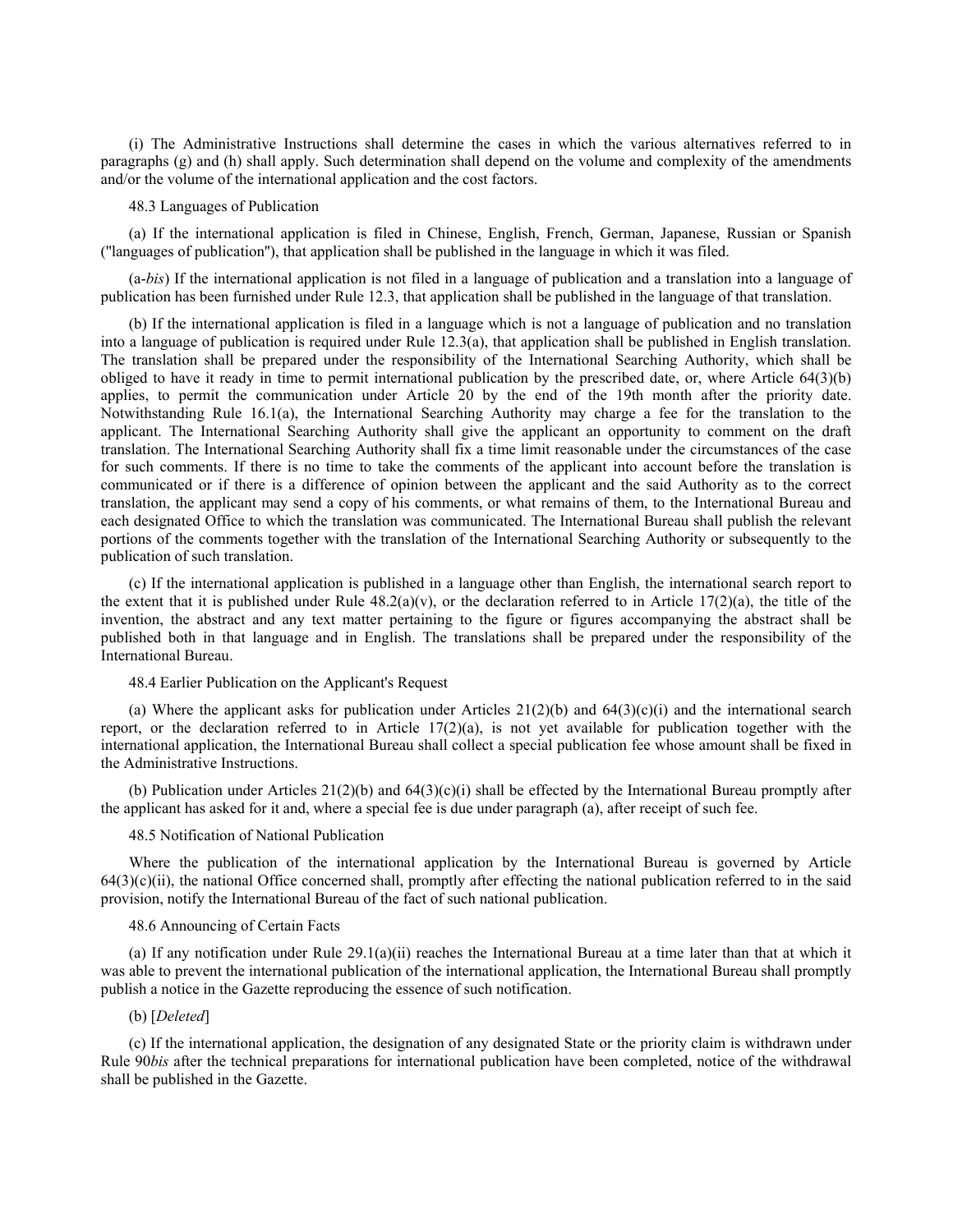(i) The Administrative Instructions shall determine the cases in which the various alternatives referred to in paragraphs (g) and (h) shall apply. Such determination shall depend on the volume and complexity of the amendments and/or the volume of the international application and the cost factors.

48.3 Languages of Publication

(a) If the international application is filed in Chinese, English, French, German, Japanese, Russian or Spanish ("languages of publication"), that application shall be published in the language in which it was filed.

(a-*bis*) If the international application is not filed in a language of publication and a translation into a language of publication has been furnished under Rule 12.3, that application shall be published in the language of that translation.

(b) If the international application is filed in a language which is not a language of publication and no translation into a language of publication is required under Rule 12.3(a), that application shall be published in English translation. The translation shall be prepared under the responsibility of the International Searching Authority, which shall be obliged to have it ready in time to permit international publication by the prescribed date, or, where Article 64(3)(b) applies, to permit the communication under Article 20 by the end of the 19th month after the priority date. Notwithstanding Rule 16.1(a), the International Searching Authority may charge a fee for the translation to the applicant. The International Searching Authority shall give the applicant an opportunity to comment on the draft translation. The International Searching Authority shall fix a time limit reasonable under the circumstances of the case for such comments. If there is no time to take the comments of the applicant into account before the translation is communicated or if there is a difference of opinion between the applicant and the said Authority as to the correct translation, the applicant may send a copy of his comments, or what remains of them, to the International Bureau and each designated Office to which the translation was communicated. The International Bureau shall publish the relevant portions of the comments together with the translation of the International Searching Authority or subsequently to the publication of such translation.

(c) If the international application is published in a language other than English, the international search report to the extent that it is published under Rule 48.2(a)(v), or the declaration referred to in Article 17(2)(a), the title of the invention, the abstract and any text matter pertaining to the figure or figures accompanying the abstract shall be published both in that language and in English. The translations shall be prepared under the responsibility of the International Bureau.

48.4 Earlier Publication on the Applicant's Request

(a) Where the applicant asks for publication under Articles 21(2)(b) and 64(3)(c)(i) and the international search report, or the declaration referred to in Article 17(2)(a), is not yet available for publication together with the international application, the International Bureau shall collect a special publication fee whose amount shall be fixed in the Administrative Instructions.

(b) Publication under Articles 21(2)(b) and 64(3)(c)(i) shall be effected by the International Bureau promptly after the applicant has asked for it and, where a special fee is due under paragraph (a), after receipt of such fee.

48.5 Notification of National Publication

Where the publication of the international application by the International Bureau is governed by Article 64(3)(c)(ii), the national Office concerned shall, promptly after effecting the national publication referred to in the said provision, notify the International Bureau of the fact of such national publication.

48.6 Announcing of Certain Facts

(a) If any notification under Rule 29.1(a)(ii) reaches the International Bureau at a time later than that at which it was able to prevent the international publication of the international application, the International Bureau shall promptly publish a notice in the Gazette reproducing the essence of such notification.

(b) [*Deleted*]

(c) If the international application, the designation of any designated State or the priority claim is withdrawn under Rule 90*bis* after the technical preparations for international publication have been completed, notice of the withdrawal shall be published in the Gazette.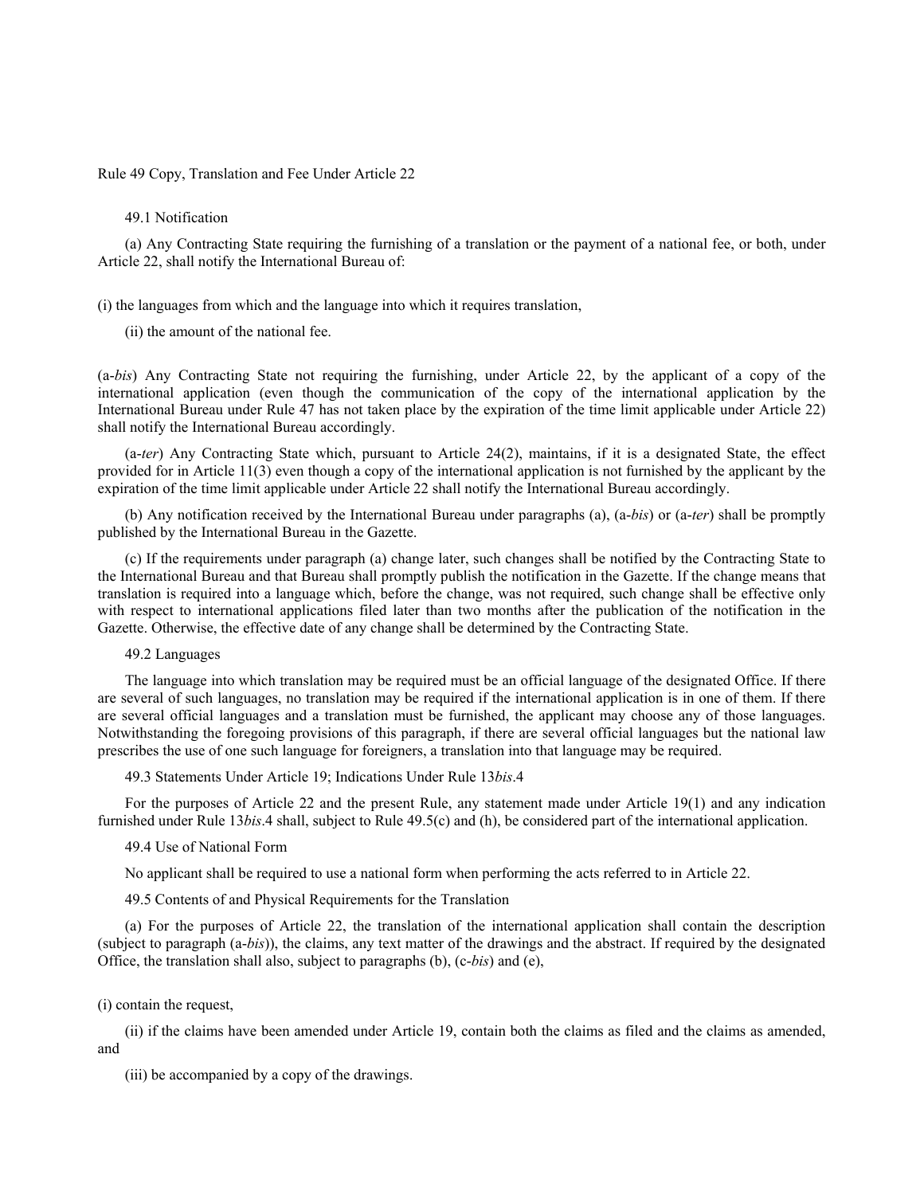## Rule 49 Copy, Translation and Fee Under Article 22

### 49.1 Notification

(a) Any Contracting State requiring the furnishing of a translation or the payment of a national fee, or both, under Article 22, shall notify the International Bureau of:

(i) the languages from which and the language into which it requires translation,

(ii) the amount of the national fee.

(a-*bis*) Any Contracting State not requiring the furnishing, under Article 22, by the applicant of a copy of the international application (even though the communication of the copy of the international application by the International Bureau under Rule 47 has not taken place by the expiration of the time limit applicable under Article 22) shall notify the International Bureau accordingly.

(a-*ter*) Any Contracting State which, pursuant to Article 24(2), maintains, if it is a designated State, the effect provided for in Article 11(3) even though a copy of the international application is not furnished by the applicant by the expiration of the time limit applicable under Article 22 shall notify the International Bureau accordingly.

(b) Any notification received by the International Bureau under paragraphs (a), (a-*bis*) or (a-*ter*) shall be promptly published by the International Bureau in the Gazette.

(c) If the requirements under paragraph (a) change later, such changes shall be notified by the Contracting State to the International Bureau and that Bureau shall promptly publish the notification in the Gazette. If the change means that translation is required into a language which, before the change, was not required, such change shall be effective only with respect to international applications filed later than two months after the publication of the notification in the Gazette. Otherwise, the effective date of any change shall be determined by the Contracting State.

### 49.2 Languages

The language into which translation may be required must be an official language of the designated Office. If there are several of such languages, no translation may be required if the international application is in one of them. If there are several official languages and a translation must be furnished, the applicant may choose any of those languages. Notwithstanding the foregoing provisions of this paragraph, if there are several official languages but the national law prescribes the use of one such language for foreigners, a translation into that language may be required.

### 49.3 Statements Under Article 19; Indications Under Rule 13*bis*.4

For the purposes of Article 22 and the present Rule, any statement made under Article 19(1) and any indication furnished under Rule 13*bis*.4 shall, subject to Rule 49.5(c) and (h), be considered part of the international application.

### 49.4 Use of National Form

No applicant shall be required to use a national form when performing the acts referred to in Article 22.

### 49.5 Contents of and Physical Requirements for the Translation

(a) For the purposes of Article 22, the translation of the international application shall contain the description (subject to paragraph (a-*bis*)), the claims, any text matter of the drawings and the abstract. If required by the designated Office, the translation shall also, subject to paragraphs (b), (c-*bis*) and (e),

(i) contain the request,

(ii) if the claims have been amended under Article 19, contain both the claims as filed and the claims as amended, and

(iii) be accompanied by a copy of the drawings.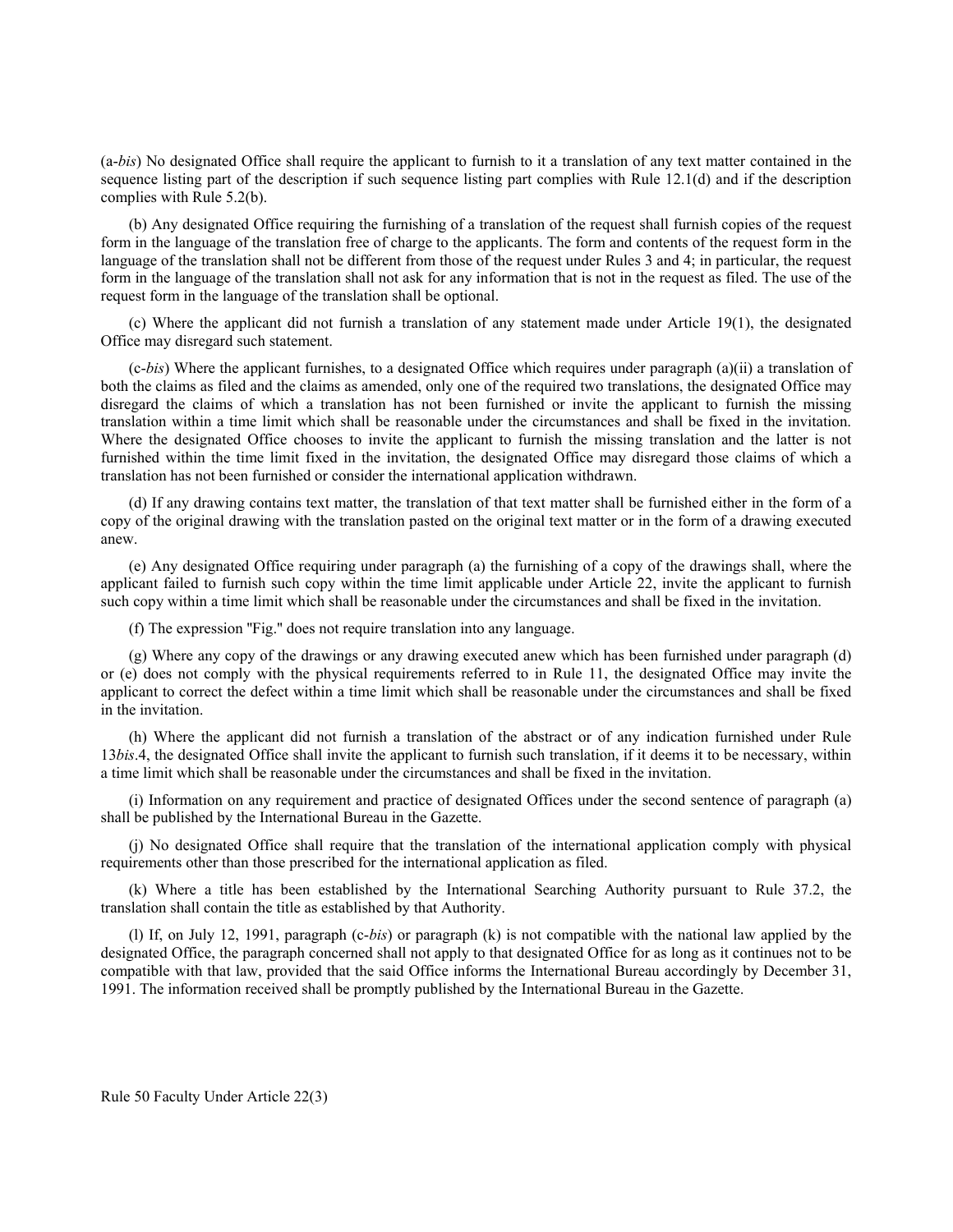(a-*bis*) No designated Office shall require the applicant to furnish to it a translation of any text matter contained in the sequence listing part of the description if such sequence listing part complies with Rule 12.1(d) and if the description complies with Rule 5.2(b).

(b) Any designated Office requiring the furnishing of a translation of the request shall furnish copies of the request form in the language of the translation free of charge to the applicants. The form and contents of the request form in the language of the translation shall not be different from those of the request under Rules 3 and 4; in particular, the request form in the language of the translation shall not ask for any information that is not in the request as filed. The use of the request form in the language of the translation shall be optional.

(c) Where the applicant did not furnish a translation of any statement made under Article 19(1), the designated Office may disregard such statement.

(c-*bis*) Where the applicant furnishes, to a designated Office which requires under paragraph (a)(ii) a translation of both the claims as filed and the claims as amended, only one of the required two translations, the designated Office may disregard the claims of which a translation has not been furnished or invite the applicant to furnish the missing translation within a time limit which shall be reasonable under the circumstances and shall be fixed in the invitation. Where the designated Office chooses to invite the applicant to furnish the missing translation and the latter is not furnished within the time limit fixed in the invitation, the designated Office may disregard those claims of which a translation has not been furnished or consider the international application withdrawn.

(d) If any drawing contains text matter, the translation of that text matter shall be furnished either in the form of a copy of the original drawing with the translation pasted on the original text matter or in the form of a drawing executed anew.

(e) Any designated Office requiring under paragraph (a) the furnishing of a copy of the drawings shall, where the applicant failed to furnish such copy within the time limit applicable under Article 22, invite the applicant to furnish such copy within a time limit which shall be reasonable under the circumstances and shall be fixed in the invitation.

(f) The expression "Fig." does not require translation into any language.

(g) Where any copy of the drawings or any drawing executed anew which has been furnished under paragraph (d) or (e) does not comply with the physical requirements referred to in Rule 11, the designated Office may invite the applicant to correct the defect within a time limit which shall be reasonable under the circumstances and shall be fixed in the invitation.

(h) Where the applicant did not furnish a translation of the abstract or of any indication furnished under Rule 13*bis*.4, the designated Office shall invite the applicant to furnish such translation, if it deems it to be necessary, within a time limit which shall be reasonable under the circumstances and shall be fixed in the invitation.

(i) Information on any requirement and practice of designated Offices under the second sentence of paragraph (a) shall be published by the International Bureau in the Gazette.

(j) No designated Office shall require that the translation of the international application comply with physical requirements other than those prescribed for the international application as filed.

(k) Where a title has been established by the International Searching Authority pursuant to Rule 37.2, the translation shall contain the title as established by that Authority.

(l) If, on July 12, 1991, paragraph (c-*bis*) or paragraph (k) is not compatible with the national law applied by the designated Office, the paragraph concerned shall not apply to that designated Office for as long as it continues not to be compatible with that law, provided that the said Office informs the International Bureau accordingly by December 31, 1991. The information received shall be promptly published by the International Bureau in the Gazette.

## Rule 50 Faculty Under Article 22(3)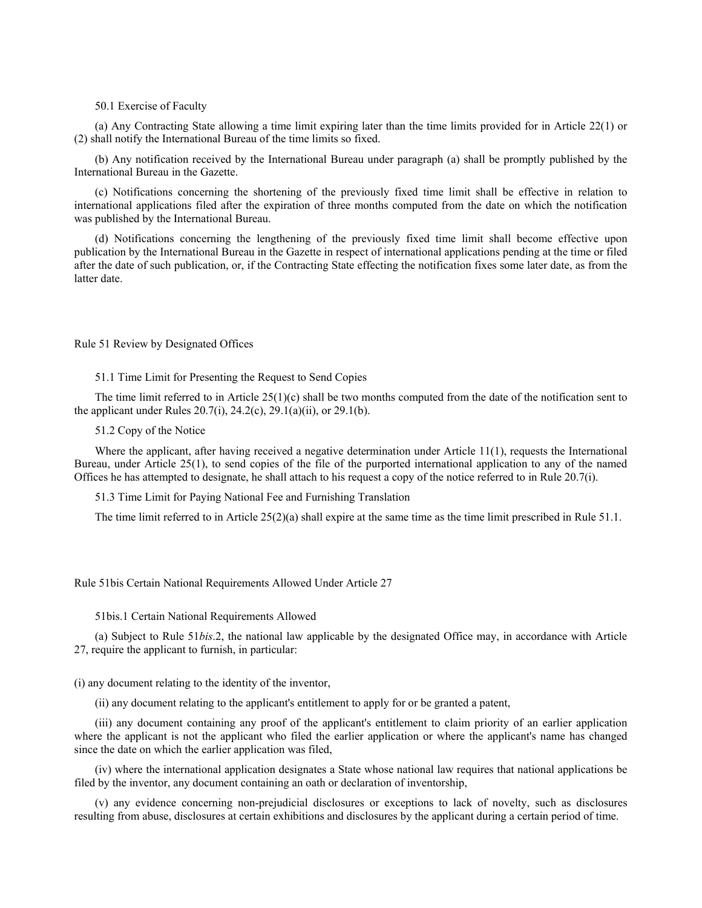50.1 Exercise of Faculty

(a) Any Contracting State allowing a time limit expiring later than the time limits provided for in Article 22(1) or (2) shall notify the International Bureau of the time limits so fixed.

(b) Any notification received by the International Bureau under paragraph (a) shall be promptly published by the International Bureau in the Gazette.

(c) Notifications concerning the shortening of the previously fixed time limit shall be effective in relation to international applications filed after the expiration of three months computed from the date on which the notification was published by the International Bureau.

(d) Notifications concerning the lengthening of the previously fixed time limit shall become effective upon publication by the International Bureau in the Gazette in respect of international applications pending at the time or filed after the date of such publication, or, if the Contracting State effecting the notification fixes some later date, as from the latter date.

## Rule 51 Review by Designated Offices

51.1 Time Limit for Presenting the Request to Send Copies

The time limit referred to in Article 25(1)(c) shall be two months computed from the date of the notification sent to the applicant under Rules 20.7(i), 24.2(c), 29.1(a)(ii), or 29.1(b).

51.2 Copy of the Notice

Where the applicant, after having received a negative determination under Article 11(1), requests the International Bureau, under Article 25(1), to send copies of the file of the purported international application to any of the named Offices he has attempted to designate, he shall attach to his request a copy of the notice referred to in Rule 20.7(i).

51.3 Time Limit for Paying National Fee and Furnishing Translation

The time limit referred to in Article 25(2)(a) shall expire at the same time as the time limit prescribed in Rule 51.1.

## Rule 51bis Certain National Requirements Allowed Under Article 27

51bis.1 Certain National Requirements Allowed

(a) Subject to Rule 51*bis*.2, the national law applicable by the designated Office may, in accordance with Article 27, require the applicant to furnish, in particular:

(i) any document relating to the identity of the inventor,

(ii) any document relating to the applicant's entitlement to apply for or be granted a patent,

(iii) any document containing any proof of the applicant's entitlement to claim priority of an earlier application where the applicant is not the applicant who filed the earlier application or where the applicant's name has changed since the date on which the earlier application was filed,

(iv) where the international application designates a State whose national law requires that national applications be filed by the inventor, any document containing an oath or declaration of inventorship,

(v) any evidence concerning non-prejudicial disclosures or exceptions to lack of novelty, such as disclosures resulting from abuse, disclosures at certain exhibitions and disclosures by the applicant during a certain period of time.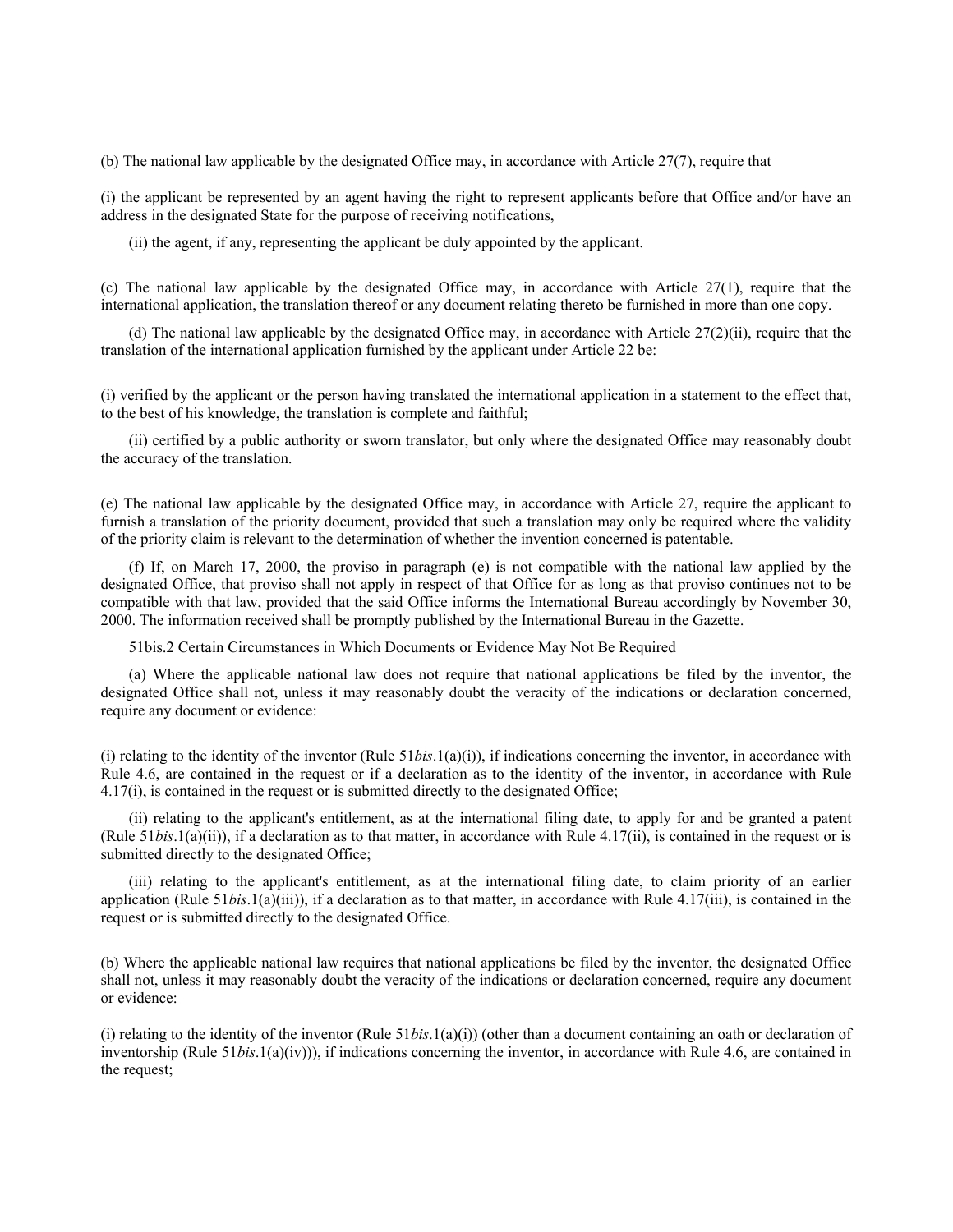(b) The national law applicable by the designated Office may, in accordance with Article 27(7), require that

(i) the applicant be represented by an agent having the right to represent applicants before that Office and/or have an address in the designated State for the purpose of receiving notifications,

(ii) the agent, if any, representing the applicant be duly appointed by the applicant.

(c) The national law applicable by the designated Office may, in accordance with Article 27(1), require that the international application, the translation thereof or any document relating thereto be furnished in more than one copy.

(d) The national law applicable by the designated Office may, in accordance with Article 27(2)(ii), require that the translation of the international application furnished by the applicant under Article 22 be:

(i) verified by the applicant or the person having translated the international application in a statement to the effect that, to the best of his knowledge, the translation is complete and faithful;

(ii) certified by a public authority or sworn translator, but only where the designated Office may reasonably doubt the accuracy of the translation.

(e) The national law applicable by the designated Office may, in accordance with Article 27, require the applicant to furnish a translation of the priority document, provided that such a translation may only be required where the validity of the priority claim is relevant to the determination of whether the invention concerned is patentable.

(f) If, on March 17, 2000, the proviso in paragraph (e) is not compatible with the national law applied by the designated Office, that proviso shall not apply in respect of that Office for as long as that proviso continues not to be compatible with that law, provided that the said Office informs the International Bureau accordingly by November 30, 2000. The information received shall be promptly published by the International Bureau in the Gazette.

51bis.2 Certain Circumstances in Which Documents or Evidence May Not Be Required

(a) Where the applicable national law does not require that national applications be filed by the inventor, the designated Office shall not, unless it may reasonably doubt the veracity of the indications or declaration concerned, require any document or evidence:

(i) relating to the identity of the inventor (Rule 51*bis*.1(a)(i)), if indications concerning the inventor, in accordance with Rule 4.6, are contained in the request or if a declaration as to the identity of the inventor, in accordance with Rule 4.17(i), is contained in the request or is submitted directly to the designated Office;

(ii) relating to the applicant's entitlement, as at the international filing date, to apply for and be granted a patent (Rule 51*bis*.1(a)(ii)), if a declaration as to that matter, in accordance with Rule 4.17(ii), is contained in the request or is submitted directly to the designated Office;

(iii) relating to the applicant's entitlement, as at the international filing date, to claim priority of an earlier application (Rule 51*bis*.1(a)(iii)), if a declaration as to that matter, in accordance with Rule 4.17(iii), is contained in the request or is submitted directly to the designated Office.

(b) Where the applicable national law requires that national applications be filed by the inventor, the designated Office shall not, unless it may reasonably doubt the veracity of the indications or declaration concerned, require any document or evidence:

(i) relating to the identity of the inventor (Rule 51*bis*.1(a)(i)) (other than a document containing an oath or declaration of inventorship (Rule 51*bis*.1(a)(iv))), if indications concerning the inventor, in accordance with Rule 4.6, are contained in the request;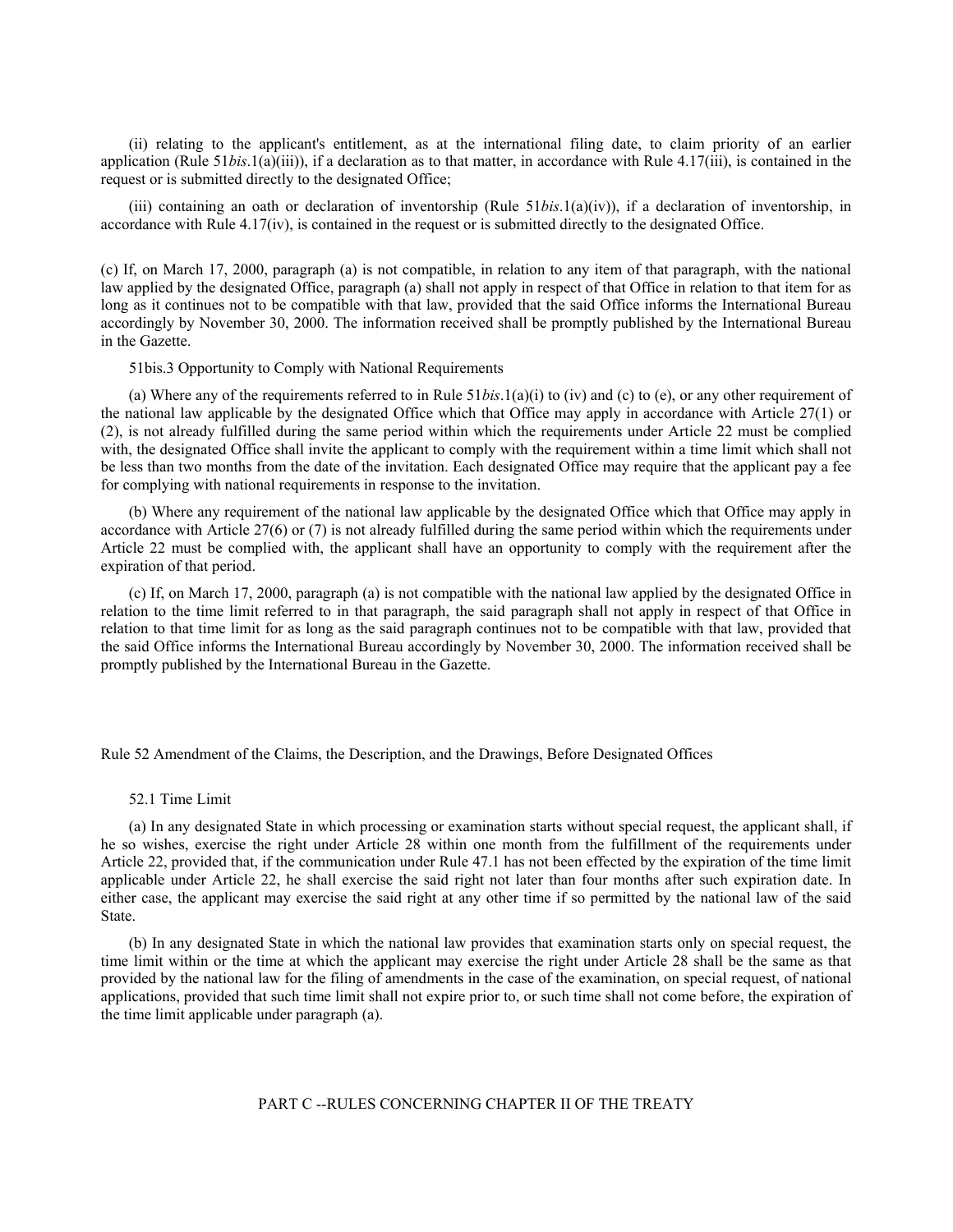(ii) relating to the applicant's entitlement, as at the international filing date, to claim priority of an earlier application (Rule 51*bis*.1(a)(iii)), if a declaration as to that matter, in accordance with Rule 4.17(iii), is contained in the request or is submitted directly to the designated Office;

(iii) containing an oath or declaration of inventorship (Rule 51*bis*.1(a)(iv)), if a declaration of inventorship, in accordance with Rule 4.17(iv), is contained in the request or is submitted directly to the designated Office.

(c) If, on March 17, 2000, paragraph (a) is not compatible, in relation to any item of that paragraph, with the national law applied by the designated Office, paragraph (a) shall not apply in respect of that Office in relation to that item for as long as it continues not to be compatible with that law, provided that the said Office informs the International Bureau accordingly by November 30, 2000. The information received shall be promptly published by the International Bureau in the Gazette.

51bis.3 Opportunity to Comply with National Requirements

(a) Where any of the requirements referred to in Rule 51*bis*.1(a)(i) to (iv) and (c) to (e), or any other requirement of the national law applicable by the designated Office which that Office may apply in accordance with Article 27(1) or (2), is not already fulfilled during the same period within which the requirements under Article 22 must be complied with, the designated Office shall invite the applicant to comply with the requirement within a time limit which shall not be less than two months from the date of the invitation. Each designated Office may require that the applicant pay a fee for complying with national requirements in response to the invitation.

(b) Where any requirement of the national law applicable by the designated Office which that Office may apply in accordance with Article 27(6) or (7) is not already fulfilled during the same period within which the requirements under Article 22 must be complied with, the applicant shall have an opportunity to comply with the requirement after the expiration of that period.

(c) If, on March 17, 2000, paragraph (a) is not compatible with the national law applied by the designated Office in relation to the time limit referred to in that paragraph, the said paragraph shall not apply in respect of that Office in relation to that time limit for as long as the said paragraph continues not to be compatible with that law, provided that the said Office informs the International Bureau accordingly by November 30, 2000. The information received shall be promptly published by the International Bureau in the Gazette.

## Rule 52 Amendment of the Claims, the Description, and the Drawings, Before Designated Offices

52.1 Time Limit

(a) In any designated State in which processing or examination starts without special request, the applicant shall, if he so wishes, exercise the right under Article 28 within one month from the fulfillment of the requirements under Article 22, provided that, if the communication under Rule 47.1 has not been effected by the expiration of the time limit applicable under Article 22, he shall exercise the said right not later than four months after such expiration date. In either case, the applicant may exercise the said right at any other time if so permitted by the national law of the said State.

(b) In any designated State in which the national law provides that examination starts only on special request, the time limit within or the time at which the applicant may exercise the right under Article 28 shall be the same as that provided by the national law for the filing of amendments in the case of the examination, on special request, of national applications, provided that such time limit shall not expire prior to, or such time shall not come before, the expiration of the time limit applicable under paragraph (a).

# PART C --RULES CONCERNING CHAPTER II OF THE TREATY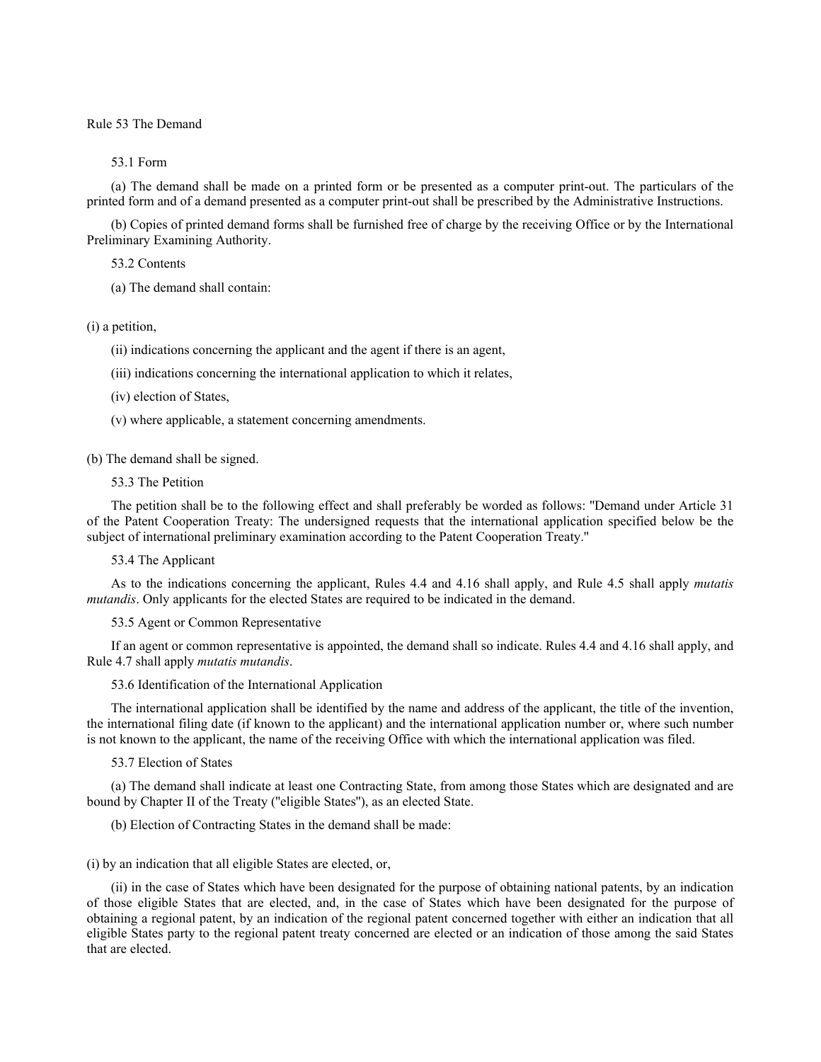# Rule 53 The Demand

## 53.1 Form

(a) The demand shall be made on a printed form or be presented as a computer print-out. The particulars of the printed form and of a demand presented as a computer print-out shall be prescribed by the Administrative Instructions.

(b) Copies of printed demand forms shall be furnished free of charge by the receiving Office or by the International Preliminary Examining Authority.

## 53.2 Contents

(a) The demand shall contain:

(i) a petition,

(ii) indications concerning the applicant and the agent if there is an agent,

(iii) indications concerning the international application to which it relates,

(iv) election of States,

(v) where applicable, a statement concerning amendments.

(b) The demand shall be signed.

## 53.3 The Petition

The petition shall be to the following effect and shall preferably be worded as follows: "Demand under Article 31 of the Patent Cooperation Treaty: The undersigned requests that the international application specified below be the subject of international preliminary examination according to the Patent Cooperation Treaty."

## 53.4 The Applicant

As to the indications concerning the applicant, Rules 4.4 and 4.16 shall apply, and Rule 4.5 shall apply *mutatis mutandis*. Only applicants for the elected States are required to be indicated in the demand.

## 53.5 Agent or Common Representative

If an agent or common representative is appointed, the demand shall so indicate. Rules 4.4 and 4.16 shall apply, and Rule 4.7 shall apply *mutatis mutandis*.

## 53.6 Identification of the International Application

The international application shall be identified by the name and address of the applicant, the title of the invention, the international filing date (if known to the applicant) and the international application number or, where such number is not known to the applicant, the name of the receiving Office with which the international application was filed.

## 53.7 Election of States

(a) The demand shall indicate at least one Contracting State, from among those States which are designated and are bound by Chapter II of the Treaty ("eligible States"), as an elected State.

(b) Election of Contracting States in the demand shall be made:

(i) by an indication that all eligible States are elected, or,

(ii) in the case of States which have been designated for the purpose of obtaining national patents, by an indication of those eligible States that are elected, and, in the case of States which have been designated for the purpose of obtaining a regional patent, by an indication of the regional patent concerned together with either an indication that all eligible States party to the regional patent treaty concerned are elected or an indication of those among the said States that are elected.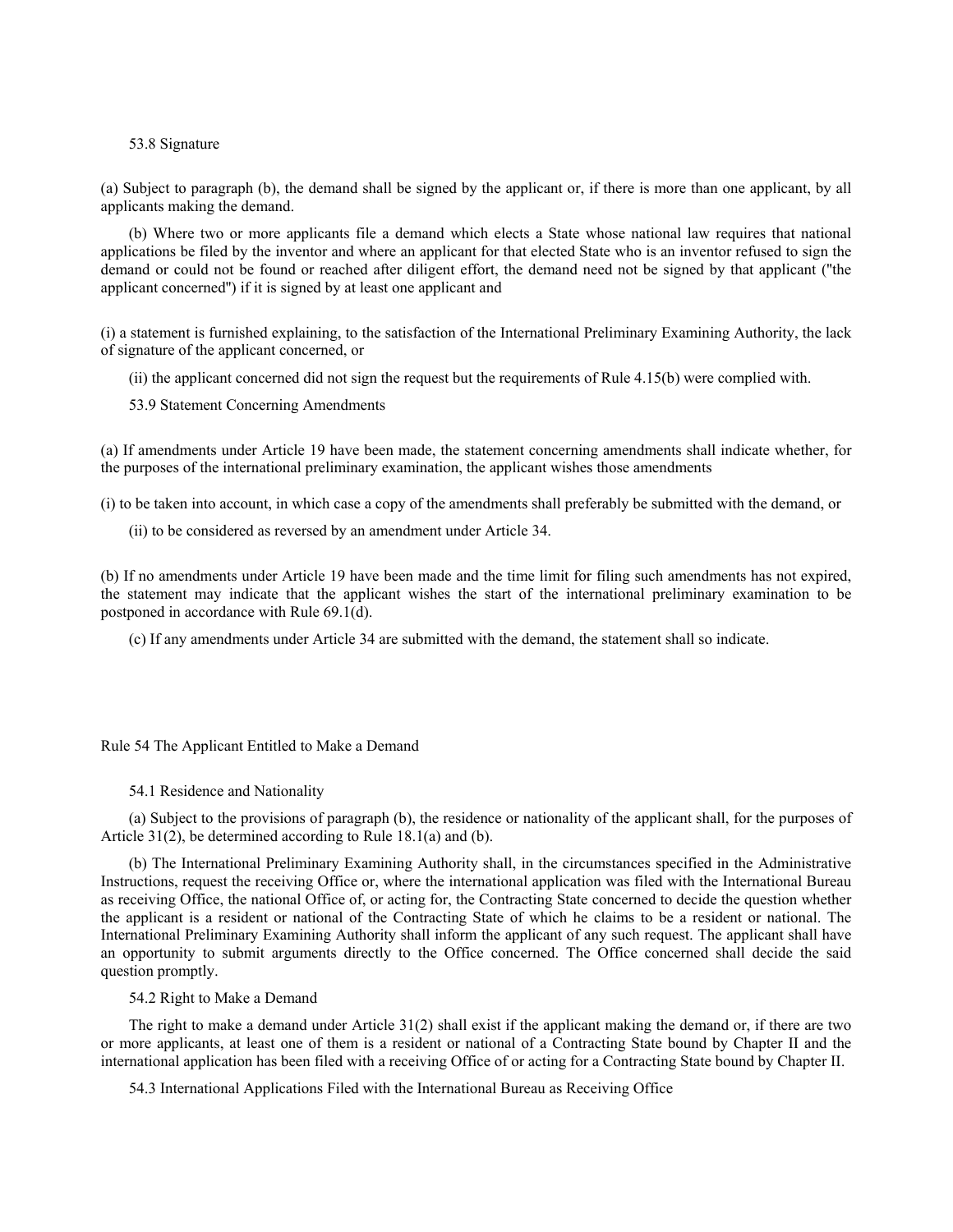### 53.8 Signature

(a) Subject to paragraph (b), the demand shall be signed by the applicant or, if there is more than one applicant, by all applicants making the demand.

(b) Where two or more applicants file a demand which elects a State whose national law requires that national applications be filed by the inventor and where an applicant for that elected State who is an inventor refused to sign the demand or could not be found or reached after diligent effort, the demand need not be signed by that applicant ("the applicant concerned") if it is signed by at least one applicant and

(i) a statement is furnished explaining, to the satisfaction of the International Preliminary Examining Authority, the lack of signature of the applicant concerned, or

(ii) the applicant concerned did not sign the request but the requirements of Rule 4.15(b) were complied with.

### 53.9 Statement Concerning Amendments

(a) If amendments under Article 19 have been made, the statement concerning amendments shall indicate whether, for the purposes of the international preliminary examination, the applicant wishes those amendments

(i) to be taken into account, in which case a copy of the amendments shall preferably be submitted with the demand, or

(ii) to be considered as reversed by an amendment under Article 34.

(b) If no amendments under Article 19 have been made and the time limit for filing such amendments has not expired, the statement may indicate that the applicant wishes the start of the international preliminary examination to be postponed in accordance with Rule 69.1(d).

(c) If any amendments under Article 34 are submitted with the demand, the statement shall so indicate.

## Rule 54 The Applicant Entitled to Make a Demand

### 54.1 Residence and Nationality

(a) Subject to the provisions of paragraph (b), the residence or nationality of the applicant shall, for the purposes of Article 31(2), be determined according to Rule 18.1(a) and (b).

(b) The International Preliminary Examining Authority shall, in the circumstances specified in the Administrative Instructions, request the receiving Office or, where the international application was filed with the International Bureau as receiving Office, the national Office of, or acting for, the Contracting State concerned to decide the question whether the applicant is a resident or national of the Contracting State of which he claims to be a resident or national. The International Preliminary Examining Authority shall inform the applicant of any such request. The applicant shall have an opportunity to submit arguments directly to the Office concerned. The Office concerned shall decide the said question promptly.

### 54.2 Right to Make a Demand

The right to make a demand under Article 31(2) shall exist if the applicant making the demand or, if there are two or more applicants, at least one of them is a resident or national of a Contracting State bound by Chapter II and the international application has been filed with a receiving Office of or acting for a Contracting State bound by Chapter II.

### 54.3 International Applications Filed with the International Bureau as Receiving Office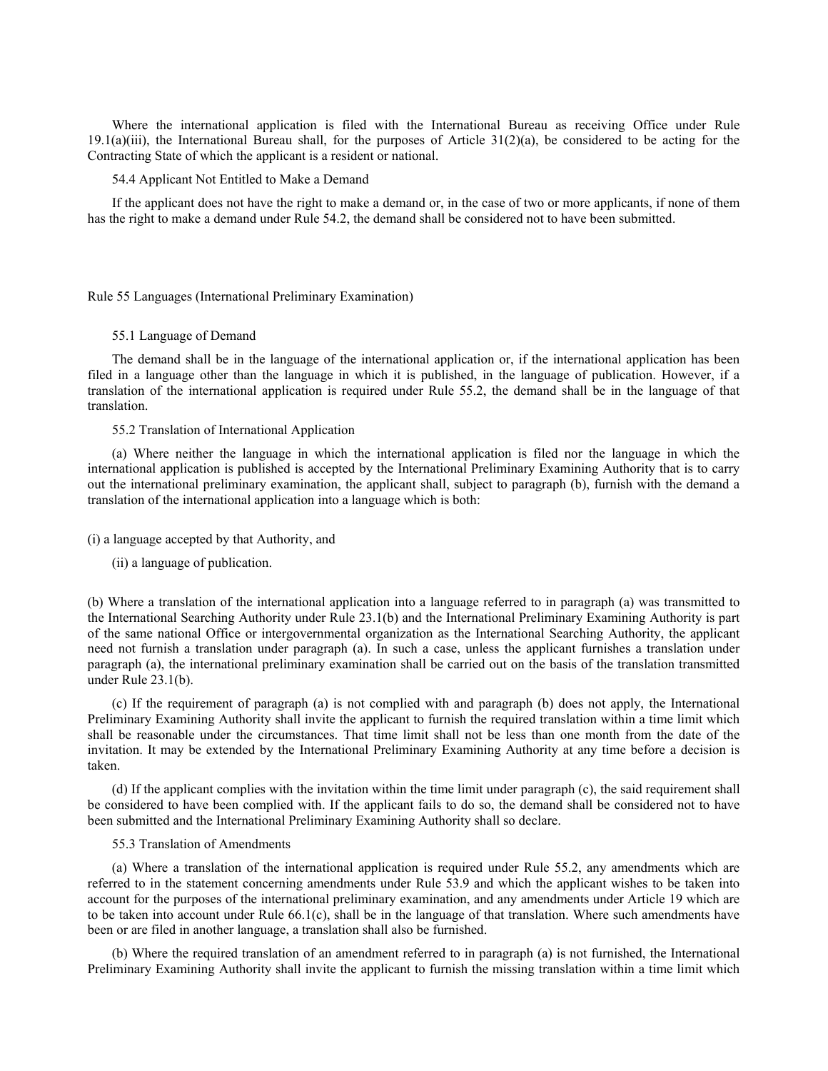Where the international application is filed with the International Bureau as receiving Office under Rule 19.1(a)(iii), the International Bureau shall, for the purposes of Article 31(2)(a), be considered to be acting for the Contracting State of which the applicant is a resident or national.

### 54.4 Applicant Not Entitled to Make a Demand

If the applicant does not have the right to make a demand or, in the case of two or more applicants, if none of them has the right to make a demand under Rule 54.2, the demand shall be considered not to have been submitted.

## Rule 55 Languages (International Preliminary Examination)

### 55.1 Language of Demand

The demand shall be in the language of the international application or, if the international application has been filed in a language other than the language in which it is published, in the language of publication. However, if a translation of the international application is required under Rule 55.2, the demand shall be in the language of that translation.

### 55.2 Translation of International Application

(a) Where neither the language in which the international application is filed nor the language in which the international application is published is accepted by the International Preliminary Examining Authority that is to carry out the international preliminary examination, the applicant shall, subject to paragraph (b), furnish with the demand a translation of the international application into a language which is both:

(i) a language accepted by that Authority, and

(ii) a language of publication.

(b) Where a translation of the international application into a language referred to in paragraph (a) was transmitted to the International Searching Authority under Rule 23.1(b) and the International Preliminary Examining Authority is part of the same national Office or intergovernmental organization as the International Searching Authority, the applicant need not furnish a translation under paragraph (a). In such a case, unless the applicant furnishes a translation under paragraph (a), the international preliminary examination shall be carried out on the basis of the translation transmitted under Rule 23.1(b).

(c) If the requirement of paragraph (a) is not complied with and paragraph (b) does not apply, the International Preliminary Examining Authority shall invite the applicant to furnish the required translation within a time limit which shall be reasonable under the circumstances. That time limit shall not be less than one month from the date of the invitation. It may be extended by the International Preliminary Examining Authority at any time before a decision is taken.

(d) If the applicant complies with the invitation within the time limit under paragraph (c), the said requirement shall be considered to have been complied with. If the applicant fails to do so, the demand shall be considered not to have been submitted and the International Preliminary Examining Authority shall so declare.

### 55.3 Translation of Amendments

(a) Where a translation of the international application is required under Rule 55.2, any amendments which are referred to in the statement concerning amendments under Rule 53.9 and which the applicant wishes to be taken into account for the purposes of the international preliminary examination, and any amendments under Article 19 which are to be taken into account under Rule 66.1(c), shall be in the language of that translation. Where such amendments have been or are filed in another language, a translation shall also be furnished.

(b) Where the required translation of an amendment referred to in paragraph (a) is not furnished, the International Preliminary Examining Authority shall invite the applicant to furnish the missing translation within a time limit which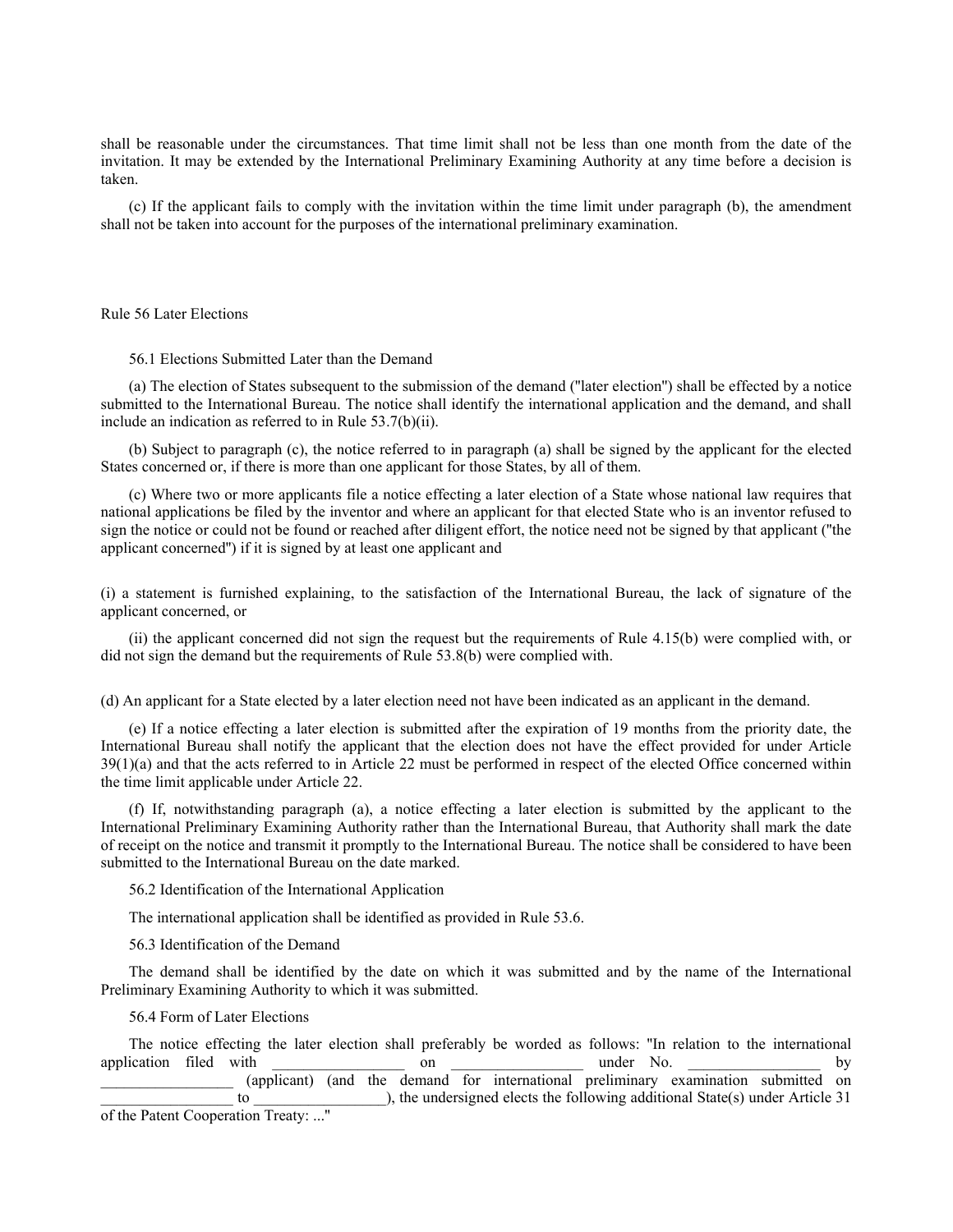shall be reasonable under the circumstances. That time limit shall not be less than one month from the date of the invitation. It may be extended by the International Preliminary Examining Authority at any time before a decision is taken.

(c) If the applicant fails to comply with the invitation within the time limit under paragraph (b), the amendment shall not be taken into account for the purposes of the international preliminary examination.

## Rule 56 Later Elections

### 56.1 Elections Submitted Later than the Demand

(a) The election of States subsequent to the submission of the demand ("later election") shall be effected by a notice submitted to the International Bureau. The notice shall identify the international application and the demand, and shall include an indication as referred to in Rule 53.7(b)(ii).

(b) Subject to paragraph (c), the notice referred to in paragraph (a) shall be signed by the applicant for the elected States concerned or, if there is more than one applicant for those States, by all of them.

(c) Where two or more applicants file a notice effecting a later election of a State whose national law requires that national applications be filed by the inventor and where an applicant for that elected State who is an inventor refused to sign the notice or could not be found or reached after diligent effort, the notice need not be signed by that applicant ("the applicant concerned") if it is signed by at least one applicant and

(i) a statement is furnished explaining, to the satisfaction of the International Bureau, the lack of signature of the applicant concerned, or

(ii) the applicant concerned did not sign the request but the requirements of Rule 4.15(b) were complied with, or did not sign the demand but the requirements of Rule 53.8(b) were complied with.

(d) An applicant for a State elected by a later election need not have been indicated as an applicant in the demand.

(e) If a notice effecting a later election is submitted after the expiration of 19 months from the priority date, the International Bureau shall notify the applicant that the election does not have the effect provided for under Article 39(1)(a) and that the acts referred to in Article 22 must be performed in respect of the elected Office concerned within the time limit applicable under Article 22.

(f) If, notwithstanding paragraph (a), a notice effecting a later election is submitted by the applicant to the International Preliminary Examining Authority rather than the International Bureau, that Authority shall mark the date of receipt on the notice and transmit it promptly to the International Bureau. The notice shall be considered to have been submitted to the International Bureau on the date marked.

### 56.2 Identification of the International Application

The international application shall be identified as provided in Rule 53.6.

### 56.3 Identification of the Demand

The demand shall be identified by the date on which it was submitted and by the name of the International Preliminary Examining Authority to which it was submitted.

### 56.4 Form of Later Elections

The notice effecting the later election shall preferably be worded as follows: "In relation to the international application filed with _________________ on _________________ under No. _________________ by _________________ (applicant) (and the demand for international preliminary examination submitted on _________________ to _________________), the undersigned elects the following additional State(s) under Article 31 of the Patent Cooperation Treaty: ..."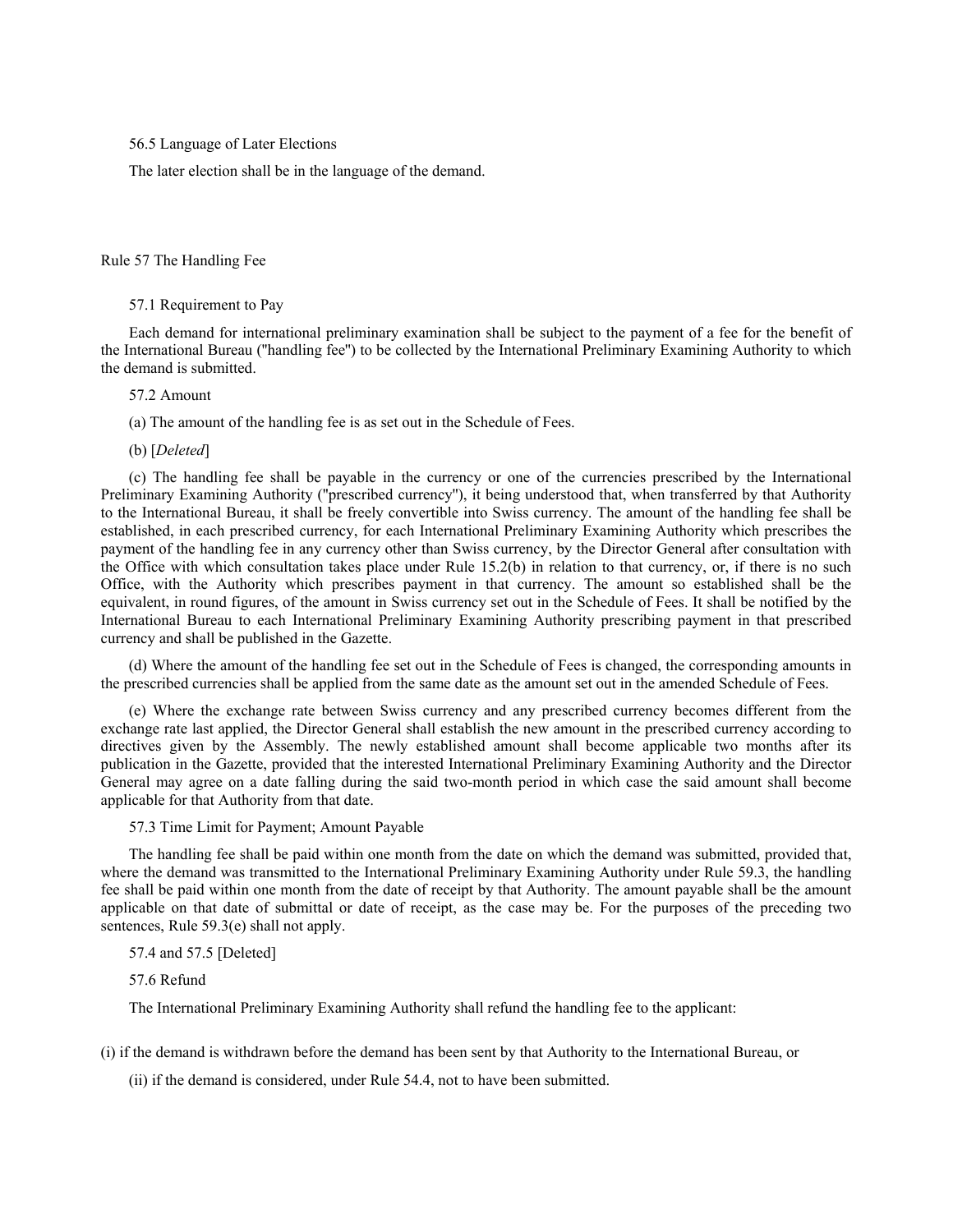### 56.5 Language of Later Elections

The later election shall be in the language of the demand.

## Rule 57 The Handling Fee

### 57.1 Requirement to Pay

Each demand for international preliminary examination shall be subject to the payment of a fee for the benefit of the International Bureau ("handling fee") to be collected by the International Preliminary Examining Authority to which the demand is submitted.

### 57.2 Amount

(a) The amount of the handling fee is as set out in the Schedule of Fees.

(b) [*Deleted*]

(c) The handling fee shall be payable in the currency or one of the currencies prescribed by the International Preliminary Examining Authority ("prescribed currency"), it being understood that, when transferred by that Authority to the International Bureau, it shall be freely convertible into Swiss currency. The amount of the handling fee shall be established, in each prescribed currency, for each International Preliminary Examining Authority which prescribes the payment of the handling fee in any currency other than Swiss currency, by the Director General after consultation with the Office with which consultation takes place under Rule 15.2(b) in relation to that currency, or, if there is no such Office, with the Authority which prescribes payment in that currency. The amount so established shall be the equivalent, in round figures, of the amount in Swiss currency set out in the Schedule of Fees. It shall be notified by the International Bureau to each International Preliminary Examining Authority prescribing payment in that prescribed currency and shall be published in the Gazette.

(d) Where the amount of the handling fee set out in the Schedule of Fees is changed, the corresponding amounts in the prescribed currencies shall be applied from the same date as the amount set out in the amended Schedule of Fees.

(e) Where the exchange rate between Swiss currency and any prescribed currency becomes different from the exchange rate last applied, the Director General shall establish the new amount in the prescribed currency according to directives given by the Assembly. The newly established amount shall become applicable two months after its publication in the Gazette, provided that the interested International Preliminary Examining Authority and the Director General may agree on a date falling during the said two-month period in which case the said amount shall become applicable for that Authority from that date.

### 57.3 Time Limit for Payment; Amount Payable

The handling fee shall be paid within one month from the date on which the demand was submitted, provided that, where the demand was transmitted to the International Preliminary Examining Authority under Rule 59.3, the handling fee shall be paid within one month from the date of receipt by that Authority. The amount payable shall be the amount applicable on that date of submittal or date of receipt, as the case may be. For the purposes of the preceding two sentences, Rule 59.3(e) shall not apply.

### 57.4 and 57.5 [Deleted]

### 57.6 Refund

The International Preliminary Examining Authority shall refund the handling fee to the applicant:

(i) if the demand is withdrawn before the demand has been sent by that Authority to the International Bureau, or

(ii) if the demand is considered, under Rule 54.4, not to have been submitted.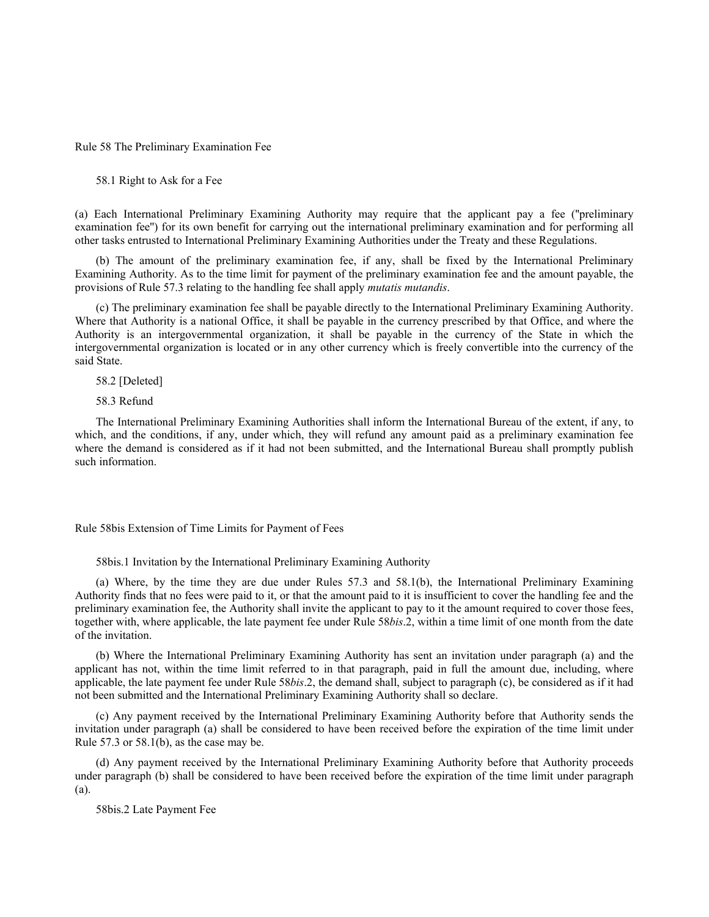## Rule 58 The Preliminary Examination Fee

### 58.1 Right to Ask for a Fee

(a) Each International Preliminary Examining Authority may require that the applicant pay a fee ("preliminary examination fee") for its own benefit for carrying out the international preliminary examination and for performing all other tasks entrusted to International Preliminary Examining Authorities under the Treaty and these Regulations.

(b) The amount of the preliminary examination fee, if any, shall be fixed by the International Preliminary Examining Authority. As to the time limit for payment of the preliminary examination fee and the amount payable, the provisions of Rule 57.3 relating to the handling fee shall apply *mutatis mutandis*.

(c) The preliminary examination fee shall be payable directly to the International Preliminary Examining Authority. Where that Authority is a national Office, it shall be payable in the currency prescribed by that Office, and where the Authority is an intergovernmental organization, it shall be payable in the currency of the State in which the intergovernmental organization is located or in any other currency which is freely convertible into the currency of the said State.

### 58.2 [Deleted]

### 58.3 Refund

The International Preliminary Examining Authorities shall inform the International Bureau of the extent, if any, to which, and the conditions, if any, under which, they will refund any amount paid as a preliminary examination fee where the demand is considered as if it had not been submitted, and the International Bureau shall promptly publish such information.

## Rule 58bis Extension of Time Limits for Payment of Fees

### 58bis.1 Invitation by the International Preliminary Examining Authority

(a) Where, by the time they are due under Rules 57.3 and 58.1(b), the International Preliminary Examining Authority finds that no fees were paid to it, or that the amount paid to it is insufficient to cover the handling fee and the preliminary examination fee, the Authority shall invite the applicant to pay to it the amount required to cover those fees, together with, where applicable, the late payment fee under Rule 58*bis*.2, within a time limit of one month from the date of the invitation.

(b) Where the International Preliminary Examining Authority has sent an invitation under paragraph (a) and the applicant has not, within the time limit referred to in that paragraph, paid in full the amount due, including, where applicable, the late payment fee under Rule 58*bis*.2, the demand shall, subject to paragraph (c), be considered as if it had not been submitted and the International Preliminary Examining Authority shall so declare.

(c) Any payment received by the International Preliminary Examining Authority before that Authority sends the invitation under paragraph (a) shall be considered to have been received before the expiration of the time limit under Rule 57.3 or 58.1(b), as the case may be.

(d) Any payment received by the International Preliminary Examining Authority before that Authority proceeds under paragraph (b) shall be considered to have been received before the expiration of the time limit under paragraph (a).

### 58bis.2 Late Payment Fee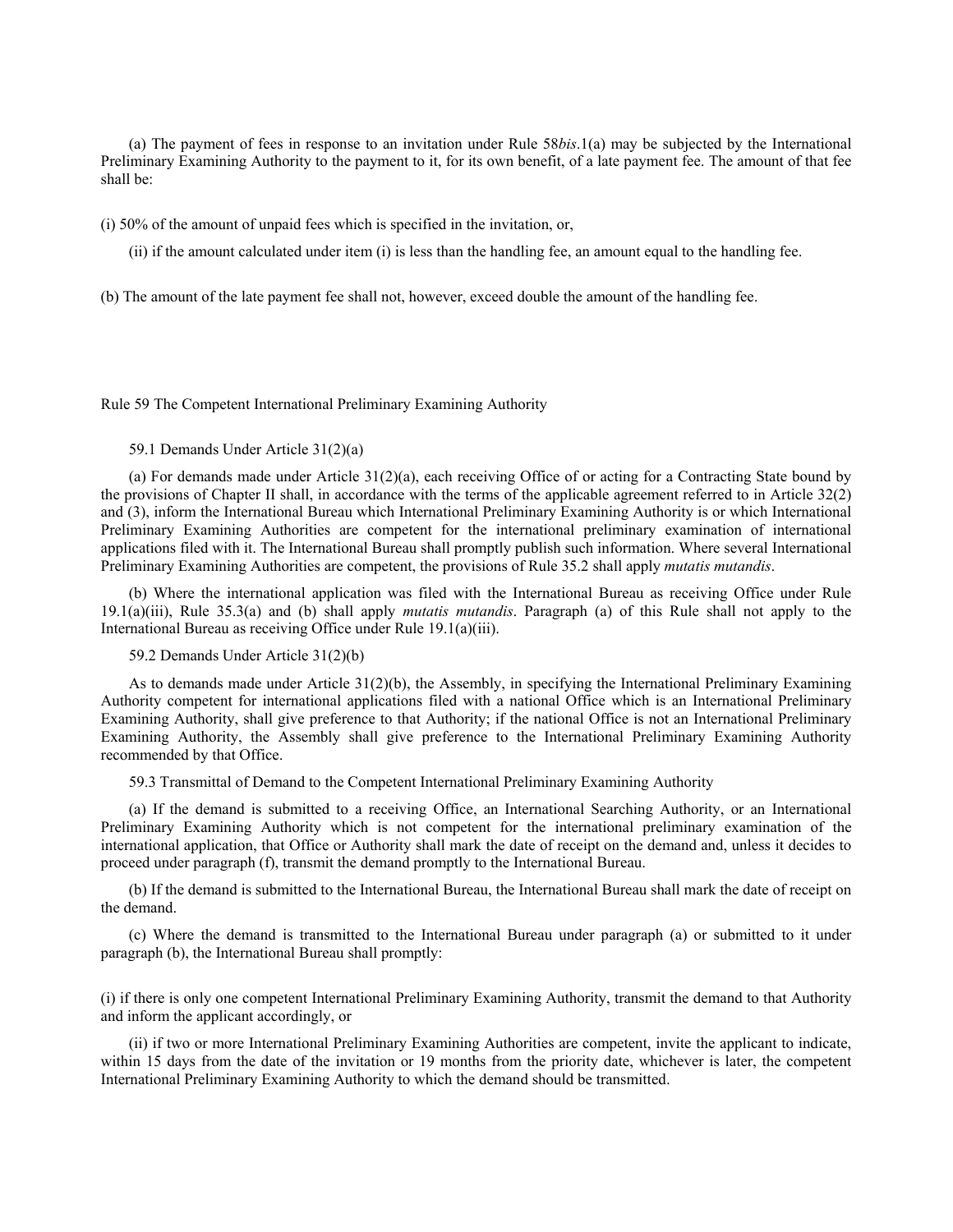(a) The payment of fees in response to an invitation under Rule 58*bis*.1(a) may be subjected by the International Preliminary Examining Authority to the payment to it, for its own benefit, of a late payment fee. The amount of that fee shall be:

(i) 50% of the amount of unpaid fees which is specified in the invitation, or,

(ii) if the amount calculated under item (i) is less than the handling fee, an amount equal to the handling fee.

(b) The amount of the late payment fee shall not, however, exceed double the amount of the handling fee.

## Rule 59 The Competent International Preliminary Examining Authority

### 59.1 Demands Under Article 31(2)(a)

(a) For demands made under Article 31(2)(a), each receiving Office of or acting for a Contracting State bound by the provisions of Chapter II shall, in accordance with the terms of the applicable agreement referred to in Article 32(2) and (3), inform the International Bureau which International Preliminary Examining Authority is or which International Preliminary Examining Authorities are competent for the international preliminary examination of international applications filed with it. The International Bureau shall promptly publish such information. Where several International Preliminary Examining Authorities are competent, the provisions of Rule 35.2 shall apply *mutatis mutandis*.

(b) Where the international application was filed with the International Bureau as receiving Office under Rule 19.1(a)(iii), Rule 35.3(a) and (b) shall apply *mutatis mutandis*. Paragraph (a) of this Rule shall not apply to the International Bureau as receiving Office under Rule 19.1(a)(iii).

### 59.2 Demands Under Article 31(2)(b)

As to demands made under Article 31(2)(b), the Assembly, in specifying the International Preliminary Examining Authority competent for international applications filed with a national Office which is an International Preliminary Examining Authority, shall give preference to that Authority; if the national Office is not an International Preliminary Examining Authority, the Assembly shall give preference to the International Preliminary Examining Authority recommended by that Office.

### 59.3 Transmittal of Demand to the Competent International Preliminary Examining Authority

(a) If the demand is submitted to a receiving Office, an International Searching Authority, or an International Preliminary Examining Authority which is not competent for the international preliminary examination of the international application, that Office or Authority shall mark the date of receipt on the demand and, unless it decides to proceed under paragraph (f), transmit the demand promptly to the International Bureau.

(b) If the demand is submitted to the International Bureau, the International Bureau shall mark the date of receipt on the demand.

(c) Where the demand is transmitted to the International Bureau under paragraph (a) or submitted to it under paragraph (b), the International Bureau shall promptly:

(i) if there is only one competent International Preliminary Examining Authority, transmit the demand to that Authority and inform the applicant accordingly, or

(ii) if two or more International Preliminary Examining Authorities are competent, invite the applicant to indicate, within 15 days from the date of the invitation or 19 months from the priority date, whichever is later, the competent International Preliminary Examining Authority to which the demand should be transmitted.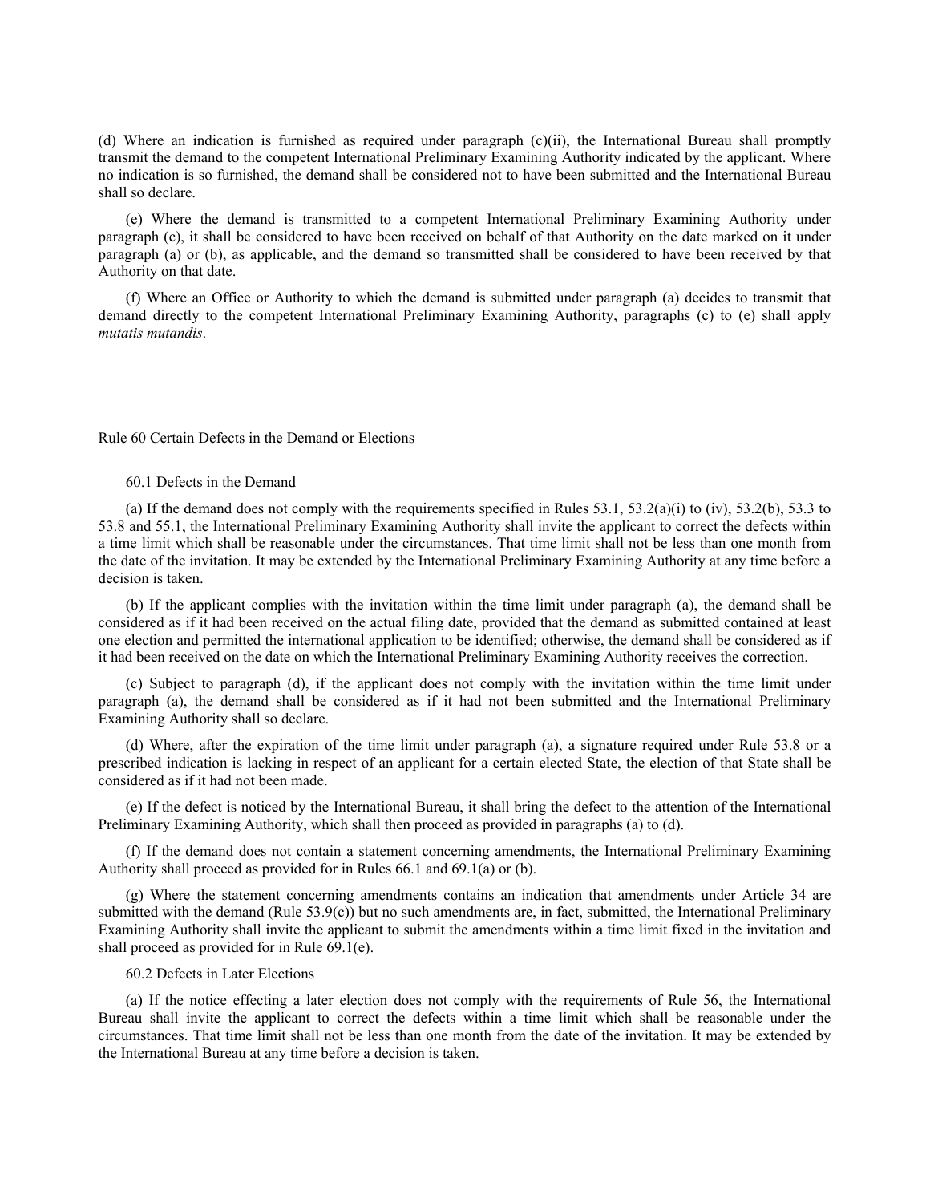(d) Where an indication is furnished as required under paragraph (c)(ii), the International Bureau shall promptly transmit the demand to the competent International Preliminary Examining Authority indicated by the applicant. Where no indication is so furnished, the demand shall be considered not to have been submitted and the International Bureau shall so declare.

(e) Where the demand is transmitted to a competent International Preliminary Examining Authority under paragraph (c), it shall be considered to have been received on behalf of that Authority on the date marked on it under paragraph (a) or (b), as applicable, and the demand so transmitted shall be considered to have been received by that Authority on that date.

(f) Where an Office or Authority to which the demand is submitted under paragraph (a) decides to transmit that demand directly to the competent International Preliminary Examining Authority, paragraphs (c) to (e) shall apply *mutatis mutandis*.

## Rule 60 Certain Defects in the Demand or Elections

### 60.1 Defects in the Demand

(a) If the demand does not comply with the requirements specified in Rules 53.1, 53.2(a)(i) to (iv), 53.2(b), 53.3 to 53.8 and 55.1, the International Preliminary Examining Authority shall invite the applicant to correct the defects within a time limit which shall be reasonable under the circumstances. That time limit shall not be less than one month from the date of the invitation. It may be extended by the International Preliminary Examining Authority at any time before a decision is taken.

(b) If the applicant complies with the invitation within the time limit under paragraph (a), the demand shall be considered as if it had been received on the actual filing date, provided that the demand as submitted contained at least one election and permitted the international application to be identified; otherwise, the demand shall be considered as if it had been received on the date on which the International Preliminary Examining Authority receives the correction.

(c) Subject to paragraph (d), if the applicant does not comply with the invitation within the time limit under paragraph (a), the demand shall be considered as if it had not been submitted and the International Preliminary Examining Authority shall so declare.

(d) Where, after the expiration of the time limit under paragraph (a), a signature required under Rule 53.8 or a prescribed indication is lacking in respect of an applicant for a certain elected State, the election of that State shall be considered as if it had not been made.

(e) If the defect is noticed by the International Bureau, it shall bring the defect to the attention of the International Preliminary Examining Authority, which shall then proceed as provided in paragraphs (a) to (d).

(f) If the demand does not contain a statement concerning amendments, the International Preliminary Examining Authority shall proceed as provided for in Rules 66.1 and 69.1(a) or (b).

(g) Where the statement concerning amendments contains an indication that amendments under Article 34 are submitted with the demand (Rule 53.9(c)) but no such amendments are, in fact, submitted, the International Preliminary Examining Authority shall invite the applicant to submit the amendments within a time limit fixed in the invitation and shall proceed as provided for in Rule 69.1(e).

### 60.2 Defects in Later Elections

(a) If the notice effecting a later election does not comply with the requirements of Rule 56, the International Bureau shall invite the applicant to correct the defects within a time limit which shall be reasonable under the circumstances. That time limit shall not be less than one month from the date of the invitation. It may be extended by the International Bureau at any time before a decision is taken.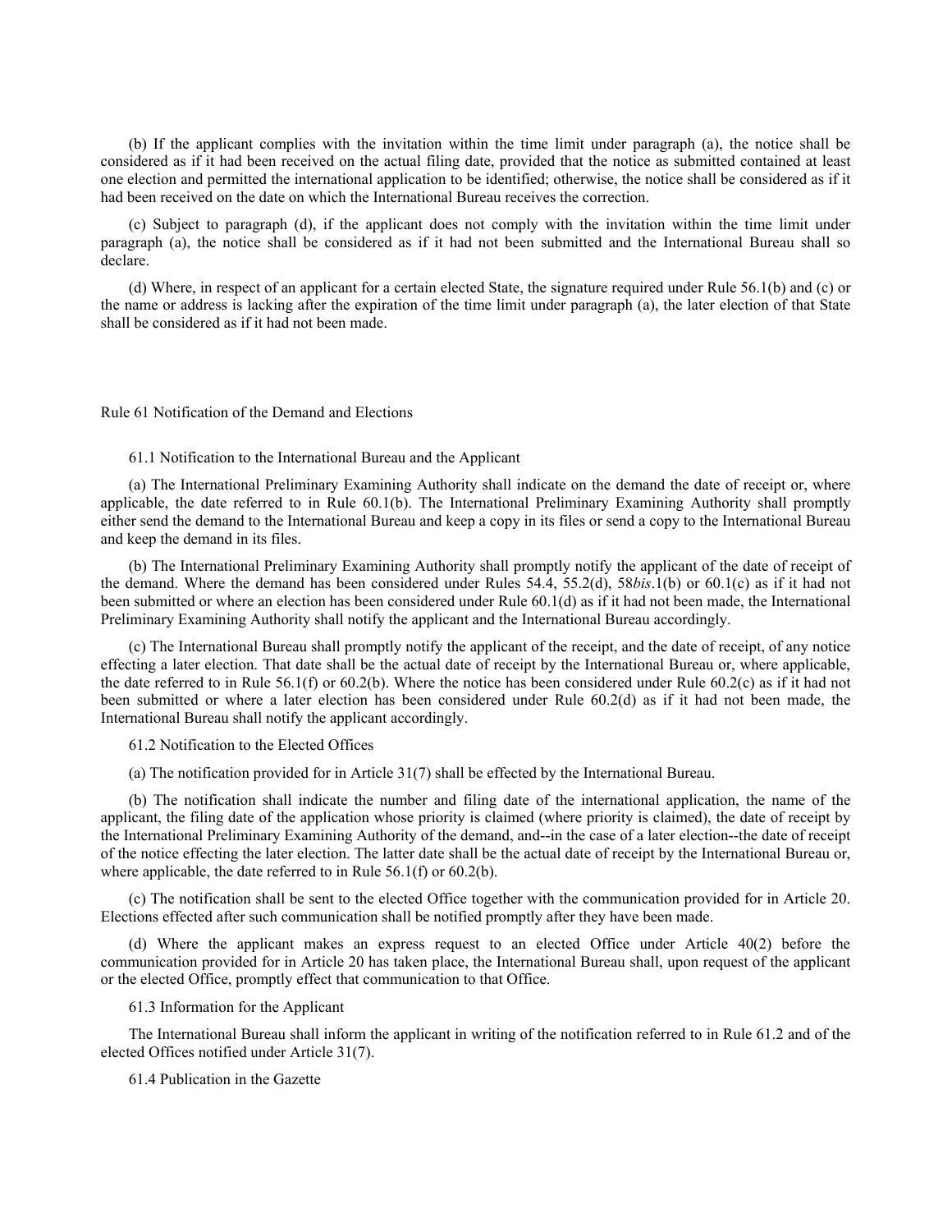(b) If the applicant complies with the invitation within the time limit under paragraph (a), the notice shall be considered as if it had been received on the actual filing date, provided that the notice as submitted contained at least one election and permitted the international application to be identified; otherwise, the notice shall be considered as if it had been received on the date on which the International Bureau receives the correction.

(c) Subject to paragraph (d), if the applicant does not comply with the invitation within the time limit under paragraph (a), the notice shall be considered as if it had not been submitted and the International Bureau shall so declare.

(d) Where, in respect of an applicant for a certain elected State, the signature required under Rule 56.1(b) and (c) or the name or address is lacking after the expiration of the time limit under paragraph (a), the later election of that State shall be considered as if it had not been made.

## Rule 61 Notification of the Demand and Elections

### 61.1 Notification to the International Bureau and the Applicant

(a) The International Preliminary Examining Authority shall indicate on the demand the date of receipt or, where applicable, the date referred to in Rule 60.1(b). The International Preliminary Examining Authority shall promptly either send the demand to the International Bureau and keep a copy in its files or send a copy to the International Bureau and keep the demand in its files.

(b) The International Preliminary Examining Authority shall promptly notify the applicant of the date of receipt of the demand. Where the demand has been considered under Rules 54.4, 55.2(d), 58*bis*.1(b) or 60.1(c) as if it had not been submitted or where an election has been considered under Rule 60.1(d) as if it had not been made, the International Preliminary Examining Authority shall notify the applicant and the International Bureau accordingly.

(c) The International Bureau shall promptly notify the applicant of the receipt, and the date of receipt, of any notice effecting a later election. That date shall be the actual date of receipt by the International Bureau or, where applicable, the date referred to in Rule 56.1(f) or 60.2(b). Where the notice has been considered under Rule 60.2(c) as if it had not been submitted or where a later election has been considered under Rule 60.2(d) as if it had not been made, the International Bureau shall notify the applicant accordingly.

### 61.2 Notification to the Elected Offices

(a) The notification provided for in Article 31(7) shall be effected by the International Bureau.

(b) The notification shall indicate the number and filing date of the international application, the name of the applicant, the filing date of the application whose priority is claimed (where priority is claimed), the date of receipt by the International Preliminary Examining Authority of the demand, and--in the case of a later election--the date of receipt of the notice effecting the later election. The latter date shall be the actual date of receipt by the International Bureau or, where applicable, the date referred to in Rule 56.1(f) or 60.2(b).

(c) The notification shall be sent to the elected Office together with the communication provided for in Article 20. Elections effected after such communication shall be notified promptly after they have been made.

(d) Where the applicant makes an express request to an elected Office under Article 40(2) before the communication provided for in Article 20 has taken place, the International Bureau shall, upon request of the applicant or the elected Office, promptly effect that communication to that Office.

### 61.3 Information for the Applicant

The International Bureau shall inform the applicant in writing of the notification referred to in Rule 61.2 and of the elected Offices notified under Article 31(7).

### 61.4 Publication in the Gazette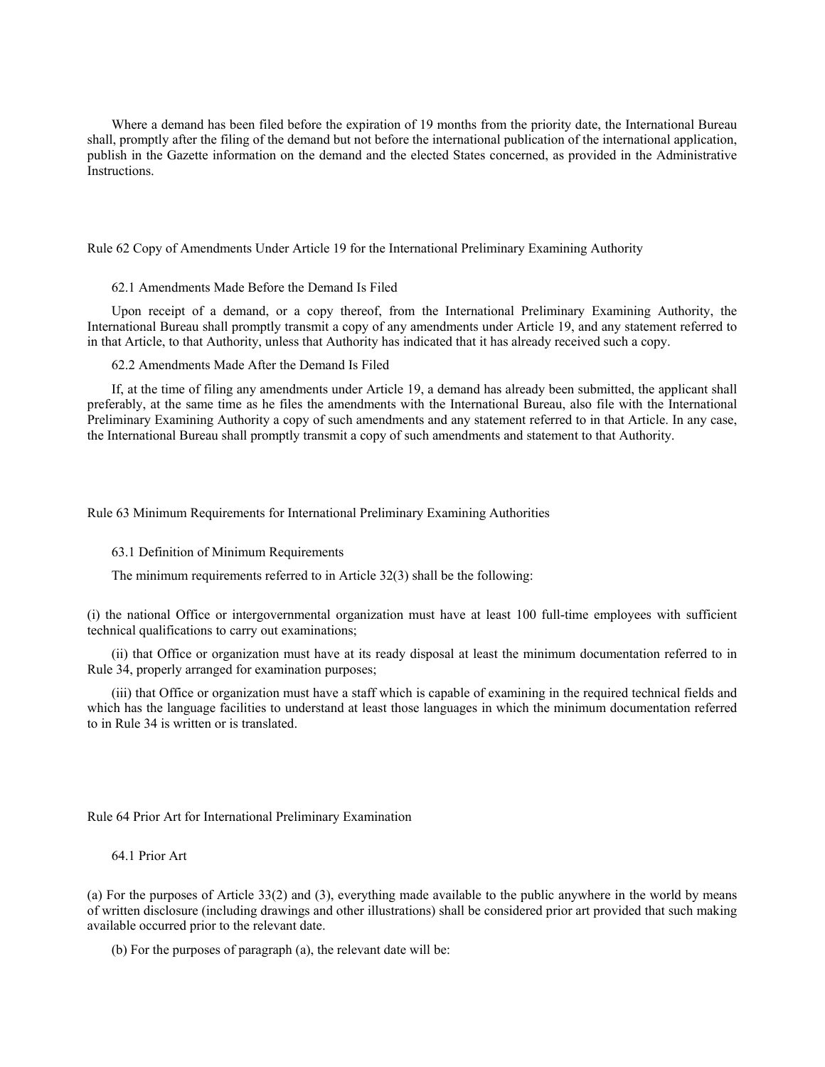Where a demand has been filed before the expiration of 19 months from the priority date, the International Bureau shall, promptly after the filing of the demand but not before the international publication of the international application, publish in the Gazette information on the demand and the elected States concerned, as provided in the Administrative Instructions.

## Rule 62 Copy of Amendments Under Article 19 for the International Preliminary Examining Authority

### 62.1 Amendments Made Before the Demand Is Filed

Upon receipt of a demand, or a copy thereof, from the International Preliminary Examining Authority, the International Bureau shall promptly transmit a copy of any amendments under Article 19, and any statement referred to in that Article, to that Authority, unless that Authority has indicated that it has already received such a copy.

### 62.2 Amendments Made After the Demand Is Filed

If, at the time of filing any amendments under Article 19, a demand has already been submitted, the applicant shall preferably, at the same time as he files the amendments with the International Bureau, also file with the International Preliminary Examining Authority a copy of such amendments and any statement referred to in that Article. In any case, the International Bureau shall promptly transmit a copy of such amendments and statement to that Authority.

## Rule 63 Minimum Requirements for International Preliminary Examining Authorities

### 63.1 Definition of Minimum Requirements

The minimum requirements referred to in Article 32(3) shall be the following:

(i) the national Office or intergovernmental organization must have at least 100 full-time employees with sufficient technical qualifications to carry out examinations;

(ii) that Office or organization must have at its ready disposal at least the minimum documentation referred to in Rule 34, properly arranged for examination purposes;

(iii) that Office or organization must have a staff which is capable of examining in the required technical fields and which has the language facilities to understand at least those languages in which the minimum documentation referred to in Rule 34 is written or is translated.

## Rule 64 Prior Art for International Preliminary Examination

### 64.1 Prior Art

(a) For the purposes of Article 33(2) and (3), everything made available to the public anywhere in the world by means of written disclosure (including drawings and other illustrations) shall be considered prior art provided that such making available occurred prior to the relevant date.

(b) For the purposes of paragraph (a), the relevant date will be: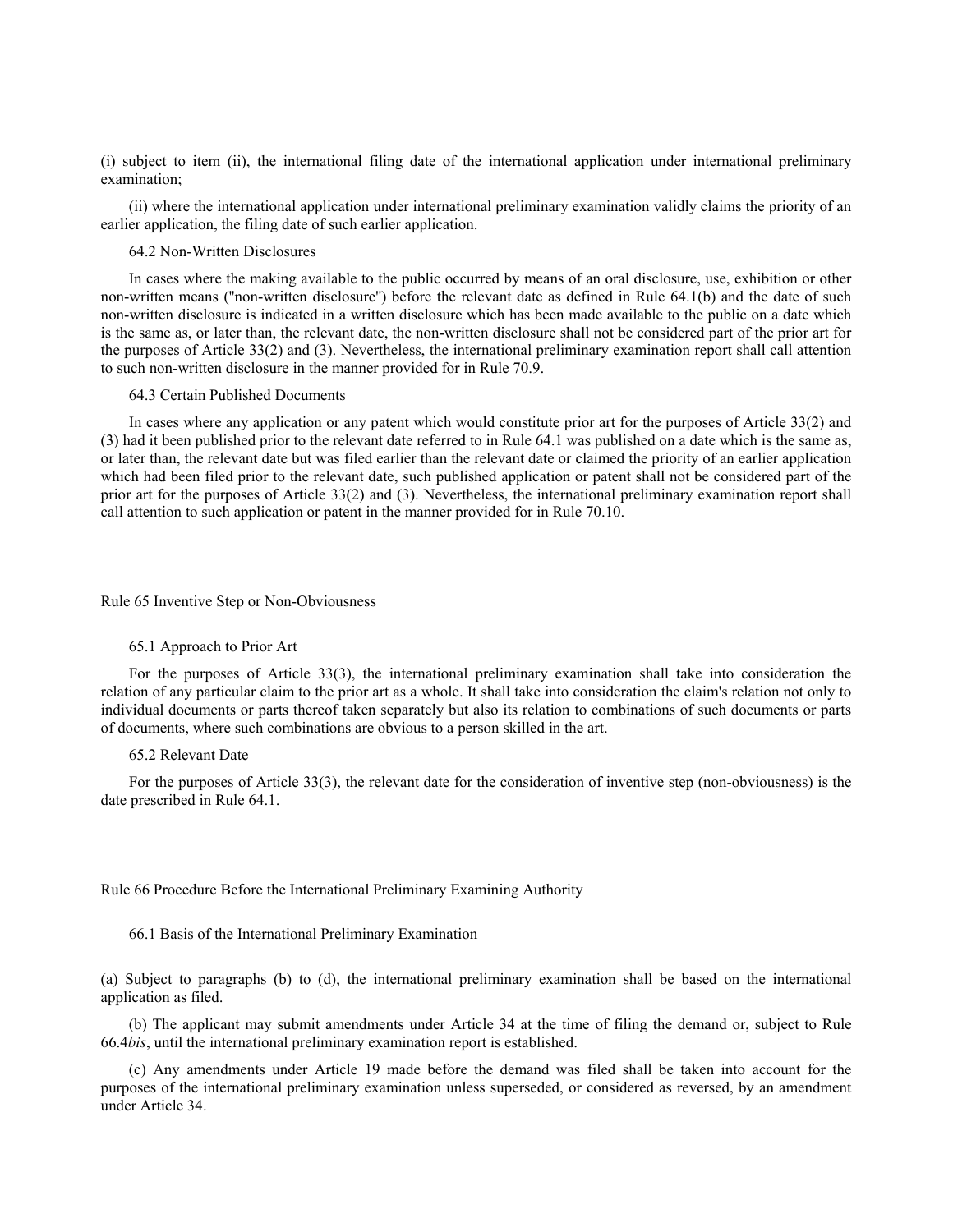(i) subject to item (ii), the international filing date of the international application under international preliminary examination;

(ii) where the international application under international preliminary examination validly claims the priority of an earlier application, the filing date of such earlier application.

### 64.2 Non-Written Disclosures

In cases where the making available to the public occurred by means of an oral disclosure, use, exhibition or other non-written means ("non-written disclosure") before the relevant date as defined in Rule 64.1(b) and the date of such non-written disclosure is indicated in a written disclosure which has been made available to the public on a date which is the same as, or later than, the relevant date, the non-written disclosure shall not be considered part of the prior art for the purposes of Article 33(2) and (3). Nevertheless, the international preliminary examination report shall call attention to such non-written disclosure in the manner provided for in Rule 70.9.

### 64.3 Certain Published Documents

In cases where any application or any patent which would constitute prior art for the purposes of Article 33(2) and (3) had it been published prior to the relevant date referred to in Rule 64.1 was published on a date which is the same as, or later than, the relevant date but was filed earlier than the relevant date or claimed the priority of an earlier application which had been filed prior to the relevant date, such published application or patent shall not be considered part of the prior art for the purposes of Article 33(2) and (3). Nevertheless, the international preliminary examination report shall call attention to such application or patent in the manner provided for in Rule 70.10.

## Rule 65 Inventive Step or Non-Obviousness

### 65.1 Approach to Prior Art

For the purposes of Article 33(3), the international preliminary examination shall take into consideration the relation of any particular claim to the prior art as a whole. It shall take into consideration the claim's relation not only to individual documents or parts thereof taken separately but also its relation to combinations of such documents or parts of documents, where such combinations are obvious to a person skilled in the art.

### 65.2 Relevant Date

For the purposes of Article 33(3), the relevant date for the consideration of inventive step (non-obviousness) is the date prescribed in Rule 64.1.

## Rule 66 Procedure Before the International Preliminary Examining Authority

### 66.1 Basis of the International Preliminary Examination

(a) Subject to paragraphs (b) to (d), the international preliminary examination shall be based on the international application as filed.

(b) The applicant may submit amendments under Article 34 at the time of filing the demand or, subject to Rule 66.4*bis*, until the international preliminary examination report is established.

(c) Any amendments under Article 19 made before the demand was filed shall be taken into account for the purposes of the international preliminary examination unless superseded, or considered as reversed, by an amendment under Article 34.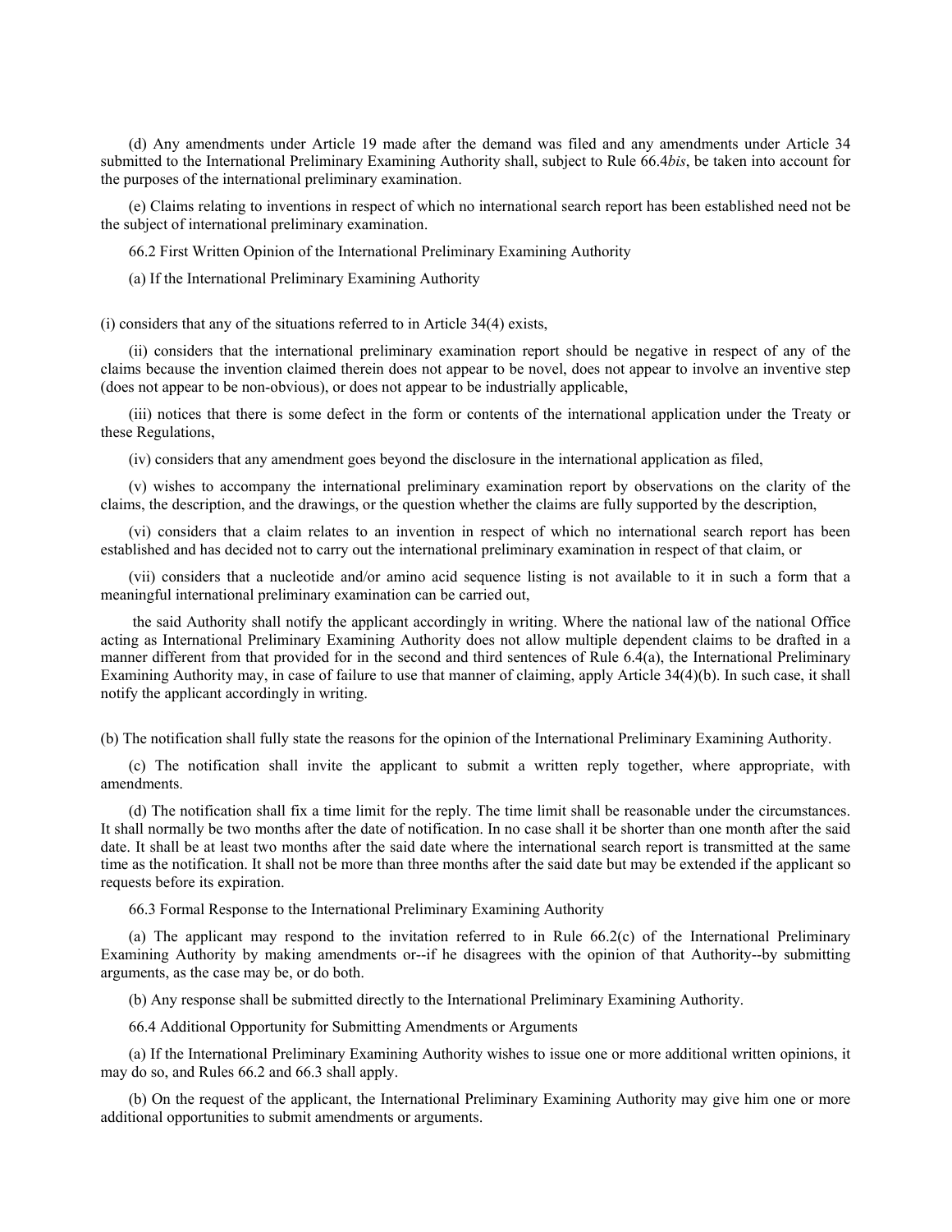(d) Any amendments under Article 19 made after the demand was filed and any amendments under Article 34 submitted to the International Preliminary Examining Authority shall, subject to Rule 66.4*bis*, be taken into account for the purposes of the international preliminary examination.

(e) Claims relating to inventions in respect of which no international search report has been established need not be the subject of international preliminary examination.

66.2 First Written Opinion of the International Preliminary Examining Authority

(a) If the International Preliminary Examining Authority

(i) considers that any of the situations referred to in Article 34(4) exists,

(ii) considers that the international preliminary examination report should be negative in respect of any of the claims because the invention claimed therein does not appear to be novel, does not appear to involve an inventive step (does not appear to be non-obvious), or does not appear to be industrially applicable,

(iii) notices that there is some defect in the form or contents of the international application under the Treaty or these Regulations,

(iv) considers that any amendment goes beyond the disclosure in the international application as filed,

(v) wishes to accompany the international preliminary examination report by observations on the clarity of the claims, the description, and the drawings, or the question whether the claims are fully supported by the description,

(vi) considers that a claim relates to an invention in respect of which no international search report has been established and has decided not to carry out the international preliminary examination in respect of that claim, or

(vii) considers that a nucleotide and/or amino acid sequence listing is not available to it in such a form that a meaningful international preliminary examination can be carried out,

the said Authority shall notify the applicant accordingly in writing. Where the national law of the national Office acting as International Preliminary Examining Authority does not allow multiple dependent claims to be drafted in a manner different from that provided for in the second and third sentences of Rule 6.4(a), the International Preliminary Examining Authority may, in case of failure to use that manner of claiming, apply Article 34(4)(b). In such case, it shall notify the applicant accordingly in writing.

(b) The notification shall fully state the reasons for the opinion of the International Preliminary Examining Authority.

(c) The notification shall invite the applicant to submit a written reply together, where appropriate, with amendments.

(d) The notification shall fix a time limit for the reply. The time limit shall be reasonable under the circumstances. It shall normally be two months after the date of notification. In no case shall it be shorter than one month after the said date. It shall be at least two months after the said date where the international search report is transmitted at the same time as the notification. It shall not be more than three months after the said date but may be extended if the applicant so requests before its expiration.

66.3 Formal Response to the International Preliminary Examining Authority

(a) The applicant may respond to the invitation referred to in Rule 66.2(c) of the International Preliminary Examining Authority by making amendments or--if he disagrees with the opinion of that Authority--by submitting arguments, as the case may be, or do both.

(b) Any response shall be submitted directly to the International Preliminary Examining Authority.

66.4 Additional Opportunity for Submitting Amendments or Arguments

(a) If the International Preliminary Examining Authority wishes to issue one or more additional written opinions, it may do so, and Rules 66.2 and 66.3 shall apply.

(b) On the request of the applicant, the International Preliminary Examining Authority may give him one or more additional opportunities to submit amendments or arguments.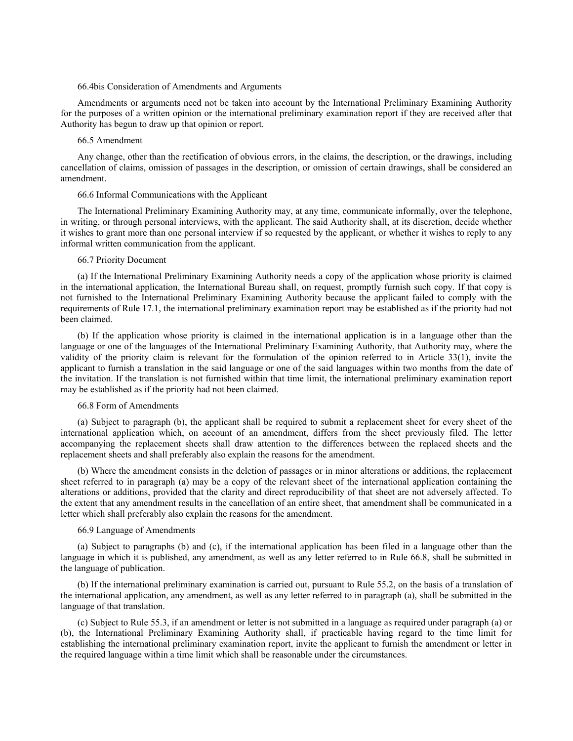66.4bis Consideration of Amendments and Arguments

Amendments or arguments need not be taken into account by the International Preliminary Examining Authority for the purposes of a written opinion or the international preliminary examination report if they are received after that Authority has begun to draw up that opinion or report.

66.5 Amendment

Any change, other than the rectification of obvious errors, in the claims, the description, or the drawings, including cancellation of claims, omission of passages in the description, or omission of certain drawings, shall be considered an amendment.

66.6 Informal Communications with the Applicant

The International Preliminary Examining Authority may, at any time, communicate informally, over the telephone, in writing, or through personal interviews, with the applicant. The said Authority shall, at its discretion, decide whether it wishes to grant more than one personal interview if so requested by the applicant, or whether it wishes to reply to any informal written communication from the applicant.

66.7 Priority Document

(a) If the International Preliminary Examining Authority needs a copy of the application whose priority is claimed in the international application, the International Bureau shall, on request, promptly furnish such copy. If that copy is not furnished to the International Preliminary Examining Authority because the applicant failed to comply with the requirements of Rule 17.1, the international preliminary examination report may be established as if the priority had not been claimed.

(b) If the application whose priority is claimed in the international application is in a language other than the language or one of the languages of the International Preliminary Examining Authority, that Authority may, where the validity of the priority claim is relevant for the formulation of the opinion referred to in Article 33(1), invite the applicant to furnish a translation in the said language or one of the said languages within two months from the date of the invitation. If the translation is not furnished within that time limit, the international preliminary examination report may be established as if the priority had not been claimed.

66.8 Form of Amendments

(a) Subject to paragraph (b), the applicant shall be required to submit a replacement sheet for every sheet of the international application which, on account of an amendment, differs from the sheet previously filed. The letter accompanying the replacement sheets shall draw attention to the differences between the replaced sheets and the replacement sheets and shall preferably also explain the reasons for the amendment.

(b) Where the amendment consists in the deletion of passages or in minor alterations or additions, the replacement sheet referred to in paragraph (a) may be a copy of the relevant sheet of the international application containing the alterations or additions, provided that the clarity and direct reproducibility of that sheet are not adversely affected. To the extent that any amendment results in the cancellation of an entire sheet, that amendment shall be communicated in a letter which shall preferably also explain the reasons for the amendment.

66.9 Language of Amendments

(a) Subject to paragraphs (b) and (c), if the international application has been filed in a language other than the language in which it is published, any amendment, as well as any letter referred to in Rule 66.8, shall be submitted in the language of publication.

(b) If the international preliminary examination is carried out, pursuant to Rule 55.2, on the basis of a translation of the international application, any amendment, as well as any letter referred to in paragraph (a), shall be submitted in the language of that translation.

(c) Subject to Rule 55.3, if an amendment or letter is not submitted in a language as required under paragraph (a) or (b), the International Preliminary Examining Authority shall, if practicable having regard to the time limit for establishing the international preliminary examination report, invite the applicant to furnish the amendment or letter in the required language within a time limit which shall be reasonable under the circumstances.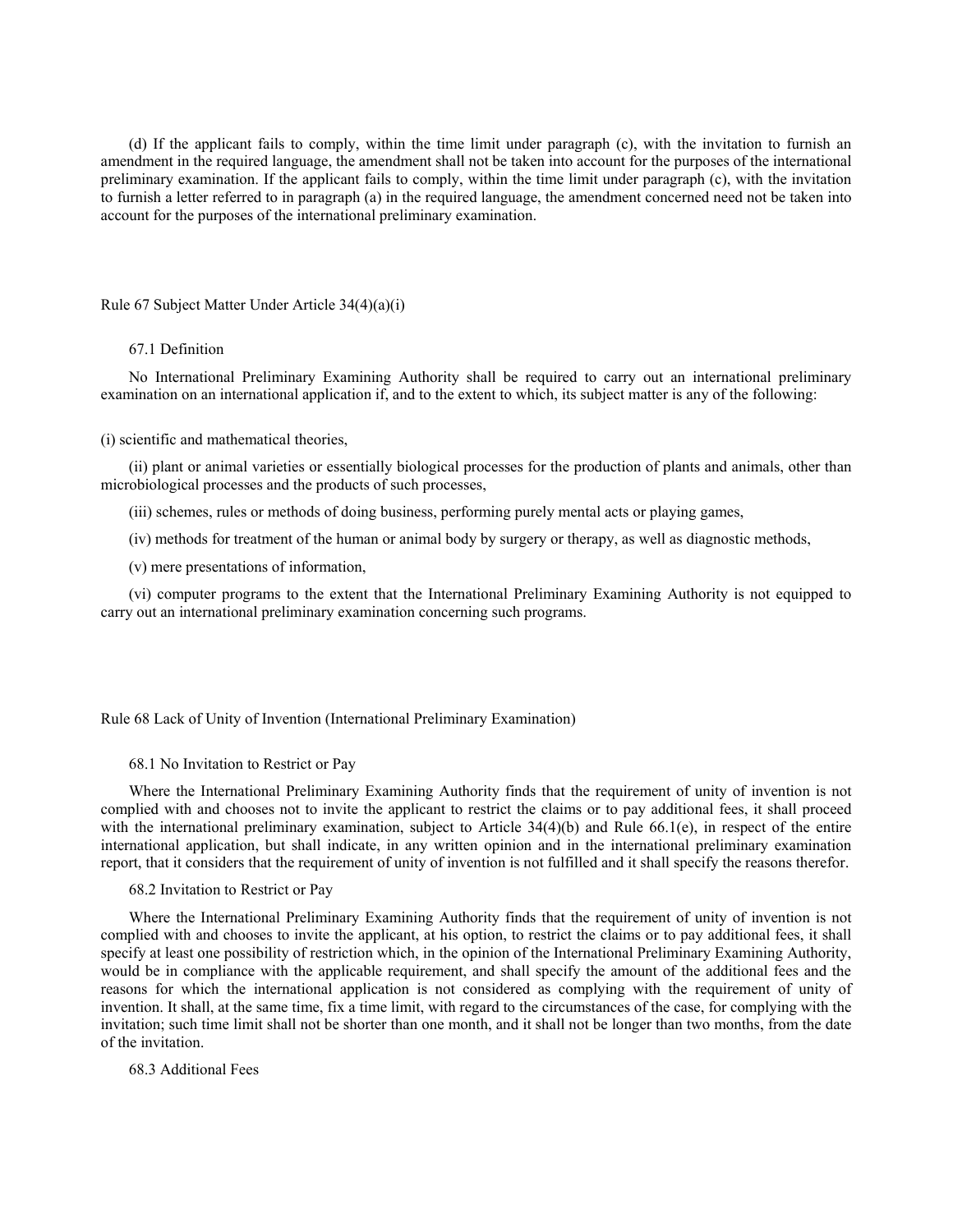(d) If the applicant fails to comply, within the time limit under paragraph (c), with the invitation to furnish an amendment in the required language, the amendment shall not be taken into account for the purposes of the international preliminary examination. If the applicant fails to comply, within the time limit under paragraph (c), with the invitation to furnish a letter referred to in paragraph (a) in the required language, the amendment concerned need not be taken into account for the purposes of the international preliminary examination.

## Rule 67 Subject Matter Under Article 34(4)(a)(i)

### 67.1 Definition

No International Preliminary Examining Authority shall be required to carry out an international preliminary examination on an international application if, and to the extent to which, its subject matter is any of the following:

(i) scientific and mathematical theories,

(ii) plant or animal varieties or essentially biological processes for the production of plants and animals, other than microbiological processes and the products of such processes,

(iii) schemes, rules or methods of doing business, performing purely mental acts or playing games,

(iv) methods for treatment of the human or animal body by surgery or therapy, as well as diagnostic methods,

(v) mere presentations of information,

(vi) computer programs to the extent that the International Preliminary Examining Authority is not equipped to carry out an international preliminary examination concerning such programs.

## Rule 68 Lack of Unity of Invention (International Preliminary Examination)

### 68.1 No Invitation to Restrict or Pay

Where the International Preliminary Examining Authority finds that the requirement of unity of invention is not complied with and chooses not to invite the applicant to restrict the claims or to pay additional fees, it shall proceed with the international preliminary examination, subject to Article 34(4)(b) and Rule 66.1(e), in respect of the entire international application, but shall indicate, in any written opinion and in the international preliminary examination report, that it considers that the requirement of unity of invention is not fulfilled and it shall specify the reasons therefor.

### 68.2 Invitation to Restrict or Pay

Where the International Preliminary Examining Authority finds that the requirement of unity of invention is not complied with and chooses to invite the applicant, at his option, to restrict the claims or to pay additional fees, it shall specify at least one possibility of restriction which, in the opinion of the International Preliminary Examining Authority, would be in compliance with the applicable requirement, and shall specify the amount of the additional fees and the reasons for which the international application is not considered as complying with the requirement of unity of invention. It shall, at the same time, fix a time limit, with regard to the circumstances of the case, for complying with the invitation; such time limit shall not be shorter than one month, and it shall not be longer than two months, from the date of the invitation.

### 68.3 Additional Fees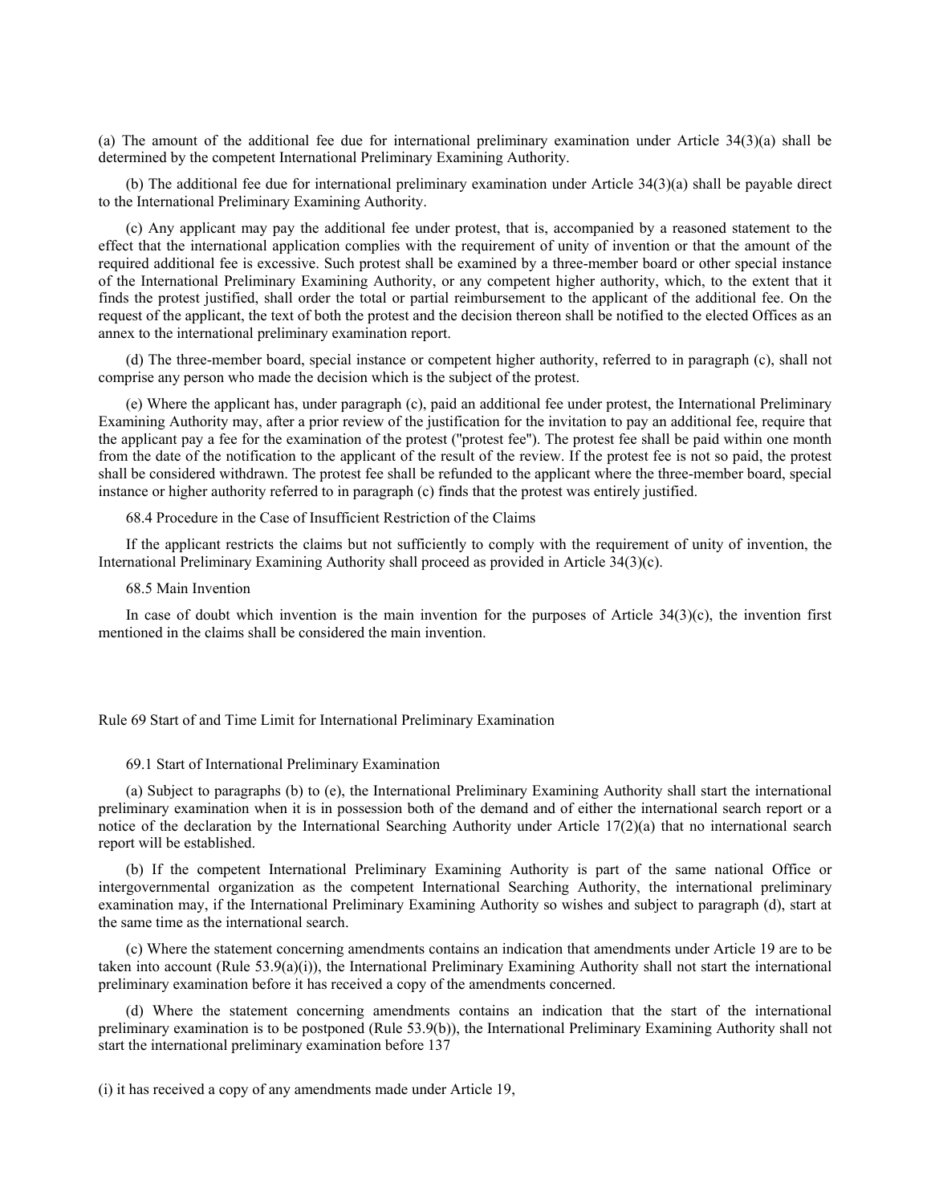(a) The amount of the additional fee due for international preliminary examination under Article 34(3)(a) shall be determined by the competent International Preliminary Examining Authority.

(b) The additional fee due for international preliminary examination under Article 34(3)(a) shall be payable direct to the International Preliminary Examining Authority.

(c) Any applicant may pay the additional fee under protest, that is, accompanied by a reasoned statement to the effect that the international application complies with the requirement of unity of invention or that the amount of the required additional fee is excessive. Such protest shall be examined by a three-member board or other special instance of the International Preliminary Examining Authority, or any competent higher authority, which, to the extent that it finds the protest justified, shall order the total or partial reimbursement to the applicant of the additional fee. On the request of the applicant, the text of both the protest and the decision thereon shall be notified to the elected Offices as an annex to the international preliminary examination report.

(d) The three-member board, special instance or competent higher authority, referred to in paragraph (c), shall not comprise any person who made the decision which is the subject of the protest.

(e) Where the applicant has, under paragraph (c), paid an additional fee under protest, the International Preliminary Examining Authority may, after a prior review of the justification for the invitation to pay an additional fee, require that the applicant pay a fee for the examination of the protest ("protest fee"). The protest fee shall be paid within one month from the date of the notification to the applicant of the result of the review. If the protest fee is not so paid, the protest shall be considered withdrawn. The protest fee shall be refunded to the applicant where the three-member board, special instance or higher authority referred to in paragraph (c) finds that the protest was entirely justified.

### 68.4 Procedure in the Case of Insufficient Restriction of the Claims

If the applicant restricts the claims but not sufficiently to comply with the requirement of unity of invention, the International Preliminary Examining Authority shall proceed as provided in Article 34(3)(c).

### 68.5 Main Invention

In case of doubt which invention is the main invention for the purposes of Article 34(3)(c), the invention first mentioned in the claims shall be considered the main invention.

## Rule 69 Start of and Time Limit for International Preliminary Examination

### 69.1 Start of International Preliminary Examination

(a) Subject to paragraphs (b) to (e), the International Preliminary Examining Authority shall start the international preliminary examination when it is in possession both of the demand and of either the international search report or a notice of the declaration by the International Searching Authority under Article 17(2)(a) that no international search report will be established.

(b) If the competent International Preliminary Examining Authority is part of the same national Office or intergovernmental organization as the competent International Searching Authority, the international preliminary examination may, if the International Preliminary Examining Authority so wishes and subject to paragraph (d), start at the same time as the international search.

(c) Where the statement concerning amendments contains an indication that amendments under Article 19 are to be taken into account (Rule 53.9(a)(i)), the International Preliminary Examining Authority shall not start the international preliminary examination before it has received a copy of the amendments concerned.

(d) Where the statement concerning amendments contains an indication that the start of the international preliminary examination is to be postponed (Rule 53.9(b)), the International Preliminary Examining Authority shall not start the international preliminary examination before 137

(i) it has received a copy of any amendments made under Article 19,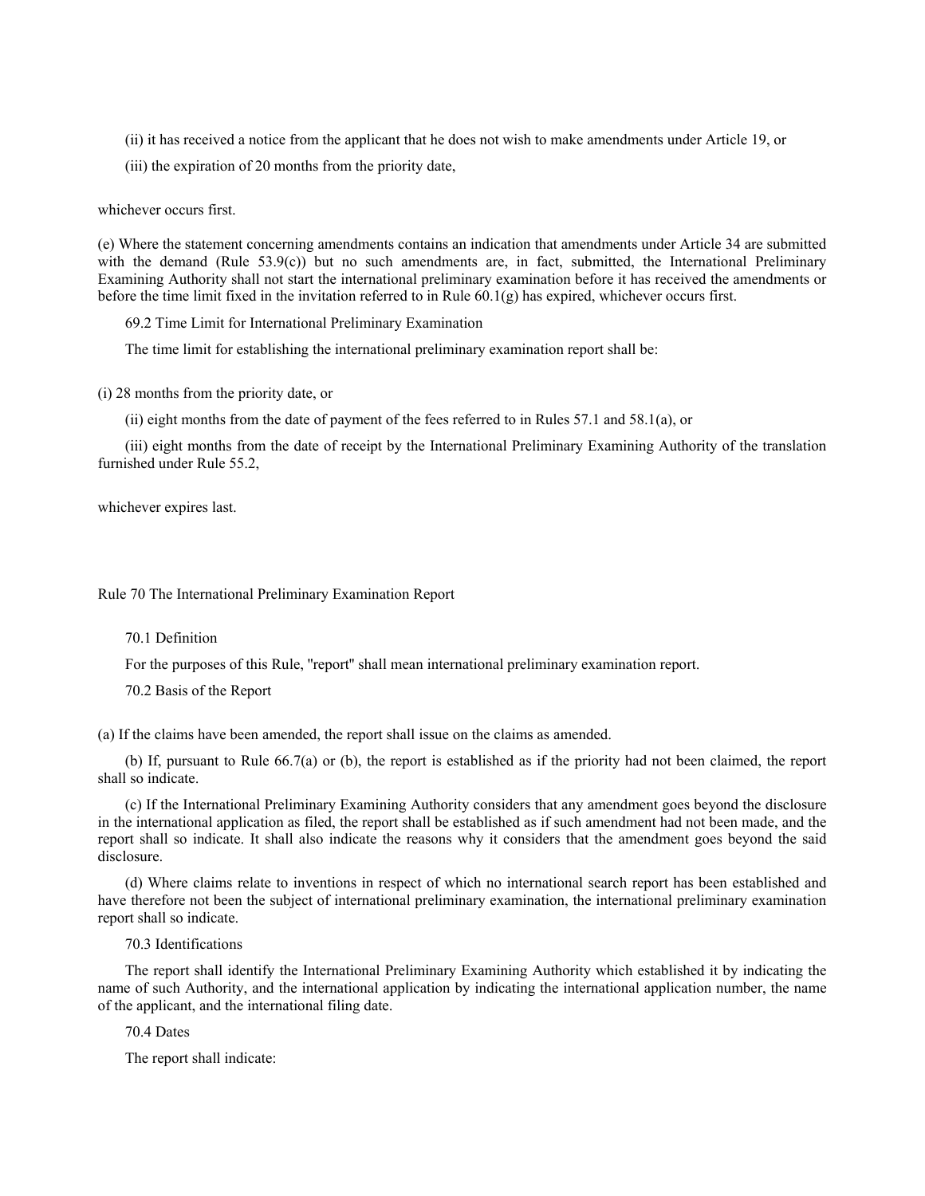(ii) it has received a notice from the applicant that he does not wish to make amendments under Article 19, or

(iii) the expiration of 20 months from the priority date,

whichever occurs first.

(e) Where the statement concerning amendments contains an indication that amendments under Article 34 are submitted with the demand (Rule 53.9(c)) but no such amendments are, in fact, submitted, the International Preliminary Examining Authority shall not start the international preliminary examination before it has received the amendments or before the time limit fixed in the invitation referred to in Rule 60.1(g) has expired, whichever occurs first.

69.2 Time Limit for International Preliminary Examination

The time limit for establishing the international preliminary examination report shall be:

(i) 28 months from the priority date, or

(ii) eight months from the date of payment of the fees referred to in Rules 57.1 and 58.1(a), or

(iii) eight months from the date of receipt by the International Preliminary Examining Authority of the translation furnished under Rule 55.2,

whichever expires last.

## Rule 70 The International Preliminary Examination Report

70.1 Definition

For the purposes of this Rule, "report" shall mean international preliminary examination report.

70.2 Basis of the Report

(a) If the claims have been amended, the report shall issue on the claims as amended.

(b) If, pursuant to Rule 66.7(a) or (b), the report is established as if the priority had not been claimed, the report shall so indicate.

(c) If the International Preliminary Examining Authority considers that any amendment goes beyond the disclosure in the international application as filed, the report shall be established as if such amendment had not been made, and the report shall so indicate. It shall also indicate the reasons why it considers that the amendment goes beyond the said disclosure.

(d) Where claims relate to inventions in respect of which no international search report has been established and have therefore not been the subject of international preliminary examination, the international preliminary examination report shall so indicate.

70.3 Identifications

The report shall identify the International Preliminary Examining Authority which established it by indicating the name of such Authority, and the international application by indicating the international application number, the name of the applicant, and the international filing date.

70.4 Dates

The report shall indicate: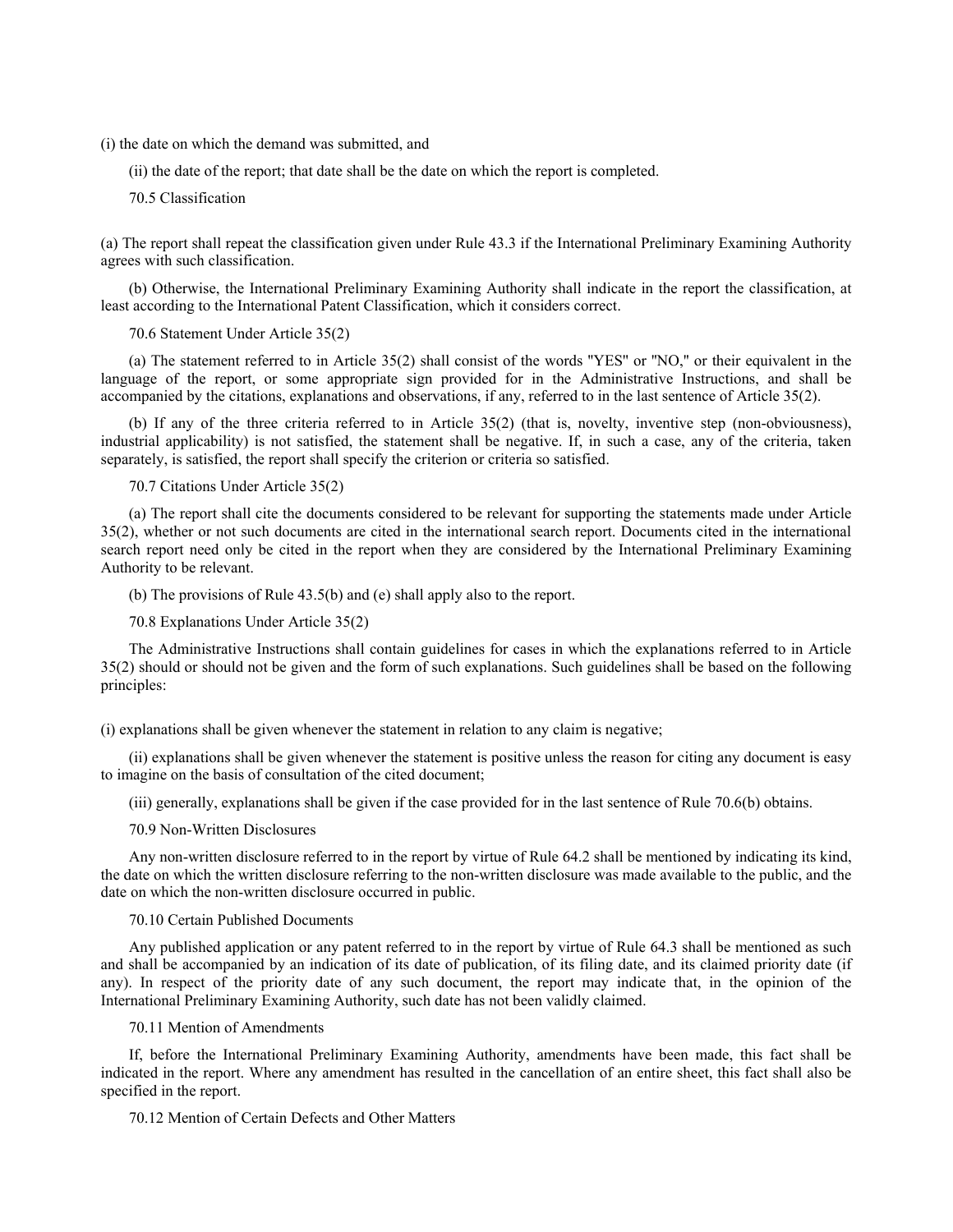(i) the date on which the demand was submitted, and

(ii) the date of the report; that date shall be the date on which the report is completed.

### 70.5 Classification

(a) The report shall repeat the classification given under Rule 43.3 if the International Preliminary Examining Authority agrees with such classification.

(b) Otherwise, the International Preliminary Examining Authority shall indicate in the report the classification, at least according to the International Patent Classification, which it considers correct.

### 70.6 Statement Under Article 35(2)

(a) The statement referred to in Article 35(2) shall consist of the words "YES" or "NO," or their equivalent in the language of the report, or some appropriate sign provided for in the Administrative Instructions, and shall be accompanied by the citations, explanations and observations, if any, referred to in the last sentence of Article 35(2).

(b) If any of the three criteria referred to in Article 35(2) (that is, novelty, inventive step (non-obviousness), industrial applicability) is not satisfied, the statement shall be negative. If, in such a case, any of the criteria, taken separately, is satisfied, the report shall specify the criterion or criteria so satisfied.

### 70.7 Citations Under Article 35(2)

(a) The report shall cite the documents considered to be relevant for supporting the statements made under Article 35(2), whether or not such documents are cited in the international search report. Documents cited in the international search report need only be cited in the report when they are considered by the International Preliminary Examining Authority to be relevant.

(b) The provisions of Rule 43.5(b) and (e) shall apply also to the report.

### 70.8 Explanations Under Article 35(2)

The Administrative Instructions shall contain guidelines for cases in which the explanations referred to in Article 35(2) should or should not be given and the form of such explanations. Such guidelines shall be based on the following principles:

(i) explanations shall be given whenever the statement in relation to any claim is negative;

(ii) explanations shall be given whenever the statement is positive unless the reason for citing any document is easy to imagine on the basis of consultation of the cited document;

(iii) generally, explanations shall be given if the case provided for in the last sentence of Rule 70.6(b) obtains.

### 70.9 Non-Written Disclosures

Any non-written disclosure referred to in the report by virtue of Rule 64.2 shall be mentioned by indicating its kind, the date on which the written disclosure referring to the non-written disclosure was made available to the public, and the date on which the non-written disclosure occurred in public.

### 70.10 Certain Published Documents

Any published application or any patent referred to in the report by virtue of Rule 64.3 shall be mentioned as such and shall be accompanied by an indication of its date of publication, of its filing date, and its claimed priority date (if any). In respect of the priority date of any such document, the report may indicate that, in the opinion of the International Preliminary Examining Authority, such date has not been validly claimed.

### 70.11 Mention of Amendments

If, before the International Preliminary Examining Authority, amendments have been made, this fact shall be indicated in the report. Where any amendment has resulted in the cancellation of an entire sheet, this fact shall also be specified in the report.

### 70.12 Mention of Certain Defects and Other Matters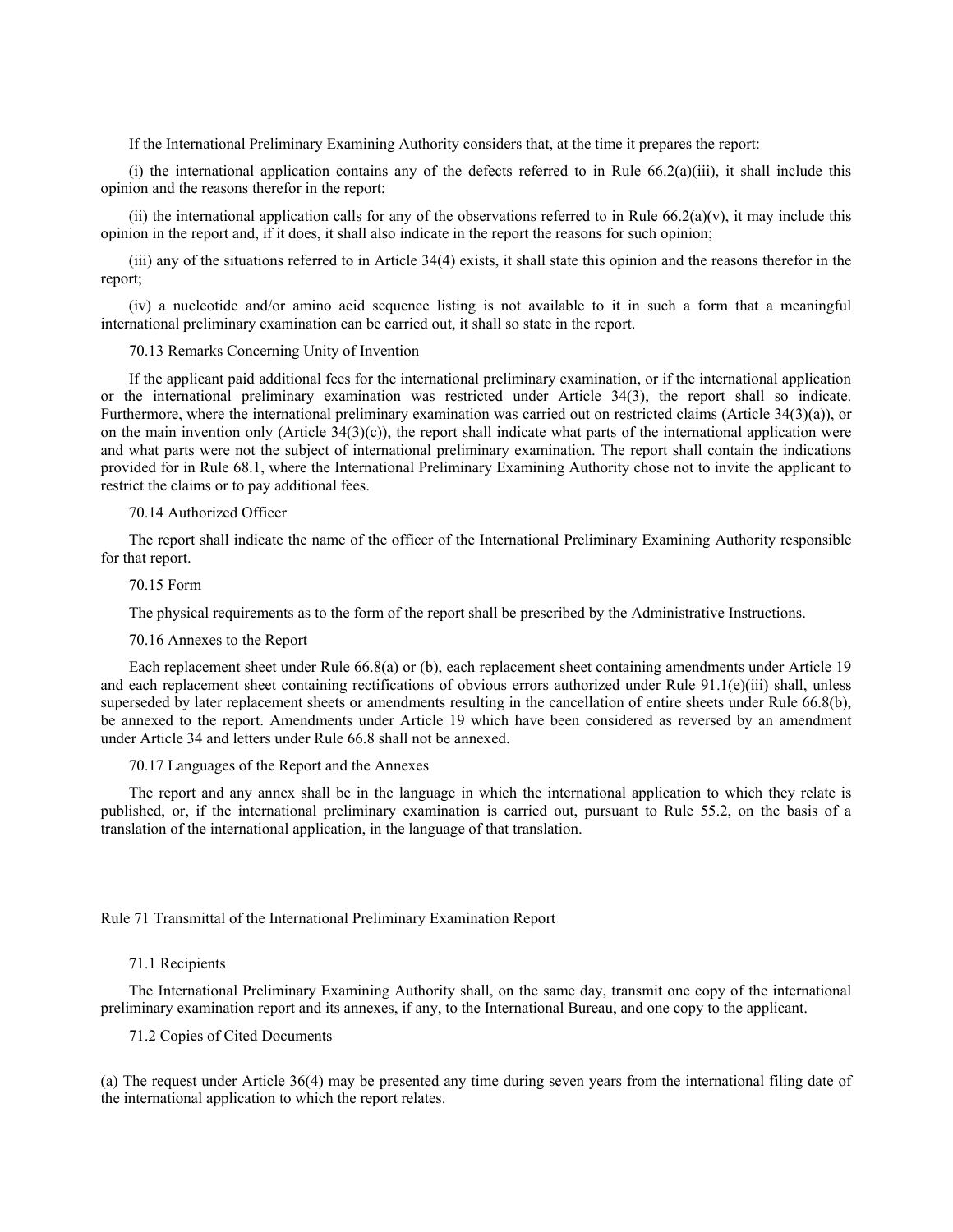If the International Preliminary Examining Authority considers that, at the time it prepares the report:

(i) the international application contains any of the defects referred to in Rule 66.2(a)(iii), it shall include this opinion and the reasons therefor in the report;

(ii) the international application calls for any of the observations referred to in Rule 66.2(a)(v), it may include this opinion in the report and, if it does, it shall also indicate in the report the reasons for such opinion;

(iii) any of the situations referred to in Article 34(4) exists, it shall state this opinion and the reasons therefor in the report;

(iv) a nucleotide and/or amino acid sequence listing is not available to it in such a form that a meaningful international preliminary examination can be carried out, it shall so state in the report.

#### 70.13 Remarks Concerning Unity of Invention

If the applicant paid additional fees for the international preliminary examination, or if the international application or the international preliminary examination was restricted under Article 34(3), the report shall so indicate. Furthermore, where the international preliminary examination was carried out on restricted claims (Article 34(3)(a)), or on the main invention only (Article 34(3)(c)), the report shall indicate what parts of the international application were and what parts were not the subject of international preliminary examination. The report shall contain the indications provided for in Rule 68.1, where the International Preliminary Examining Authority chose not to invite the applicant to restrict the claims or to pay additional fees.

#### 70.14 Authorized Officer

The report shall indicate the name of the officer of the International Preliminary Examining Authority responsible for that report.

#### 70.15 Form

The physical requirements as to the form of the report shall be prescribed by the Administrative Instructions.

#### 70.16 Annexes to the Report

Each replacement sheet under Rule 66.8(a) or (b), each replacement sheet containing amendments under Article 19 and each replacement sheet containing rectifications of obvious errors authorized under Rule 91.1(e)(iii) shall, unless superseded by later replacement sheets or amendments resulting in the cancellation of entire sheets under Rule 66.8(b), be annexed to the report. Amendments under Article 19 which have been considered as reversed by an amendment under Article 34 and letters under Rule 66.8 shall not be annexed.

#### 70.17 Languages of the Report and the Annexes

The report and any annex shall be in the language in which the international application to which they relate is published, or, if the international preliminary examination is carried out, pursuant to Rule 55.2, on the basis of a translation of the international application, in the language of that translation.

### Rule 71 Transmittal of the International Preliminary Examination Report

#### 71.1 Recipients

The International Preliminary Examining Authority shall, on the same day, transmit one copy of the international preliminary examination report and its annexes, if any, to the International Bureau, and one copy to the applicant.

#### 71.2 Copies of Cited Documents

(a) The request under Article 36(4) may be presented any time during seven years from the international filing date of the international application to which the report relates.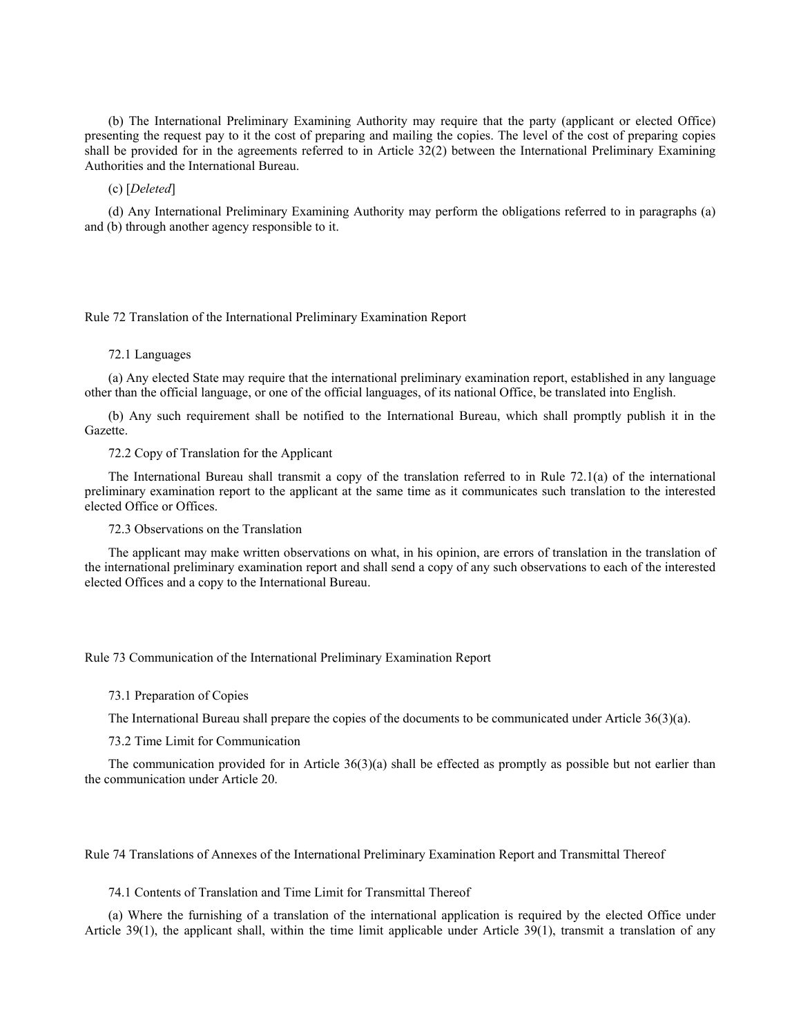(b) The International Preliminary Examining Authority may require that the party (applicant or elected Office) presenting the request pay to it the cost of preparing and mailing the copies. The level of the cost of preparing copies shall be provided for in the agreements referred to in Article 32(2) between the International Preliminary Examining Authorities and the International Bureau.

(c) [*Deleted*]

(d) Any International Preliminary Examining Authority may perform the obligations referred to in paragraphs (a) and (b) through another agency responsible to it.

## Rule 72 Translation of the International Preliminary Examination Report

### 72.1 Languages

(a) Any elected State may require that the international preliminary examination report, established in any language other than the official language, or one of the official languages, of its national Office, be translated into English.

(b) Any such requirement shall be notified to the International Bureau, which shall promptly publish it in the Gazette.

### 72.2 Copy of Translation for the Applicant

The International Bureau shall transmit a copy of the translation referred to in Rule 72.1(a) of the international preliminary examination report to the applicant at the same time as it communicates such translation to the interested elected Office or Offices.

### 72.3 Observations on the Translation

The applicant may make written observations on what, in his opinion, are errors of translation in the translation of the international preliminary examination report and shall send a copy of any such observations to each of the interested elected Offices and a copy to the International Bureau.

## Rule 73 Communication of the International Preliminary Examination Report

### 73.1 Preparation of Copies

The International Bureau shall prepare the copies of the documents to be communicated under Article 36(3)(a).

### 73.2 Time Limit for Communication

The communication provided for in Article 36(3)(a) shall be effected as promptly as possible but not earlier than the communication under Article 20.

## Rule 74 Translations of Annexes of the International Preliminary Examination Report and Transmittal Thereof

### 74.1 Contents of Translation and Time Limit for Transmittal Thereof

(a) Where the furnishing of a translation of the international application is required by the elected Office under Article 39(1), the applicant shall, within the time limit applicable under Article 39(1), transmit a translation of any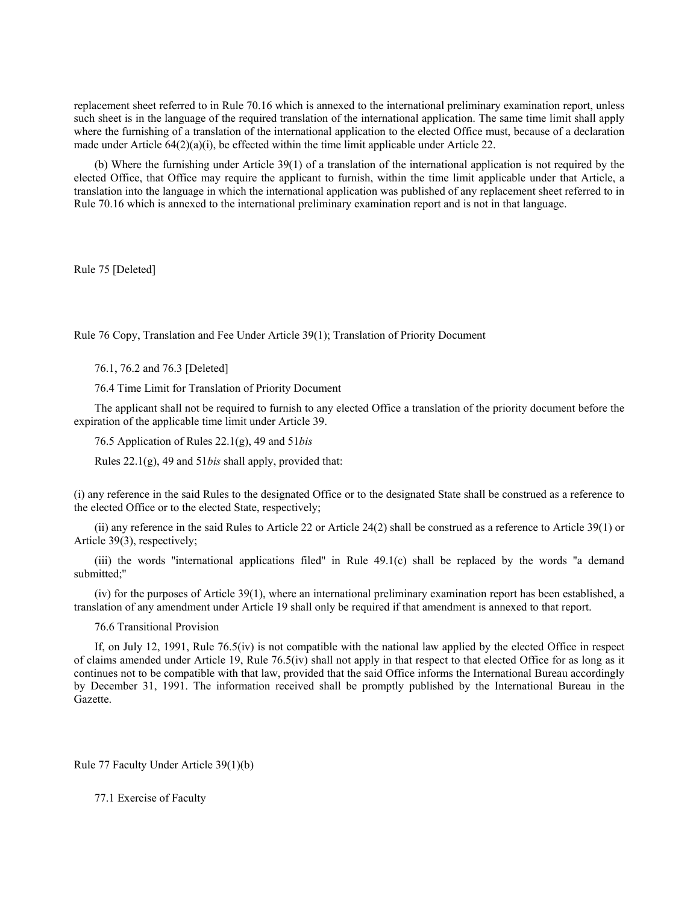replacement sheet referred to in Rule 70.16 which is annexed to the international preliminary examination report, unless such sheet is in the language of the required translation of the international application. The same time limit shall apply where the furnishing of a translation of the international application to the elected Office must, because of a declaration made under Article 64(2)(a)(i), be effected within the time limit applicable under Article 22.

(b) Where the furnishing under Article 39(1) of a translation of the international application is not required by the elected Office, that Office may require the applicant to furnish, within the time limit applicable under that Article, a translation into the language in which the international application was published of any replacement sheet referred to in Rule 70.16 which is annexed to the international preliminary examination report and is not in that language.

## Rule 75 [Deleted]

## Rule 76 Copy, Translation and Fee Under Article 39(1); Translation of Priority Document

76.1, 76.2 and 76.3 [Deleted]

### 76.4 Time Limit for Translation of Priority Document

The applicant shall not be required to furnish to any elected Office a translation of the priority document before the expiration of the applicable time limit under Article 39.

### 76.5 Application of Rules 22.1(g), 49 and 51*bis*

Rules 22.1(g), 49 and 51*bis* shall apply, provided that:

(i) any reference in the said Rules to the designated Office or to the designated State shall be construed as a reference to the elected Office or to the elected State, respectively;

(ii) any reference in the said Rules to Article 22 or Article 24(2) shall be construed as a reference to Article 39(1) or Article 39(3), respectively;

(iii) the words "international applications filed" in Rule 49.1(c) shall be replaced by the words "a demand submitted;"

(iv) for the purposes of Article 39(1), where an international preliminary examination report has been established, a translation of any amendment under Article 19 shall only be required if that amendment is annexed to that report.

### 76.6 Transitional Provision

If, on July 12, 1991, Rule 76.5(iv) is not compatible with the national law applied by the elected Office in respect of claims amended under Article 19, Rule 76.5(iv) shall not apply in that respect to that elected Office for as long as it continues not to be compatible with that law, provided that the said Office informs the International Bureau accordingly by December 31, 1991. The information received shall be promptly published by the International Bureau in the Gazette.

## Rule 77 Faculty Under Article 39(1)(b)

### 77.1 Exercise of Faculty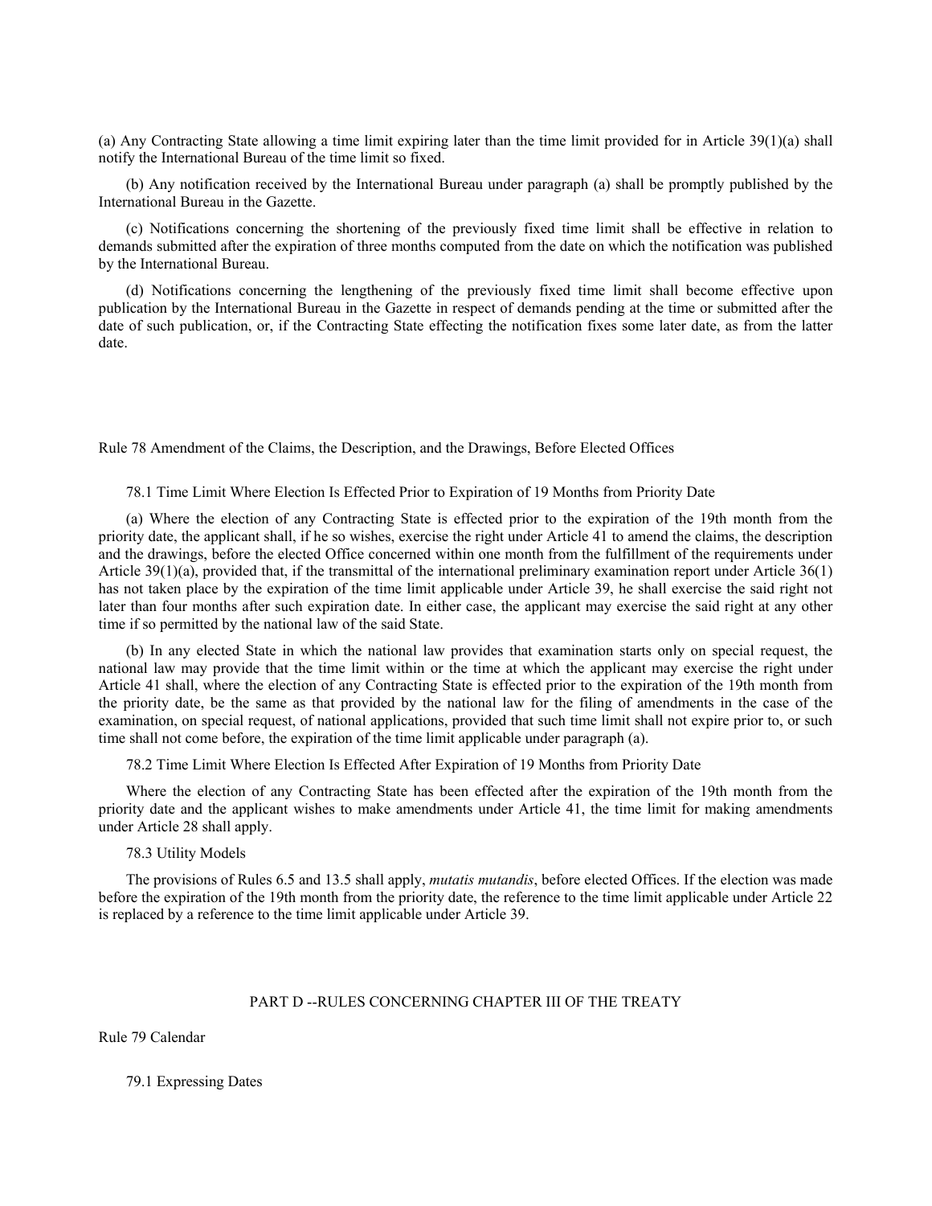(a) Any Contracting State allowing a time limit expiring later than the time limit provided for in Article 39(1)(a) shall notify the International Bureau of the time limit so fixed.

(b) Any notification received by the International Bureau under paragraph (a) shall be promptly published by the International Bureau in the Gazette.

(c) Notifications concerning the shortening of the previously fixed time limit shall be effective in relation to demands submitted after the expiration of three months computed from the date on which the notification was published by the International Bureau.

(d) Notifications concerning the lengthening of the previously fixed time limit shall become effective upon publication by the International Bureau in the Gazette in respect of demands pending at the time or submitted after the date of such publication, or, if the Contracting State effecting the notification fixes some later date, as from the latter date.

## Rule 78 Amendment of the Claims, the Description, and the Drawings, Before Elected Offices

### 78.1 Time Limit Where Election Is Effected Prior to Expiration of 19 Months from Priority Date

(a) Where the election of any Contracting State is effected prior to the expiration of the 19th month from the priority date, the applicant shall, if he so wishes, exercise the right under Article 41 to amend the claims, the description and the drawings, before the elected Office concerned within one month from the fulfillment of the requirements under Article 39(1)(a), provided that, if the transmittal of the international preliminary examination report under Article 36(1) has not taken place by the expiration of the time limit applicable under Article 39, he shall exercise the said right not later than four months after such expiration date. In either case, the applicant may exercise the said right at any other time if so permitted by the national law of the said State.

(b) In any elected State in which the national law provides that examination starts only on special request, the national law may provide that the time limit within or the time at which the applicant may exercise the right under Article 41 shall, where the election of any Contracting State is effected prior to the expiration of the 19th month from the priority date, be the same as that provided by the national law for the filing of amendments in the case of the examination, on special request, of national applications, provided that such time limit shall not expire prior to, or such time shall not come before, the expiration of the time limit applicable under paragraph (a).

### 78.2 Time Limit Where Election Is Effected After Expiration of 19 Months from Priority Date

Where the election of any Contracting State has been effected after the expiration of the 19th month from the priority date and the applicant wishes to make amendments under Article 41, the time limit for making amendments under Article 28 shall apply.

### 78.3 Utility Models

The provisions of Rules 6.5 and 13.5 shall apply, *mutatis mutandis*, before elected Offices. If the election was made before the expiration of the 19th month from the priority date, the reference to the time limit applicable under Article 22 is replaced by a reference to the time limit applicable under Article 39.

# PART D --RULES CONCERNING CHAPTER III OF THE TREATY

## Rule 79 Calendar

### 79.1 Expressing Dates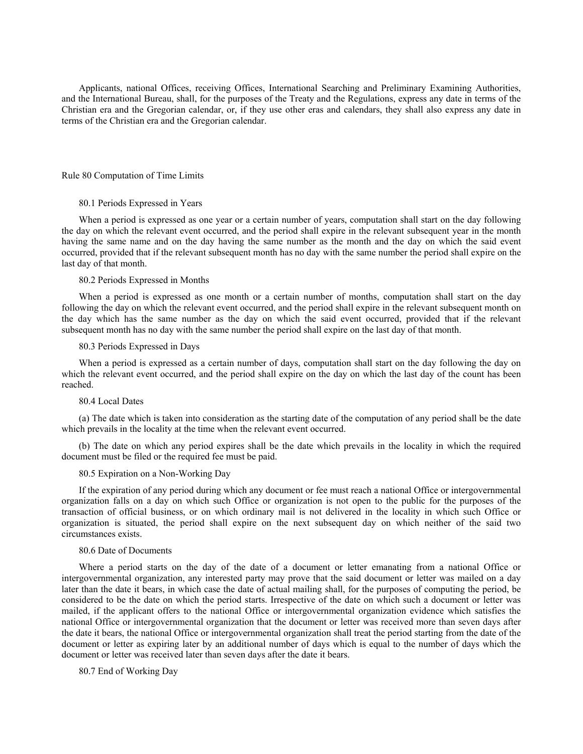Applicants, national Offices, receiving Offices, International Searching and Preliminary Examining Authorities, and the International Bureau, shall, for the purposes of the Treaty and the Regulations, express any date in terms of the Christian era and the Gregorian calendar, or, if they use other eras and calendars, they shall also express any date in terms of the Christian era and the Gregorian calendar.

## Rule 80 Computation of Time Limits

### 80.1 Periods Expressed in Years

When a period is expressed as one year or a certain number of years, computation shall start on the day following the day on which the relevant event occurred, and the period shall expire in the relevant subsequent year in the month having the same name and on the day having the same number as the month and the day on which the said event occurred, provided that if the relevant subsequent month has no day with the same number the period shall expire on the last day of that month.

### 80.2 Periods Expressed in Months

When a period is expressed as one month or a certain number of months, computation shall start on the day following the day on which the relevant event occurred, and the period shall expire in the relevant subsequent month on the day which has the same number as the day on which the said event occurred, provided that if the relevant subsequent month has no day with the same number the period shall expire on the last day of that month.

### 80.3 Periods Expressed in Days

When a period is expressed as a certain number of days, computation shall start on the day following the day on which the relevant event occurred, and the period shall expire on the day on which the last day of the count has been reached.

### 80.4 Local Dates

(a) The date which is taken into consideration as the starting date of the computation of any period shall be the date which prevails in the locality at the time when the relevant event occurred.

(b) The date on which any period expires shall be the date which prevails in the locality in which the required document must be filed or the required fee must be paid.

### 80.5 Expiration on a Non-Working Day

If the expiration of any period during which any document or fee must reach a national Office or intergovernmental organization falls on a day on which such Office or organization is not open to the public for the purposes of the transaction of official business, or on which ordinary mail is not delivered in the locality in which such Office or organization is situated, the period shall expire on the next subsequent day on which neither of the said two circumstances exists.

### 80.6 Date of Documents

Where a period starts on the day of the date of a document or letter emanating from a national Office or intergovernmental organization, any interested party may prove that the said document or letter was mailed on a day later than the date it bears, in which case the date of actual mailing shall, for the purposes of computing the period, be considered to be the date on which the period starts. Irrespective of the date on which such a document or letter was mailed, if the applicant offers to the national Office or intergovernmental organization evidence which satisfies the national Office or intergovernmental organization that the document or letter was received more than seven days after the date it bears, the national Office or intergovernmental organization shall treat the period starting from the date of the document or letter as expiring later by an additional number of days which is equal to the number of days which the document or letter was received later than seven days after the date it bears.

### 80.7 End of Working Day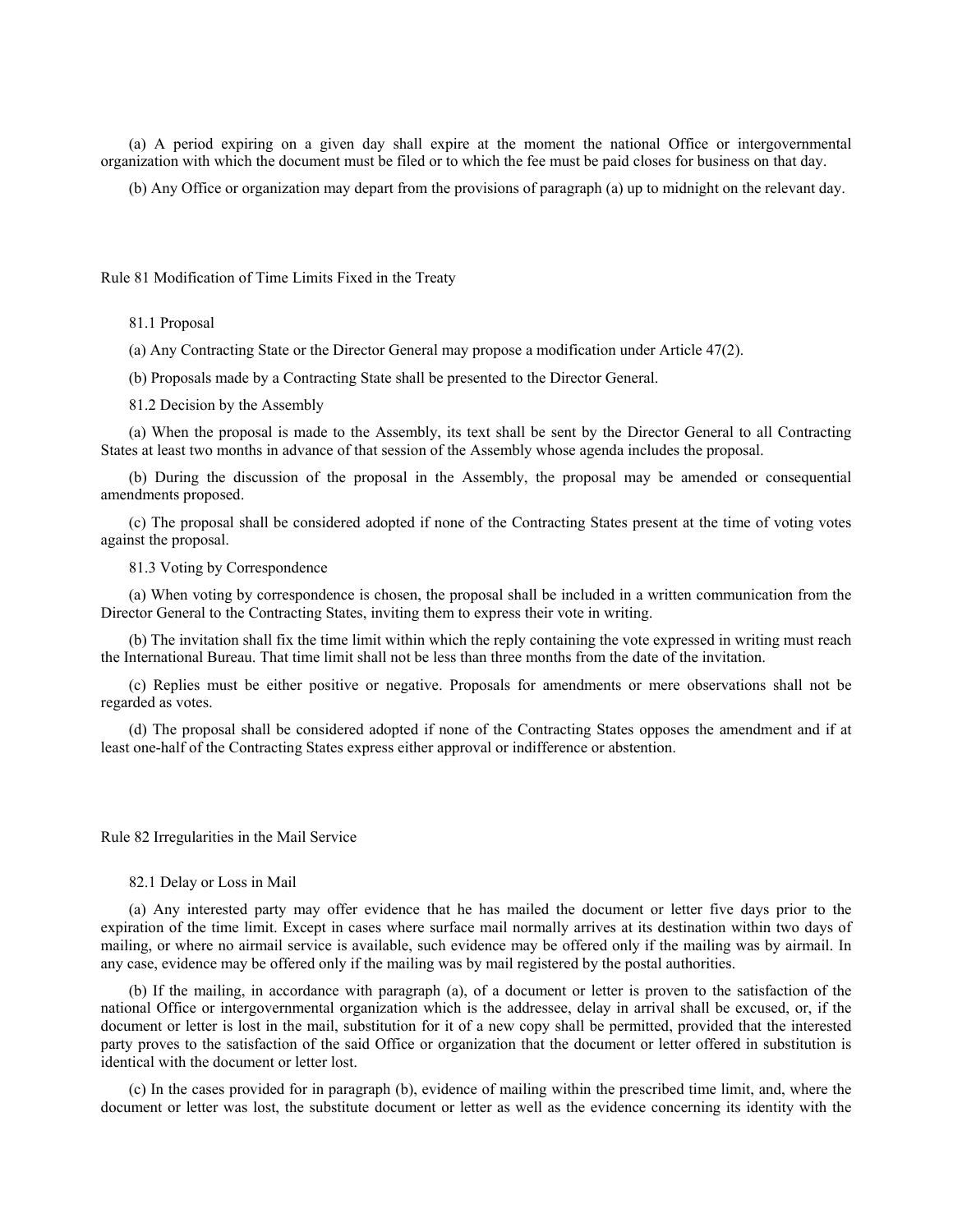(a) A period expiring on a given day shall expire at the moment the national Office or intergovernmental organization with which the document must be filed or to which the fee must be paid closes for business on that day.

(b) Any Office or organization may depart from the provisions of paragraph (a) up to midnight on the relevant day.

## Rule 81 Modification of Time Limits Fixed in the Treaty

### 81.1 Proposal

(a) Any Contracting State or the Director General may propose a modification under Article 47(2).

(b) Proposals made by a Contracting State shall be presented to the Director General.

### 81.2 Decision by the Assembly

(a) When the proposal is made to the Assembly, its text shall be sent by the Director General to all Contracting States at least two months in advance of that session of the Assembly whose agenda includes the proposal.

(b) During the discussion of the proposal in the Assembly, the proposal may be amended or consequential amendments proposed.

(c) The proposal shall be considered adopted if none of the Contracting States present at the time of voting votes against the proposal.

### 81.3 Voting by Correspondence

(a) When voting by correspondence is chosen, the proposal shall be included in a written communication from the Director General to the Contracting States, inviting them to express their vote in writing.

(b) The invitation shall fix the time limit within which the reply containing the vote expressed in writing must reach the International Bureau. That time limit shall not be less than three months from the date of the invitation.

(c) Replies must be either positive or negative. Proposals for amendments or mere observations shall not be regarded as votes.

(d) The proposal shall be considered adopted if none of the Contracting States opposes the amendment and if at least one-half of the Contracting States express either approval or indifference or abstention.

## Rule 82 Irregularities in the Mail Service

### 82.1 Delay or Loss in Mail

(a) Any interested party may offer evidence that he has mailed the document or letter five days prior to the expiration of the time limit. Except in cases where surface mail normally arrives at its destination within two days of mailing, or where no airmail service is available, such evidence may be offered only if the mailing was by airmail. In any case, evidence may be offered only if the mailing was by mail registered by the postal authorities.

(b) If the mailing, in accordance with paragraph (a), of a document or letter is proven to the satisfaction of the national Office or intergovernmental organization which is the addressee, delay in arrival shall be excused, or, if the document or letter is lost in the mail, substitution for it of a new copy shall be permitted, provided that the interested party proves to the satisfaction of the said Office or organization that the document or letter offered in substitution is identical with the document or letter lost.

(c) In the cases provided for in paragraph (b), evidence of mailing within the prescribed time limit, and, where the document or letter was lost, the substitute document or letter as well as the evidence concerning its identity with the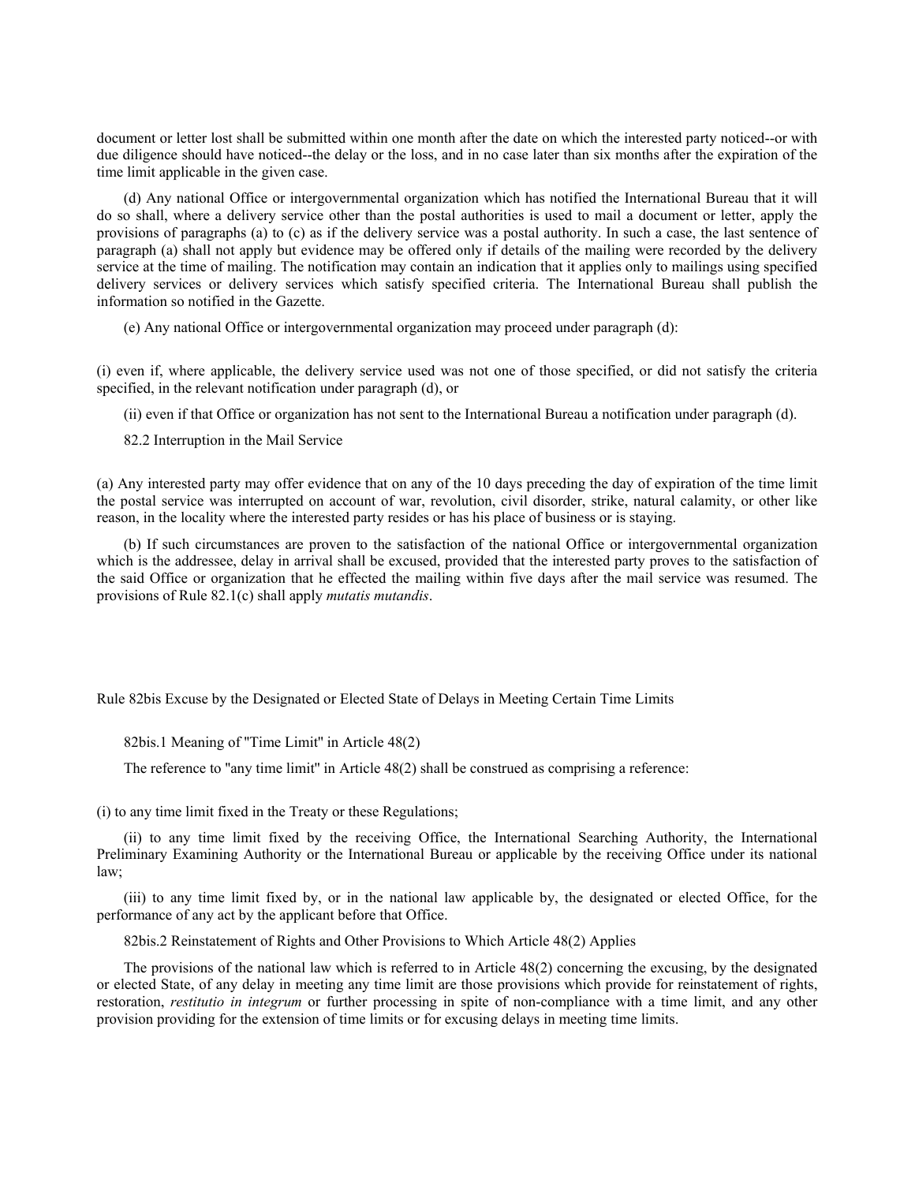document or letter lost shall be submitted within one month after the date on which the interested party noticed--or with due diligence should have noticed--the delay or the loss, and in no case later than six months after the expiration of the time limit applicable in the given case.

(d) Any national Office or intergovernmental organization which has notified the International Bureau that it will do so shall, where a delivery service other than the postal authorities is used to mail a document or letter, apply the provisions of paragraphs (a) to (c) as if the delivery service was a postal authority. In such a case, the last sentence of paragraph (a) shall not apply but evidence may be offered only if details of the mailing were recorded by the delivery service at the time of mailing. The notification may contain an indication that it applies only to mailings using specified delivery services or delivery services which satisfy specified criteria. The International Bureau shall publish the information so notified in the Gazette.

(e) Any national Office or intergovernmental organization may proceed under paragraph (d):

(i) even if, where applicable, the delivery service used was not one of those specified, or did not satisfy the criteria specified, in the relevant notification under paragraph (d), or

(ii) even if that Office or organization has not sent to the International Bureau a notification under paragraph (d).

82.2 Interruption in the Mail Service

(a) Any interested party may offer evidence that on any of the 10 days preceding the day of expiration of the time limit the postal service was interrupted on account of war, revolution, civil disorder, strike, natural calamity, or other like reason, in the locality where the interested party resides or has his place of business or is staying.

(b) If such circumstances are proven to the satisfaction of the national Office or intergovernmental organization which is the addressee, delay in arrival shall be excused, provided that the interested party proves to the satisfaction of the said Office or organization that he effected the mailing within five days after the mail service was resumed. The provisions of Rule 82.1(c) shall apply *mutatis mutandis*.

## Rule 82bis Excuse by the Designated or Elected State of Delays in Meeting Certain Time Limits

82bis.1 Meaning of "Time Limit" in Article 48(2)

The reference to "any time limit" in Article 48(2) shall be construed as comprising a reference:

(i) to any time limit fixed in the Treaty or these Regulations;

(ii) to any time limit fixed by the receiving Office, the International Searching Authority, the International Preliminary Examining Authority or the International Bureau or applicable by the receiving Office under its national law;

(iii) to any time limit fixed by, or in the national law applicable by, the designated or elected Office, for the performance of any act by the applicant before that Office.

82bis.2 Reinstatement of Rights and Other Provisions to Which Article 48(2) Applies

The provisions of the national law which is referred to in Article 48(2) concerning the excusing, by the designated or elected State, of any delay in meeting any time limit are those provisions which provide for reinstatement of rights, restoration, *restitutio in integrum* or further processing in spite of non-compliance with a time limit, and any other provision providing for the extension of time limits or for excusing delays in meeting time limits.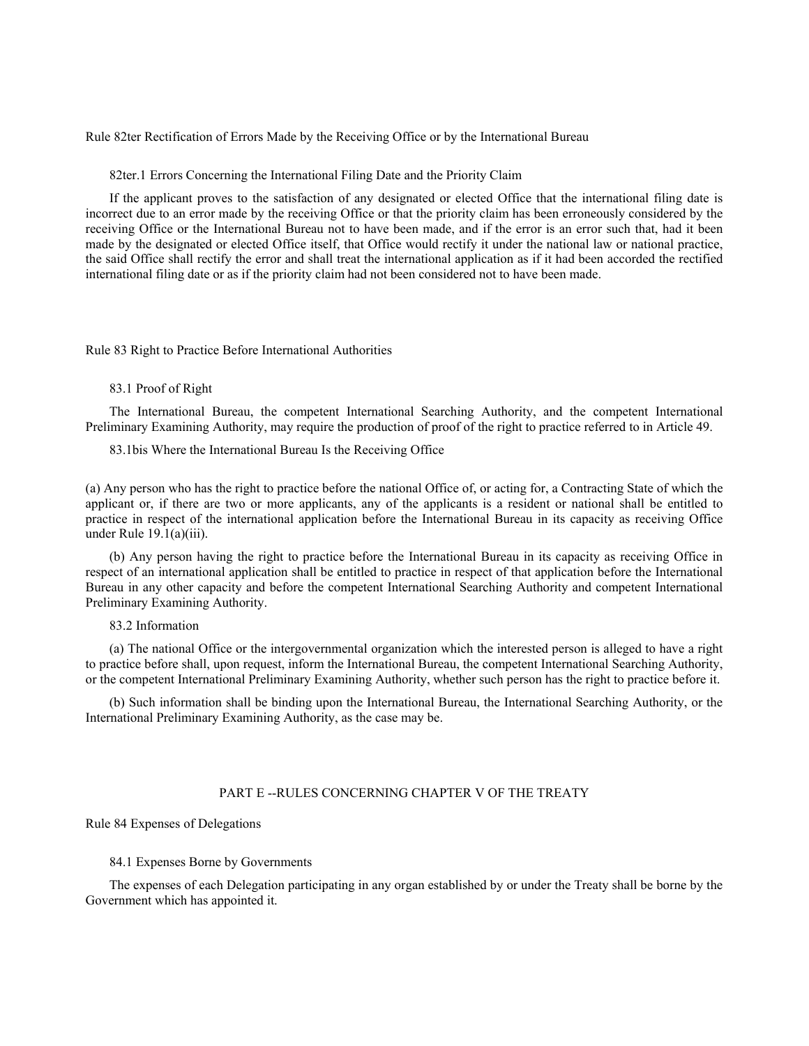## Rule 82ter Rectification of Errors Made by the Receiving Office or by the International Bureau

### 82ter.1 Errors Concerning the International Filing Date and the Priority Claim

If the applicant proves to the satisfaction of any designated or elected Office that the international filing date is incorrect due to an error made by the receiving Office or that the priority claim has been erroneously considered by the receiving Office or the International Bureau not to have been made, and if the error is an error such that, had it been made by the designated or elected Office itself, that Office would rectify it under the national law or national practice, the said Office shall rectify the error and shall treat the international application as if it had been accorded the rectified international filing date or as if the priority claim had not been considered not to have been made.

## Rule 83 Right to Practice Before International Authorities

### 83.1 Proof of Right

The International Bureau, the competent International Searching Authority, and the competent International Preliminary Examining Authority, may require the production of proof of the right to practice referred to in Article 49.

### 83.1bis Where the International Bureau Is the Receiving Office

(a) Any person who has the right to practice before the national Office of, or acting for, a Contracting State of which the applicant or, if there are two or more applicants, any of the applicants is a resident or national shall be entitled to practice in respect of the international application before the International Bureau in its capacity as receiving Office under Rule 19.1(a)(iii).

(b) Any person having the right to practice before the International Bureau in its capacity as receiving Office in respect of an international application shall be entitled to practice in respect of that application before the International Bureau in any other capacity and before the competent International Searching Authority and competent International Preliminary Examining Authority.

### 83.2 Information

(a) The national Office or the intergovernmental organization which the interested person is alleged to have a right to practice before shall, upon request, inform the International Bureau, the competent International Searching Authority, or the competent International Preliminary Examining Authority, whether such person has the right to practice before it.

(b) Such information shall be binding upon the International Bureau, the International Searching Authority, or the International Preliminary Examining Authority, as the case may be.

# PART E --RULES CONCERNING CHAPTER V OF THE TREATY

## Rule 84 Expenses of Delegations

### 84.1 Expenses Borne by Governments

The expenses of each Delegation participating in any organ established by or under the Treaty shall be borne by the Government which has appointed it.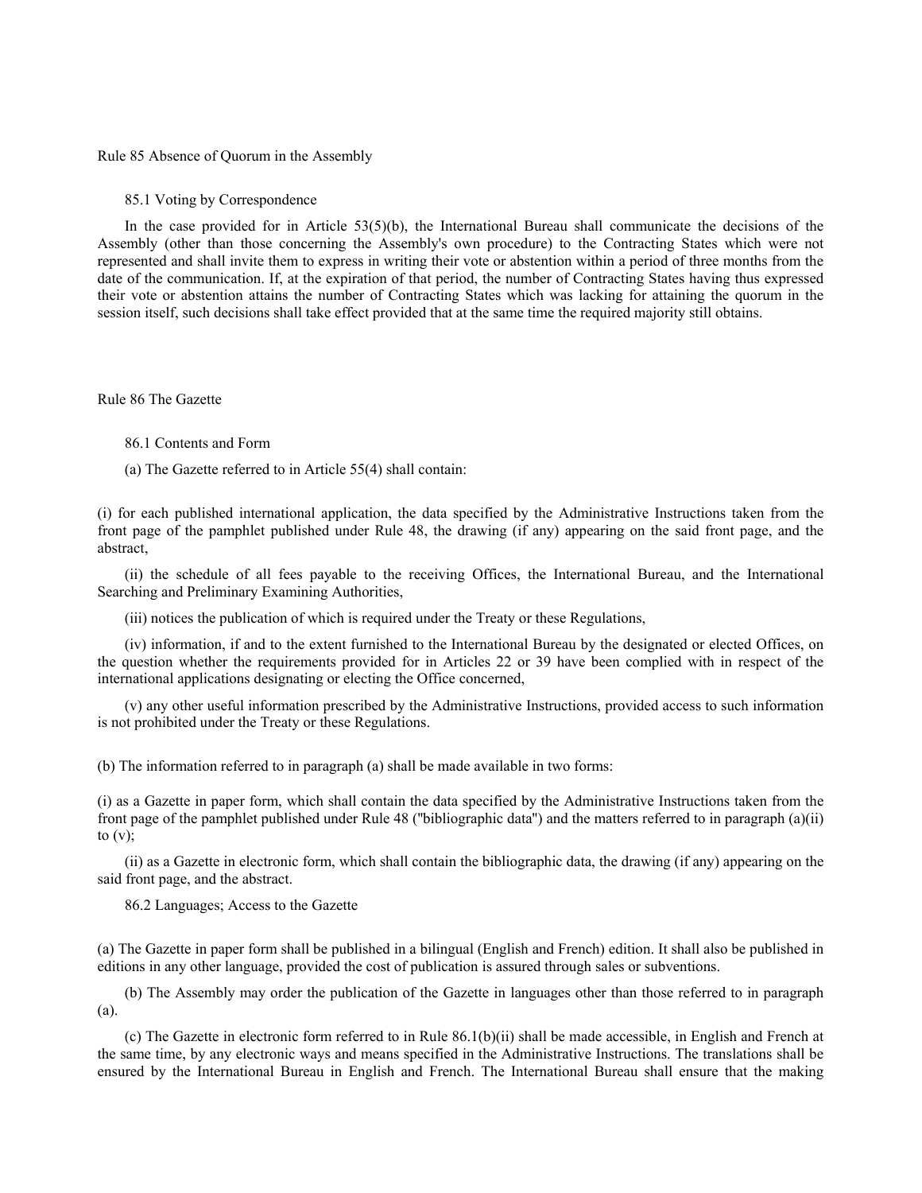## Rule 85 Absence of Quorum in the Assembly

### 85.1 Voting by Correspondence

In the case provided for in Article 53(5)(b), the International Bureau shall communicate the decisions of the Assembly (other than those concerning the Assembly's own procedure) to the Contracting States which were not represented and shall invite them to express in writing their vote or abstention within a period of three months from the date of the communication. If, at the expiration of that period, the number of Contracting States having thus expressed their vote or abstention attains the number of Contracting States which was lacking for attaining the quorum in the session itself, such decisions shall take effect provided that at the same time the required majority still obtains.

## Rule 86 The Gazette

### 86.1 Contents and Form

(a) The Gazette referred to in Article 55(4) shall contain:

(i) for each published international application, the data specified by the Administrative Instructions taken from the front page of the pamphlet published under Rule 48, the drawing (if any) appearing on the said front page, and the abstract,

(ii) the schedule of all fees payable to the receiving Offices, the International Bureau, and the International Searching and Preliminary Examining Authorities,

(iii) notices the publication of which is required under the Treaty or these Regulations,

(iv) information, if and to the extent furnished to the International Bureau by the designated or elected Offices, on the question whether the requirements provided for in Articles 22 or 39 have been complied with in respect of the international applications designating or electing the Office concerned,

(v) any other useful information prescribed by the Administrative Instructions, provided access to such information is not prohibited under the Treaty or these Regulations.

(b) The information referred to in paragraph (a) shall be made available in two forms:

(i) as a Gazette in paper form, which shall contain the data specified by the Administrative Instructions taken from the front page of the pamphlet published under Rule 48 ("bibliographic data") and the matters referred to in paragraph (a)(ii) to (v);

(ii) as a Gazette in electronic form, which shall contain the bibliographic data, the drawing (if any) appearing on the said front page, and the abstract.

### 86.2 Languages; Access to the Gazette

(a) The Gazette in paper form shall be published in a bilingual (English and French) edition. It shall also be published in editions in any other language, provided the cost of publication is assured through sales or subventions.

(b) The Assembly may order the publication of the Gazette in languages other than those referred to in paragraph (a).

(c) The Gazette in electronic form referred to in Rule 86.1(b)(ii) shall be made accessible, in English and French at the same time, by any electronic ways and means specified in the Administrative Instructions. The translations shall be ensured by the International Bureau in English and French. The International Bureau shall ensure that the making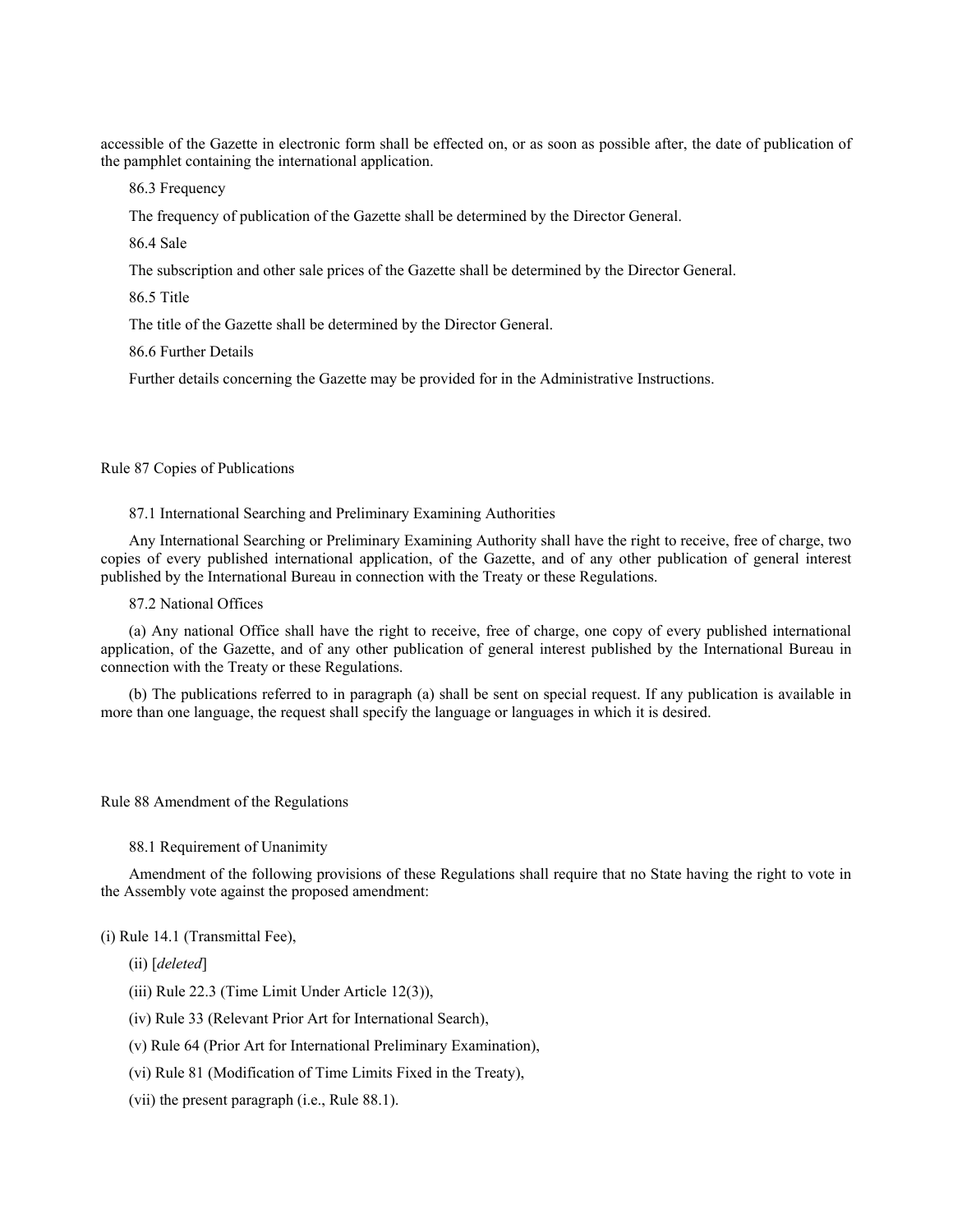accessible of the Gazette in electronic form shall be effected on, or as soon as possible after, the date of publication of the pamphlet containing the international application.

86.3 Frequency

The frequency of publication of the Gazette shall be determined by the Director General.

86.4 Sale

The subscription and other sale prices of the Gazette shall be determined by the Director General.

86.5 Title

The title of the Gazette shall be determined by the Director General.

86.6 Further Details

Further details concerning the Gazette may be provided for in the Administrative Instructions.

## Rule 87 Copies of Publications

87.1 International Searching and Preliminary Examining Authorities

Any International Searching or Preliminary Examining Authority shall have the right to receive, free of charge, two copies of every published international application, of the Gazette, and of any other publication of general interest published by the International Bureau in connection with the Treaty or these Regulations.

87.2 National Offices

(a) Any national Office shall have the right to receive, free of charge, one copy of every published international application, of the Gazette, and of any other publication of general interest published by the International Bureau in connection with the Treaty or these Regulations.

(b) The publications referred to in paragraph (a) shall be sent on special request. If any publication is available in more than one language, the request shall specify the language or languages in which it is desired.

## Rule 88 Amendment of the Regulations

88.1 Requirement of Unanimity

Amendment of the following provisions of these Regulations shall require that no State having the right to vote in the Assembly vote against the proposed amendment:

(i) Rule 14.1 (Transmittal Fee),

(ii) [*deleted*]

(iii) Rule 22.3 (Time Limit Under Article 12(3)),

(iv) Rule 33 (Relevant Prior Art for International Search),

(v) Rule 64 (Prior Art for International Preliminary Examination),

(vi) Rule 81 (Modification of Time Limits Fixed in the Treaty),

(vii) the present paragraph (i.e., Rule 88.1).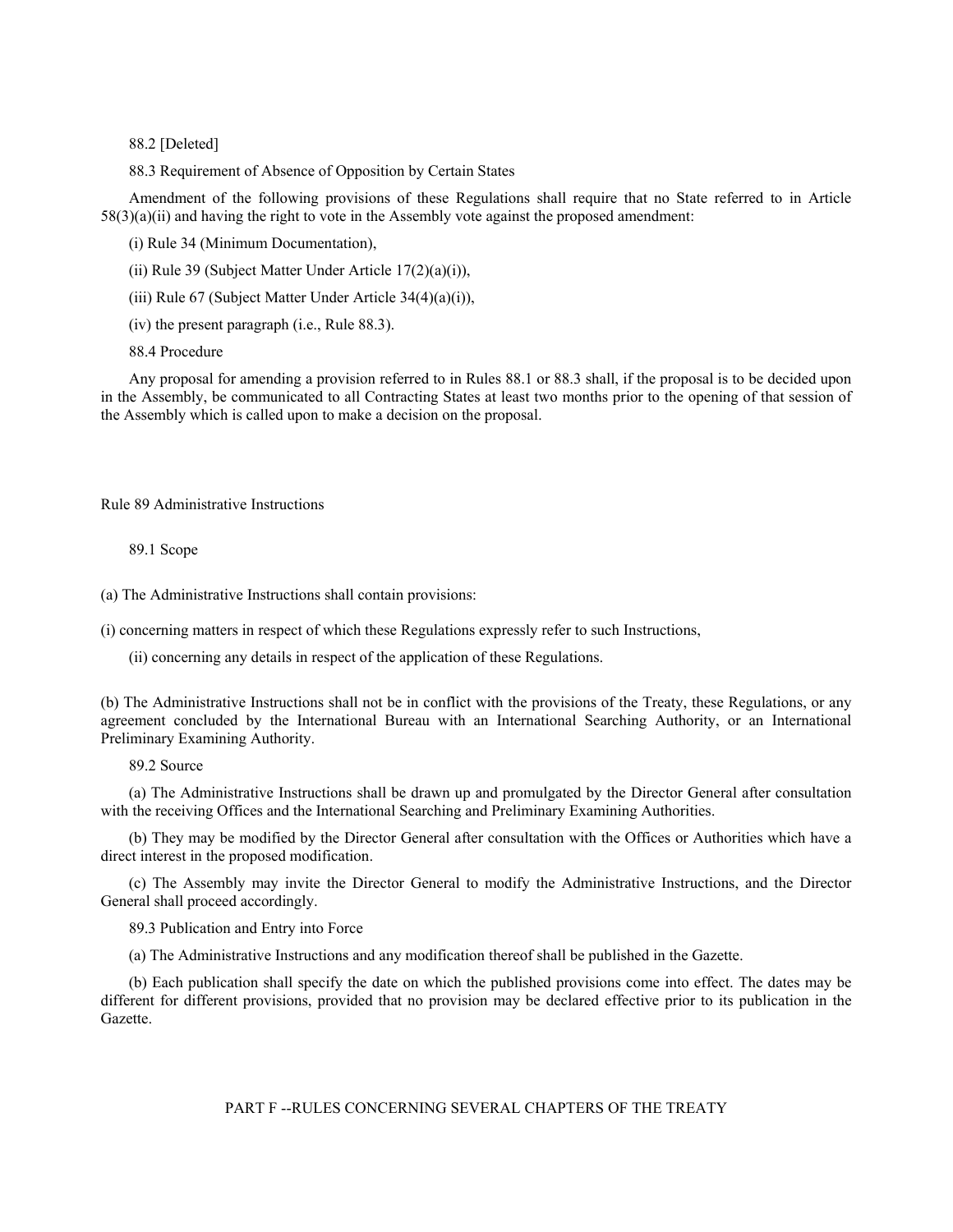88.2 [Deleted]

88.3 Requirement of Absence of Opposition by Certain States

Amendment of the following provisions of these Regulations shall require that no State referred to in Article 58(3)(a)(ii) and having the right to vote in the Assembly vote against the proposed amendment:

(i) Rule 34 (Minimum Documentation),

(ii) Rule 39 (Subject Matter Under Article 17(2)(a)(i)),

(iii) Rule 67 (Subject Matter Under Article 34(4)(a)(i)),

(iv) the present paragraph (i.e., Rule 88.3).

88.4 Procedure

Any proposal for amending a provision referred to in Rules 88.1 or 88.3 shall, if the proposal is to be decided upon in the Assembly, be communicated to all Contracting States at least two months prior to the opening of that session of the Assembly which is called upon to make a decision on the proposal.

## Rule 89 Administrative Instructions

89.1 Scope

(a) The Administrative Instructions shall contain provisions:

(i) concerning matters in respect of which these Regulations expressly refer to such Instructions,

(ii) concerning any details in respect of the application of these Regulations.

(b) The Administrative Instructions shall not be in conflict with the provisions of the Treaty, these Regulations, or any agreement concluded by the International Bureau with an International Searching Authority, or an International Preliminary Examining Authority.

89.2 Source

(a) The Administrative Instructions shall be drawn up and promulgated by the Director General after consultation with the receiving Offices and the International Searching and Preliminary Examining Authorities.

(b) They may be modified by the Director General after consultation with the Offices or Authorities which have a direct interest in the proposed modification.

(c) The Assembly may invite the Director General to modify the Administrative Instructions, and the Director General shall proceed accordingly.

89.3 Publication and Entry into Force

(a) The Administrative Instructions and any modification thereof shall be published in the Gazette.

(b) Each publication shall specify the date on which the published provisions come into effect. The dates may be different for different provisions, provided that no provision may be declared effective prior to its publication in the Gazette.

# PART F --RULES CONCERNING SEVERAL CHAPTERS OF THE TREATY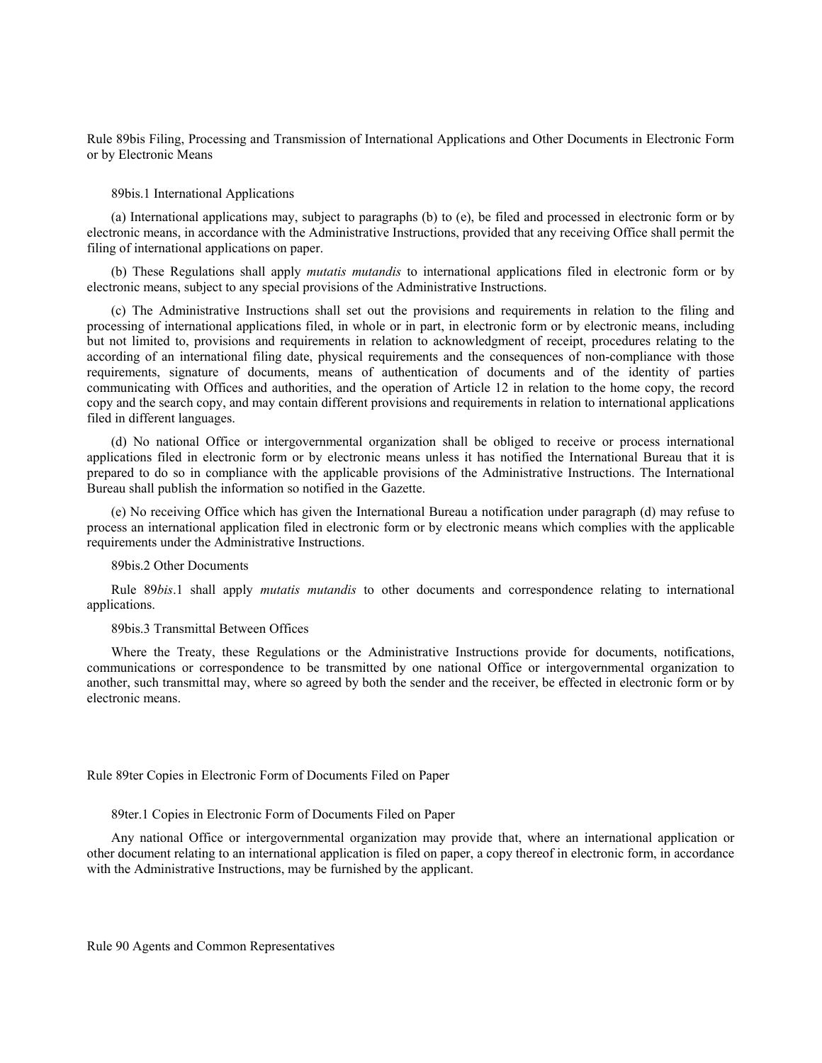## Rule 89bis Filing, Processing and Transmission of International Applications and Other Documents in Electronic Form or by Electronic Means

### 89bis.1 International Applications

(a) International applications may, subject to paragraphs (b) to (e), be filed and processed in electronic form or by electronic means, in accordance with the Administrative Instructions, provided that any receiving Office shall permit the filing of international applications on paper.

(b) These Regulations shall apply *mutatis mutandis* to international applications filed in electronic form or by electronic means, subject to any special provisions of the Administrative Instructions.

(c) The Administrative Instructions shall set out the provisions and requirements in relation to the filing and processing of international applications filed, in whole or in part, in electronic form or by electronic means, including but not limited to, provisions and requirements in relation to acknowledgment of receipt, procedures relating to the according of an international filing date, physical requirements and the consequences of non-compliance with those requirements, signature of documents, means of authentication of documents and of the identity of parties communicating with Offices and authorities, and the operation of Article 12 in relation to the home copy, the record copy and the search copy, and may contain different provisions and requirements in relation to international applications filed in different languages.

(d) No national Office or intergovernmental organization shall be obliged to receive or process international applications filed in electronic form or by electronic means unless it has notified the International Bureau that it is prepared to do so in compliance with the applicable provisions of the Administrative Instructions. The International Bureau shall publish the information so notified in the Gazette.

(e) No receiving Office which has given the International Bureau a notification under paragraph (d) may refuse to process an international application filed in electronic form or by electronic means which complies with the applicable requirements under the Administrative Instructions.

### 89bis.2 Other Documents

Rule 89*bis*.1 shall apply *mutatis mutandis* to other documents and correspondence relating to international applications.

### 89bis.3 Transmittal Between Offices

Where the Treaty, these Regulations or the Administrative Instructions provide for documents, notifications, communications or correspondence to be transmitted by one national Office or intergovernmental organization to another, such transmittal may, where so agreed by both the sender and the receiver, be effected in electronic form or by electronic means.

## Rule 89ter Copies in Electronic Form of Documents Filed on Paper

### 89ter.1 Copies in Electronic Form of Documents Filed on Paper

Any national Office or intergovernmental organization may provide that, where an international application or other document relating to an international application is filed on paper, a copy thereof in electronic form, in accordance with the Administrative Instructions, may be furnished by the applicant.

## Rule 90 Agents and Common Representatives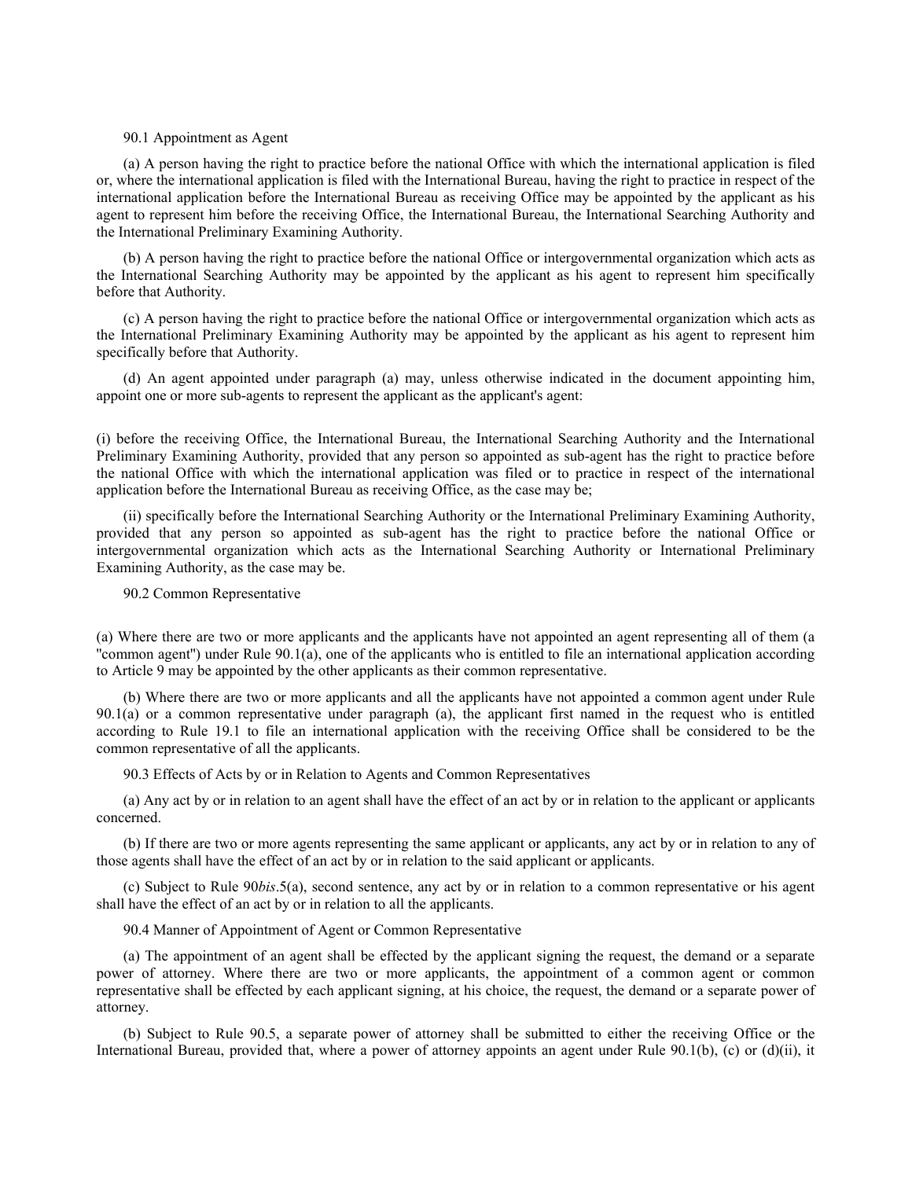90.1 Appointment as Agent

(a) A person having the right to practice before the national Office with which the international application is filed or, where the international application is filed with the International Bureau, having the right to practice in respect of the international application before the International Bureau as receiving Office may be appointed by the applicant as his agent to represent him before the receiving Office, the International Bureau, the International Searching Authority and the International Preliminary Examining Authority.

(b) A person having the right to practice before the national Office or intergovernmental organization which acts as the International Searching Authority may be appointed by the applicant as his agent to represent him specifically before that Authority.

(c) A person having the right to practice before the national Office or intergovernmental organization which acts as the International Preliminary Examining Authority may be appointed by the applicant as his agent to represent him specifically before that Authority.

(d) An agent appointed under paragraph (a) may, unless otherwise indicated in the document appointing him, appoint one or more sub-agents to represent the applicant as the applicant's agent:

(i) before the receiving Office, the International Bureau, the International Searching Authority and the International Preliminary Examining Authority, provided that any person so appointed as sub-agent has the right to practice before the national Office with which the international application was filed or to practice in respect of the international application before the International Bureau as receiving Office, as the case may be;

(ii) specifically before the International Searching Authority or the International Preliminary Examining Authority, provided that any person so appointed as sub-agent has the right to practice before the national Office or intergovernmental organization which acts as the International Searching Authority or International Preliminary Examining Authority, as the case may be.

90.2 Common Representative

(a) Where there are two or more applicants and the applicants have not appointed an agent representing all of them (a "common agent") under Rule 90.1(a), one of the applicants who is entitled to file an international application according to Article 9 may be appointed by the other applicants as their common representative.

(b) Where there are two or more applicants and all the applicants have not appointed a common agent under Rule 90.1(a) or a common representative under paragraph (a), the applicant first named in the request who is entitled according to Rule 19.1 to file an international application with the receiving Office shall be considered to be the common representative of all the applicants.

90.3 Effects of Acts by or in Relation to Agents and Common Representatives

(a) Any act by or in relation to an agent shall have the effect of an act by or in relation to the applicant or applicants concerned.

(b) If there are two or more agents representing the same applicant or applicants, any act by or in relation to any of those agents shall have the effect of an act by or in relation to the said applicant or applicants.

(c) Subject to Rule 90*bis*.5(a), second sentence, any act by or in relation to a common representative or his agent shall have the effect of an act by or in relation to all the applicants.

90.4 Manner of Appointment of Agent or Common Representative

(a) The appointment of an agent shall be effected by the applicant signing the request, the demand or a separate power of attorney. Where there are two or more applicants, the appointment of a common agent or common representative shall be effected by each applicant signing, at his choice, the request, the demand or a separate power of attorney.

(b) Subject to Rule 90.5, a separate power of attorney shall be submitted to either the receiving Office or the International Bureau, provided that, where a power of attorney appoints an agent under Rule 90.1(b), (c) or (d)(ii), it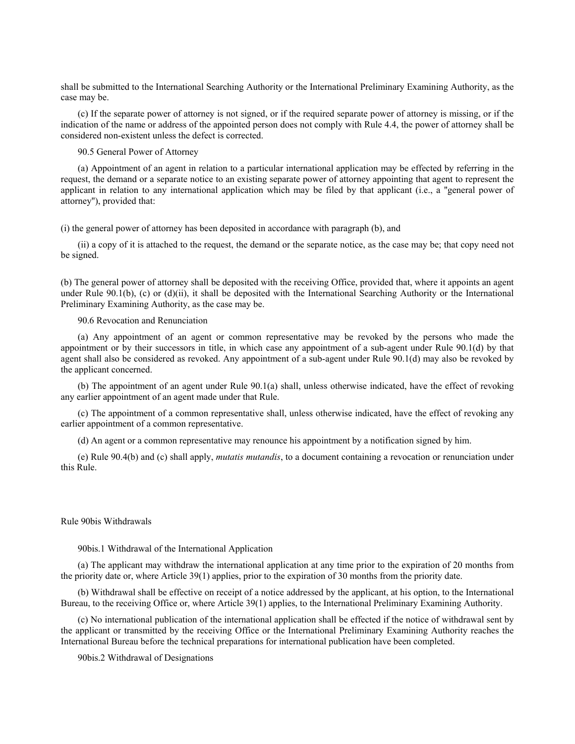shall be submitted to the International Searching Authority or the International Preliminary Examining Authority, as the case may be.

(c) If the separate power of attorney is not signed, or if the required separate power of attorney is missing, or if the indication of the name or address of the appointed person does not comply with Rule 4.4, the power of attorney shall be considered non-existent unless the defect is corrected.

90.5 General Power of Attorney

(a) Appointment of an agent in relation to a particular international application may be effected by referring in the request, the demand or a separate notice to an existing separate power of attorney appointing that agent to represent the applicant in relation to any international application which may be filed by that applicant (i.e., a "general power of attorney"), provided that:

(i) the general power of attorney has been deposited in accordance with paragraph (b), and

(ii) a copy of it is attached to the request, the demand or the separate notice, as the case may be; that copy need not be signed.

(b) The general power of attorney shall be deposited with the receiving Office, provided that, where it appoints an agent under Rule 90.1(b), (c) or (d)(ii), it shall be deposited with the International Searching Authority or the International Preliminary Examining Authority, as the case may be.

90.6 Revocation and Renunciation

(a) Any appointment of an agent or common representative may be revoked by the persons who made the appointment or by their successors in title, in which case any appointment of a sub-agent under Rule 90.1(d) by that agent shall also be considered as revoked. Any appointment of a sub-agent under Rule 90.1(d) may also be revoked by the applicant concerned.

(b) The appointment of an agent under Rule 90.1(a) shall, unless otherwise indicated, have the effect of revoking any earlier appointment of an agent made under that Rule.

(c) The appointment of a common representative shall, unless otherwise indicated, have the effect of revoking any earlier appointment of a common representative.

(d) An agent or a common representative may renounce his appointment by a notification signed by him.

(e) Rule 90.4(b) and (c) shall apply, *mutatis mutandis*, to a document containing a revocation or renunciation under this Rule.

Rule 90bis Withdrawals

90bis.1 Withdrawal of the International Application

(a) The applicant may withdraw the international application at any time prior to the expiration of 20 months from the priority date or, where Article 39(1) applies, prior to the expiration of 30 months from the priority date.

(b) Withdrawal shall be effective on receipt of a notice addressed by the applicant, at his option, to the International Bureau, to the receiving Office or, where Article 39(1) applies, to the International Preliminary Examining Authority.

(c) No international publication of the international application shall be effected if the notice of withdrawal sent by the applicant or transmitted by the receiving Office or the International Preliminary Examining Authority reaches the International Bureau before the technical preparations for international publication have been completed.

90bis.2 Withdrawal of Designations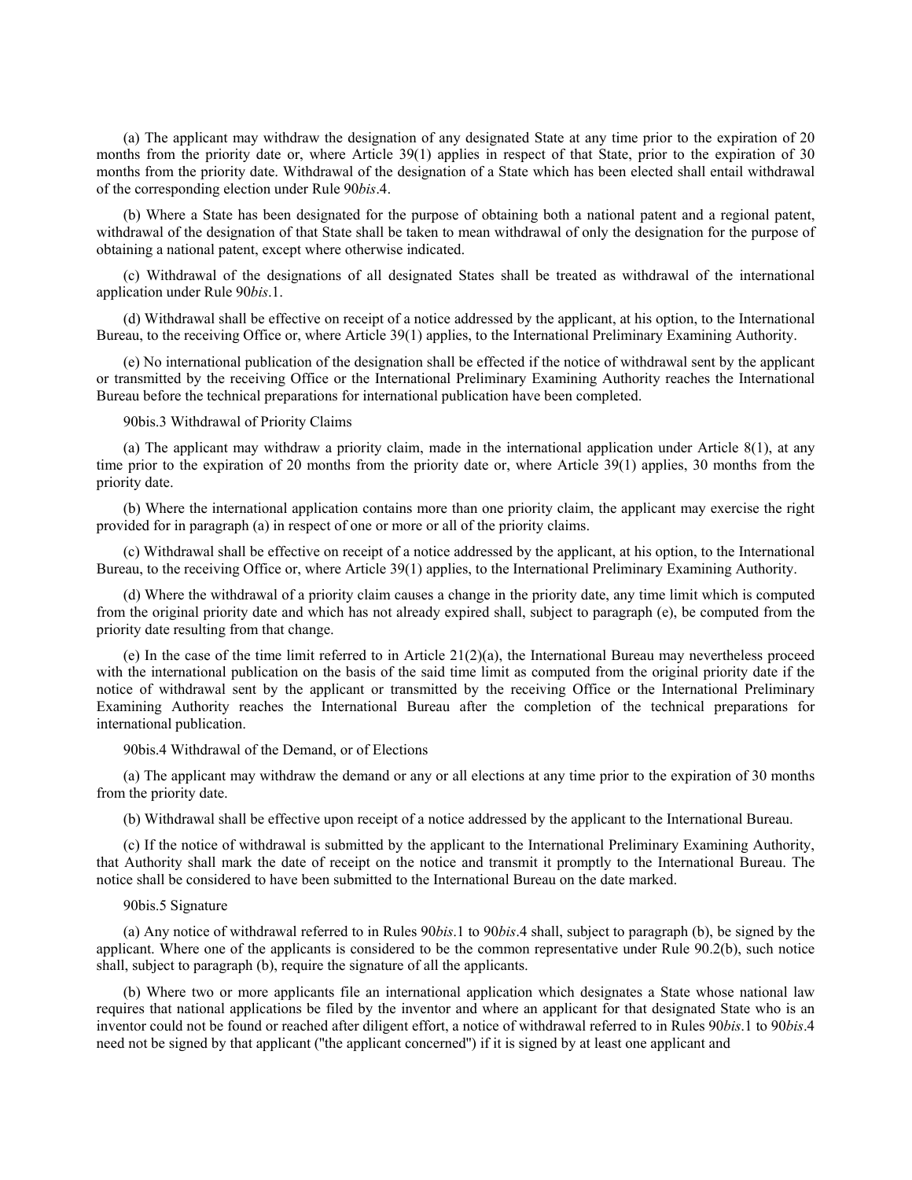(a) The applicant may withdraw the designation of any designated State at any time prior to the expiration of 20 months from the priority date or, where Article 39(1) applies in respect of that State, prior to the expiration of 30 months from the priority date. Withdrawal of the designation of a State which has been elected shall entail withdrawal of the corresponding election under Rule 90*bis*.4.

(b) Where a State has been designated for the purpose of obtaining both a national patent and a regional patent, withdrawal of the designation of that State shall be taken to mean withdrawal of only the designation for the purpose of obtaining a national patent, except where otherwise indicated.

(c) Withdrawal of the designations of all designated States shall be treated as withdrawal of the international application under Rule 90*bis*.1.

(d) Withdrawal shall be effective on receipt of a notice addressed by the applicant, at his option, to the International Bureau, to the receiving Office or, where Article 39(1) applies, to the International Preliminary Examining Authority.

(e) No international publication of the designation shall be effected if the notice of withdrawal sent by the applicant or transmitted by the receiving Office or the International Preliminary Examining Authority reaches the International Bureau before the technical preparations for international publication have been completed.

90bis.3 Withdrawal of Priority Claims

(a) The applicant may withdraw a priority claim, made in the international application under Article 8(1), at any time prior to the expiration of 20 months from the priority date or, where Article 39(1) applies, 30 months from the priority date.

(b) Where the international application contains more than one priority claim, the applicant may exercise the right provided for in paragraph (a) in respect of one or more or all of the priority claims.

(c) Withdrawal shall be effective on receipt of a notice addressed by the applicant, at his option, to the International Bureau, to the receiving Office or, where Article 39(1) applies, to the International Preliminary Examining Authority.

(d) Where the withdrawal of a priority claim causes a change in the priority date, any time limit which is computed from the original priority date and which has not already expired shall, subject to paragraph (e), be computed from the priority date resulting from that change.

(e) In the case of the time limit referred to in Article 21(2)(a), the International Bureau may nevertheless proceed with the international publication on the basis of the said time limit as computed from the original priority date if the notice of withdrawal sent by the applicant or transmitted by the receiving Office or the International Preliminary Examining Authority reaches the International Bureau after the completion of the technical preparations for international publication.

90bis.4 Withdrawal of the Demand, or of Elections

(a) The applicant may withdraw the demand or any or all elections at any time prior to the expiration of 30 months from the priority date.

(b) Withdrawal shall be effective upon receipt of a notice addressed by the applicant to the International Bureau.

(c) If the notice of withdrawal is submitted by the applicant to the International Preliminary Examining Authority, that Authority shall mark the date of receipt on the notice and transmit it promptly to the International Bureau. The notice shall be considered to have been submitted to the International Bureau on the date marked.

90bis.5 Signature

(a) Any notice of withdrawal referred to in Rules 90*bis*.1 to 90*bis*.4 shall, subject to paragraph (b), be signed by the applicant. Where one of the applicants is considered to be the common representative under Rule 90.2(b), such notice shall, subject to paragraph (b), require the signature of all the applicants.

(b) Where two or more applicants file an international application which designates a State whose national law requires that national applications be filed by the inventor and where an applicant for that designated State who is an inventor could not be found or reached after diligent effort, a notice of withdrawal referred to in Rules 90*bis*.1 to 90*bis*.4 need not be signed by that applicant ("the applicant concerned") if it is signed by at least one applicant and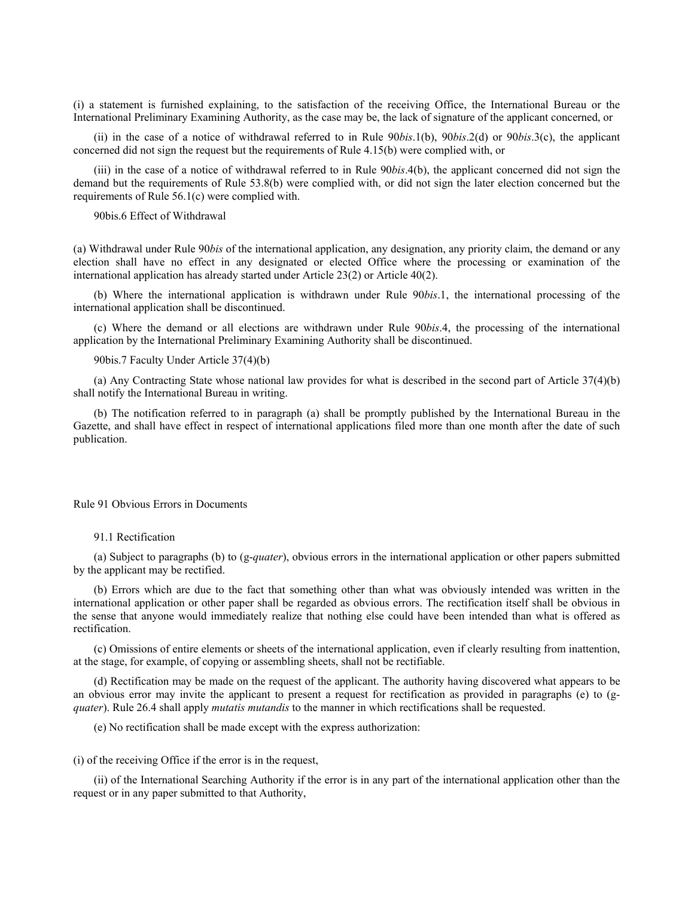(i) a statement is furnished explaining, to the satisfaction of the receiving Office, the International Bureau or the International Preliminary Examining Authority, as the case may be, the lack of signature of the applicant concerned, or

(ii) in the case of a notice of withdrawal referred to in Rule 90*bis*.1(b), 90*bis*.2(d) or 90*bis*.3(c), the applicant concerned did not sign the request but the requirements of Rule 4.15(b) were complied with, or

(iii) in the case of a notice of withdrawal referred to in Rule 90*bis*.4(b), the applicant concerned did not sign the demand but the requirements of Rule 53.8(b) were complied with, or did not sign the later election concerned but the requirements of Rule 56.1(c) were complied with.

90bis.6 Effect of Withdrawal

(a) Withdrawal under Rule 90*bis* of the international application, any designation, any priority claim, the demand or any election shall have no effect in any designated or elected Office where the processing or examination of the international application has already started under Article 23(2) or Article 40(2).

(b) Where the international application is withdrawn under Rule 90*bis*.1, the international processing of the international application shall be discontinued.

(c) Where the demand or all elections are withdrawn under Rule 90*bis*.4, the processing of the international application by the International Preliminary Examining Authority shall be discontinued.

90bis.7 Faculty Under Article 37(4)(b)

(a) Any Contracting State whose national law provides for what is described in the second part of Article 37(4)(b) shall notify the International Bureau in writing.

(b) The notification referred to in paragraph (a) shall be promptly published by the International Bureau in the Gazette, and shall have effect in respect of international applications filed more than one month after the date of such publication.

## Rule 91 Obvious Errors in Documents

91.1 Rectification

(a) Subject to paragraphs (b) to (g-*quater*), obvious errors in the international application or other papers submitted by the applicant may be rectified.

(b) Errors which are due to the fact that something other than what was obviously intended was written in the international application or other paper shall be regarded as obvious errors. The rectification itself shall be obvious in the sense that anyone would immediately realize that nothing else could have been intended than what is offered as rectification.

(c) Omissions of entire elements or sheets of the international application, even if clearly resulting from inattention, at the stage, for example, of copying or assembling sheets, shall not be rectifiable.

(d) Rectification may be made on the request of the applicant. The authority having discovered what appears to be an obvious error may invite the applicant to present a request for rectification as provided in paragraphs (e) to (g-*quater*). Rule 26.4 shall apply *mutatis mutandis* to the manner in which rectifications shall be requested.

(e) No rectification shall be made except with the express authorization:

(i) of the receiving Office if the error is in the request,

(ii) of the International Searching Authority if the error is in any part of the international application other than the request or in any paper submitted to that Authority,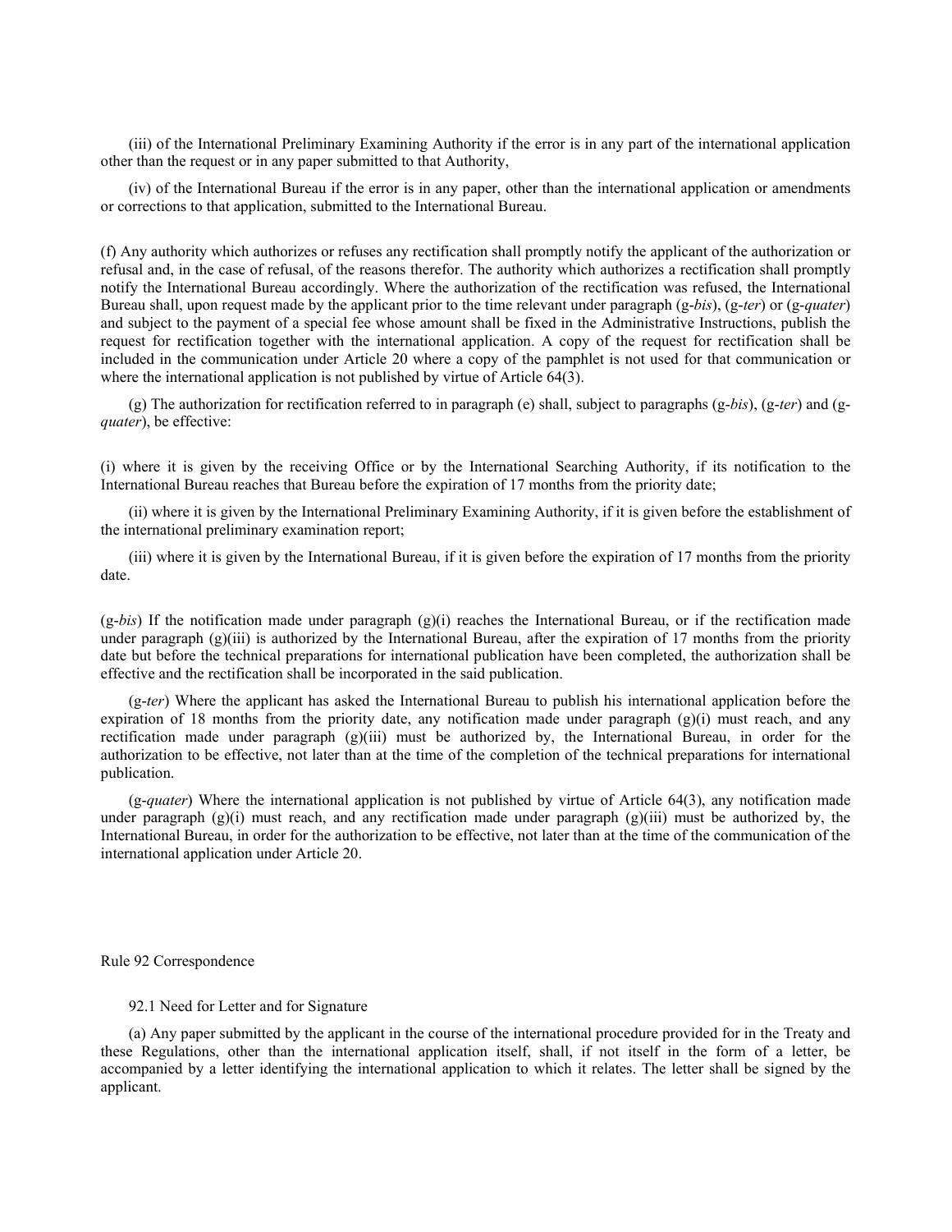(iii) of the International Preliminary Examining Authority if the error is in any part of the international application other than the request or in any paper submitted to that Authority,

(iv) of the International Bureau if the error is in any paper, other than the international application or amendments or corrections to that application, submitted to the International Bureau.

(f) Any authority which authorizes or refuses any rectification shall promptly notify the applicant of the authorization or refusal and, in the case of refusal, of the reasons therefor. The authority which authorizes a rectification shall promptly notify the International Bureau accordingly. Where the authorization of the rectification was refused, the International Bureau shall, upon request made by the applicant prior to the time relevant under paragraph (g-*bis*), (g-*ter*) or (g-*quater*) and subject to the payment of a special fee whose amount shall be fixed in the Administrative Instructions, publish the request for rectification together with the international application. A copy of the request for rectification shall be included in the communication under Article 20 where a copy of the pamphlet is not used for that communication or where the international application is not published by virtue of Article 64(3).

(g) The authorization for rectification referred to in paragraph (e) shall, subject to paragraphs (g-*bis*), (g-*ter*) and (g-*quater*), be effective:

(i) where it is given by the receiving Office or by the International Searching Authority, if its notification to the International Bureau reaches that Bureau before the expiration of 17 months from the priority date;

(ii) where it is given by the International Preliminary Examining Authority, if it is given before the establishment of the international preliminary examination report;

(iii) where it is given by the International Bureau, if it is given before the expiration of 17 months from the priority date.

(g-*bis*) If the notification made under paragraph (g)(i) reaches the International Bureau, or if the rectification made under paragraph (g)(iii) is authorized by the International Bureau, after the expiration of 17 months from the priority date but before the technical preparations for international publication have been completed, the authorization shall be effective and the rectification shall be incorporated in the said publication.

(g-*ter*) Where the applicant has asked the International Bureau to publish his international application before the expiration of 18 months from the priority date, any notification made under paragraph (g)(i) must reach, and any rectification made under paragraph (g)(iii) must be authorized by, the International Bureau, in order for the authorization to be effective, not later than at the time of the completion of the technical preparations for international publication.

(g-*quater*) Where the international application is not published by virtue of Article 64(3), any notification made under paragraph (g)(i) must reach, and any rectification made under paragraph (g)(iii) must be authorized by, the International Bureau, in order for the authorization to be effective, not later than at the time of the communication of the international application under Article 20.

## Rule 92 Correspondence

### 92.1 Need for Letter and for Signature

(a) Any paper submitted by the applicant in the course of the international procedure provided for in the Treaty and these Regulations, other than the international application itself, shall, if not itself in the form of a letter, be accompanied by a letter identifying the international application to which it relates. The letter shall be signed by the applicant.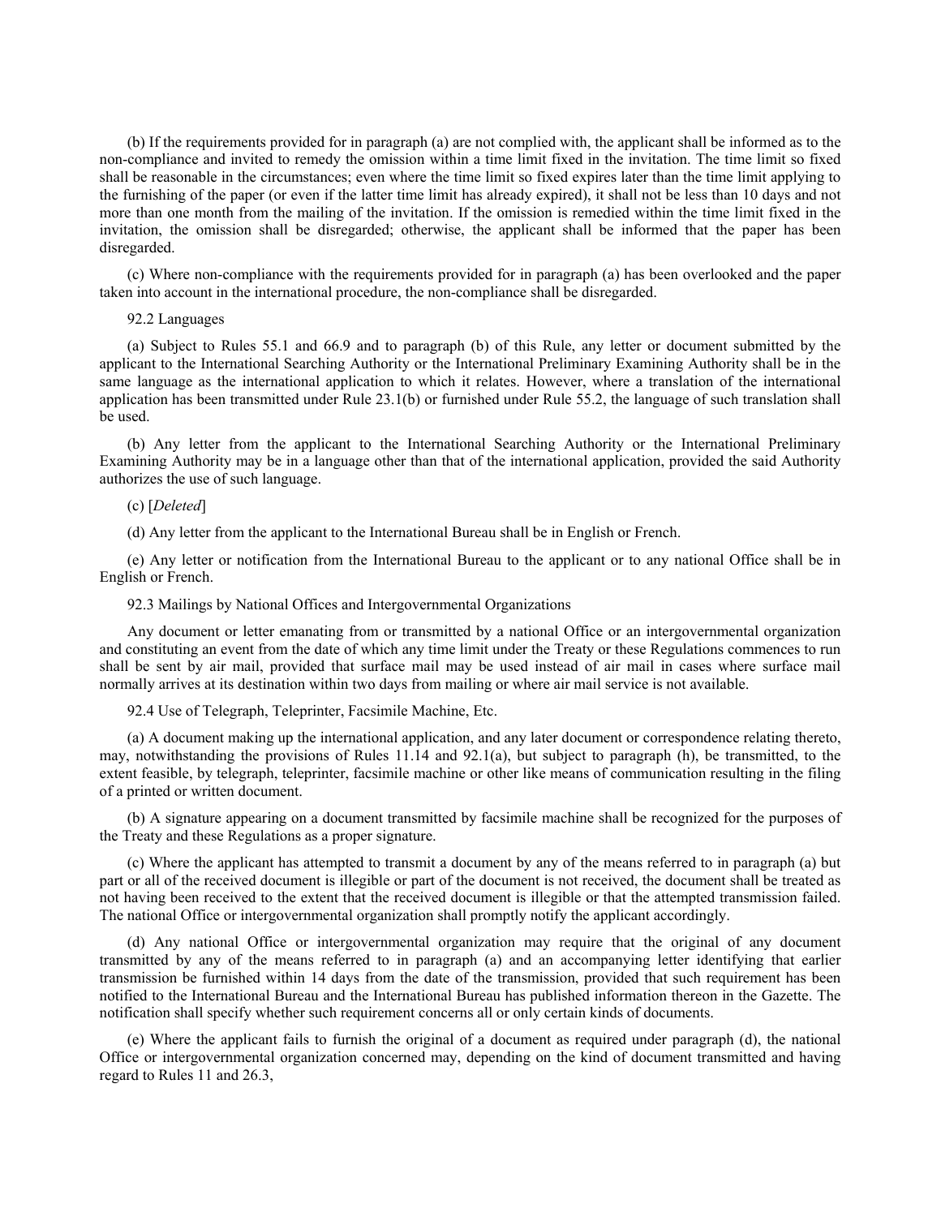(b) If the requirements provided for in paragraph (a) are not complied with, the applicant shall be informed as to the non-compliance and invited to remedy the omission within a time limit fixed in the invitation. The time limit so fixed shall be reasonable in the circumstances; even where the time limit so fixed expires later than the time limit applying to the furnishing of the paper (or even if the latter time limit has already expired), it shall not be less than 10 days and not more than one month from the mailing of the invitation. If the omission is remedied within the time limit fixed in the invitation, the omission shall be disregarded; otherwise, the applicant shall be informed that the paper has been disregarded.

(c) Where non-compliance with the requirements provided for in paragraph (a) has been overlooked and the paper taken into account in the international procedure, the non-compliance shall be disregarded.

92.2 Languages

(a) Subject to Rules 55.1 and 66.9 and to paragraph (b) of this Rule, any letter or document submitted by the applicant to the International Searching Authority or the International Preliminary Examining Authority shall be in the same language as the international application to which it relates. However, where a translation of the international application has been transmitted under Rule 23.1(b) or furnished under Rule 55.2, the language of such translation shall be used.

(b) Any letter from the applicant to the International Searching Authority or the International Preliminary Examining Authority may be in a language other than that of the international application, provided the said Authority authorizes the use of such language.

(c) [*Deleted*]

(d) Any letter from the applicant to the International Bureau shall be in English or French.

(e) Any letter or notification from the International Bureau to the applicant or to any national Office shall be in English or French.

92.3 Mailings by National Offices and Intergovernmental Organizations

Any document or letter emanating from or transmitted by a national Office or an intergovernmental organization and constituting an event from the date of which any time limit under the Treaty or these Regulations commences to run shall be sent by air mail, provided that surface mail may be used instead of air mail in cases where surface mail normally arrives at its destination within two days from mailing or where air mail service is not available.

92.4 Use of Telegraph, Teleprinter, Facsimile Machine, Etc.

(a) A document making up the international application, and any later document or correspondence relating thereto, may, notwithstanding the provisions of Rules 11.14 and 92.1(a), but subject to paragraph (h), be transmitted, to the extent feasible, by telegraph, teleprinter, facsimile machine or other like means of communication resulting in the filing of a printed or written document.

(b) A signature appearing on a document transmitted by facsimile machine shall be recognized for the purposes of the Treaty and these Regulations as a proper signature.

(c) Where the applicant has attempted to transmit a document by any of the means referred to in paragraph (a) but part or all of the received document is illegible or part of the document is not received, the document shall be treated as not having been received to the extent that the received document is illegible or that the attempted transmission failed. The national Office or intergovernmental organization shall promptly notify the applicant accordingly.

(d) Any national Office or intergovernmental organization may require that the original of any document transmitted by any of the means referred to in paragraph (a) and an accompanying letter identifying that earlier transmission be furnished within 14 days from the date of the transmission, provided that such requirement has been notified to the International Bureau and the International Bureau has published information thereon in the Gazette. The notification shall specify whether such requirement concerns all or only certain kinds of documents.

(e) Where the applicant fails to furnish the original of a document as required under paragraph (d), the national Office or intergovernmental organization concerned may, depending on the kind of document transmitted and having regard to Rules 11 and 26.3,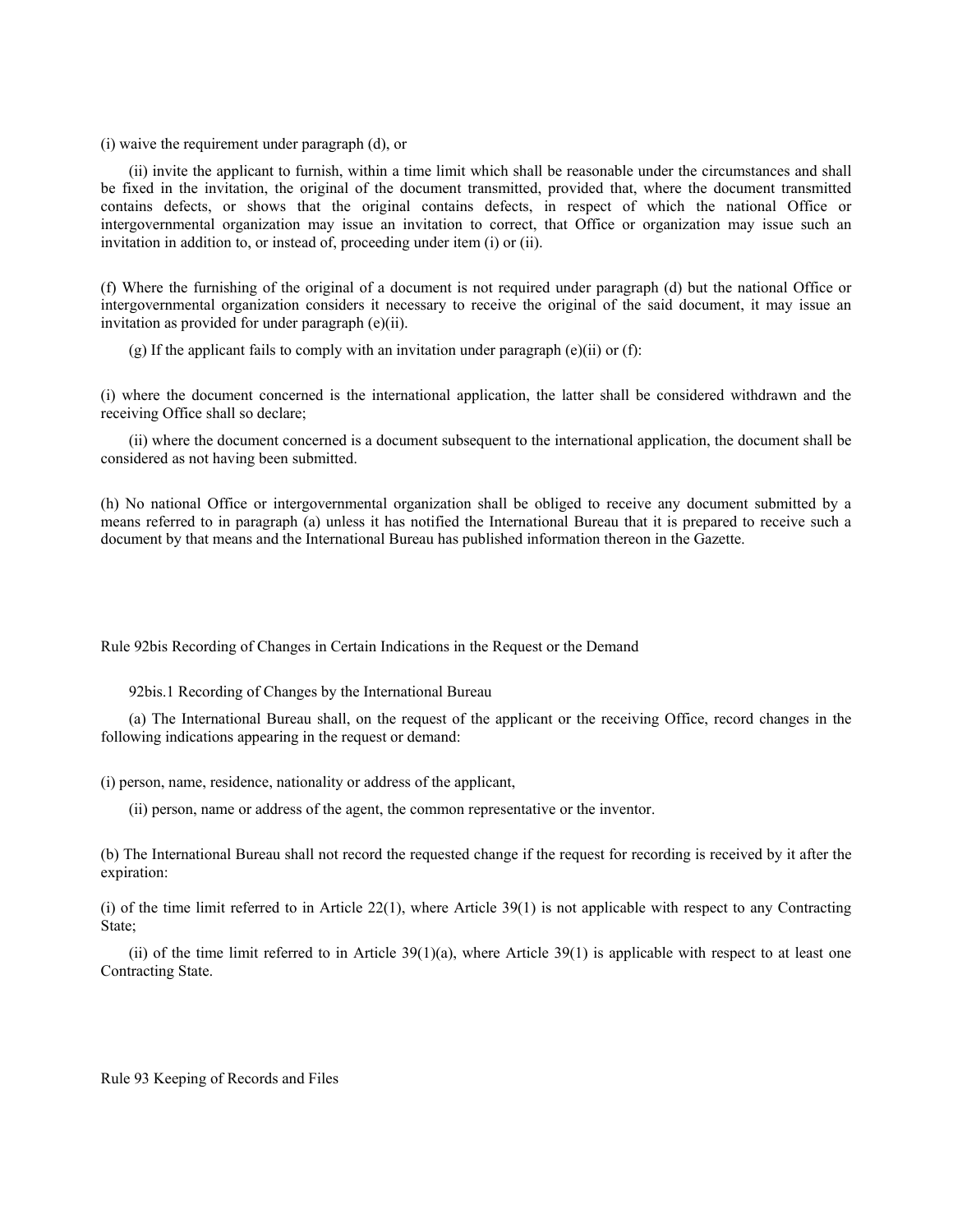(i) waive the requirement under paragraph (d), or

(ii) invite the applicant to furnish, within a time limit which shall be reasonable under the circumstances and shall be fixed in the invitation, the original of the document transmitted, provided that, where the document transmitted contains defects, or shows that the original contains defects, in respect of which the national Office or intergovernmental organization may issue an invitation to correct, that Office or organization may issue such an invitation in addition to, or instead of, proceeding under item (i) or (ii).

(f) Where the furnishing of the original of a document is not required under paragraph (d) but the national Office or intergovernmental organization considers it necessary to receive the original of the said document, it may issue an invitation as provided for under paragraph (e)(ii).

(g) If the applicant fails to comply with an invitation under paragraph (e)(ii) or (f):

(i) where the document concerned is the international application, the latter shall be considered withdrawn and the receiving Office shall so declare;

(ii) where the document concerned is a document subsequent to the international application, the document shall be considered as not having been submitted.

(h) No national Office or intergovernmental organization shall be obliged to receive any document submitted by a means referred to in paragraph (a) unless it has notified the International Bureau that it is prepared to receive such a document by that means and the International Bureau has published information thereon in the Gazette.

## Rule 92bis Recording of Changes in Certain Indications in the Request or the Demand

### 92bis.1 Recording of Changes by the International Bureau

(a) The International Bureau shall, on the request of the applicant or the receiving Office, record changes in the following indications appearing in the request or demand:

(i) person, name, residence, nationality or address of the applicant,

(ii) person, name or address of the agent, the common representative or the inventor.

(b) The International Bureau shall not record the requested change if the request for recording is received by it after the expiration:

(i) of the time limit referred to in Article 22(1), where Article 39(1) is not applicable with respect to any Contracting State;

(ii) of the time limit referred to in Article 39(1)(a), where Article 39(1) is applicable with respect to at least one Contracting State.

## Rule 93 Keeping of Records and Files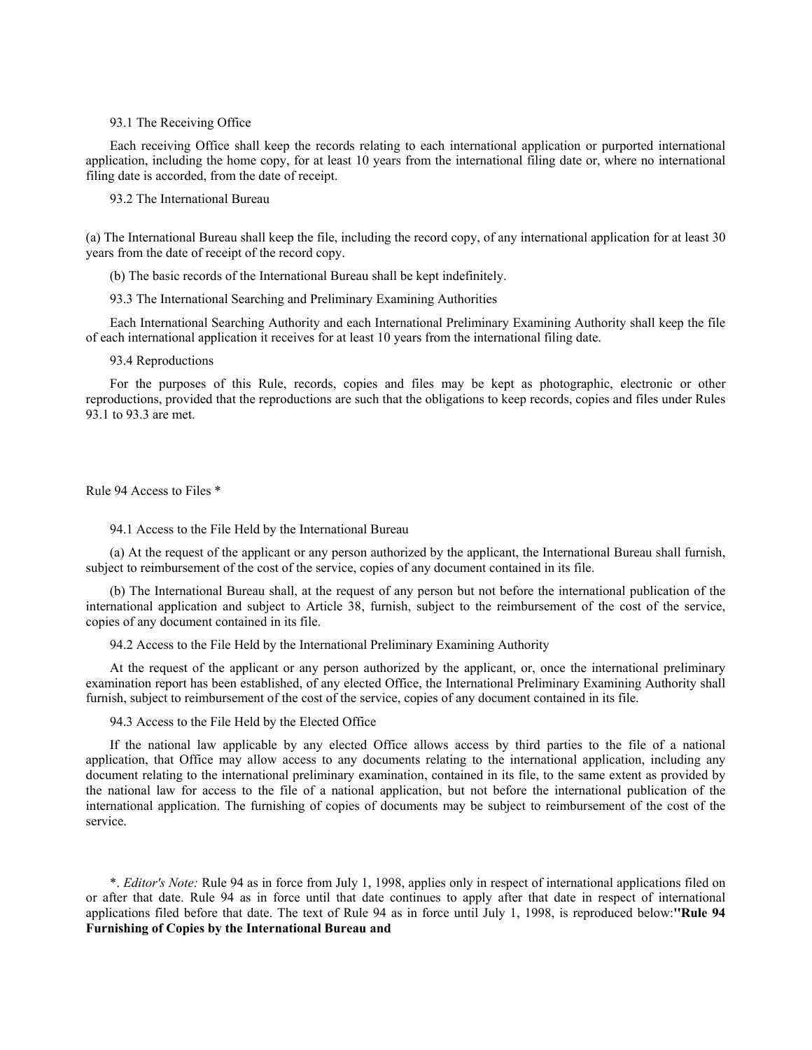93.1 The Receiving Office

Each receiving Office shall keep the records relating to each international application or purported international application, including the home copy, for at least 10 years from the international filing date or, where no international filing date is accorded, from the date of receipt.

93.2 The International Bureau

(a) The International Bureau shall keep the file, including the record copy, of any international application for at least 30 years from the date of receipt of the record copy.

(b) The basic records of the International Bureau shall be kept indefinitely.

93.3 The International Searching and Preliminary Examining Authorities

Each International Searching Authority and each International Preliminary Examining Authority shall keep the file of each international application it receives for at least 10 years from the international filing date.

93.4 Reproductions

For the purposes of this Rule, records, copies and files may be kept as photographic, electronic or other reproductions, provided that the reproductions are such that the obligations to keep records, copies and files under Rules 93.1 to 93.3 are met.

## Rule 94 Access to Files *

94.1 Access to the File Held by the International Bureau

(a) At the request of the applicant or any person authorized by the applicant, the International Bureau shall furnish, subject to reimbursement of the cost of the service, copies of any document contained in its file.

(b) The International Bureau shall, at the request of any person but not before the international publication of the international application and subject to Article 38, furnish, subject to the reimbursement of the cost of the service, copies of any document contained in its file.

94.2 Access to the File Held by the International Preliminary Examining Authority

At the request of the applicant or any person authorized by the applicant, or, once the international preliminary examination report has been established, of any elected Office, the International Preliminary Examining Authority shall furnish, subject to reimbursement of the cost of the service, copies of any document contained in its file.

94.3 Access to the File Held by the Elected Office

If the national law applicable by any elected Office allows access by third parties to the file of a national application, that Office may allow access to any documents relating to the international application, including any document relating to the international preliminary examination, contained in its file, to the same extent as provided by the national law for access to the file of a national application, but not before the international publication of the international application. The furnishing of copies of documents may be subject to reimbursement of the cost of the service.

*. *Editor's Note:* Rule 94 as in force from July 1, 1998, applies only in respect of international applications filed on or after that date. Rule 94 as in force until that date continues to apply after that date in respect of international applications filed before that date. The text of Rule 94 as in force until July 1, 1998, is reproduced below:**"Rule 94 Furnishing of Copies by the International Bureau and**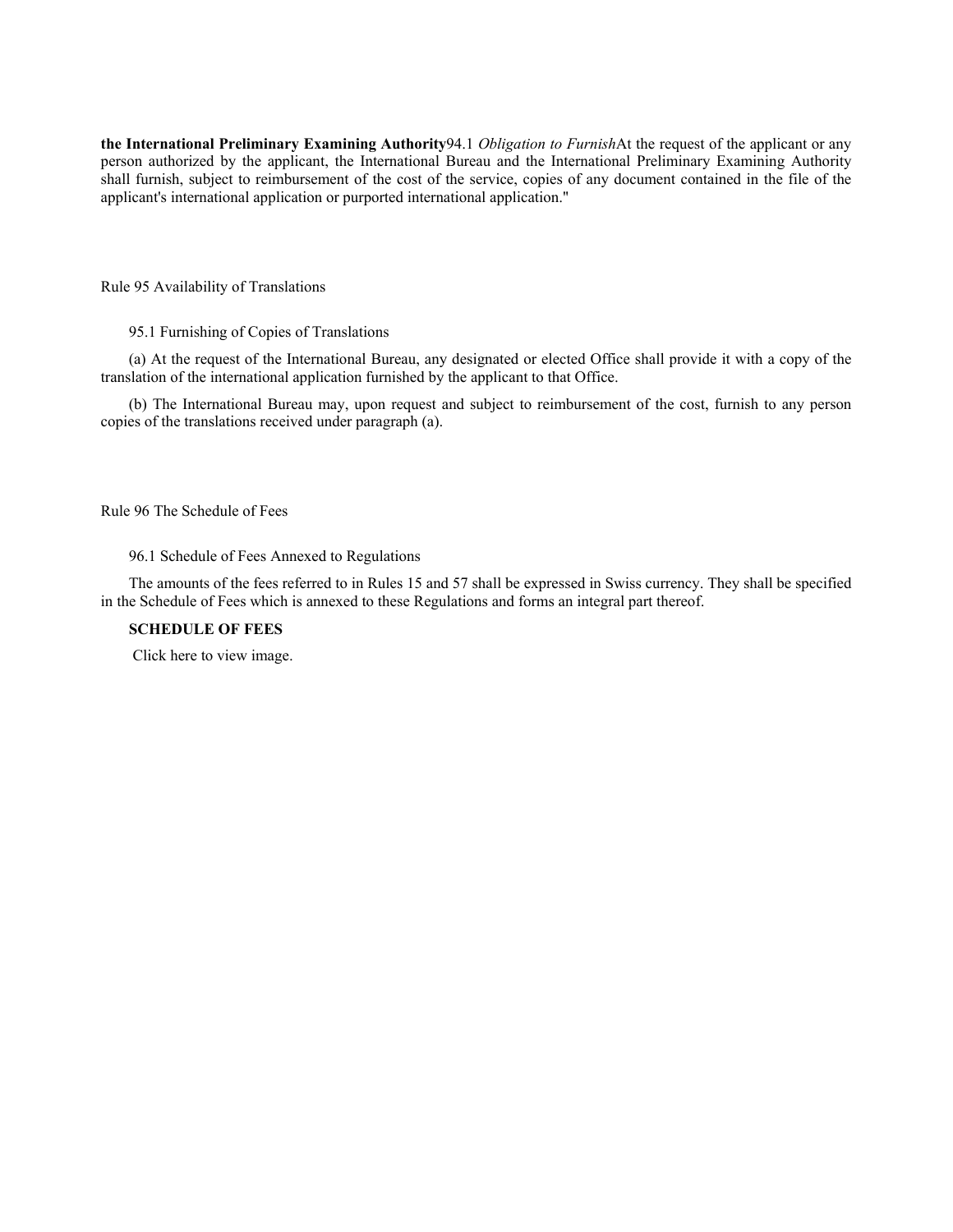**the International Preliminary Examining Authority**94.1 *Obligation to Furnish*At the request of the applicant or any person authorized by the applicant, the International Bureau and the International Preliminary Examining Authority shall furnish, subject to reimbursement of the cost of the service, copies of any document contained in the file of the applicant's international application or purported international application."

Rule 95 Availability of Translations

95.1 Furnishing of Copies of Translations

(a) At the request of the International Bureau, any designated or elected Office shall provide it with a copy of the translation of the international application furnished by the applicant to that Office.

(b) The International Bureau may, upon request and subject to reimbursement of the cost, furnish to any person copies of the translations received under paragraph (a).

Rule 96 The Schedule of Fees

96.1 Schedule of Fees Annexed to Regulations

The amounts of the fees referred to in Rules 15 and 57 shall be expressed in Swiss currency. They shall be specified in the Schedule of Fees which is annexed to these Regulations and forms an integral part thereof.

**SCHEDULE OF FEES**

Click here to view image.